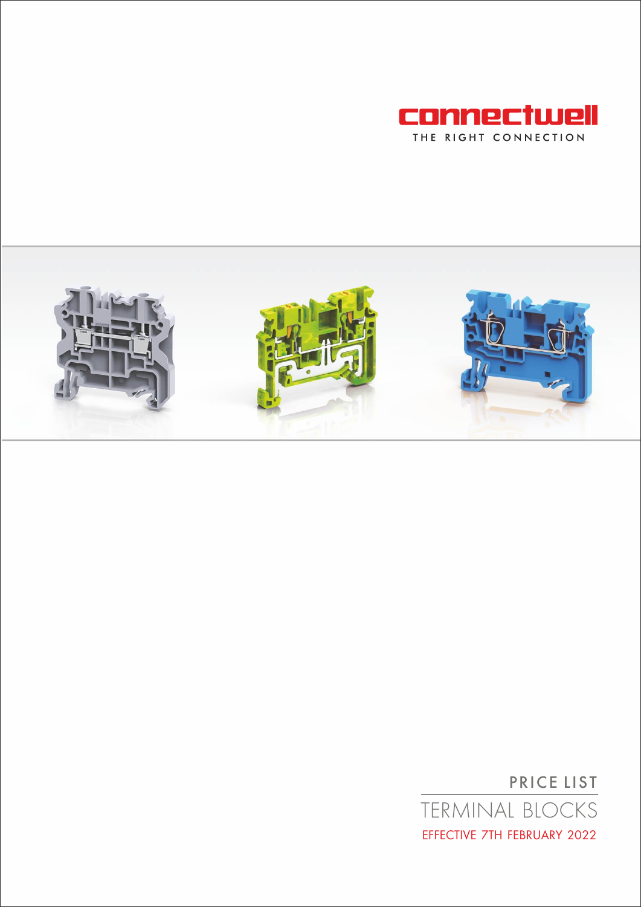connectwell

THE RIGHT CONNECTION

# PRICE LIST

## TERMINAL BLOCKS

EFFECTIVE 7TH FEBRUARY 2022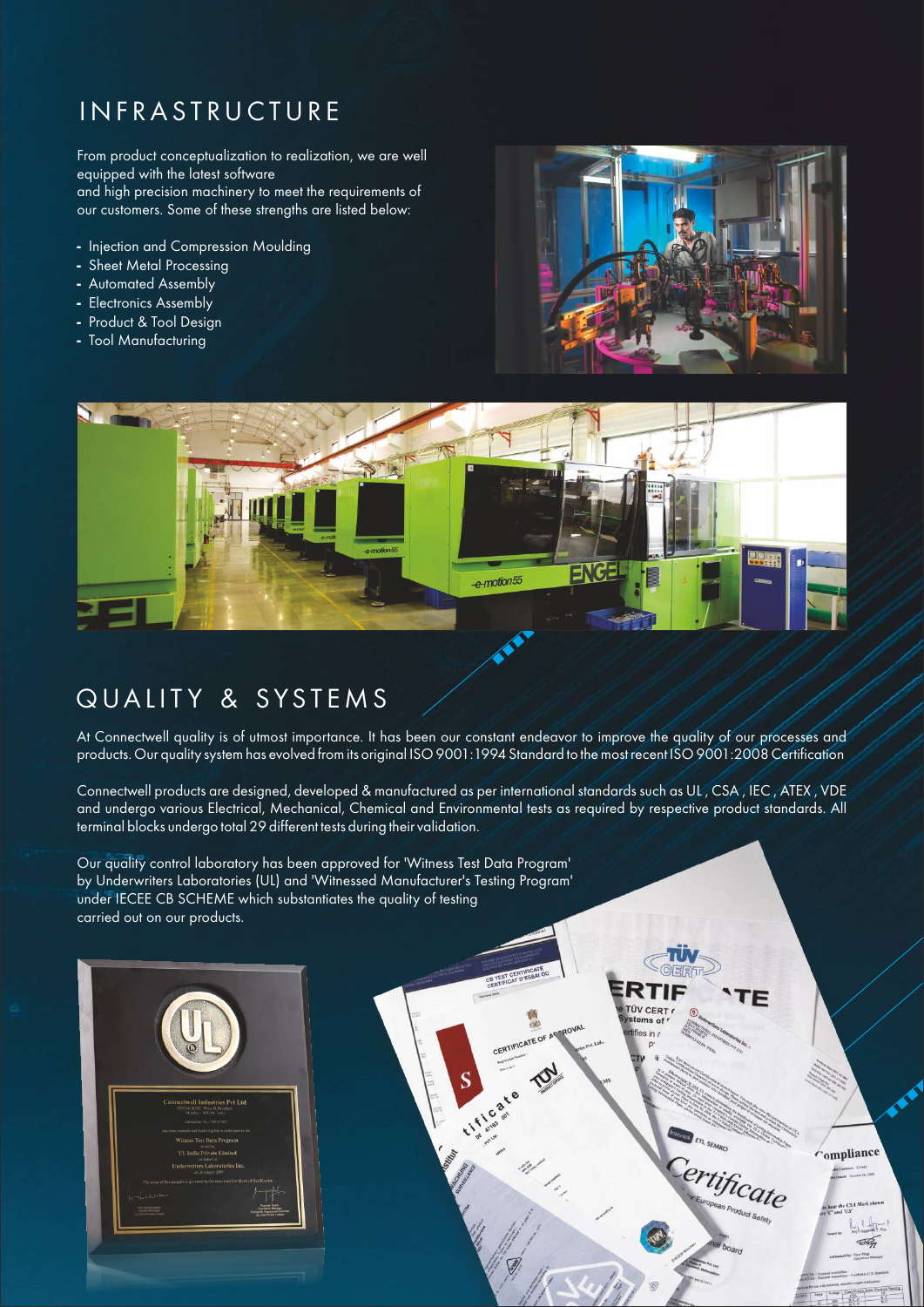# INFRASTRUCTURE

From product conceptualization to realization, we are well equipped with the latest software
and high precision machinery to meet the requirements of our customers. Some of these strengths are listed below:

- Injection and Compression Moulding
- Sheet Metal Processing
- Automated Assembly
- Electronics Assembly
- Product & Tool Design
- Tool Manufacturing

# QUALITY & SYSTEMS

At Connectwell quality is of utmost importance. It has been our constant endeavor to improve the quality of our processes and products. Our quality system has evolved from its original ISO 9001:1994 Standard to the most recent ISO 9001:2008 Certification

Connectwell products are designed, developed & manufactured as per international standards such as UL , CSA , IEC , ATEX , VDE and undergo various Electrical, Mechanical, Chemical and Environmental tests as required by respective product standards. All terminal blocks undergo total 29 different tests during their validation.

Our quality control laboratory has been approved for 'Witness Test Data Program' by Underwriters Laboratories (UL) and 'Witnessed Manufacturer's Testing Program' under IECEE CB SCHEME which substantiates the quality of testing carried out on our products.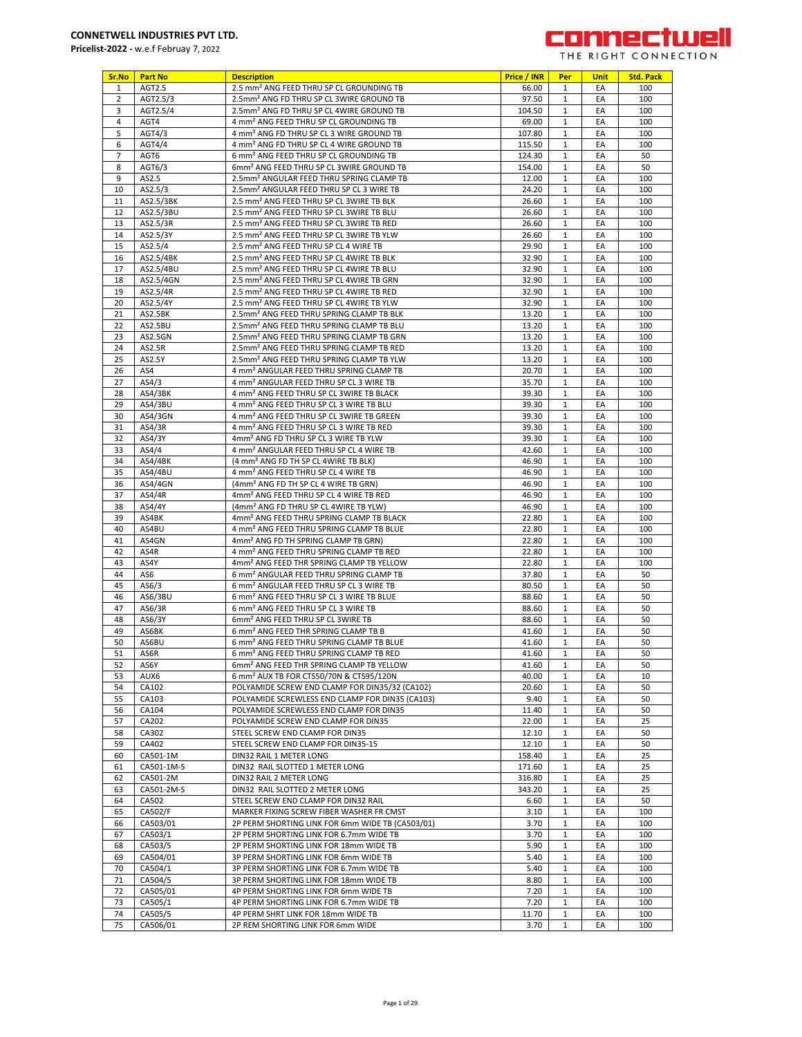**CONNETWELL INDUSTRIES PVT LTD.**
**Pricelist-2022 -** w.e.f Februay 7, 2022

connectwell
THE RIGHT CONNECTION

| Sr.No | Part No | Description | Price / INR | Per | Unit | Std. Pack |
|---|---|---|---|---|---|---|
| 1 | AGT2.5 | 2.5 mm² ANG FEED THRU SP CL GROUNDING TB | 66.00 | 1 | EA | 100 |
| 2 | AGT2.5/3 | 2.5mm² ANG FD THRU SP CL 3WIRE GROUND TB | 97.50 | 1 | EA | 100 |
| 3 | AGT2.5/4 | 2.5mm² ANG FD THRU SP CL 4WIRE GROUND TB | 104.50 | 1 | EA | 100 |
| 4 | AGT4 | 4 mm² ANG FEED THRU SP CL GROUNDING TB | 69.00 | 1 | EA | 100 |
| 5 | AGT4/3 | 4 mm² ANG FD THRU SP CL 3 WIRE GROUND TB | 107.80 | 1 | EA | 100 |
| 6 | AGT4/4 | 4 mm² ANG FD THRU SP CL 4 WIRE GROUND TB | 115.50 | 1 | EA | 100 |
| 7 | AGT6 | 6 mm² ANG FEED THRU SP CL GROUNDING TB | 124.30 | 1 | EA | 50 |
| 8 | AGT6/3 | 6mm² ANG FEED THRU SP CL 3WIRE GROUND TB | 154.00 | 1 | EA | 50 |
| 9 | AS2.5 | 2.5mm² ANGULAR FEED THRU SPRING CLAMP TB | 12.00 | 1 | EA | 100 |
| 10 | AS2.5/3 | 2.5mm² ANGULAR FEED THRU SP CL 3 WIRE TB | 24.20 | 1 | EA | 100 |
| 11 | AS2.5/3BK | 2.5 mm² ANG FEED THRU SP CL 3WIRE TB BLK | 26.60 | 1 | EA | 100 |
| 12 | AS2.5/3BU | 2.5 mm² ANG FEED THRU SP CL 3WIRE TB BLU | 26.60 | 1 | EA | 100 |
| 13 | AS2.5/3R | 2.5 mm² ANG FEED THRU SP CL 3WIRE TB RED | 26.60 | 1 | EA | 100 |
| 14 | AS2.5/3Y | 2.5 mm² ANG FEED THRU SP CL 3WIRE TB YLW | 26.60 | 1 | EA | 100 |
| 15 | AS2.5/4 | 2.5 mm² ANG FEED THRU SP CL 4 WIRE TB | 29.90 | 1 | EA | 100 |
| 16 | AS2.5/4BK | 2.5 mm² ANG FEED THRU SP CL 4WIRE TB BLK | 32.90 | 1 | EA | 100 |
| 17 | AS2.5/4BU | 2.5 mm² ANG FEED THRU SP CL 4WIRE TB BLU | 32.90 | 1 | EA | 100 |
| 18 | AS2.5/4GN | 2.5 mm² ANG FEED THRU SP CL 4WIRE TB GRN | 32.90 | 1 | EA | 100 |
| 19 | AS2.5/4R | 2.5 mm² ANG FEED THRU SP CL 4WIRE TB RED | 32.90 | 1 | EA | 100 |
| 20 | AS2.5/4Y | 2.5 mm² ANG FEED THRU SP CL 4WIRE TB YLW | 32.90 | 1 | EA | 100 |
| 21 | AS2.5BK | 2.5mm² ANG FEED THRU SPRING CLAMP TB BLK | 13.20 | 1 | EA | 100 |
| 22 | AS2.5BU | 2.5mm² ANG FEED THRU SPRING CLAMP TB BLU | 13.20 | 1 | EA | 100 |
| 23 | AS2.5GN | 2.5mm² ANG FEED THRU SPRING CLAMP TB GRN | 13.20 | 1 | EA | 100 |
| 24 | AS2.5R | 2.5mm² ANG FEED THRU SPRING CLAMP TB RED | 13.20 | 1 | EA | 100 |
| 25 | AS2.5Y | 2.5mm² ANG FEED THRU SPRING CLAMP TB YLW | 13.20 | 1 | EA | 100 |
| 26 | AS4 | 4 mm² ANGULAR FEED THRU SPRING CLAMP TB | 20.70 | 1 | EA | 100 |
| 27 | AS4/3 | 4 mm² ANGULAR FEED THRU SP CL 3 WIRE TB | 35.70 | 1 | EA | 100 |
| 28 | AS4/3BK | 4 mm² ANG FEED THRU SP CL 3WIRE TB BLACK | 39.30 | 1 | EA | 100 |
| 29 | AS4/3BU | 4 mm² ANG FEED THRU SP CL 3 WIRE TB BLU | 39.30 | 1 | EA | 100 |
| 30 | AS4/3GN | 4 mm² ANG FEED THRU SP CL 3WIRE TB GREEN | 39.30 | 1 | EA | 100 |
| 31 | AS4/3R | 4 mm² ANG FEED THRU SP CL 3 WIRE TB RED | 39.30 | 1 | EA | 100 |
| 32 | AS4/3Y | 4mm² ANG FD THRU SP CL 3 WIRE TB YLW | 39.30 | 1 | EA | 100 |
| 33 | AS4/4 | 4 mm² ANGULAR FEED THRU SP CL 4 WIRE TB | 42.60 | 1 | EA | 100 |
| 34 | AS4/4BK | (4 mm² ANG FD TH SP CL 4WIRE TB BLK) | 46.90 | 1 | EA | 100 |
| 35 | AS4/4BU | 4 mm² ANG FEED THRU SP CL 4 WIRE TB | 46.90 | 1 | EA | 100 |
| 36 | AS4/4GN | (4mm² ANG FD TH SP CL 4 WIRE TB GRN) | 46.90 | 1 | EA | 100 |
| 37 | AS4/4R | 4mm² ANG FEED THRU SP CL 4 WIRE TB RED | 46.90 | 1 | EA | 100 |
| 38 | AS4/4Y | (4mm² ANG FD THRU SP CL 4WIRE TB YLW) | 46.90 | 1 | EA | 100 |
| 39 | AS4BK | 4mm² ANG FEED THRU SPRING CLAMP TB BLACK | 22.80 | 1 | EA | 100 |
| 40 | AS4BU | 4 mm² ANG FEED THRU SPRING CLAMP TB BLUE | 22.80 | 1 | EA | 100 |
| 41 | AS4GN | 4mm² ANG FD TH SPRING CLAMP TB GRN) | 22.80 | 1 | EA | 100 |
| 42 | AS4R | 4 mm² ANG FEED THRU SPRING CLAMP TB RED | 22.80 | 1 | EA | 100 |
| 43 | AS4Y | 4mm² ANG FEED THR SPRING CLAMP TB YELLOW | 22.80 | 1 | EA | 100 |
| 44 | AS6 | 6 mm² ANGULAR FEED THRU SPRING CLAMP TB | 37.80 | 1 | EA | 50 |
| 45 | AS6/3 | 6 mm² ANGULAR FEED THRU SP CL 3 WIRE TB | 80.50 | 1 | EA | 50 |
| 46 | AS6/3BU | 6 mm² ANG FEED THRU SP CL 3 WIRE TB BLUE | 88.60 | 1 | EA | 50 |
| 47 | AS6/3R | 6 mm² ANG FEED THRU SP CL 3 WIRE TB | 88.60 | 1 | EA | 50 |
| 48 | AS6/3Y | 6mm² ANG FEED THRU SP CL 3WIRE TB | 88.60 | 1 | EA | 50 |
| 49 | AS6BK | 6 mm² ANG FEED THR SPRING CLAMP TB B | 41.60 | 1 | EA | 50 |
| 50 | AS6BU | 6 mm² ANG FEED THRU SPRING CLAMP TB BLUE | 41.60 | 1 | EA | 50 |
| 51 | AS6R | 6 mm² ANG FEED THRU SPRING CLAMP TB RED | 41.60 | 1 | EA | 50 |
| 52 | AS6Y | 6mm² ANG FEED THR SPRING CLAMP TB YELLOW | 41.60 | 1 | EA | 50 |
| 53 | AUX6 | 6 mm² AUX TB FOR CTS50/70N & CTS95/120N | 40.00 | 1 | EA | 10 |
| 54 | CA102 | POLYAMIDE SCREW END CLAMP FOR DIN35/32 (CA102) | 20.60 | 1 | EA | 50 |
| 55 | CA103 | POLYAMIDE SCREWLESS END CLAMP FOR DIN35 (CA103) | 9.40 | 1 | EA | 50 |
| 56 | CA104 | POLYAMIDE SCREWLESS END CLAMP FOR DIN35 | 11.40 | 1 | EA | 50 |
| 57 | CA202 | POLYAMIDE SCREW END CLAMP FOR DIN35 | 22.00 | 1 | EA | 25 |
| 58 | CA302 | STEEL SCREW END CLAMP FOR DIN35 | 12.10 | 1 | EA | 50 |
| 59 | CA402 | STEEL SCREW END CLAMP FOR DIN35-15 | 12.10 | 1 | EA | 50 |
| 60 | CA501-1M | DIN32 RAIL 1 METER LONG | 158.40 | 1 | EA | 25 |
| 61 | CA501-1M-S | DIN32 RAIL SLOTTED 1 METER LONG | 171.60 | 1 | EA | 25 |
| 62 | CA501-2M | DIN32 RAIL 2 METER LONG | 316.80 | 1 | EA | 25 |
| 63 | CA501-2M-S | DIN32 RAIL SLOTTED 2 METER LONG | 343.20 | 1 | EA | 25 |
| 64 | CA502 | STEEL SCREW END CLAMP FOR DIN32 RAIL | 6.60 | 1 | EA | 50 |
| 65 | CA502/F | MARKER FIXING SCREW FIBER WASHER FR CMST | 3.10 | 1 | EA | 100 |
| 66 | CA503/01 | 2P PERM SHORTING LINK FOR 6mm WIDE TB (CA503/01) | 3.70 | 1 | EA | 100 |
| 67 | CA503/1 | 2P PERM SHORTING LINK FOR 6.7mm WIDE TB | 3.70 | 1 | EA | 100 |
| 68 | CA503/5 | 2P PERM SHORTING LINK FOR 18mm WIDE TB | 5.90 | 1 | EA | 100 |
| 69 | CA504/01 | 3P PERM SHORTING LINK FOR 6mm WIDE TB | 5.40 | 1 | EA | 100 |
| 70 | CA504/1 | 3P PERM SHORTING LINK FOR 6.7mm WIDE TB | 5.40 | 1 | EA | 100 |
| 71 | CA504/5 | 3P PERM SHORTING LINK FOR 18mm WIDE TB | 8.80 | 1 | EA | 100 |
| 72 | CA505/01 | 4P PERM SHORTING LINK FOR 6mm WIDE TB | 7.20 | 1 | EA | 100 |
| 73 | CA505/1 | 4P PERM SHORTING LINK FOR 6.7mm WIDE TB | 7.20 | 1 | EA | 100 |
| 74 | CA505/5 | 4P PERM SHRT LINK FOR 18mm WIDE TB | 11.70 | 1 | EA | 100 |
| 75 | CA506/01 | 2P REM SHORTING LINK FOR 6mm WIDE | 3.70 | 1 | EA | 100 |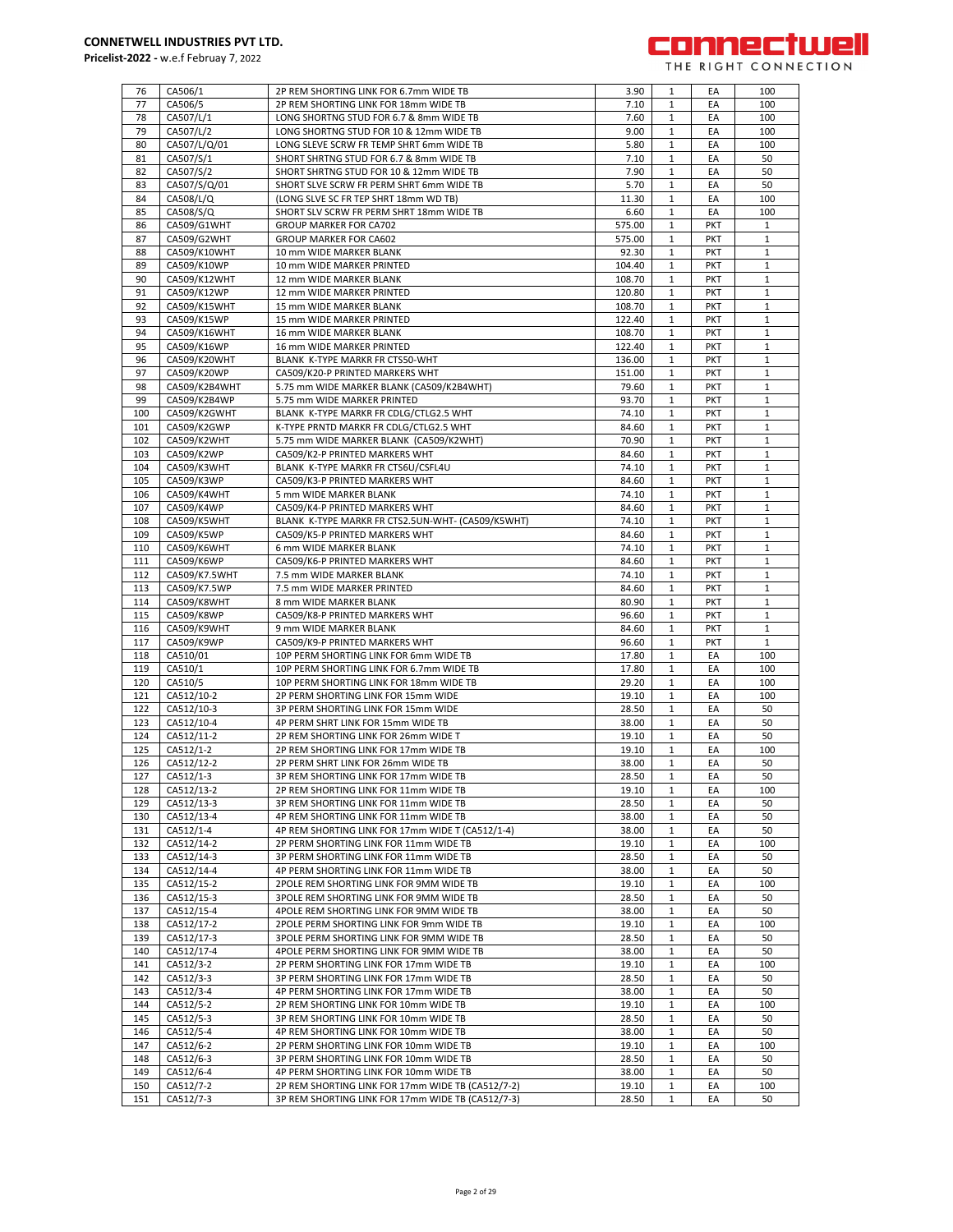**CONNETWELL INDUSTRIES PVT LTD.**
**Pricelist-2022 -** w.e.f Februay 7, 2022

| | | | | | | |
|---|---|---|---|---|---|---|
| 76 | CA506/1 | 2P REM SHORTING LINK FOR 6.7mm WIDE TB | 3.90 | 1 | EA | 100 |
| 77 | CA506/5 | 2P REM SHORTING LINK FOR 18mm WIDE TB | 7.10 | 1 | EA | 100 |
| 78 | CA507/L/1 | LONG SHORTNG STUD FOR 6.7 & 8mm WIDE TB | 7.60 | 1 | EA | 100 |
| 79 | CA507/L/2 | LONG SHORTNG STUD FOR 10 & 12mm WIDE TB | 9.00 | 1 | EA | 100 |
| 80 | CA507/L/Q/01 | LONG SLEVE SCRW FR TEMP SHRT 6mm WIDE TB | 5.80 | 1 | EA | 100 |
| 81 | CA507/S/1 | SHORT SHRTNG STUD FOR 6.7 & 8mm WIDE TB | 7.10 | 1 | EA | 50 |
| 82 | CA507/S/2 | SHORT SHRTNG STUD FOR 10 & 12mm WIDE TB | 7.90 | 1 | EA | 50 |
| 83 | CA507/S/Q/01 | SHORT SLVE SCRW FR PERM SHRT 6mm WIDE TB | 5.70 | 1 | EA | 50 |
| 84 | CA508/L/Q | (LONG SLVE SC FR TEP SHRT 18mm WD TB) | 11.30 | 1 | EA | 100 |
| 85 | CA508/S/Q | SHORT SLV SCRW FR PERM SHRT 18mm WIDE TB | 6.60 | 1 | EA | 100 |
| 86 | CA509/G1WHT | GROUP MARKER FOR CA702 | 575.00 | 1 | PKT | 1 |
| 87 | CA509/G2WHT | GROUP MARKER FOR CA602 | 575.00 | 1 | PKT | 1 |
| 88 | CA509/K10WHT | 10 mm WIDE MARKER BLANK | 92.30 | 1 | PKT | 1 |
| 89 | CA509/K10WP | 10 mm WIDE MARKER PRINTED | 104.40 | 1 | PKT | 1 |
| 90 | CA509/K12WHT | 12 mm WIDE MARKER BLANK | 108.70 | 1 | PKT | 1 |
| 91 | CA509/K12WP | 12 mm WIDE MARKER PRINTED | 120.80 | 1 | PKT | 1 |
| 92 | CA509/K15WHT | 15 mm WIDE MARKER BLANK | 108.70 | 1 | PKT | 1 |
| 93 | CA509/K15WP | 15 mm WIDE MARKER PRINTED | 122.40 | 1 | PKT | 1 |
| 94 | CA509/K16WHT | 16 mm WIDE MARKER BLANK | 108.70 | 1 | PKT | 1 |
| 95 | CA509/K16WP | 16 mm WIDE MARKER PRINTED | 122.40 | 1 | PKT | 1 |
| 96 | CA509/K20WHT | BLANK K-TYPE MARKR FR CTS50-WHT | 136.00 | 1 | PKT | 1 |
| 97 | CA509/K20WP | CA509/K20-P PRINTED MARKERS WHT | 151.00 | 1 | PKT | 1 |
| 98 | CA509/K2B4WHT | 5.75 mm WIDE MARKER BLANK (CA509/K2B4WHT) | 79.60 | 1 | PKT | 1 |
| 99 | CA509/K2B4WP | 5.75 mm WIDE MARKER PRINTED | 93.70 | 1 | PKT | 1 |
| 100 | CA509/K2GWHT | BLANK K-TYPE MARKR FR CDLG/CTLG2.5 WHT | 74.10 | 1 | PKT | 1 |
| 101 | CA509/K2GWP | K-TYPE PRNTD MARKR FR CDLG/CTLG2.5 WHT | 84.60 | 1 | PKT | 1 |
| 102 | CA509/K2WHT | 5.75 mm WIDE MARKER BLANK (CA509/K2WHT) | 70.90 | 1 | PKT | 1 |
| 103 | CA509/K2WP | CA509/K2-P PRINTED MARKERS WHT | 84.60 | 1 | PKT | 1 |
| 104 | CA509/K3WHT | BLANK K-TYPE MARKR FR CTS6U/CSFL4U | 74.10 | 1 | PKT | 1 |
| 105 | CA509/K3WP | CA509/K3-P PRINTED MARKERS WHT | 84.60 | 1 | PKT | 1 |
| 106 | CA509/K4WHT | 5 mm WIDE MARKER BLANK | 74.10 | 1 | PKT | 1 |
| 107 | CA509/K4WP | CA509/K4-P PRINTED MARKERS WHT | 84.60 | 1 | PKT | 1 |
| 108 | CA509/K5WHT | BLANK K-TYPE MARKR FR CTS2.5UN-WHT- (CA509/K5WHT) | 74.10 | 1 | PKT | 1 |
| 109 | CA509/K5WP | CA509/K5-P PRINTED MARKERS WHT | 84.60 | 1 | PKT | 1 |
| 110 | CA509/K6WHT | 6 mm WIDE MARKER BLANK | 74.10 | 1 | PKT | 1 |
| 111 | CA509/K6WP | CA509/K6-P PRINTED MARKERS WHT | 84.60 | 1 | PKT | 1 |
| 112 | CA509/K7.5WHT | 7.5 mm WIDE MARKER BLANK | 74.10 | 1 | PKT | 1 |
| 113 | CA509/K7.5WP | 7.5 mm WIDE MARKER PRINTED | 84.60 | 1 | PKT | 1 |
| 114 | CA509/K8WHT | 8 mm WIDE MARKER BLANK | 80.90 | 1 | PKT | 1 |
| 115 | CA509/K8WP | CA509/K8-P PRINTED MARKERS WHT | 96.60 | 1 | PKT | 1 |
| 116 | CA509/K9WHT | 9 mm WIDE MARKER BLANK | 84.60 | 1 | PKT | 1 |
| 117 | CA509/K9WP | CA509/K9-P PRINTED MARKERS WHT | 96.60 | 1 | PKT | 1 |
| 118 | CA510/01 | 10P PERM SHORTING LINK FOR 6mm WIDE TB | 17.80 | 1 | EA | 100 |
| 119 | CA510/1 | 10P PERM SHORTING LINK FOR 6.7mm WIDE TB | 17.80 | 1 | EA | 100 |
| 120 | CA510/5 | 10P PERM SHORTING LINK FOR 18mm WIDE TB | 29.20 | 1 | EA | 100 |
| 121 | CA512/10-2 | 2P PERM SHORTING LINK FOR 15mm WIDE | 19.10 | 1 | EA | 100 |
| 122 | CA512/10-3 | 3P PERM SHORTING LINK FOR 15mm WIDE | 28.50 | 1 | EA | 50 |
| 123 | CA512/10-4 | 4P PERM SHRT LINK FOR 15mm WIDE TB | 38.00 | 1 | EA | 50 |
| 124 | CA512/11-2 | 2P REM SHORTING LINK FOR 26mm WIDE T | 19.10 | 1 | EA | 50 |
| 125 | CA512/1-2 | 2P REM SHORTING LINK FOR 17mm WIDE TB | 19.10 | 1 | EA | 100 |
| 126 | CA512/12-2 | 2P PERM SHRT LINK FOR 26mm WIDE TB | 38.00 | 1 | EA | 50 |
| 127 | CA512/1-3 | 3P REM SHORTING LINK FOR 17mm WIDE TB | 28.50 | 1 | EA | 50 |
| 128 | CA512/13-2 | 2P REM SHORTING LINK FOR 11mm WIDE TB | 19.10 | 1 | EA | 100 |
| 129 | CA512/13-3 | 3P REM SHORTING LINK FOR 11mm WIDE TB | 28.50 | 1 | EA | 50 |
| 130 | CA512/13-4 | 4P REM SHORTING LINK FOR 11mm WIDE TB | 38.00 | 1 | EA | 50 |
| 131 | CA512/1-4 | 4P REM SHORTING LINK FOR 17mm WIDE T (CA512/1-4) | 38.00 | 1 | EA | 50 |
| 132 | CA512/14-2 | 2P PERM SHORTING LINK FOR 11mm WIDE TB | 19.10 | 1 | EA | 100 |
| 133 | CA512/14-3 | 3P PERM SHORTING LINK FOR 11mm WIDE TB | 28.50 | 1 | EA | 50 |
| 134 | CA512/14-4 | 4P PERM SHORTING LINK FOR 11mm WIDE TB | 38.00 | 1 | EA | 50 |
| 135 | CA512/15-2 | 2POLE REM SHORTING LINK FOR 9MM WIDE TB | 19.10 | 1 | EA | 100 |
| 136 | CA512/15-3 | 3POLE REM SHORTING LINK FOR 9MM WIDE TB | 28.50 | 1 | EA | 50 |
| 137 | CA512/15-4 | 4POLE REM SHORTING LINK FOR 9MM WIDE TB | 38.00 | 1 | EA | 50 |
| 138 | CA512/17-2 | 2POLE PERM SHORTING LINK FOR 9mm WIDE TB | 19.10 | 1 | EA | 100 |
| 139 | CA512/17-3 | 3POLE PERM SHORTING LINK FOR 9MM WIDE TB | 28.50 | 1 | EA | 50 |
| 140 | CA512/17-4 | 4POLE PERM SHORTING LINK FOR 9MM WIDE TB | 38.00 | 1 | EA | 50 |
| 141 | CA512/3-2 | 2P PERM SHORTING LINK FOR 17mm WIDE TB | 19.10 | 1 | EA | 100 |
| 142 | CA512/3-3 | 3P PERM SHORTING LINK FOR 17mm WIDE TB | 28.50 | 1 | EA | 50 |
| 143 | CA512/3-4 | 4P PERM SHORTING LINK FOR 17mm WIDE TB | 38.00 | 1 | EA | 50 |
| 144 | CA512/5-2 | 2P REM SHORTING LINK FOR 10mm WIDE TB | 19.10 | 1 | EA | 100 |
| 145 | CA512/5-3 | 3P REM SHORTING LINK FOR 10mm WIDE TB | 28.50 | 1 | EA | 50 |
| 146 | CA512/5-4 | 4P REM SHORTING LINK FOR 10mm WIDE TB | 38.00 | 1 | EA | 50 |
| 147 | CA512/6-2 | 2P PERM SHORTING LINK FOR 10mm WIDE TB | 19.10 | 1 | EA | 100 |
| 148 | CA512/6-3 | 3P PERM SHORTING LINK FOR 10mm WIDE TB | 28.50 | 1 | EA | 50 |
| 149 | CA512/6-4 | 4P PERM SHORTING LINK FOR 10mm WIDE TB | 38.00 | 1 | EA | 50 |
| 150 | CA512/7-2 | 2P REM SHORTING LINK FOR 17mm WIDE TB (CA512/7-2) | 19.10 | 1 | EA | 100 |
| 151 | CA512/7-3 | 3P REM SHORTING LINK FOR 17mm WIDE TB (CA512/7-3) | 28.50 | 1 | EA | 50 |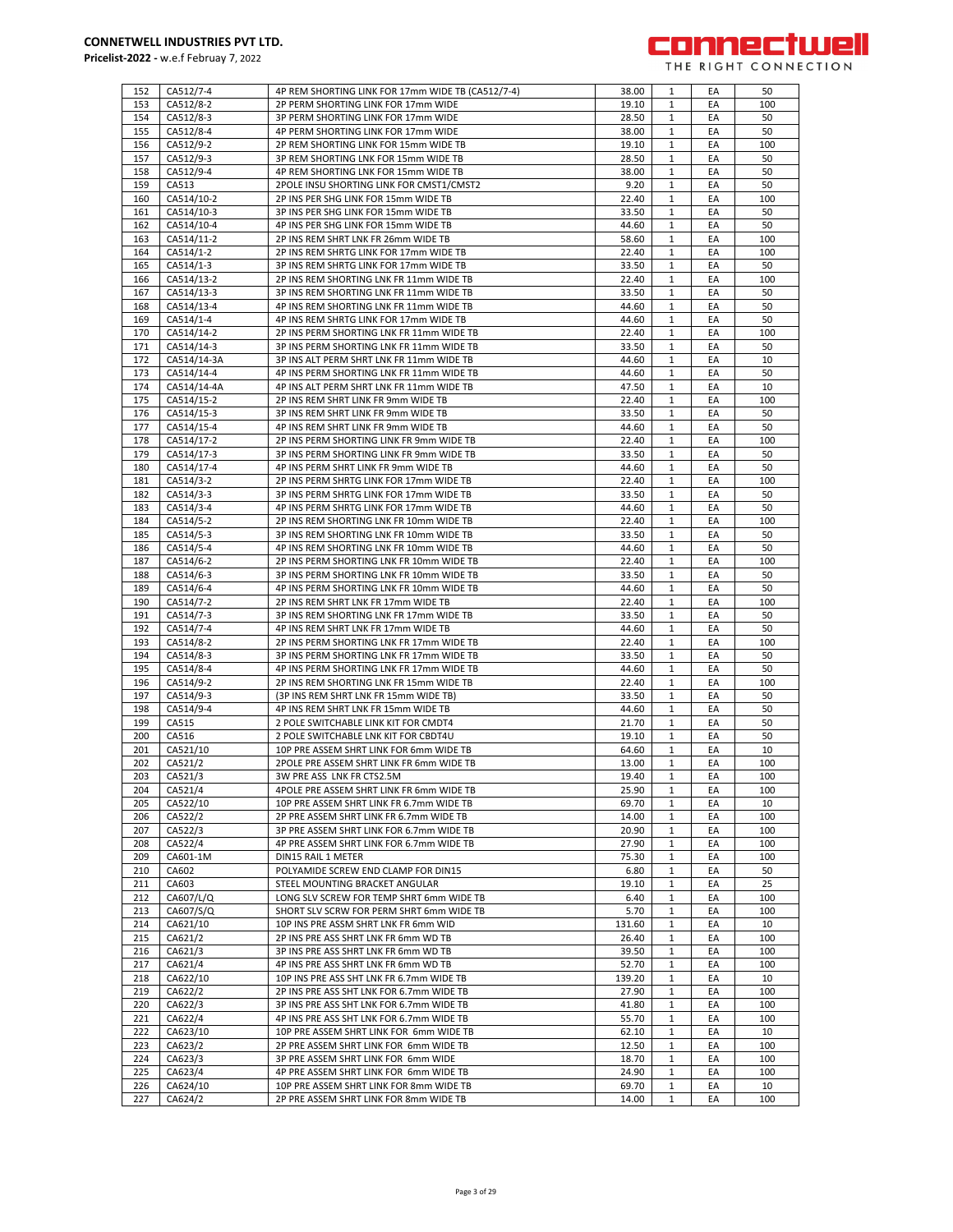| 152 | CA512/7-4 | 4P REM SHORTING LINK FOR 17mm WIDE TB (CA512/7-4) | 38.00 | 1 | EA | 50 |
|---|---|---|---|---|---|---|
| 153 | CA512/8-2 | 2P PERM SHORTING LINK FOR 17mm WIDE | 19.10 | 1 | EA | 100 |
| 154 | CA512/8-3 | 3P PERM SHORTING LINK FOR 17mm WIDE | 28.50 | 1 | EA | 50 |
| 155 | CA512/8-4 | 4P PERM SHORTING LINK FOR 17mm WIDE | 38.00 | 1 | EA | 50 |
| 156 | CA512/9-2 | 2P REM SHORTING LINK FOR 15mm WIDE TB | 19.10 | 1 | EA | 100 |
| 157 | CA512/9-3 | 3P REM SHORTING LNK FOR 15mm WIDE TB | 28.50 | 1 | EA | 50 |
| 158 | CA512/9-4 | 4P REM SHORTING LNK FOR 15mm WIDE TB | 38.00 | 1 | EA | 50 |
| 159 | CA513 | 2POLE INSU SHORTING LINK FOR CMST1/CMST2 | 9.20 | 1 | EA | 50 |
| 160 | CA514/10-2 | 2P INS PER SHG LINK FOR 15mm WIDE TB | 22.40 | 1 | EA | 100 |
| 161 | CA514/10-3 | 3P INS PER SHG LINK FOR 15mm WIDE TB | 33.50 | 1 | EA | 50 |
| 162 | CA514/10-4 | 4P INS PER SHG LINK FOR 15mm WIDE TB | 44.60 | 1 | EA | 50 |
| 163 | CA514/11-2 | 2P INS REM SHRT LNK FR 26mm WIDE TB | 58.60 | 1 | EA | 100 |
| 164 | CA514/1-2 | 2P INS REM SHRTG LINK FOR 17mm WIDE TB | 22.40 | 1 | EA | 100 |
| 165 | CA514/1-3 | 3P INS REM SHRTG LINK FOR 17mm WIDE TB | 33.50 | 1 | EA | 50 |
| 166 | CA514/13-2 | 2P INS REM SHORTING LNK FR 11mm WIDE TB | 22.40 | 1 | EA | 100 |
| 167 | CA514/13-3 | 3P INS REM SHORTING LNK FR 11mm WIDE TB | 33.50 | 1 | EA | 50 |
| 168 | CA514/13-4 | 4P INS REM SHORTING LNK FR 11mm WIDE TB | 44.60 | 1 | EA | 50 |
| 169 | CA514/1-4 | 4P INS REM SHRTG LINK FOR 17mm WIDE TB | 44.60 | 1 | EA | 50 |
| 170 | CA514/14-2 | 2P INS PERM SHORTING LNK FR 11mm WIDE TB | 22.40 | 1 | EA | 100 |
| 171 | CA514/14-3 | 3P INS PERM SHORTING LNK FR 11mm WIDE TB | 33.50 | 1 | EA | 50 |
| 172 | CA514/14-3A | 3P INS ALT PERM SHRT LNK FR 11mm WIDE TB | 44.60 | 1 | EA | 10 |
| 173 | CA514/14-4 | 4P INS PERM SHORTING LNK FR 11mm WIDE TB | 44.60 | 1 | EA | 50 |
| 174 | CA514/14-4A | 4P INS ALT PERM SHRT LNK FR 11mm WIDE TB | 47.50 | 1 | EA | 10 |
| 175 | CA514/15-2 | 2P INS REM SHRT LINK FR 9mm WIDE TB | 22.40 | 1 | EA | 100 |
| 176 | CA514/15-3 | 3P INS REM SHRT LINK FR 9mm WIDE TB | 33.50 | 1 | EA | 50 |
| 177 | CA514/15-4 | 4P INS REM SHRT LINK FR 9mm WIDE TB | 44.60 | 1 | EA | 50 |
| 178 | CA514/17-2 | 2P INS PERM SHORTING LINK FR 9mm WIDE TB | 22.40 | 1 | EA | 100 |
| 179 | CA514/17-3 | 3P INS PERM SHORTING LINK FR 9mm WIDE TB | 33.50 | 1 | EA | 50 |
| 180 | CA514/17-4 | 4P INS PERM SHRT LINK FR 9mm WIDE TB | 44.60 | 1 | EA | 50 |
| 181 | CA514/3-2 | 2P INS PERM SHRTG LINK FOR 17mm WIDE TB | 22.40 | 1 | EA | 100 |
| 182 | CA514/3-3 | 3P INS PERM SHRTG LINK FOR 17mm WIDE TB | 33.50 | 1 | EA | 50 |
| 183 | CA514/3-4 | 4P INS PERM SHRTG LINK FOR 17mm WIDE TB | 44.60 | 1 | EA | 50 |
| 184 | CA514/5-2 | 2P INS REM SHORTING LNK FR 10mm WIDE TB | 22.40 | 1 | EA | 100 |
| 185 | CA514/5-3 | 3P INS REM SHORTING LNK FR 10mm WIDE TB | 33.50 | 1 | EA | 50 |
| 186 | CA514/5-4 | 4P INS REM SHORTING LNK FR 10mm WIDE TB | 44.60 | 1 | EA | 50 |
| 187 | CA514/6-2 | 2P INS PERM SHORTING LNK FR 10mm WIDE TB | 22.40 | 1 | EA | 100 |
| 188 | CA514/6-3 | 3P INS PERM SHORTING LNK FR 10mm WIDE TB | 33.50 | 1 | EA | 50 |
| 189 | CA514/6-4 | 4P INS PERM SHORTING LNK FR 10mm WIDE TB | 44.60 | 1 | EA | 50 |
| 190 | CA514/7-2 | 2P INS REM SHRT LNK FR 17mm WIDE TB | 22.40 | 1 | EA | 100 |
| 191 | CA514/7-3 | 3P INS REM SHORTING LNK FR 17mm WIDE TB | 33.50 | 1 | EA | 50 |
| 192 | CA514/7-4 | 4P INS REM SHRT LNK FR 17mm WIDE TB | 44.60 | 1 | EA | 50 |
| 193 | CA514/8-2 | 2P INS PERM SHORTING LNK FR 17mm WIDE TB | 22.40 | 1 | EA | 100 |
| 194 | CA514/8-3 | 3P INS PERM SHORTING LNK FR 17mm WIDE TB | 33.50 | 1 | EA | 50 |
| 195 | CA514/8-4 | 4P INS PERM SHORTING LNK FR 17mm WIDE TB | 44.60 | 1 | EA | 50 |
| 196 | CA514/9-2 | 2P INS REM SHORTING LNK FR 15mm WIDE TB | 22.40 | 1 | EA | 100 |
| 197 | CA514/9-3 | (3P INS REM SHRT LNK FR 15mm WIDE TB) | 33.50 | 1 | EA | 50 |
| 198 | CA514/9-4 | 4P INS REM SHRT LNK FR 15mm WIDE TB | 44.60 | 1 | EA | 50 |
| 199 | CA515 | 2 POLE SWITCHABLE LINK KIT FOR CMDT4 | 21.70 | 1 | EA | 50 |
| 200 | CA516 | 2 POLE SWITCHABLE LNK KIT FOR CBDT4U | 19.10 | 1 | EA | 50 |
| 201 | CA521/10 | 10P PRE ASSEM SHRT LINK FOR 6mm WIDE TB | 64.60 | 1 | EA | 10 |
| 202 | CA521/2 | 2POLE PRE ASSEM SHRT LINK FR 6mm WIDE TB | 13.00 | 1 | EA | 100 |
| 203 | CA521/3 | 3W PRE ASS LNK FR CTS2.5M | 19.40 | 1 | EA | 100 |
| 204 | CA521/4 | 4POLE PRE ASSEM SHRT LINK FR 6mm WIDE TB | 25.90 | 1 | EA | 100 |
| 205 | CA522/10 | 10P PRE ASSEM SHRT LINK FR 6.7mm WIDE TB | 69.70 | 1 | EA | 10 |
| 206 | CA522/2 | 2P PRE ASSEM SHRT LNK FR 6.7mm WIDE TB | 14.00 | 1 | EA | 100 |
| 207 | CA522/3 | 3P PRE ASSEM SHRT LINK FOR 6.7mm WIDE TB | 20.90 | 1 | EA | 100 |
| 208 | CA522/4 | 4P PRE ASSEM SHRT LINK FOR 6.7mm WIDE TB | 27.90 | 1 | EA | 100 |
| 209 | CA601-1M | DIN15 RAIL 1 METER | 75.30 | 1 | EA | 100 |
| 210 | CA602 | POLYAMIDE SCREW END CLAMP FOR DIN15 | 6.80 | 1 | EA | 50 |
| 211 | CA603 | STEEL MOUNTING BRACKET ANGULAR | 19.10 | 1 | EA | 25 |
| 212 | CA607/L/Q | LONG SLV SCREW FOR TEMP SHRT 6mm WIDE TB | 6.40 | 1 | EA | 100 |
| 213 | CA607/S/Q | SHORT SLV SCRW FOR PERM SHRT 6mm WIDE TB | 5.70 | 1 | EA | 100 |
| 214 | CA621/10 | 10P INS PRE ASSM SHRT LNK FR 6mm WID | 131.60 | 1 | EA | 10 |
| 215 | CA621/2 | 2P INS PRE ASS SHRT LNK FR 6mm WD TB | 26.40 | 1 | EA | 100 |
| 216 | CA621/3 | 3P INS PRE ASS SHRT LNK FR 6mm WD TB | 39.50 | 1 | EA | 100 |
| 217 | CA621/4 | 4P INS PRE ASS SHRT LNK FR 6mm WD TB | 52.70 | 1 | EA | 100 |
| 218 | CA622/10 | 10P INS PRE ASS SHT LNK FR 6.7mm WIDE TB | 139.20 | 1 | EA | 10 |
| 219 | CA622/2 | 2P INS PRE ASS SHT LNK FOR 6.7mm WIDE TB | 27.90 | 1 | EA | 100 |
| 220 | CA622/3 | 3P INS PRE ASS SHT LNK FOR 6.7mm WIDE TB | 41.80 | 1 | EA | 100 |
| 221 | CA622/4 | 4P INS PRE ASS SHT LNK FOR 6.7mm WIDE TB | 55.70 | 1 | EA | 100 |
| 222 | CA623/10 | 10P PRE ASSEM SHRT LINK FOR 6mm WIDE TB | 62.10 | 1 | EA | 10 |
| 223 | CA623/2 | 2P PRE ASSEM SHRT LINK FOR 6mm WIDE TB | 12.50 | 1 | EA | 100 |
| 224 | CA623/3 | 3P PRE ASSEM SHRT LINK FOR 6mm WIDE | 18.70 | 1 | EA | 100 |
| 225 | CA623/4 | 4P PRE ASSEM SHRT LINK FOR 6mm WIDE TB | 24.90 | 1 | EA | 100 |
| 226 | CA624/10 | 10P PRE ASSEM SHRT LINK FOR 8mm WIDE TB | 69.70 | 1 | EA | 10 |
| 227 | CA624/2 | 2P PRE ASSEM SHRT LINK FOR 8mm WIDE TB | 14.00 | 1 | EA | 100 |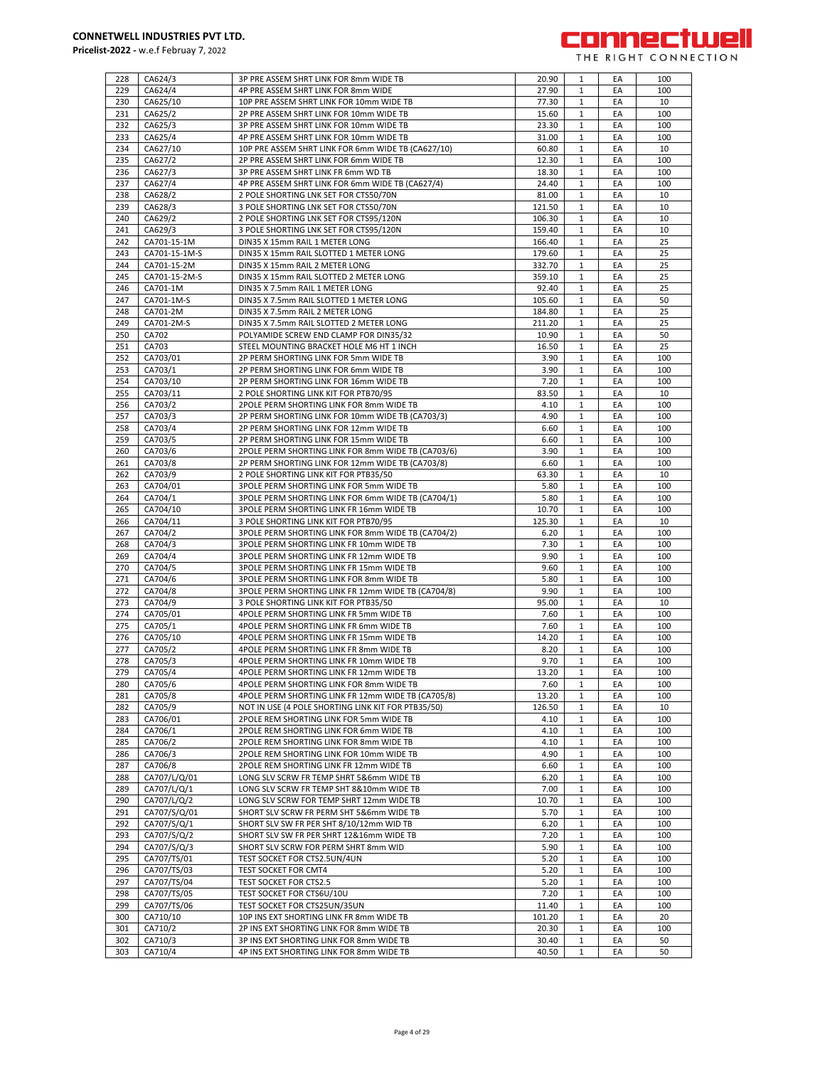**CONNETWELL INDUSTRIES PVT LTD.**
**Pricelist-2022 -** w.e.f Februay 7, 2022

| | | | | | | |
|---|---|---|---|---|---|---|
| 228 | CA624/3 | 3P PRE ASSEM SHRT LINK FOR 8mm WIDE TB | 20.90 | 1 | EA | 100 |
| 229 | CA624/4 | 4P PRE ASSEM SHRT LINK FOR 8mm WIDE | 27.90 | 1 | EA | 100 |
| 230 | CA625/10 | 10P PRE ASSEM SHRT LINK FOR 10mm WIDE TB | 77.30 | 1 | EA | 10 |
| 231 | CA625/2 | 2P PRE ASSEM SHRT LINK FOR 10mm WIDE TB | 15.60 | 1 | EA | 100 |
| 232 | CA625/3 | 3P PRE ASSEM SHRT LINK FOR 10mm WIDE TB | 23.30 | 1 | EA | 100 |
| 233 | CA625/4 | 4P PRE ASSEM SHRT LINK FOR 10mm WIDE TB | 31.00 | 1 | EA | 100 |
| 234 | CA627/10 | 10P PRE ASSEM SHRT LINK FOR 6mm WIDE TB (CA627/10) | 60.80 | 1 | EA | 10 |
| 235 | CA627/2 | 2P PRE ASSEM SHRT LINK FOR 6mm WIDE TB | 12.30 | 1 | EA | 100 |
| 236 | CA627/3 | 3P PRE ASSEM SHRT LINK FR 6mm WD TB | 18.30 | 1 | EA | 100 |
| 237 | CA627/4 | 4P PRE ASSEM SHRT LINK FOR 6mm WIDE TB (CA627/4) | 24.40 | 1 | EA | 100 |
| 238 | CA628/2 | 2 POLE SHORTING LNK SET FOR CTS50/70N | 81.00 | 1 | EA | 10 |
| 239 | CA628/3 | 3 POLE SHORTING LNK SET FOR CTS50/70N | 121.50 | 1 | EA | 10 |
| 240 | CA629/2 | 2 POLE SHORTING LNK SET FOR CTS95/120N | 106.30 | 1 | EA | 10 |
| 241 | CA629/3 | 3 POLE SHORTING LNK SET FOR CTS95/120N | 159.40 | 1 | EA | 10 |
| 242 | CA701-15-1M | DIN35 X 15mm RAIL 1 METER LONG | 166.40 | 1 | EA | 25 |
| 243 | CA701-15-1M-S | DIN35 X 15mm RAIL SLOTTED 1 METER LONG | 179.60 | 1 | EA | 25 |
| 244 | CA701-15-2M | DIN35 X 15mm RAIL 2 METER LONG | 332.70 | 1 | EA | 25 |
| 245 | CA701-15-2M-S | DIN35 X 15mm RAIL SLOTTED 2 METER LONG | 359.10 | 1 | EA | 25 |
| 246 | CA701-1M | DIN35 X 7.5mm RAIL 1 METER LONG | 92.40 | 1 | EA | 25 |
| 247 | CA701-1M-S | DIN35 X 7.5mm RAIL SLOTTED 1 METER LONG | 105.60 | 1 | EA | 50 |
| 248 | CA701-2M | DIN35 X 7.5mm RAIL 2 METER LONG | 184.80 | 1 | EA | 25 |
| 249 | CA701-2M-S | DIN35 X 7.5mm RAIL SLOTTED 2 METER LONG | 211.20 | 1 | EA | 25 |
| 250 | CA702 | POLYAMIDE SCREW END CLAMP FOR DIN35/32 | 10.90 | 1 | EA | 50 |
| 251 | CA703 | STEEL MOUNTING BRACKET HOLE M6 HT 1 INCH | 16.50 | 1 | EA | 25 |
| 252 | CA703/01 | 2P PERM SHORTING LINK FOR 5mm WIDE TB | 3.90 | 1 | EA | 100 |
| 253 | CA703/1 | 2P PERM SHORTING LINK FOR 6mm WIDE TB | 3.90 | 1 | EA | 100 |
| 254 | CA703/10 | 2P PERM SHORTING LINK FOR 16mm WIDE TB | 7.20 | 1 | EA | 100 |
| 255 | CA703/11 | 2 POLE SHORTING LINK KIT FOR PTB70/95 | 83.50 | 1 | EA | 10 |
| 256 | CA703/2 | 2POLE PERM SHORTING LINK FOR 8mm WIDE TB | 4.10 | 1 | EA | 100 |
| 257 | CA703/3 | 2P PERM SHORTING LINK FOR 10mm WIDE TB (CA703/3) | 4.90 | 1 | EA | 100 |
| 258 | CA703/4 | 2P PERM SHORTING LINK FOR 12mm WIDE TB | 6.60 | 1 | EA | 100 |
| 259 | CA703/5 | 2P PERM SHORTING LINK FOR 15mm WIDE TB | 6.60 | 1 | EA | 100 |
| 260 | CA703/6 | 2POLE PERM SHORTING LINK FOR 8mm WIDE TB (CA703/6) | 3.90 | 1 | EA | 100 |
| 261 | CA703/8 | 2P PERM SHORTING LINK FOR 12mm WIDE TB (CA703/8) | 6.60 | 1 | EA | 100 |
| 262 | CA703/9 | 2 POLE SHORTING LINK KIT FOR PTB35/50 | 63.30 | 1 | EA | 10 |
| 263 | CA704/01 | 3POLE PERM SHORTING LINK FOR 5mm WIDE TB | 5.80 | 1 | EA | 100 |
| 264 | CA704/1 | 3POLE PERM SHORTING LINK FOR 6mm WIDE TB (CA704/1) | 5.80 | 1 | EA | 100 |
| 265 | CA704/10 | 3POLE PERM SHORTING LINK FR 16mm WIDE TB | 10.70 | 1 | EA | 100 |
| 266 | CA704/11 | 3 POLE SHORTING LINK KIT FOR PTB70/95 | 125.30 | 1 | EA | 10 |
| 267 | CA704/2 | 3POLE PERM SHORTING LINK FOR 8mm WIDE TB (CA704/2) | 6.20 | 1 | EA | 100 |
| 268 | CA704/3 | 3POLE PERM SHORTING LINK FR 10mm WIDE TB | 7.30 | 1 | EA | 100 |
| 269 | CA704/4 | 3POLE PERM SHORTING LINK FR 12mm WIDE TB | 9.90 | 1 | EA | 100 |
| 270 | CA704/5 | 3POLE PERM SHORTING LINK FR 15mm WIDE TB | 9.60 | 1 | EA | 100 |
| 271 | CA704/6 | 3POLE PERM SHORTING LINK FR 8mm WIDE TB | 5.80 | 1 | EA | 100 |
| 272 | CA704/8 | 3POLE PERM SHORTING LINK FR 12mm WIDE TB (CA704/8) | 9.90 | 1 | EA | 100 |
| 273 | CA704/9 | 3 POLE SHORTING LINK KIT FOR PTB35/50 | 95.00 | 1 | EA | 10 |
| 274 | CA705/01 | 4POLE PERM SHORTING LINK FR 5mm WIDE TB | 7.60 | 1 | EA | 100 |
| 275 | CA705/1 | 4POLE PERM SHORTING LINK FR 6mm WIDE TB | 7.60 | 1 | EA | 100 |
| 276 | CA705/10 | 4POLE PERM SHORTING LINK FR 15mm WIDE TB | 14.20 | 1 | EA | 100 |
| 277 | CA705/2 | 4POLE PERM SHORTING LINK FR 8mm WIDE TB | 8.20 | 1 | EA | 100 |
| 278 | CA705/3 | 4POLE PERM SHORTING LINK FR 10mm WIDE TB | 9.70 | 1 | EA | 100 |
| 279 | CA705/4 | 4POLE PERM SHORTING LINK FR 12mm WIDE TB | 13.20 | 1 | EA | 100 |
| 280 | CA705/6 | 4POLE PERM SHORTING LINK FR 8mm WIDE TB | 7.60 | 1 | EA | 100 |
| 281 | CA705/8 | 4POLE PERM SHORTING LINK FR 12mm WIDE TB (CA705/8) | 13.20 | 1 | EA | 100 |
| 282 | CA705/9 | NOT IN USE (4 POLE SHORTING LINK KIT FOR PTB35/50) | 126.50 | 1 | EA | 10 |
| 283 | CA706/01 | 2POLE REM SHORTING LINK FOR 5mm WIDE TB | 4.10 | 1 | EA | 100 |
| 284 | CA706/1 | 2POLE REM SHORTING LINK FOR 6mm WIDE TB | 4.10 | 1 | EA | 100 |
| 285 | CA706/2 | 2POLE REM SHORTING LINK FOR 8mm WIDE TB | 4.10 | 1 | EA | 100 |
| 286 | CA706/3 | 2POLE REM SHORTING LINK FOR 10mm WIDE TB | 4.90 | 1 | EA | 100 |
| 287 | CA706/8 | 2POLE REM SHORTING LINK FR 12mm WIDE TB | 6.60 | 1 | EA | 100 |
| 288 | CA707/L/Q/01 | LONG SLV SCRW FR TEMP SHRT 5&6mm WIDE TB | 6.20 | 1 | EA | 100 |
| 289 | CA707/L/Q/1 | LONG SLV SCRW FR TEMP SHT 8&10mm WIDE TB | 7.00 | 1 | EA | 100 |
| 290 | CA707/L/Q/2 | LONG SLV SCRW FOR TEMP SHRT 12mm WIDE TB | 10.70 | 1 | EA | 100 |
| 291 | CA707/S/Q/01 | SHORT SLV SCRW FR PERM SHT 5&6mm WIDE TB | 5.70 | 1 | EA | 100 |
| 292 | CA707/S/Q/1 | SHORT SLV SW FR PER SHT 8/10/12mm WID TB | 6.20 | 1 | EA | 100 |
| 293 | CA707/S/Q/2 | SHORT SLV SW FR PER SHRT 12&16mm WIDE TB | 7.20 | 1 | EA | 100 |
| 294 | CA707/S/Q/3 | SHORT SLV SCRW FOR PERM SHRT 8mm WID | 5.90 | 1 | EA | 100 |
| 295 | CA707/TS/01 | TEST SOCKET FOR CTS2.5UN/4UN | 5.20 | 1 | EA | 100 |
| 296 | CA707/TS/03 | TEST SOCKET FOR CMT4 | 5.20 | 1 | EA | 100 |
| 297 | CA707/TS/04 | TEST SOCKET FOR CTS2.5 | 5.20 | 1 | EA | 100 |
| 298 | CA707/TS/05 | TEST SOCKET FOR CTS6U/10U | 7.20 | 1 | EA | 100 |
| 299 | CA707/TS/06 | TEST SOCKET FOR CTS25UN/35UN | 11.40 | 1 | EA | 100 |
| 300 | CA710/10 | 10P INS EXT SHORTING LINK FR 8mm WIDE TB | 101.20 | 1 | EA | 20 |
| 301 | CA710/2 | 2P INS EXT SHORTING LINK FOR 8mm WIDE TB | 20.30 | 1 | EA | 100 |
| 302 | CA710/3 | 3P INS EXT SHORTING LINK FOR 8mm WIDE TB | 30.40 | 1 | EA | 50 |
| 303 | CA710/4 | 4P INS EXT SHORTING LINK FOR 8mm WIDE TB | 40.50 | 1 | EA | 50 |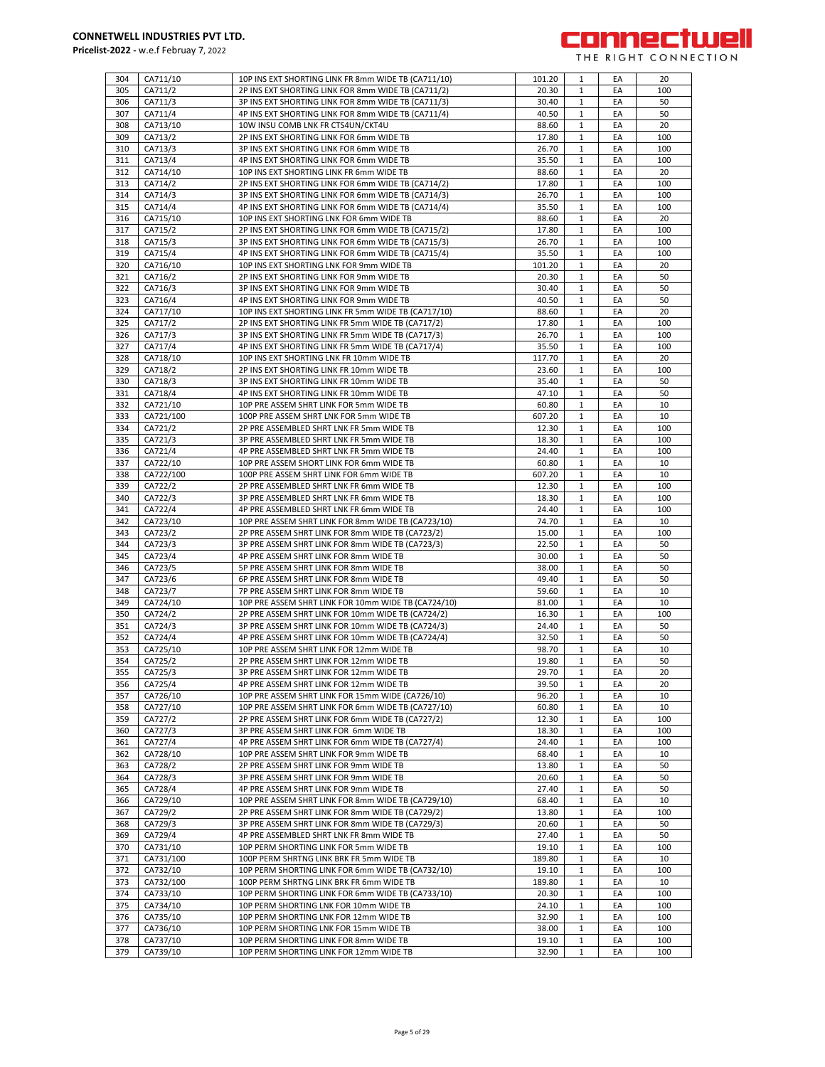**CONNETWELL INDUSTRIES PVT LTD.**
**Pricelist-2022 -** w.e.f Februay 7, 2022

connectwell
THE RIGHT CONNECTION

| 304 | CA711/10 | 10P INS EXT SHORTING LINK FR 8mm WIDE TB (CA711/10) | 101.20 | 1 | EA | 20 |
|---|---|---|---|---|---|---|
| 305 | CA711/2 | 2P INS EXT SHORTING LINK FOR 8mm WIDE TB (CA711/2) | 20.30 | 1 | EA | 100 |
| 306 | CA711/3 | 3P INS EXT SHORTING LINK FOR 8mm WIDE TB (CA711/3) | 30.40 | 1 | EA | 50 |
| 307 | CA711/4 | 4P INS EXT SHORTING LINK FOR 8mm WIDE TB (CA711/4) | 40.50 | 1 | EA | 50 |
| 308 | CA713/10 | 10W INSU COMB LNK FR CTS4UN/CKT4U | 88.60 | 1 | EA | 20 |
| 309 | CA713/2 | 2P INS EXT SHORTING LINK FOR 6mm WIDE TB | 17.80 | 1 | EA | 100 |
| 310 | CA713/3 | 3P INS EXT SHORTING LINK FOR 6mm WIDE TB | 26.70 | 1 | EA | 100 |
| 311 | CA713/4 | 4P INS EXT SHORTING LINK FOR 6mm WIDE TB | 35.50 | 1 | EA | 100 |
| 312 | CA714/10 | 10P INS EXT SHORTING LINK FR 6mm WIDE TB | 88.60 | 1 | EA | 20 |
| 313 | CA714/2 | 2P INS EXT SHORTING LINK FOR 6mm WIDE TB (CA714/2) | 17.80 | 1 | EA | 100 |
| 314 | CA714/3 | 3P INS EXT SHORTING LINK FOR 6mm WIDE TB (CA714/3) | 26.70 | 1 | EA | 100 |
| 315 | CA714/4 | 4P INS EXT SHORTING LINK FOR 6mm WIDE TB (CA714/4) | 35.50 | 1 | EA | 100 |
| 316 | CA715/10 | 10P INS EXT SHORTING LNK FOR 6mm WIDE TB | 88.60 | 1 | EA | 20 |
| 317 | CA715/2 | 2P INS EXT SHORTING LINK FOR 6mm WIDE TB (CA715/2) | 17.80 | 1 | EA | 100 |
| 318 | CA715/3 | 3P INS EXT SHORTING LINK FOR 6mm WIDE TB (CA715/3) | 26.70 | 1 | EA | 100 |
| 319 | CA715/4 | 4P INS EXT SHORTING LINK FOR 6mm WIDE TB (CA715/4) | 35.50 | 1 | EA | 100 |
| 320 | CA716/10 | 10P INS EXT SHORTING LNK FOR 9mm WIDE TB | 101.20 | 1 | EA | 20 |
| 321 | CA716/2 | 2P INS EXT SHORTING LINK FOR 9mm WIDE TB | 20.30 | 1 | EA | 50 |
| 322 | CA716/3 | 3P INS EXT SHORTING LINK FOR 9mm WIDE TB | 30.40 | 1 | EA | 50 |
| 323 | CA716/4 | 4P INS EXT SHORTING LINK FOR 9mm WIDE TB | 40.50 | 1 | EA | 50 |
| 324 | CA717/10 | 10P INS EXT SHORTING LINK FR 5mm WIDE TB (CA717/10) | 88.60 | 1 | EA | 20 |
| 325 | CA717/2 | 2P INS EXT SHORTING LINK FR 5mm WIDE TB (CA717/2) | 17.80 | 1 | EA | 100 |
| 326 | CA717/3 | 3P INS EXT SHORTING LINK FR 5mm WIDE TB (CA717/3) | 26.70 | 1 | EA | 100 |
| 327 | CA717/4 | 4P INS EXT SHORTING LINK FR 5mm WIDE TB (CA717/4) | 35.50 | 1 | EA | 100 |
| 328 | CA718/10 | 10P INS EXT SHORTING LNK FR 10mm WIDE TB | 117.70 | 1 | EA | 20 |
| 329 | CA718/2 | 2P INS EXT SHORTING LINK FR 10mm WIDE TB | 23.60 | 1 | EA | 100 |
| 330 | CA718/3 | 3P INS EXT SHORTING LINK FR 10mm WIDE TB | 35.40 | 1 | EA | 50 |
| 331 | CA718/4 | 4P INS EXT SHORTING LINK FR 10mm WIDE TB | 47.10 | 1 | EA | 50 |
| 332 | CA721/10 | 10P PRE ASSEM SHRT LINK FOR 5mm WIDE TB | 60.80 | 1 | EA | 10 |
| 333 | CA721/100 | 100P PRE ASSEM SHRT LNK FOR 5mm WIDE TB | 607.20 | 1 | EA | 10 |
| 334 | CA721/2 | 2P PRE ASSEMBLED SHRT LNK FR 5mm WIDE TB | 12.30 | 1 | EA | 100 |
| 335 | CA721/3 | 3P PRE ASSEMBLED SHRT LNK FR 5mm WIDE TB | 18.30 | 1 | EA | 100 |
| 336 | CA721/4 | 4P PRE ASSEMBLED SHRT LNK FR 5mm WIDE TB | 24.40 | 1 | EA | 100 |
| 337 | CA722/10 | 10P PRE ASSEM SHORT LINK FOR 6mm WIDE TB | 60.80 | 1 | EA | 10 |
| 338 | CA722/100 | 100P PRE ASSEM SHRT LINK FOR 6mm WIDE TB | 607.20 | 1 | EA | 10 |
| 339 | CA722/2 | 2P PRE ASSEMBLED SHRT LNK FR 6mm WIDE TB | 12.30 | 1 | EA | 100 |
| 340 | CA722/3 | 3P PRE ASSEMBLED SHRT LNK FR 6mm WIDE TB | 18.30 | 1 | EA | 100 |
| 341 | CA722/4 | 4P PRE ASSEMBLED SHRT LNK FR 6mm WIDE TB | 24.40 | 1 | EA | 100 |
| 342 | CA723/10 | 10P PRE ASSEM SHRT LINK FOR 8mm WIDE TB (CA723/10) | 74.70 | 1 | EA | 10 |
| 343 | CA723/2 | 2P PRE ASSEM SHRT LINK FOR 8mm WIDE TB (CA723/2) | 15.00 | 1 | EA | 100 |
| 344 | CA723/3 | 3P PRE ASSEM SHRT LINK FOR 8mm WIDE TB (CA723/3) | 22.50 | 1 | EA | 50 |
| 345 | CA723/4 | 4P PRE ASSEM SHRT LINK FOR 8mm WIDE TB | 30.00 | 1 | EA | 50 |
| 346 | CA723/5 | 5P PRE ASSEM SHRT LINK FOR 8mm WIDE TB | 38.00 | 1 | EA | 50 |
| 347 | CA723/6 | 6P PRE ASSEM SHRT LINK FOR 8mm WIDE TB | 49.40 | 1 | EA | 50 |
| 348 | CA723/7 | 7P PRE ASSEM SHRT LINK FOR 8mm WIDE TB | 59.60 | 1 | EA | 10 |
| 349 | CA724/10 | 10P PRE ASSEM SHRT LINK FOR 10mm WIDE TB (CA724/10) | 81.00 | 1 | EA | 10 |
| 350 | CA724/2 | 2P PRE ASSEM SHRT LINK FOR 10mm WIDE TB (CA724/2) | 16.30 | 1 | EA | 100 |
| 351 | CA724/3 | 3P PRE ASSEM SHRT LINK FOR 10mm WIDE TB (CA724/3) | 24.40 | 1 | EA | 50 |
| 352 | CA724/4 | 4P PRE ASSEM SHRT LINK FOR 10mm WIDE TB (CA724/4) | 32.50 | 1 | EA | 50 |
| 353 | CA725/10 | 10P PRE ASSEM SHRT LINK FOR 12mm WIDE TB | 98.70 | 1 | EA | 10 |
| 354 | CA725/2 | 2P PRE ASSEM SHRT LINK FOR 12mm WIDE TB | 19.80 | 1 | EA | 50 |
| 355 | CA725/3 | 3P PRE ASSEM SHRT LINK FOR 12mm WIDE TB | 29.70 | 1 | EA | 20 |
| 356 | CA725/4 | 4P PRE ASSEM SHRT LINK FOR 12mm WIDE TB | 39.50 | 1 | EA | 20 |
| 357 | CA726/10 | 10P PRE ASSEM SHRT LINK FOR 15mm WIDE (CA726/10) | 96.20 | 1 | EA | 10 |
| 358 | CA727/10 | 10P PRE ASSEM SHRT LINK FOR 6mm WIDE TB (CA727/10) | 60.80 | 1 | EA | 10 |
| 359 | CA727/2 | 2P PRE ASSEM SHRT LINK FOR 6mm WIDE TB (CA727/2) | 12.30 | 1 | EA | 100 |
| 360 | CA727/3 | 3P PRE ASSEM SHRT LINK FOR 6mm WIDE TB | 18.30 | 1 | EA | 100 |
| 361 | CA727/4 | 4P PRE ASSEM SHRT LINK FOR 6mm WIDE TB (CA727/4) | 24.40 | 1 | EA | 100 |
| 362 | CA728/10 | 10P PRE ASSEM SHRT LINK FOR 9mm WIDE TB | 68.40 | 1 | EA | 10 |
| 363 | CA728/2 | 2P PRE ASSEM SHRT LINK FOR 9mm WIDE TB | 13.80 | 1 | EA | 50 |
| 364 | CA728/3 | 3P PRE ASSEM SHRT LINK FOR 9mm WIDE TB | 20.60 | 1 | EA | 50 |
| 365 | CA728/4 | 4P PRE ASSEM SHRT LINK FOR 9mm WIDE TB | 27.40 | 1 | EA | 50 |
| 366 | CA729/10 | 10P PRE ASSEM SHRT LINK FOR 8mm WIDE TB (CA729/10) | 68.40 | 1 | EA | 10 |
| 367 | CA729/2 | 2P PRE ASSEM SHRT LINK FOR 8mm WIDE TB (CA729/2) | 13.80 | 1 | EA | 100 |
| 368 | CA729/3 | 3P PRE ASSEM SHRT LINK FOR 8mm WIDE TB (CA729/3) | 20.60 | 1 | EA | 50 |
| 369 | CA729/4 | 4P PRE ASSEMBLED SHRT LNK FR 8mm WIDE TB | 27.40 | 1 | EA | 50 |
| 370 | CA731/10 | 10P PERM SHORTING LINK FOR 5mm WIDE TB | 19.10 | 1 | EA | 100 |
| 371 | CA731/100 | 100P PERM SHRTNG LINK BRK FR 5mm WIDE TB | 189.80 | 1 | EA | 10 |
| 372 | CA732/10 | 10P PERM SHORTING LINK FOR 6mm WIDE TB (CA732/10) | 19.10 | 1 | EA | 100 |
| 373 | CA732/100 | 100P PERM SHRTNG LINK BRK FR 6mm WIDE TB | 189.80 | 1 | EA | 10 |
| 374 | CA733/10 | 10P PERM SHORTING LINK FOR 6mm WIDE TB (CA733/10) | 20.30 | 1 | EA | 100 |
| 375 | CA734/10 | 10P PERM SHORTING LNK FOR 10mm WIDE TB | 24.10 | 1 | EA | 100 |
| 376 | CA735/10 | 10P PERM SHORTING LNK FOR 12mm WIDE TB | 32.90 | 1 | EA | 100 |
| 377 | CA736/10 | 10P PERM SHORTING LINK FOR 15mm WIDE TB | 38.00 | 1 | EA | 100 |
| 378 | CA737/10 | 10P PERM SHORTING LINK FOR 8mm WIDE TB | 19.10 | 1 | EA | 100 |
| 379 | CA739/10 | 10P PERM SHORTING LINK FOR 12mm WIDE TB | 32.90 | 1 | EA | 100 |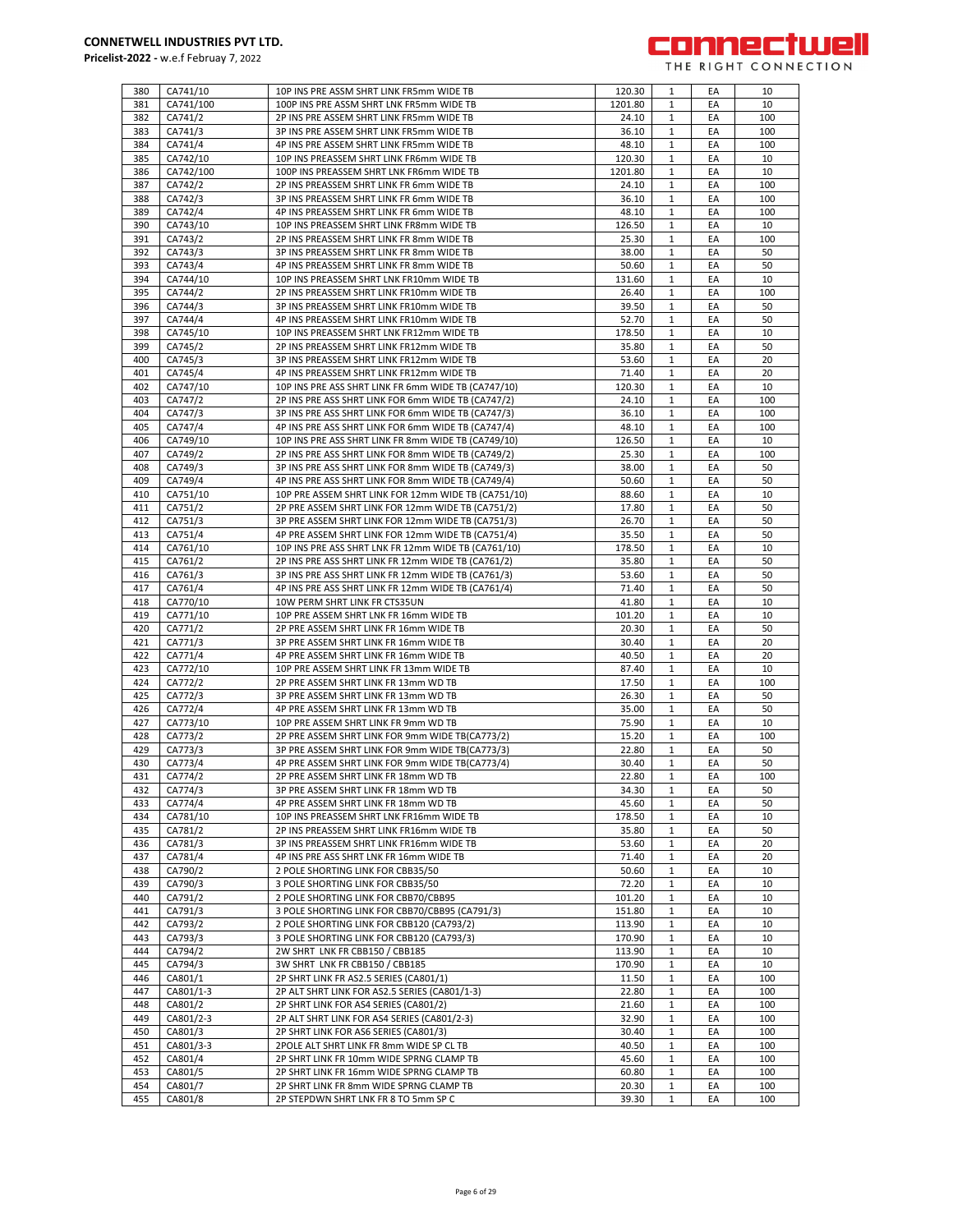| 380 | CA741/10 | 10P INS PRE ASSM SHRT LINK FR5mm WIDE TB | 120.30 | 1 | EA | 10 |
|---|---|---|---|---|---|---|
| 381 | CA741/100 | 100P INS PRE ASSM SHRT LNK FR5mm WIDE TB | 1201.80 | 1 | EA | 10 |
| 382 | CA741/2 | 2P INS PRE ASSEM SHRT LINK FR5mm WIDE TB | 24.10 | 1 | EA | 100 |
| 383 | CA741/3 | 3P INS PRE ASSEM SHRT LINK FR5mm WIDE TB | 36.10 | 1 | EA | 100 |
| 384 | CA741/4 | 4P INS PRE ASSEM SHRT LINK FR5mm WIDE TB | 48.10 | 1 | EA | 100 |
| 385 | CA742/10 | 10P INS PREASSEM SHRT LINK FR6mm WIDE TB | 120.30 | 1 | EA | 10 |
| 386 | CA742/100 | 100P INS PREASSEM SHRT LNK FR6mm WIDE TB | 1201.80 | 1 | EA | 10 |
| 387 | CA742/2 | 2P INS PREASSEM SHRT LINK FR 6mm WIDE TB | 24.10 | 1 | EA | 100 |
| 388 | CA742/3 | 3P INS PREASSEM SHRT LINK FR 6mm WIDE TB | 36.10 | 1 | EA | 100 |
| 389 | CA742/4 | 4P INS PREASSEM SHRT LINK FR 6mm WIDE TB | 48.10 | 1 | EA | 100 |
| 390 | CA743/10 | 10P INS PREASSEM SHRT LINK FR8mm WIDE TB | 126.50 | 1 | EA | 10 |
| 391 | CA743/2 | 2P INS PREASSEM SHRT LINK FR 8mm WIDE TB | 25.30 | 1 | EA | 100 |
| 392 | CA743/3 | 3P INS PREASSEM SHRT LINK FR 8mm WIDE TB | 38.00 | 1 | EA | 50 |
| 393 | CA743/4 | 4P INS PREASSEM SHRT LINK FR 8mm WIDE TB | 50.60 | 1 | EA | 50 |
| 394 | CA744/10 | 10P INS PREASSEM SHRT LNK FR10mm WIDE TB | 131.60 | 1 | EA | 10 |
| 395 | CA744/2 | 2P INS PREASSEM SHRT LINK FR10mm WIDE TB | 26.40 | 1 | EA | 100 |
| 396 | CA744/3 | 3P INS PREASSEM SHRT LINK FR10mm WIDE TB | 39.50 | 1 | EA | 50 |
| 397 | CA744/4 | 4P INS PREASSEM SHRT LINK FR10mm WIDE TB | 52.70 | 1 | EA | 50 |
| 398 | CA745/10 | 10P INS PREASSEM SHRT LNK FR12mm WIDE TB | 178.50 | 1 | EA | 10 |
| 399 | CA745/2 | 2P INS PREASSEM SHRT LINK FR12mm WIDE TB | 35.80 | 1 | EA | 50 |
| 400 | CA745/3 | 3P INS PREASSEM SHRT LINK FR12mm WIDE TB | 53.60 | 1 | EA | 20 |
| 401 | CA745/4 | 4P INS PREASSEM SHRT LINK FR12mm WIDE TB | 71.40 | 1 | EA | 20 |
| 402 | CA747/10 | 10P INS PRE ASS SHRT LINK FR 6mm WIDE TB (CA747/10) | 120.30 | 1 | EA | 10 |
| 403 | CA747/2 | 2P INS PRE ASS SHRT LINK FOR 6mm WIDE TB (CA747/2) | 24.10 | 1 | EA | 100 |
| 404 | CA747/3 | 3P INS PRE ASS SHRT LINK FOR 6mm WIDE TB (CA747/3) | 36.10 | 1 | EA | 100 |
| 405 | CA747/4 | 4P INS PRE ASS SHRT LINK FOR 6mm WIDE TB (CA747/4) | 48.10 | 1 | EA | 100 |
| 406 | CA749/10 | 10P INS PRE ASS SHRT LINK FR 8mm WIDE TB (CA749/10) | 126.50 | 1 | EA | 10 |
| 407 | CA749/2 | 2P INS PRE ASS SHRT LINK FOR 8mm WIDE TB (CA749/2) | 25.30 | 1 | EA | 100 |
| 408 | CA749/3 | 3P INS PRE ASS SHRT LINK FOR 8mm WIDE TB (CA749/3) | 38.00 | 1 | EA | 50 |
| 409 | CA749/4 | 4P INS PRE ASS SHRT LINK FOR 8mm WIDE TB (CA749/4) | 50.60 | 1 | EA | 50 |
| 410 | CA751/10 | 10P PRE ASSEM SHRT LINK FOR 12mm WIDE TB (CA751/10) | 88.60 | 1 | EA | 10 |
| 411 | CA751/2 | 2P PRE ASSEM SHRT LINK FOR 12mm WIDE TB (CA751/2) | 17.80 | 1 | EA | 50 |
| 412 | CA751/3 | 3P PRE ASSEM SHRT LINK FOR 12mm WIDE TB (CA751/3) | 26.70 | 1 | EA | 50 |
| 413 | CA751/4 | 4P PRE ASSEM SHRT LINK FOR 12mm WIDE TB (CA751/4) | 35.50 | 1 | EA | 50 |
| 414 | CA761/10 | 10P INS PRE ASS SHRT LNK FR 12mm WIDE TB (CA761/10) | 178.50 | 1 | EA | 10 |
| 415 | CA761/2 | 2P INS PRE ASS SHRT LNK FR 12mm WIDE TB (CA761/2) | 35.80 | 1 | EA | 50 |
| 416 | CA761/3 | 3P INS PRE ASS SHRT LNK FR 12mm WIDE TB (CA761/3) | 53.60 | 1 | EA | 50 |
| 417 | CA761/4 | 4P INS PRE ASS SHRT LNK FR 12mm WIDE TB (CA761/4) | 71.40 | 1 | EA | 50 |
| 418 | CA770/10 | 10W PERM SHRT LINK FR CTS35UN | 41.80 | 1 | EA | 10 |
| 419 | CA771/10 | 10P PRE ASSEM SHRT LNK FR 16mm WIDE TB | 101.20 | 1 | EA | 10 |
| 420 | CA771/2 | 2P PRE ASSEM SHRT LINK FR 16mm WIDE TB | 20.30 | 1 | EA | 50 |
| 421 | CA771/3 | 3P PRE ASSEM SHRT LINK FR 16mm WIDE TB | 30.40 | 1 | EA | 20 |
| 422 | CA771/4 | 4P PRE ASSEM SHRT LINK FR 16mm WIDE TB | 40.50 | 1 | EA | 20 |
| 423 | CA772/10 | 10P PRE ASSEM SHRT LINK FR 13mm WIDE TB | 87.40 | 1 | EA | 10 |
| 424 | CA772/2 | 2P PRE ASSEM SHRT LINK FR 13mm WD TB | 17.50 | 1 | EA | 100 |
| 425 | CA772/3 | 3P PRE ASSEM SHRT LINK FR 13mm WD TB | 26.30 | 1 | EA | 50 |
| 426 | CA772/4 | 4P PRE ASSEM SHRT LINK FR 13mm WD TB | 35.00 | 1 | EA | 50 |
| 427 | CA773/10 | 10P PRE ASSEM SHRT LINK FR 9mm WD TB | 75.90 | 1 | EA | 10 |
| 428 | CA773/2 | 2P PRE ASSEM SHRT LINK FOR 9mm WIDE TB(CA773/2) | 15.20 | 1 | EA | 100 |
| 429 | CA773/3 | 3P PRE ASSEM SHRT LINK FOR 9mm WIDE TB(CA773/3) | 22.80 | 1 | EA | 50 |
| 430 | CA773/4 | 4P PRE ASSEM SHRT LINK FOR 9mm WIDE TB(CA773/4) | 30.40 | 1 | EA | 50 |
| 431 | CA774/2 | 2P PRE ASSEM SHRT LINK FR 18mm WD TB | 22.80 | 1 | EA | 100 |
| 432 | CA774/3 | 3P PRE ASSEM SHRT LINK FR 18mm WD TB | 34.30 | 1 | EA | 50 |
| 433 | CA774/4 | 4P PRE ASSEM SHRT LINK FR 18mm WD TB | 45.60 | 1 | EA | 50 |
| 434 | CA781/10 | 10P INS PREASSEM SHRT LNK FR16mm WIDE TB | 178.50 | 1 | EA | 10 |
| 435 | CA781/2 | 2P INS PREASSEM SHRT LINK FR16mm WIDE TB | 35.80 | 1 | EA | 50 |
| 436 | CA781/3 | 3P INS PREASSEM SHRT LINK FR16mm WIDE TB | 53.60 | 1 | EA | 20 |
| 437 | CA781/4 | 4P INS PRE ASS SHRT LINK FR 16mm WIDE TB | 71.40 | 1 | EA | 20 |
| 438 | CA790/2 | 2 POLE SHORTING LINK FOR CBB35/50 | 50.60 | 1 | EA | 10 |
| 439 | CA790/3 | 3 POLE SHORTING LINK FOR CBB35/50 | 72.20 | 1 | EA | 10 |
| 440 | CA791/2 | 2 POLE SHORTING LINK FOR CBB70/CBB95 | 101.20 | 1 | EA | 10 |
| 441 | CA791/3 | 3 POLE SHORTING LINK FOR CBB70/CBB95 (CA791/3) | 151.80 | 1 | EA | 10 |
| 442 | CA793/2 | 2 POLE SHORTING LINK FOR CBB120 (CA793/2) | 113.90 | 1 | EA | 10 |
| 443 | CA793/3 | 3 POLE SHORTING LINK FOR CBB120 (CA793/3) | 170.90 | 1 | EA | 10 |
| 444 | CA794/2 | 2W SHRT LNK FR CBB150 / CBB185 | 113.90 | 1 | EA | 10 |
| 445 | CA794/3 | 3W SHRT LNK FR CBB150 / CBB185 | 170.90 | 1 | EA | 10 |
| 446 | CA801/1 | 2P SHRT LINK FR AS2.5 SERIES (CA801/1) | 11.50 | 1 | EA | 100 |
| 447 | CA801/1-3 | 2P ALT SHRT LINK FOR AS2.5 SERIES (CA801/1-3) | 22.80 | 1 | EA | 100 |
| 448 | CA801/2 | 2P SHRT LINK FOR AS4 SERIES (CA801/2) | 21.60 | 1 | EA | 100 |
| 449 | CA801/2-3 | 2P ALT SHRT LINK FOR AS4 SERIES (CA801/2-3) | 32.90 | 1 | EA | 100 |
| 450 | CA801/3 | 2P SHRT LINK FOR AS6 SERIES (CA801/3) | 30.40 | 1 | EA | 100 |
| 451 | CA801/3-3 | 2POLE ALT SHRT LINK FR 8mm WIDE SP CL TB | 40.50 | 1 | EA | 100 |
| 452 | CA801/4 | 2P SHRT LINK FR 10mm WIDE SPRNG CLAMP TB | 45.60 | 1 | EA | 100 |
| 453 | CA801/5 | 2P SHRT LINK FR 16mm WIDE SPRNG CLAMP TB | 60.80 | 1 | EA | 100 |
| 454 | CA801/7 | 2P SHRT LINK FR 8mm WIDE SPRNG CLAMP TB | 20.30 | 1 | EA | 100 |
| 455 | CA801/8 | 2P STEPDWN SHRT LNK FR 8 TO 5mm SP C | 39.30 | 1 | EA | 100 |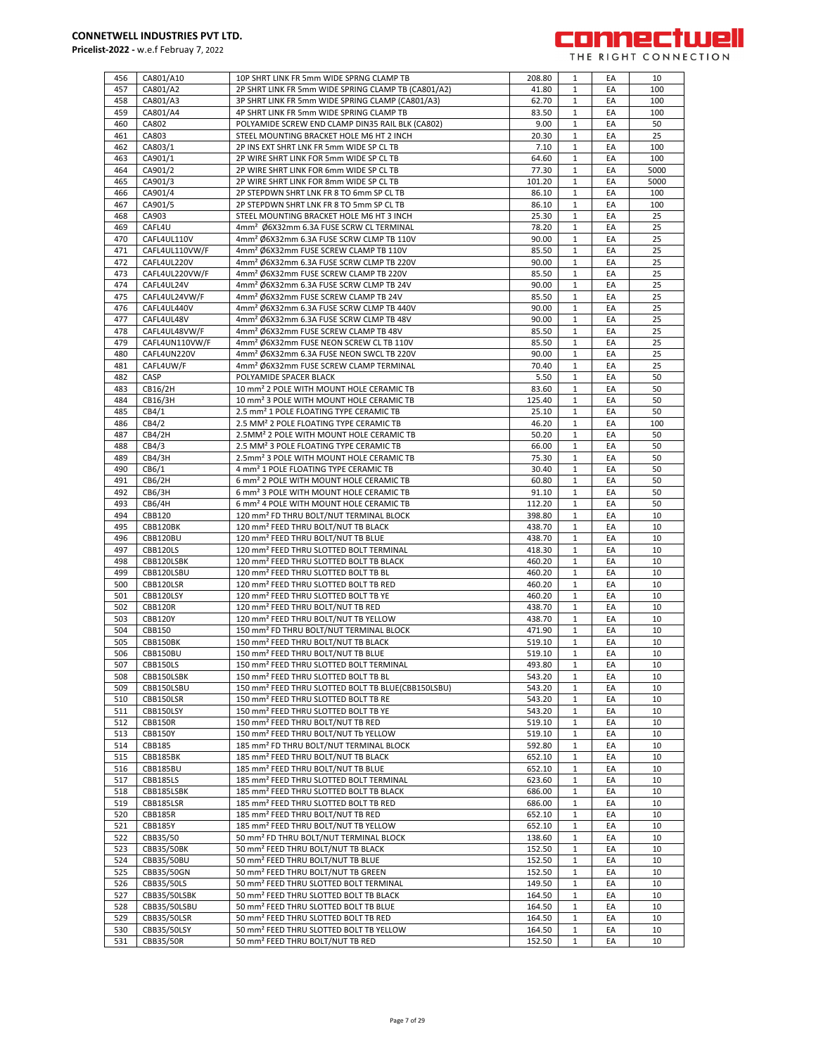| 456 | CA801/A10 | 10P SHRT LINK FR 5mm WIDE SPRNG CLAMP TB | 208.80 | 1 | EA | 10 |
|---|---|---|---|---|---|---|
| 457 | CA801/A2 | 2P SHRT LINK FR 5mm WIDE SPRING CLAMP TB (CA801/A2) | 41.80 | 1 | EA | 100 |
| 458 | CA801/A3 | 3P SHRT LINK FR 5mm WIDE SPRING CLAMP (CA801/A3) | 62.70 | 1 | EA | 100 |
| 459 | CA801/A4 | 4P SHRT LINK FR 5mm WIDE SPRING CLAMP TB | 83.50 | 1 | EA | 100 |
| 460 | CA802 | POLYAMIDE SCREW END CLAMP DIN35 RAIL BLK (CA802) | 9.00 | 1 | EA | 50 |
| 461 | CA803 | STEEL MOUNTING BRACKET HOLE M6 HT 2 INCH | 20.30 | 1 | EA | 25 |
| 462 | CA803/1 | 2P INS EXT SHRT LNK FR 5mm WIDE SP CL TB | 7.10 | 1 | EA | 100 |
| 463 | CA901/1 | 2P WIRE SHRT LINK FOR 5mm WIDE SP CL TB | 64.60 | 1 | EA | 100 |
| 464 | CA901/2 | 2P WIRE SHRT LINK FOR 6mm WIDE SP CL TB | 77.30 | 1 | EA | 5000 |
| 465 | CA901/3 | 2P WIRE SHRT LINK FOR 8mm WIDE SP CL TB | 101.20 | 1 | EA | 5000 |
| 466 | CA901/4 | 2P STEPDWN SHRT LNK FR 8 TO 6mm SP CL TB | 86.10 | 1 | EA | 100 |
| 467 | CA901/5 | 2P STEPDWN SHRT LNK FR 8 TO 5mm SP CL TB | 86.10 | 1 | EA | 100 |
| 468 | CA903 | STEEL MOUNTING BRACKET HOLE M6 HT 3 INCH | 25.30 | 1 | EA | 25 |
| 469 | CAFL4U | 4mm² Ø6X32mm 6.3A FUSE SCRW CL TERMINAL | 78.20 | 1 | EA | 25 |
| 470 | CAFL4UL110V | 4mm² Ø6X32mm 6.3A FUSE SCRW CLMP TB 110V | 90.00 | 1 | EA | 25 |
| 471 | CAFL4UL110VW/F | 4mm² Ø6X32mm FUSE SCREW CLAMP TB 110V | 85.50 | 1 | EA | 25 |
| 472 | CAFL4UL220V | 4mm² Ø6X32mm 6.3A FUSE SCRW CLMP TB 220V | 90.00 | 1 | EA | 25 |
| 473 | CAFL4UL220VW/F | 4mm² Ø6X32mm FUSE SCREW CLAMP TB 220V | 85.50 | 1 | EA | 25 |
| 474 | CAFL4UL24V | 4mm² Ø6X32mm 6.3A FUSE SCRW CLMP TB 24V | 90.00 | 1 | EA | 25 |
| 475 | CAFL4UL24VW/F | 4mm² Ø6X32mm FUSE SCREW CLAMP TB 24V | 85.50 | 1 | EA | 25 |
| 476 | CAFL4UL440V | 4mm² Ø6X32mm 6.3A FUSE SCRW CLMP TB 440V | 90.00 | 1 | EA | 25 |
| 477 | CAFL4UL48V | 4mm² Ø6X32mm 6.3A FUSE SCRW CLMP TB 48V | 90.00 | 1 | EA | 25 |
| 478 | CAFL4UL48VW/F | 4mm² Ø6X32mm FUSE SCREW CLAMP TB 48V | 85.50 | 1 | EA | 25 |
| 479 | CAFL4UN110VW/F | 4mm² Ø6X32mm FUSE NEON SCREW CL TB 110V | 85.50 | 1 | EA | 25 |
| 480 | CAFL4UN220V | 4mm² Ø6X32mm 6.3A FUSE NEON SWCL TB 220V | 90.00 | 1 | EA | 25 |
| 481 | CAFL4UW/F | 4mm² Ø6X32mm FUSE SCREW CLAMP TERMINAL | 70.40 | 1 | EA | 25 |
| 482 | CASP | POLYAMIDE SPACER BLACK | 5.50 | 1 | EA | 50 |
| 483 | CB16/2H | 10 mm² 2 POLE WITH MOUNT HOLE CERAMIC TB | 83.60 | 1 | EA | 50 |
| 484 | CB16/3H | 10 mm² 3 POLE WITH MOUNT HOLE CERAMIC TB | 125.40 | 1 | EA | 50 |
| 485 | CB4/1 | 2.5 mm² 1 POLE FLOATING TYPE CERAMIC TB | 25.10 | 1 | EA | 50 |
| 486 | CB4/2 | 2.5 MM² 2 POLE FLOATING TYPE CERAMIC TB | 46.20 | 1 | EA | 100 |
| 487 | CB4/2H | 2.5MM² 2 POLE WITH MOUNT HOLE CERAMIC TB | 50.20 | 1 | EA | 50 |
| 488 | CB4/3 | 2.5 MM² 3 POLE FLOATING TYPE CERAMIC TB | 66.00 | 1 | EA | 50 |
| 489 | CB4/3H | 2.5mm² 3 POLE WITH MOUNT HOLE CERAMIC TB | 75.30 | 1 | EA | 50 |
| 490 | CB6/1 | 4 mm² 1 POLE FLOATING TYPE CERAMIC TB | 30.40 | 1 | EA | 50 |
| 491 | CB6/2H | 6 mm² 2 POLE WITH MOUNT HOLE CERAMIC TB | 60.80 | 1 | EA | 50 |
| 492 | CB6/3H | 6 mm² 3 POLE WITH MOUNT HOLE CERAMIC TB | 91.10 | 1 | EA | 50 |
| 493 | CB6/4H | 6 mm² 4 POLE WITH MOUNT HOLE CERAMIC TB | 112.20 | 1 | EA | 50 |
| 494 | CBB120 | 120 mm² FD THRU BOLT/NUT TERMINAL BLOCK | 398.80 | 1 | EA | 10 |
| 495 | CBB120BK | 120 mm² FEED THRU BOLT/NUT TB BLACK | 438.70 | 1 | EA | 10 |
| 496 | CBB120BU | 120 mm² FEED THRU BOLT/NUT TB BLUE | 438.70 | 1 | EA | 10 |
| 497 | CBB120LS | 120 mm² FEED THRU SLOTTED BOLT TERMINAL | 418.30 | 1 | EA | 10 |
| 498 | CBB120LSBK | 120 mm² FEED THRU SLOTTED BOLT TB BLACK | 460.20 | 1 | EA | 10 |
| 499 | CBB120LSBU | 120 mm² FEED THRU SLOTTED BOLT TB BL | 460.20 | 1 | EA | 10 |
| 500 | CBB120LSR | 120 mm² FEED THRU SLOTTED BOLT TB RED | 460.20 | 1 | EA | 10 |
| 501 | CBB120LSY | 120 mm² FEED THRU SLOTTED BOLT TB YE | 460.20 | 1 | EA | 10 |
| 502 | CBB120R | 120 mm² FEED THRU BOLT/NUT TB RED | 438.70 | 1 | EA | 10 |
| 503 | CBB120Y | 120 mm² FEED THRU BOLT/NUT TB YELLOW | 438.70 | 1 | EA | 10 |
| 504 | CBB150 | 150 mm² FD THRU BOLT/NUT TERMINAL BLOCK | 471.90 | 1 | EA | 10 |
| 505 | CBB150BK | 150 mm² FEED THRU BOLT/NUT TB BLACK | 519.10 | 1 | EA | 10 |
| 506 | CBB150BU | 150 mm² FEED THRU BOLT/NUT TB BLUE | 519.10 | 1 | EA | 10 |
| 507 | CBB150LS | 150 mm² FEED THRU SLOTTED BOLT TERMINAL | 493.80 | 1 | EA | 10 |
| 508 | CBB150LSBK | 150 mm² FEED THRU SLOTTED BOLT TB BL | 543.20 | 1 | EA | 10 |
| 509 | CBB150LSBU | 150 mm² FEED THRU SLOTTED BOLT TB BLUE(CBB150LSBU) | 543.20 | 1 | EA | 10 |
| 510 | CBB150LSR | 150 mm² FEED THRU SLOTTED BOLT TB RE | 543.20 | 1 | EA | 10 |
| 511 | CBB150LSY | 150 mm² FEED THRU SLOTTED BOLT TB YE | 543.20 | 1 | EA | 10 |
| 512 | CBB150R | 150 mm² FEED THRU BOLT/NUT TB RED | 519.10 | 1 | EA | 10 |
| 513 | CBB150Y | 150 mm² FEED THRU BOLT/NUT Tb YELLOW | 519.10 | 1 | EA | 10 |
| 514 | CBB185 | 185 mm² FD THRU BOLT/NUT TERMINAL BLOCK | 592.80 | 1 | EA | 10 |
| 515 | CBB185BK | 185 mm² FEED THRU BOLT/NUT TB BLACK | 652.10 | 1 | EA | 10 |
| 516 | CBB185BU | 185 mm² FEED THRU BOLT/NUT TB BLUE | 652.10 | 1 | EA | 10 |
| 517 | CBB185LS | 185 mm² FEED THRU SLOTTED BOLT TERMINAL | 623.60 | 1 | EA | 10 |
| 518 | CBB185LSBK | 185 mm² FEED THRU SLOTTED BOLT TB BLACK | 686.00 | 1 | EA | 10 |
| 519 | CBB185LSR | 185 mm² FEED THRU SLOTTED BOLT TB RED | 686.00 | 1 | EA | 10 |
| 520 | CBB185R | 185 mm² FEED THRU BOLT/NUT TB RED | 652.10 | 1 | EA | 10 |
| 521 | CBB185Y | 185 mm² FEED THRU BOLT/NUT TB YELLOW | 652.10 | 1 | EA | 10 |
| 522 | CBB35/50 | 50 mm² FD THRU BOLT/NUT TERMINAL BLOCK | 138.60 | 1 | EA | 10 |
| 523 | CBB35/50BK | 50 mm² FEED THRU BOLT/NUT TB BLACK | 152.50 | 1 | EA | 10 |
| 524 | CBB35/50BU | 50 mm² FEED THRU BOLT/NUT TB BLUE | 152.50 | 1 | EA | 10 |
| 525 | CBB35/50GN | 50 mm² FEED THRU BOLT/NUT TB GREEN | 152.50 | 1 | EA | 10 |
| 526 | CBB35/50LS | 50 mm² FEED THRU SLOTTED BOLT TERMINAL | 149.50 | 1 | EA | 10 |
| 527 | CBB35/50LSBK | 50 mm² FEED THRU SLOTTED BOLT TB BLACK | 164.50 | 1 | EA | 10 |
| 528 | CBB35/50LSBU | 50 mm² FEED THRU SLOTTED BOLT TB BLUE | 164.50 | 1 | EA | 10 |
| 529 | CBB35/50LSR | 50 mm² FEED THRU SLOTTED BOLT TB RED | 164.50 | 1 | EA | 10 |
| 530 | CBB35/50LSY | 50 mm² FEED THRU SLOTTED BOLT TB YELLOW | 164.50 | 1 | EA | 10 |
| 531 | CBB35/50R | 50 mm² FEED THRU BOLT/NUT TB RED | 152.50 | 1 | EA | 10 |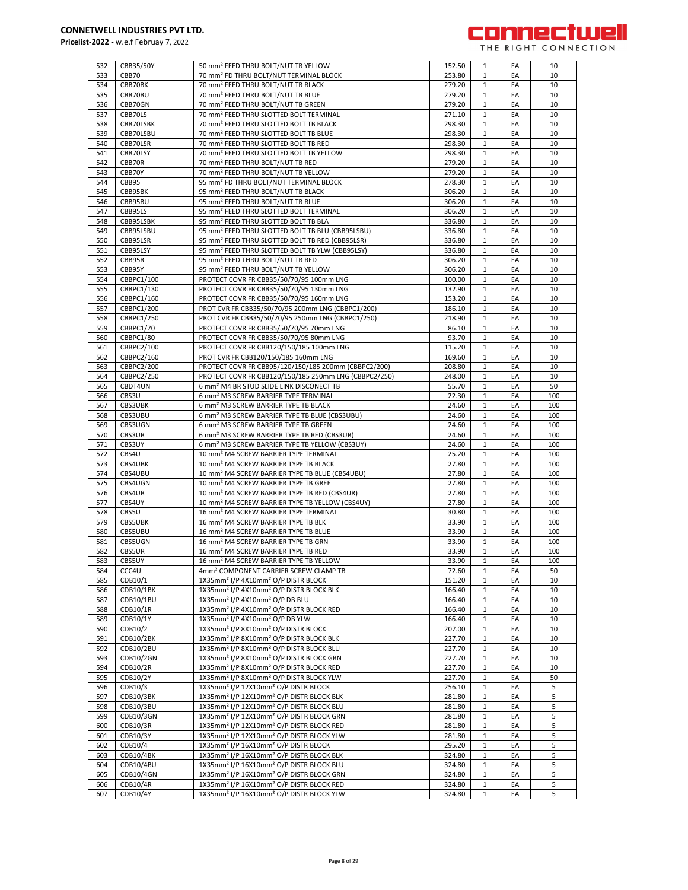**CONNETWELL INDUSTRIES PVT LTD.**

**Pricelist-2022 -** w.e.f Februay 7, 2022

| | | | | | | |
|---|---|---|---|---|---|---|
| 532 | CBB35/50Y | 50 mm² FEED THRU BOLT/NUT TB YELLOW | 152.50 | 1 | EA | 10 |
| 533 | CBB70 | 70 mm² FD THRU BOLT/NUT TERMINAL BLOCK | 253.80 | 1 | EA | 10 |
| 534 | CBB70BK | 70 mm² FEED THRU BOLT/NUT TB BLACK | 279.20 | 1 | EA | 10 |
| 535 | CBB70BU | 70 mm² FEED THRU BOLT/NUT TB BLUE | 279.20 | 1 | EA | 10 |
| 536 | CBB70GN | 70 mm² FEED THRU BOLT/NUT TB GREEN | 279.20 | 1 | EA | 10 |
| 537 | CBB70LS | 70 mm² FEED THRU SLOTTED BOLT TERMINAL | 271.10 | 1 | EA | 10 |
| 538 | CBB70LSBK | 70 mm² FEED THRU SLOTTED BOLT TB BLACK | 298.30 | 1 | EA | 10 |
| 539 | CBB70LSBU | 70 mm² FEED THRU SLOTTED BOLT TB BLUE | 298.30 | 1 | EA | 10 |
| 540 | CBB70LSR | 70 mm² FEED THRU SLOTTED BOLT TB RED | 298.30 | 1 | EA | 10 |
| 541 | CBB70LSY | 70 mm² FEED THRU SLOTTED BOLT TB YELLOW | 298.30 | 1 | EA | 10 |
| 542 | CBB70R | 70 mm² FEED THRU BOLT/NUT TB RED | 279.20 | 1 | EA | 10 |
| 543 | CBB70Y | 70 mm² FEED THRU BOLT/NUT TB YELLOW | 279.20 | 1 | EA | 10 |
| 544 | CBB95 | 95 mm² FD THRU BOLT/NUT TERMINAL BLOCK | 278.30 | 1 | EA | 10 |
| 545 | CBB95BK | 95 mm² FEED THRU BOLT/NUT TB BLACK | 306.20 | 1 | EA | 10 |
| 546 | CBB95BU | 95 mm² FEED THRU BOLT/NUT TB BLUE | 306.20 | 1 | EA | 10 |
| 547 | CBB95LS | 95 mm² FEED THRU SLOTTED BOLT TERMINAL | 306.20 | 1 | EA | 10 |
| 548 | CBB95LSBK | 95 mm² FEED THRU SLOTTED BOLT TB BLA | 336.80 | 1 | EA | 10 |
| 549 | CBB95LSBU | 95 mm² FEED THRU SLOTTED BOLT TB BLU (CBB95LSBU) | 336.80 | 1 | EA | 10 |
| 550 | CBB95LSR | 95 mm² FEED THRU SLOTTED BOLT TB RED (CBB95LSR) | 336.80 | 1 | EA | 10 |
| 551 | CBB95LSY | 95 mm² FEED THRU SLOTTED BOLT TB YLW (CBB95LSY) | 336.80 | 1 | EA | 10 |
| 552 | CBB95R | 95 mm² FEED THRU BOLT/NUT TB RED | 306.20 | 1 | EA | 10 |
| 553 | CBB95Y | 95 mm² FEED THRU BOLT/NUT TB YELLOW | 306.20 | 1 | EA | 10 |
| 554 | CBBPC1/100 | PROTECT COVR FR CBB35/50/70/95 100mm LNG | 100.00 | 1 | EA | 10 |
| 555 | CBBPC1/130 | PROTECT COVR FR CBB35/50/70/95 130mm LNG | 132.90 | 1 | EA | 10 |
| 556 | CBBPC1/160 | PROTECT COVR FR CBB35/50/70/95 160mm LNG | 153.20 | 1 | EA | 10 |
| 557 | CBBPC1/200 | PROT CVR FR CBB35/50/70/95 200mm LNG (CBBPC1/200) | 186.10 | 1 | EA | 10 |
| 558 | CBBPC1/250 | PROT CVR FR CBB35/50/70/95 250mm LNG (CBBPC1/250) | 218.90 | 1 | EA | 10 |
| 559 | CBBPC1/70 | PROTECT COVR FR CBB35/50/70/95 70mm LNG | 86.10 | 1 | EA | 10 |
| 560 | CBBPC1/80 | PROTECT COVR FR CBB35/50/70/95 80mm LNG | 93.70 | 1 | EA | 10 |
| 561 | CBBPC2/100 | PROTECT COVR FR CBB120/150/185 100mm LNG | 115.20 | 1 | EA | 10 |
| 562 | CBBPC2/160 | PROT CVR FR CBB120/150/185 160mm LNG | 169.60 | 1 | EA | 10 |
| 563 | CBBPC2/200 | PROTECT COVR FR CBB95/120/150/185 200mm (CBBPC2/200) | 208.80 | 1 | EA | 10 |
| 564 | CBBPC2/250 | PROTECT COVR FR CBB120/150/185 250mm LNG (CBBPC2/250) | 248.00 | 1 | EA | 10 |
| 565 | CBDT4UN | 6 mm² M4 BR STUD SLIDE LINK DISCONECT TB | 55.70 | 1 | EA | 50 |
| 566 | CBS3U | 6 mm² M3 SCREW BARRIER TYPE TERMINAL | 22.30 | 1 | EA | 100 |
| 567 | CBS3UBK | 6 mm² M3 SCREW BARRIER TYPE TB BLACK | 24.60 | 1 | EA | 100 |
| 568 | CBS3UBU | 6 mm² M3 SCREW BARRIER TYPE TB BLUE (CBS3UBU) | 24.60 | 1 | EA | 100 |
| 569 | CBS3UGN | 6 mm² M3 SCREW BARRIER TYPE TB GREEN | 24.60 | 1 | EA | 100 |
| 570 | CBS3UR | 6 mm² M3 SCREW BARRIER TYPE TB RED (CBS3UR) | 24.60 | 1 | EA | 100 |
| 571 | CBS3UY | 6 mm² M3 SCREW BARRIER TYPE TB YELLOW (CBS3UY) | 24.60 | 1 | EA | 100 |
| 572 | CBS4U | 10 mm² M4 SCREW BARRIER TYPE TERMINAL | 25.20 | 1 | EA | 100 |
| 573 | CBS4UBK | 10 mm² M4 SCREW BARRIER TYPE TB BLACK | 27.80 | 1 | EA | 100 |
| 574 | CBS4UBU | 10 mm² M4 SCREW BARRIER TYPE TB BLUE (CBS4UBU) | 27.80 | 1 | EA | 100 |
| 575 | CBS4UGN | 10 mm² M4 SCREW BARRIER TYPE TB GREE | 27.80 | 1 | EA | 100 |
| 576 | CBS4UR | 10 mm² M4 SCREW BARRIER TYPE TB RED (CBS4UR) | 27.80 | 1 | EA | 100 |
| 577 | CBS4UY | 10 mm² M4 SCREW BARRIER TYPE TB YELLOW (CBS4UY) | 27.80 | 1 | EA | 100 |
| 578 | CBS5U | 16 mm² M4 SCREW BARRIER TYPE TERMINAL | 30.80 | 1 | EA | 100 |
| 579 | CBS5UBK | 16 mm² M4 SCREW BARRIER TYPE TB BLK | 33.90 | 1 | EA | 100 |
| 580 | CBS5UBU | 16 mm² M4 SCREW BARRIER TYPE TB BLUE | 33.90 | 1 | EA | 100 |
| 581 | CBS5UGN | 16 mm² M4 SCREW BARRIER TYPE TB GRN | 33.90 | 1 | EA | 100 |
| 582 | CBS5UR | 16 mm² M4 SCREW BARRIER TYPE TB RED | 33.90 | 1 | EA | 100 |
| 583 | CBS5UY | 16 mm² M4 SCREW BARRIER TYPE TB YELLOW | 33.90 | 1 | EA | 100 |
| 584 | CCC4U | 4mm² COMPONENT CARRIER SCREW CLAMP TB | 72.60 | 1 | EA | 50 |
| 585 | CDB10/1 | 1X35mm² I/P 4X10mm² O/P DISTR BLOCK | 151.20 | 1 | EA | 10 |
| 586 | CDB10/1BK | 1X35mm² I/P 4X10mm² O/P DISTR BLOCK BLK | 166.40 | 1 | EA | 10 |
| 587 | CDB10/1BU | 1X35mm² I/P 4X10mm² O/P DB BLU | 166.40 | 1 | EA | 10 |
| 588 | CDB10/1R | 1X35mm² I/P 4X10mm² O/P DISTR BLOCK RED | 166.40 | 1 | EA | 10 |
| 589 | CDB10/1Y | 1X35mm² I/P 4X10mm² O/P DB YLW | 166.40 | 1 | EA | 10 |
| 590 | CDB10/2 | 1X35mm² I/P 8X10mm² O/P DISTR BLOCK | 207.00 | 1 | EA | 10 |
| 591 | CDB10/2BK | 1X35mm² I/P 8X10mm² O/P DISTR BLOCK BLK | 227.70 | 1 | EA | 10 |
| 592 | CDB10/2BU | 1X35mm² I/P 8X10mm² O/P DISTR BLOCK BLU | 227.70 | 1 | EA | 10 |
| 593 | CDB10/2GN | 1X35mm² I/P 8X10mm² O/P DISTR BLOCK GRN | 227.70 | 1 | EA | 10 |
| 594 | CDB10/2R | 1X35mm² I/P 8X10mm² O/P DISTR BLOCK RED | 227.70 | 1 | EA | 10 |
| 595 | CDB10/2Y | 1X35mm² I/P 8X10mm² O/P DISTR BLOCK YLW | 227.70 | 1 | EA | 50 |
| 596 | CDB10/3 | 1X35mm² I/P 12X10mm² O/P DISTR BLOCK | 256.10 | 1 | EA | 5 |
| 597 | CDB10/3BK | 1X35mm² I/P 12X10mm² O/P DISTR BLOCK BLK | 281.80 | 1 | EA | 5 |
| 598 | CDB10/3BU | 1X35mm² I/P 12X10mm² O/P DISTR BLOCK BLU | 281.80 | 1 | EA | 5 |
| 599 | CDB10/3GN | 1X35mm² I/P 12X10mm² O/P DISTR BLOCK GRN | 281.80 | 1 | EA | 5 |
| 600 | CDB10/3R | 1X35mm² I/P 12X10mm² O/P DISTR BLOCK RED | 281.80 | 1 | EA | 5 |
| 601 | CDB10/3Y | 1X35mm² I/P 12X10mm² O/P DISTR BLOCK YLW | 281.80 | 1 | EA | 5 |
| 602 | CDB10/4 | 1X35mm² I/P 16X10mm² O/P DISTR BLOCK | 295.20 | 1 | EA | 5 |
| 603 | CDB10/4BK | 1X35mm² I/P 16X10mm² O/P DISTR BLOCK BLK | 324.80 | 1 | EA | 5 |
| 604 | CDB10/4BU | 1X35mm² I/P 16X10mm² O/P DISTR BLOCK BLU | 324.80 | 1 | EA | 5 |
| 605 | CDB10/4GN | 1X35mm² I/P 16X10mm² O/P DISTR BLOCK GRN | 324.80 | 1 | EA | 5 |
| 606 | CDB10/4R | 1X35mm² I/P 16X10mm² O/P DISTR BLOCK RED | 324.80 | 1 | EA | 5 |
| 607 | CDB10/4Y | 1X35mm² I/P 16X10mm² O/P DISTR BLOCK YLW | 324.80 | 1 | EA | 5 |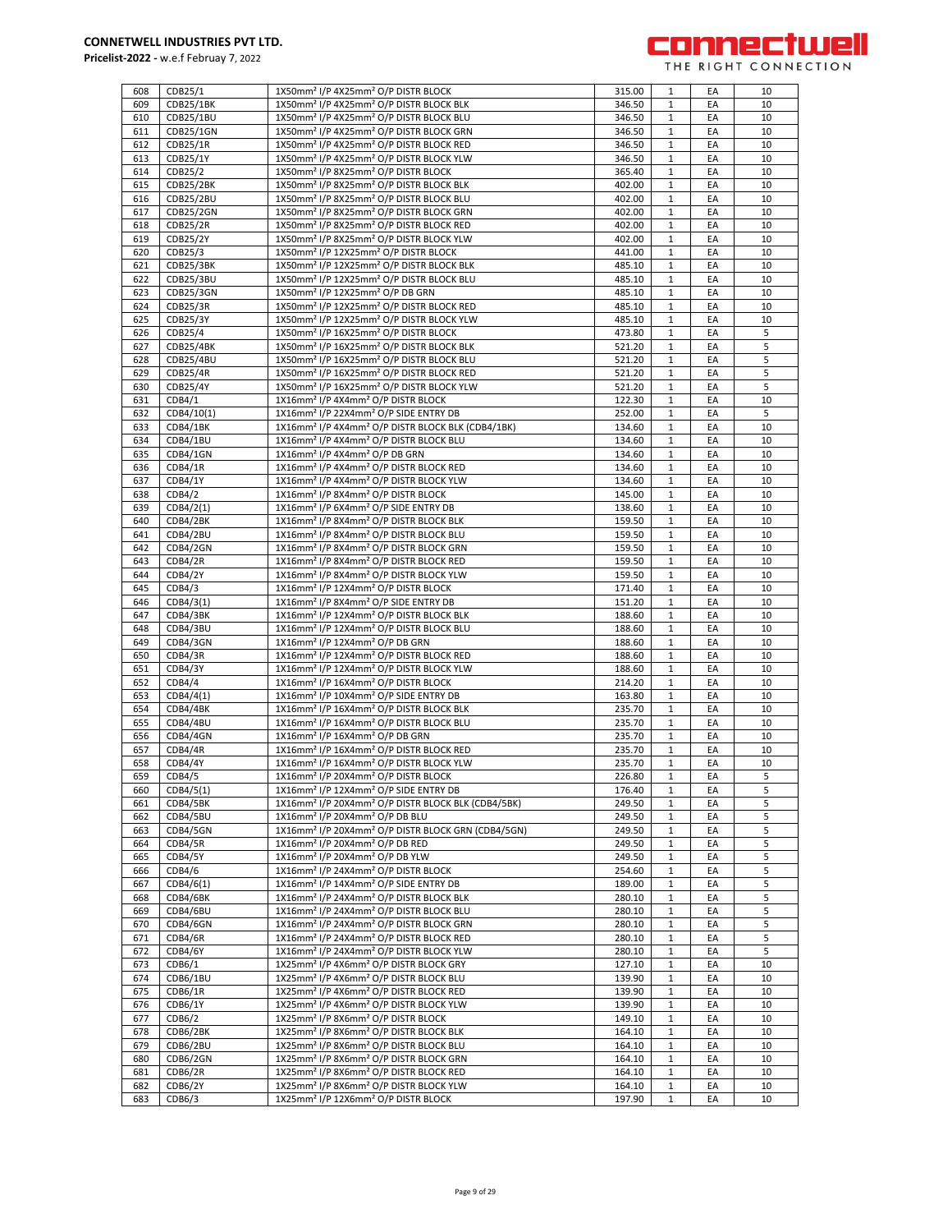**CONNETWELL INDUSTRIES PVT LTD.**
**Pricelist-2022 -** w.e.f Februay 7, 2022

connectwell
THE RIGHT CONNECTION

| 608 | CDB25/1 | 1X50mm² I/P 4X25mm² O/P DISTR BLOCK | 315.00 | 1 | EA | 10 |
|---|---|---|---|---|---|---|
| 609 | CDB25/1BK | 1X50mm² I/P 4X25mm² O/P DISTR BLOCK BLK | 346.50 | 1 | EA | 10 |
| 610 | CDB25/1BU | 1X50mm² I/P 4X25mm² O/P DISTR BLOCK BLU | 346.50 | 1 | EA | 10 |
| 611 | CDB25/1GN | 1X50mm² I/P 4X25mm² O/P DISTR BLOCK GRN | 346.50 | 1 | EA | 10 |
| 612 | CDB25/1R | 1X50mm² I/P 4X25mm² O/P DISTR BLOCK RED | 346.50 | 1 | EA | 10 |
| 613 | CDB25/1Y | 1X50mm² I/P 4X25mm² O/P DISTR BLOCK YLW | 346.50 | 1 | EA | 10 |
| 614 | CDB25/2 | 1X50mm² I/P 8X25mm² O/P DISTR BLOCK | 365.40 | 1 | EA | 10 |
| 615 | CDB25/2BK | 1X50mm² I/P 8X25mm² O/P DISTR BLOCK BLK | 402.00 | 1 | EA | 10 |
| 616 | CDB25/2BU | 1X50mm² I/P 8X25mm² O/P DISTR BLOCK BLU | 402.00 | 1 | EA | 10 |
| 617 | CDB25/2GN | 1X50mm² I/P 8X25mm² O/P DISTR BLOCK GRN | 402.00 | 1 | EA | 10 |
| 618 | CDB25/2R | 1X50mm² I/P 8X25mm² O/P DISTR BLOCK RED | 402.00 | 1 | EA | 10 |
| 619 | CDB25/2Y | 1X50mm² I/P 8X25mm² O/P DISTR BLOCK YLW | 402.00 | 1 | EA | 10 |
| 620 | CDB25/3 | 1X50mm² I/P 12X25mm² O/P DISTR BLOCK | 441.00 | 1 | EA | 10 |
| 621 | CDB25/3BK | 1X50mm² I/P 12X25mm² O/P DISTR BLOCK BLK | 485.10 | 1 | EA | 10 |
| 622 | CDB25/3BU | 1X50mm² I/P 12X25mm² O/P DISTR BLOCK BLU | 485.10 | 1 | EA | 10 |
| 623 | CDB25/3GN | 1X50mm² I/P 12X25mm² O/P DB GRN | 485.10 | 1 | EA | 10 |
| 624 | CDB25/3R | 1X50mm² I/P 12X25mm² O/P DISTR BLOCK RED | 485.10 | 1 | EA | 10 |
| 625 | CDB25/3Y | 1X50mm² I/P 12X25mm² O/P DISTR BLOCK YLW | 485.10 | 1 | EA | 10 |
| 626 | CDB25/4 | 1X50mm² I/P 16X25mm² O/P DISTR BLOCK | 473.80 | 1 | EA | 5 |
| 627 | CDB25/4BK | 1X50mm² I/P 16X25mm² O/P DISTR BLOCK BLK | 521.20 | 1 | EA | 5 |
| 628 | CDB25/4BU | 1X50mm² I/P 16X25mm² O/P DISTR BLOCK BLU | 521.20 | 1 | EA | 5 |
| 629 | CDB25/4R | 1X50mm² I/P 16X25mm² O/P DISTR BLOCK RED | 521.20 | 1 | EA | 5 |
| 630 | CDB25/4Y | 1X50mm² I/P 16X25mm² O/P DISTR BLOCK YLW | 521.20 | 1 | EA | 5 |
| 631 | CDB4/1 | 1X16mm² I/P 4X4mm² O/P DISTR BLOCK | 122.30 | 1 | EA | 10 |
| 632 | CDB4/10(1) | 1X16mm² I/P 22X4mm² O/P SIDE ENTRY DB | 252.00 | 1 | EA | 5 |
| 633 | CDB4/1BK | 1X16mm² I/P 4X4mm² O/P DISTR BLOCK BLK (CDB4/1BK) | 134.60 | 1 | EA | 10 |
| 634 | CDB4/1BU | 1X16mm² I/P 4X4mm² O/P DISTR BLOCK BLU | 134.60 | 1 | EA | 10 |
| 635 | CDB4/1GN | 1X16mm² I/P 4X4mm² O/P DB GRN | 134.60 | 1 | EA | 10 |
| 636 | CDB4/1R | 1X16mm² I/P 4X4mm² O/P DISTR BLOCK RED | 134.60 | 1 | EA | 10 |
| 637 | CDB4/1Y | 1X16mm² I/P 4X4mm² O/P DISTR BLOCK YLW | 134.60 | 1 | EA | 10 |
| 638 | CDB4/2 | 1X16mm² I/P 8X4mm² O/P DISTR BLOCK | 145.00 | 1 | EA | 10 |
| 639 | CDB4/2(1) | 1X16mm² I/P 6X4mm² O/P SIDE ENTRY DB | 138.60 | 1 | EA | 10 |
| 640 | CDB4/2BK | 1X16mm² I/P 8X4mm² O/P DISTR BLOCK BLK | 159.50 | 1 | EA | 10 |
| 641 | CDB4/2BU | 1X16mm² I/P 8X4mm² O/P DISTR BLOCK BLU | 159.50 | 1 | EA | 10 |
| 642 | CDB4/2GN | 1X16mm² I/P 8X4mm² O/P DISTR BLOCK GRN | 159.50 | 1 | EA | 10 |
| 643 | CDB4/2R | 1X16mm² I/P 8X4mm² O/P DISTR BLOCK RED | 159.50 | 1 | EA | 10 |
| 644 | CDB4/2Y | 1X16mm² I/P 8X4mm² O/P DISTR BLOCK YLW | 159.50 | 1 | EA | 10 |
| 645 | CDB4/3 | 1X16mm² I/P 12X4mm² O/P DISTR BLOCK | 171.40 | 1 | EA | 10 |
| 646 | CDB4/3(1) | 1X16mm² I/P 8X4mm² O/P SIDE ENTRY DB | 151.20 | 1 | EA | 10 |
| 647 | CDB4/3BK | 1X16mm² I/P 12X4mm² O/P DISTR BLOCK BLK | 188.60 | 1 | EA | 10 |
| 648 | CDB4/3BU | 1X16mm² I/P 12X4mm² O/P DISTR BLOCK BLU | 188.60 | 1 | EA | 10 |
| 649 | CDB4/3GN | 1X16mm² I/P 12X4mm² O/P DB GRN | 188.60 | 1 | EA | 10 |
| 650 | CDB4/3R | 1X16mm² I/P 12X4mm² O/P DISTR BLOCK RED | 188.60 | 1 | EA | 10 |
| 651 | CDB4/3Y | 1X16mm² I/P 12X4mm² O/P DISTR BLOCK YLW | 188.60 | 1 | EA | 10 |
| 652 | CDB4/4 | 1X16mm² I/P 16X4mm² O/P DISTR BLOCK | 214.20 | 1 | EA | 10 |
| 653 | CDB4/4(1) | 1X16mm² I/P 10X4mm² O/P SIDE ENTRY DB | 163.80 | 1 | EA | 10 |
| 654 | CDB4/4BK | 1X16mm² I/P 16X4mm² O/P DISTR BLOCK BLK | 235.70 | 1 | EA | 10 |
| 655 | CDB4/4BU | 1X16mm² I/P 16X4mm² O/P DISTR BLOCK BLU | 235.70 | 1 | EA | 10 |
| 656 | CDB4/4GN | 1X16mm² I/P 16X4mm² O/P DB GRN | 235.70 | 1 | EA | 10 |
| 657 | CDB4/4R | 1X16mm² I/P 16X4mm² O/P DISTR BLOCK RED | 235.70 | 1 | EA | 10 |
| 658 | CDB4/4Y | 1X16mm² I/P 16X4mm² O/P DISTR BLOCK YLW | 235.70 | 1 | EA | 10 |
| 659 | CDB4/5 | 1X16mm² I/P 20X4mm² O/P DISTR BLOCK | 226.80 | 1 | EA | 5 |
| 660 | CDB4/5(1) | 1X16mm² I/P 12X4mm² O/P SIDE ENTRY DB | 176.40 | 1 | EA | 5 |
| 661 | CDB4/5BK | 1X16mm² I/P 20X4mm² O/P DISTR BLOCK BLK (CDB4/5BK) | 249.50 | 1 | EA | 5 |
| 662 | CDB4/5BU | 1X16mm² I/P 20X4mm² O/P DB BLU | 249.50 | 1 | EA | 5 |
| 663 | CDB4/5GN | 1X16mm² I/P 20X4mm² O/P DISTR BLOCK GRN (CDB4/5GN) | 249.50 | 1 | EA | 5 |
| 664 | CDB4/5R | 1X16mm² I/P 20X4mm² O/P DB RED | 249.50 | 1 | EA | 5 |
| 665 | CDB4/5Y | 1X16mm² I/P 20X4mm² O/P DB YLW | 249.50 | 1 | EA | 5 |
| 666 | CDB4/6 | 1X16mm² I/P 24X4mm² O/P DISTR BLOCK | 254.60 | 1 | EA | 5 |
| 667 | CDB4/6(1) | 1X16mm² I/P 14X4mm² O/P SIDE ENTRY DB | 189.00 | 1 | EA | 5 |
| 668 | CDB4/6BK | 1X16mm² I/P 24X4mm² O/P DISTR BLOCK BLK | 280.10 | 1 | EA | 5 |
| 669 | CDB4/6BU | 1X16mm² I/P 24X4mm² O/P DISTR BLOCK BLU | 280.10 | 1 | EA | 5 |
| 670 | CDB4/6GN | 1X16mm² I/P 24X4mm² O/P DISTR BLOCK GRN | 280.10 | 1 | EA | 5 |
| 671 | CDB4/6R | 1X16mm² I/P 24X4mm² O/P DISTR BLOCK RED | 280.10 | 1 | EA | 5 |
| 672 | CDB4/6Y | 1X16mm² I/P 24X4mm² O/P DISTR BLOCK YLW | 280.10 | 1 | EA | 5 |
| 673 | CDB6/1 | 1X25mm² I/P 4X6mm² O/P DISTR BLOCK GRY | 127.10 | 1 | EA | 10 |
| 674 | CDB6/1BU | 1X25mm² I/P 4X6mm² O/P DISTR BLOCK BLU | 139.90 | 1 | EA | 10 |
| 675 | CDB6/1R | 1X25mm² I/P 4X6mm² O/P DISTR BLOCK RED | 139.90 | 1 | EA | 10 |
| 676 | CDB6/1Y | 1X25mm² I/P 4X6mm² O/P DISTR BLOCK YLW | 139.90 | 1 | EA | 10 |
| 677 | CDB6/2 | 1X25mm² I/P 8X6mm² O/P DISTR BLOCK | 149.10 | 1 | EA | 10 |
| 678 | CDB6/2BK | 1X25mm² I/P 8X6mm² O/P DISTR BLOCK BLK | 164.10 | 1 | EA | 10 |
| 679 | CDB6/2BU | 1X25mm² I/P 8X6mm² O/P DISTR BLOCK BLU | 164.10 | 1 | EA | 10 |
| 680 | CDB6/2GN | 1X25mm² I/P 8X6mm² O/P DISTR BLOCK GRN | 164.10 | 1 | EA | 10 |
| 681 | CDB6/2R | 1X25mm² I/P 8X6mm² O/P DISTR BLOCK RED | 164.10 | 1 | EA | 10 |
| 682 | CDB6/2Y | 1X25mm² I/P 8X6mm² O/P DISTR BLOCK YLW | 164.10 | 1 | EA | 10 |
| 683 | CDB6/3 | 1X25mm² I/P 12X6mm² O/P DISTR BLOCK | 197.90 | 1 | EA | 10 |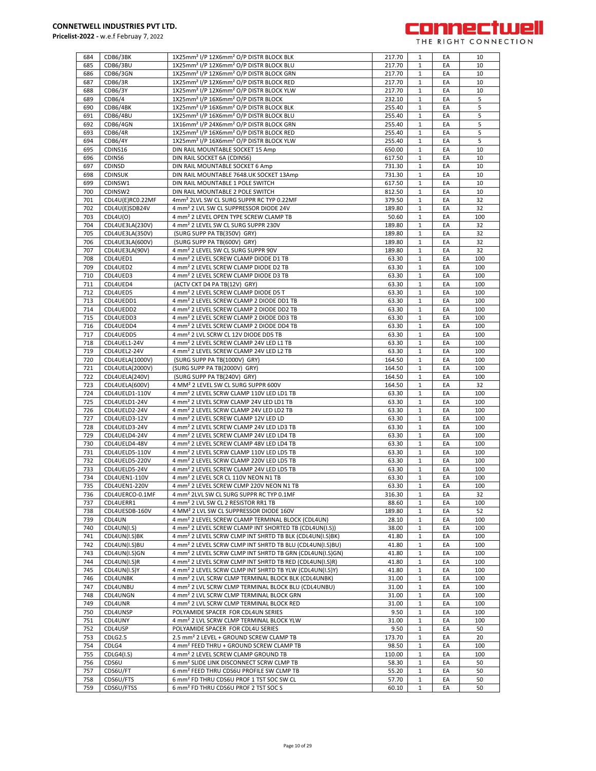| 684 | CDB6/3BK | 1X25mm² I/P 12X6mm² O/P DISTR BLOCK BLK | 217.70 | 1 | EA | 10 |
|---|---|---|---|---|---|---|
| 685 | CDB6/3BU | 1X25mm² I/P 12X6mm² O/P DISTR BLOCK BLU | 217.70 | 1 | EA | 10 |
| 686 | CDB6/3GN | 1X25mm² I/P 12X6mm² O/P DISTR BLOCK GRN | 217.70 | 1 | EA | 10 |
| 687 | CDB6/3R | 1X25mm² I/P 12X6mm² O/P DISTR BLOCK RED | 217.70 | 1 | EA | 10 |
| 688 | CDB6/3Y | 1X25mm² I/P 12X6mm² O/P DISTR BLOCK YLW | 217.70 | 1 | EA | 10 |
| 689 | CDB6/4 | 1X25mm² I/P 16X6mm² O/P DISTR BLOCK | 232.10 | 1 | EA | 5 |
| 690 | CDB6/4BK | 1X25mm² I/P 16X6mm² O/P DISTR BLOCK BLK | 255.40 | 1 | EA | 5 |
| 691 | CDB6/4BU | 1X25mm² I/P 16X6mm² O/P DISTR BLOCK BLU | 255.40 | 1 | EA | 5 |
| 692 | CDB6/4GN | 1X16mm² I/P 24X6mm² O/P DISTR BLOCK GRN | 255.40 | 1 | EA | 5 |
| 693 | CDB6/4R | 1X25mm² I/P 16X6mm² O/P DISTR BLOCK RED | 255.40 | 1 | EA | 5 |
| 694 | CDB6/4Y | 1X25mm² I/P 16X6mm² O/P DISTR BLOCK YLW | 255.40 | 1 | EA | 5 |
| 695 | CDINS16 | DIN RAIL MOUNTABLE SOCKET 15 Amp | 650.00 | 1 | EA | 10 |
| 696 | CDINS6 | DIN RAIL SOCKET 6A (CDINS6) | 617.50 | 1 | EA | 10 |
| 697 | CDINSD | DIN RAIL MOUNTABLE SOCKET 6 Amp | 731.30 | 1 | EA | 10 |
| 698 | CDINSUK | DIN RAIL MOUNTABLE 7648.UK SOCKET 13Amp | 731.30 | 1 | EA | 10 |
| 699 | CDINSW1 | DIN RAIL MOUNTABLE 1 POLE SWITCH | 617.50 | 1 | EA | 10 |
| 700 | CDINSW2 | DIN RAIL MOUNTABLE 2 POLE SWITCH | 812.50 | 1 | EA | 10 |
| 701 | CDL4U(E)RC0.22MF | 4mm² 2LVL SW CL SURG SUPPR RC TYP 0.22MF | 379.50 | 1 | EA | 32 |
| 702 | CDL4U(E)SDB24V | 4 mm² 2 LVL SW CL SUPPRESSOR DIODE 24V | 189.80 | 1 | EA | 32 |
| 703 | CDL4U(O) | 4 mm² 2 LEVEL OPEN TYPE SCREW CLAMP TB | 50.60 | 1 | EA | 100 |
| 704 | CDL4UE3LA(230V) | 4 mm² 2 LEVEL SW CL SURG SUPPR 230V | 189.80 | 1 | EA | 32 |
| 705 | CDL4UE3LA(350V) | (SURG SUPP PA TB(350V) GRY) | 189.80 | 1 | EA | 32 |
| 706 | CDL4UE3LA(600V) | (SURG SUPP PA TB(600V) GRY) | 189.80 | 1 | EA | 32 |
| 707 | CDL4UE3LA(90V) | 4 mm² 2 LEVEL SW CL SURG SUPPR 90V | 189.80 | 1 | EA | 32 |
| 708 | CDL4UED1 | 4 mm² 2 LEVEL SCREW CLAMP DIODE D1 TB | 63.30 | 1 | EA | 100 |
| 709 | CDL4UED2 | 4 mm² 2 LEVEL SCREW CLAMP DIODE D2 TB | 63.30 | 1 | EA | 100 |
| 710 | CDL4UED3 | 4 mm² 2 LEVEL SCREW CLAMP DIODE D3 TB | 63.30 | 1 | EA | 100 |
| 711 | CDL4UED4 | (ACTV CKT D4 PA TB(12V) GRY) | 63.30 | 1 | EA | 100 |
| 712 | CDL4UED5 | 4 mm² 2 LEVEL SCREW CLAMP DIODE D5 T | 63.30 | 1 | EA | 100 |
| 713 | CDL4UEDD1 | 4 mm² 2 LEVEL SCREW CLAMP 2 DIODE DD1 TB | 63.30 | 1 | EA | 100 |
| 714 | CDL4UEDD2 | 4 mm² 2 LEVEL SCREW CLAMP 2 DIODE DD2 TB | 63.30 | 1 | EA | 100 |
| 715 | CDL4UEDD3 | 4 mm² 2 LEVEL SCREW CLAMP 2 DIODE DD3 TB | 63.30 | 1 | EA | 100 |
| 716 | CDL4UEDD4 | 4 mm² 2 LEVEL SCREW CLAMP 2 DIODE DD4 TB | 63.30 | 1 | EA | 100 |
| 717 | CDL4UEDD5 | 4 mm² 2 LVL SCRW CL 12V DIODE DD5 TB | 63.30 | 1 | EA | 100 |
| 718 | CDL4UEL1-24V | 4 mm² 2 LEVEL SCREW CLAMP 24V LED L1 TB | 63.30 | 1 | EA | 100 |
| 719 | CDL4UEL2-24V | 4 mm² 2 LEVEL SCREW CLAMP 24V LED L2 TB | 63.30 | 1 | EA | 100 |
| 720 | CDL4UELA(1000V) | (SURG SUPP PA TB(1000V) GRY) | 164.50 | 1 | EA | 100 |
| 721 | CDL4UELA(2000V) | (SURG SUPP PA TB(2000V) GRY) | 164.50 | 1 | EA | 100 |
| 722 | CDL4UELA(240V) | (SURG SUPP PA TB(240V) GRY) | 164.50 | 1 | EA | 100 |
| 723 | CDL4UELA(600V) | 4 MM² 2 LEVEL SW CL SURG SUPPR 600V | 164.50 | 1 | EA | 32 |
| 724 | CDL4UELD1-110V | 4 mm² 2 LEVEL SCRW CLAMP 110V LED LD1 TB | 63.30 | 1 | EA | 100 |
| 725 | CDL4UELD1-24V | 4 mm² 2 LEVEL SCRW CLAMP 24V LED LD1 TB | 63.30 | 1 | EA | 100 |
| 726 | CDL4UELD2-24V | 4 mm² 2 LEVEL SCRW CLAMP 24V LED LD2 TB | 63.30 | 1 | EA | 100 |
| 727 | CDL4UELD3-12V | 4 mm² 2 LEVEL SCREW CLAMP 12V LED LD | 63.30 | 1 | EA | 100 |
| 728 | CDL4UELD3-24V | 4 mm² 2 LEVEL SCREW CLAMP 24V LED LD3 TB | 63.30 | 1 | EA | 100 |
| 729 | CDL4UELD4-24V | 4 mm² 2 LEVEL SCREW CLAMP 24V LED LD4 TB | 63.30 | 1 | EA | 100 |
| 730 | CDL4UELD4-48V | 4 mm² 2 LEVEL SCREW CLAMP 48V LED LD4 TB | 63.30 | 1 | EA | 100 |
| 731 | CDL4UELD5-110V | 4 mm² 2 LEVEL SCRW CLAMP 110V LED LD5 TB | 63.30 | 1 | EA | 100 |
| 732 | CDL4UELD5-220V | 4 mm² 2 LEVEL SCREW CLAMP 220V LED LD5 TB | 63.30 | 1 | EA | 100 |
| 733 | CDL4UELD5-24V | 4 mm² 2 LEVEL SCREW CLAMP 24V LED LD5 TB | 63.30 | 1 | EA | 100 |
| 734 | CDL4UEN1-110V | 4 mm² 2 LEVEL SCR CL 110V NEON N1 TB | 63.30 | 1 | EA | 100 |
| 735 | CDL4UEN1-220V | 4 mm² 2 LEVEL SCREW CLMP 220V NEON N1 TB | 63.30 | 1 | EA | 100 |
| 736 | CDL4UERCO-0.1MF | 4 mm² 2LVL SW CL SURG SUPPR RC TYP 0.1MF | 316.30 | 1 | EA | 32 |
| 737 | CDL4UERR1 | 4 mm² 2 LVL SW CL 2 RESISTOR RR1 TB | 88.60 | 1 | EA | 100 |
| 738 | CDL4UESDB-160V | 4 MM² 2 LVL SW CL SUPPRESSOR DIODE 160V | 189.80 | 1 | EA | 52 |
| 739 | CDL4UN | 4 mm² 2 LEVEL SCREW CLAMP TERMINAL BLOCK (CDL4UN) | 28.10 | 1 | EA | 100 |
| 740 | CDL4UN(I.S) | 4 mm² 2 LEVEL SCREW CLAMP INT SHORTED TB (CDL4UN(I.S)) | 38.00 | 1 | EA | 100 |
| 741 | CDL4UN(I.S)BK | 4 mm² 2 LEVEL SCRW CLMP INT SHRTD TB BLK (CDL4UN(I.S)BK) | 41.80 | 1 | EA | 100 |
| 742 | CDL4UN(I.S)BU | 4 mm² 2 LEVEL SCRW CLMP INT SHRTD TB BLU (CDL4UN(I.S)BU) | 41.80 | 1 | EA | 100 |
| 743 | CDL4UN(I.S)GN | 4 mm² 2 LEVEL SCRW CLMP INT SHRTD TB GRN (CDL4UN(I.S)GN) | 41.80 | 1 | EA | 100 |
| 744 | CDL4UN(I.S)R | 4 mm² 2 LEVEL SCRW CLMP INT SHRTD TB RED (CDL4UN(I.S)R) | 41.80 | 1 | EA | 100 |
| 745 | CDL4UN(I.S)Y | 4 mm² 2 LEVEL SCRW CLMP INT SHRTD TB YLW (CDL4UN(I.S)Y) | 41.80 | 1 | EA | 100 |
| 746 | CDL4UNBK | 4 mm² 2 LVL SCRW CLMP TERMINAL BLOCK BLK (CDL4UNBK) | 31.00 | 1 | EA | 100 |
| 747 | CDL4UNBU | 4 mm² 2 LVL SCRW CLMP TERMINAL BLOCK BLU (CDL4UNBU) | 31.00 | 1 | EA | 100 |
| 748 | CDL4UNGN | 4 mm² 2 LVL SCRW CLMP TERMINAL BLOCK GRN | 31.00 | 1 | EA | 100 |
| 749 | CDL4UNR | 4 mm² 2 LVL SCRW CLMP TERMINAL BLOCK RED | 31.00 | 1 | EA | 100 |
| 750 | CDL4UNSP | POLYAMIDE SPACER FOR CDL4UN SERIES | 9.50 | 1 | EA | 100 |
| 751 | CDL4UNY | 4 mm² 2 LVL SCRW CLMP TERMINAL BLOCK YLW | 31.00 | 1 | EA | 100 |
| 752 | CDL4USP | POLYAMIDE SPACER FOR CDL4U SERIES | 9.50 | 1 | EA | 50 |
| 753 | CDLG2.5 | 2.5 mm² 2 LEVEL + GROUND SCREW CLAMP TB | 173.70 | 1 | EA | 20 |
| 754 | CDLG4 | 4 mm² FEED THRU + GROUND SCREW CLAMP TB | 98.50 | 1 | EA | 100 |
| 755 | CDLG4(I.S) | 4 mm² 2 LEVEL SCREW CLAMP GROUND TB | 110.00 | 1 | EA | 100 |
| 756 | CDS6U | 6 mm² SLIDE LINK DISCONNECT SCRW CLMP TB | 58.30 | 1 | EA | 50 |
| 757 | CDS6U/FT | 6 mm² FEED THRU CDS6U PROFILE SW CLMP TB | 55.20 | 1 | EA | 50 |
| 758 | CDS6U/FTS | 6 mm² FD THRU CDS6U PROF 1 TST SOC SW CL | 57.70 | 1 | EA | 50 |
| 759 | CDS6U/FTSS | 6 mm² FD THRU CDS6U PROF 2 TST SOC S | 60.10 | 1 | EA | 50 |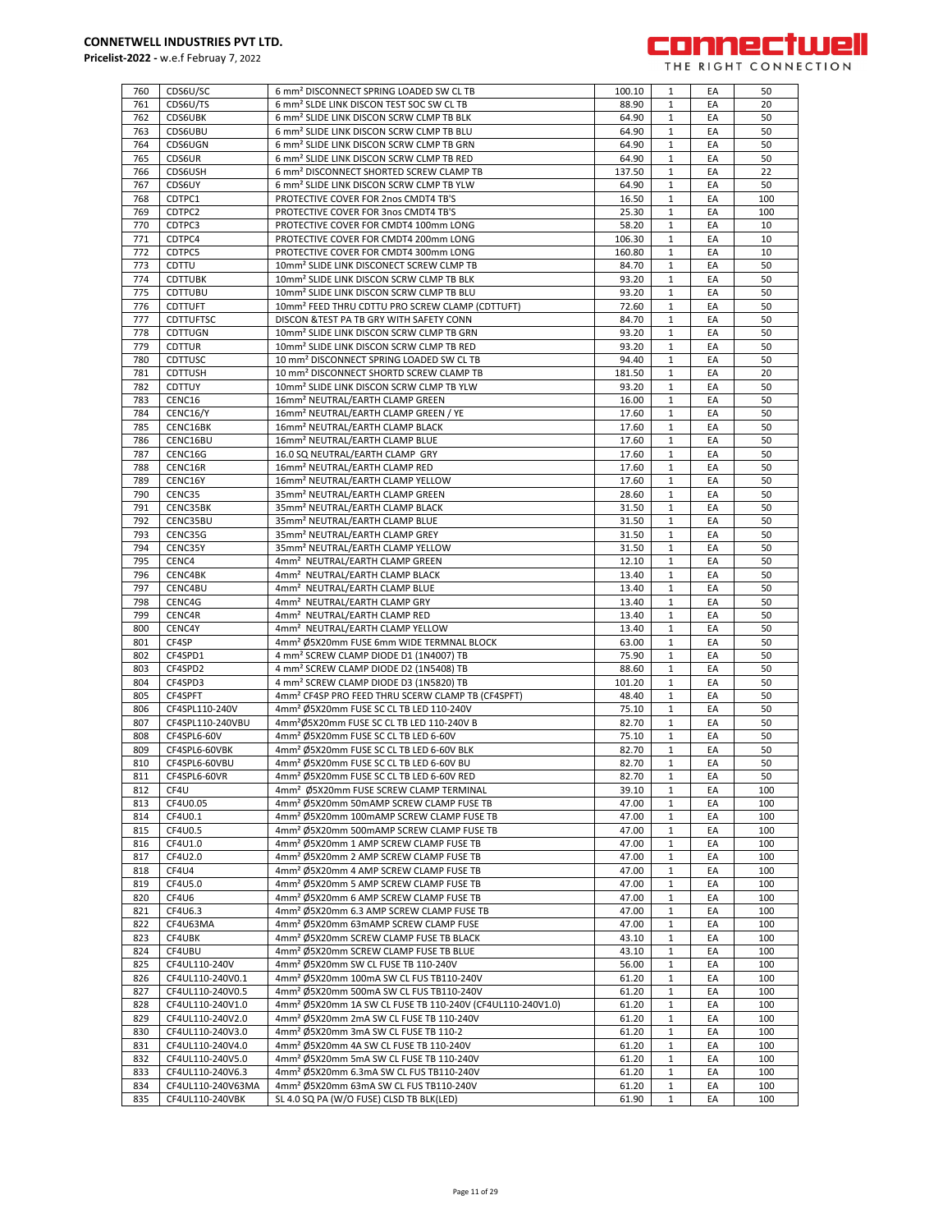**CONNETWELL INDUSTRIES PVT LTD.**
**Pricelist-2022 -** w.e.f Februay 7, 2022

| | | | | | | |
|---|---|---|---|---|---|---|
| 760 | CDS6U/SC | 6 mm² DISCONNECT SPRING LOADED SW CL TB | 100.10 | 1 | EA | 50 |
| 761 | CDS6U/TS | 6 mm² SLDE LINK DISCON TEST SOC SW CL TB | 88.90 | 1 | EA | 20 |
| 762 | CDS6UBK | 6 mm² SLIDE LINK DISCON SCRW CLMP TB BLK | 64.90 | 1 | EA | 50 |
| 763 | CDS6UBU | 6 mm² SLIDE LINK DISCON SCRW CLMP TB BLU | 64.90 | 1 | EA | 50 |
| 764 | CDS6UGN | 6 mm² SLIDE LINK DISCON SCRW CLMP TB GRN | 64.90 | 1 | EA | 50 |
| 765 | CDS6UR | 6 mm² SLIDE LINK DISCON SCRW CLMP TB RED | 64.90 | 1 | EA | 50 |
| 766 | CDS6USH | 6 mm² DISCONNECT SHORTED SCREW CLAMP TB | 137.50 | 1 | EA | 22 |
| 767 | CDS6UY | 6 mm² SLIDE LINK DISCON SCRW CLMP TB YLW | 64.90 | 1 | EA | 50 |
| 768 | CDTPC1 | PROTECTIVE COVER FOR 2nos CMDT4 TB'S | 16.50 | 1 | EA | 100 |
| 769 | CDTPC2 | PROTECTIVE COVER FOR 3nos CMDT4 TB'S | 25.30 | 1 | EA | 100 |
| 770 | CDTPC3 | PROTECTIVE COVER FOR CMDT4 100mm LONG | 58.20 | 1 | EA | 10 |
| 771 | CDTPC4 | PROTECTIVE COVER FOR CMDT4 200mm LONG | 106.30 | 1 | EA | 10 |
| 772 | CDTPC5 | PROTECTIVE COVER FOR CMDT4 300mm LONG | 160.80 | 1 | EA | 10 |
| 773 | CDTTU | 10mm² SLIDE LINK DISCONECT SCREW CLMP TB | 84.70 | 1 | EA | 50 |
| 774 | CDTTUBK | 10mm² SLIDE LINK DISCON SCRW CLMP TB BLK | 93.20 | 1 | EA | 50 |
| 775 | CDTTUBU | 10mm² SLIDE LINK DISCON SCRW CLMP TB BLU | 93.20 | 1 | EA | 50 |
| 776 | CDTTUFT | 10mm² FEED THRU CDTTU PRO SCREW CLAMP (CDTTUFT) | 72.60 | 1 | EA | 50 |
| 777 | CDTTUFTSC | DISCON &TEST PA TB GRY WITH SAFETY CONN | 84.70 | 1 | EA | 50 |
| 778 | CDTTUGN | 10mm² SLIDE LINK DISCON SCRW CLMP TB GRN | 93.20 | 1 | EA | 50 |
| 779 | CDTTUR | 10mm² SLIDE LINK DISCON SCRW CLMP TB RED | 93.20 | 1 | EA | 50 |
| 780 | CDTTUSC | 10 mm² DISCONNECT SPRING LOADED SW CL TB | 94.40 | 1 | EA | 50 |
| 781 | CDTTUSH | 10 mm² DISCONNECT SHORTD SCREW CLAMP TB | 181.50 | 1 | EA | 20 |
| 782 | CDTTUY | 10mm² SLIDE LINK DISCON SCRW CLMP TB YLW | 93.20 | 1 | EA | 50 |
| 783 | CENC16 | 16mm² NEUTRAL/EARTH CLAMP GREEN | 16.00 | 1 | EA | 50 |
| 784 | CENC16/Y | 16mm² NEUTRAL/EARTH CLAMP GREEN / YE | 17.60 | 1 | EA | 50 |
| 785 | CENC16BK | 16mm² NEUTRAL/EARTH CLAMP BLACK | 17.60 | 1 | EA | 50 |
| 786 | CENC16BU | 16mm² NEUTRAL/EARTH CLAMP BLUE | 17.60 | 1 | EA | 50 |
| 787 | CENC16G | 16.0 SQ NEUTRAL/EARTH CLAMP GRY | 17.60 | 1 | EA | 50 |
| 788 | CENC16R | 16mm² NEUTRAL/EARTH CLAMP RED | 17.60 | 1 | EA | 50 |
| 789 | CENC16Y | 16mm² NEUTRAL/EARTH CLAMP YELLOW | 17.60 | 1 | EA | 50 |
| 790 | CENC35 | 35mm² NEUTRAL/EARTH CLAMP GREEN | 28.60 | 1 | EA | 50 |
| 791 | CENC35BK | 35mm² NEUTRAL/EARTH CLAMP BLACK | 31.50 | 1 | EA | 50 |
| 792 | CENC35BU | 35mm² NEUTRAL/EARTH CLAMP BLUE | 31.50 | 1 | EA | 50 |
| 793 | CENC35G | 35mm² NEUTRAL/EARTH CLAMP GREY | 31.50 | 1 | EA | 50 |
| 794 | CENC35Y | 35mm² NEUTRAL/EARTH CLAMP YELLOW | 31.50 | 1 | EA | 50 |
| 795 | CENC4 | 4mm² NEUTRAL/EARTH CLAMP GREEN | 12.10 | 1 | EA | 50 |
| 796 | CENC4BK | 4mm² NEUTRAL/EARTH CLAMP BLACK | 13.40 | 1 | EA | 50 |
| 797 | CENC4BU | 4mm² NEUTRAL/EARTH CLAMP BLUE | 13.40 | 1 | EA | 50 |
| 798 | CENC4G | 4mm² NEUTRAL/EARTH CLAMP GRY | 13.40 | 1 | EA | 50 |
| 799 | CENC4R | 4mm² NEUTRAL/EARTH CLAMP RED | 13.40 | 1 | EA | 50 |
| 800 | CENC4Y | 4mm² NEUTRAL/EARTH CLAMP YELLOW | 13.40 | 1 | EA | 50 |
| 801 | CF4SP | 4mm² Ø5X20mm FUSE 6mm WIDE TERMNAL BLOCK | 63.00 | 1 | EA | 50 |
| 802 | CF4SPD1 | 4 mm² SCREW CLAMP DIODE D1 (1N4007) TB | 75.90 | 1 | EA | 50 |
| 803 | CF4SPD2 | 4 mm² SCREW CLAMP DIODE D2 (1N5408) TB | 88.60 | 1 | EA | 50 |
| 804 | CF4SPD3 | 4 mm² SCREW CLAMP DIODE D3 (1N5820) TB | 101.20 | 1 | EA | 50 |
| 805 | CF4SPFT | 4mm² CF4SP PRO FEED THRU SCERW CLAMP TB (CF4SPFT) | 48.40 | 1 | EA | 50 |
| 806 | CF4SPL110-240V | 4mm² Ø5X20mm FUSE SC CL TB LED 110-240V | 75.10 | 1 | EA | 50 |
| 807 | CF4SPL110-240VBU | 4mm²Ø5X20mm FUSE SC CL TB LED 110-240V B | 82.70 | 1 | EA | 50 |
| 808 | CF4SPL6-60V | 4mm² Ø5X20mm FUSE SC CL TB LED 6-60V | 75.10 | 1 | EA | 50 |
| 809 | CF4SPL6-60VBK | 4mm² Ø5X20mm FUSE SC CL TB LED 6-60V BLK | 82.70 | 1 | EA | 50 |
| 810 | CF4SPL6-60VBU | 4mm² Ø5X20mm FUSE SC CL TB LED 6-60V BU | 82.70 | 1 | EA | 50 |
| 811 | CF4SPL6-60VR | 4mm² Ø5X20mm FUSE SC CL TB LED 6-60V RED | 82.70 | 1 | EA | 50 |
| 812 | CF4U | 4mm² Ø5X20mm FUSE SCREW CLAMP TERMINAL | 39.10 | 1 | EA | 100 |
| 813 | CF4U0.05 | 4mm² Ø5X20mm 50mAMP SCREW CLAMP FUSE TB | 47.00 | 1 | EA | 100 |
| 814 | CF4U0.1 | 4mm² Ø5X20mm 100mAMP SCREW CLAMP FUSE TB | 47.00 | 1 | EA | 100 |
| 815 | CF4U0.5 | 4mm² Ø5X20mm 500mAMP SCREW CLAMP FUSE TB | 47.00 | 1 | EA | 100 |
| 816 | CF4U1.0 | 4mm² Ø5X20mm 1 AMP SCREW CLAMP FUSE TB | 47.00 | 1 | EA | 100 |
| 817 | CF4U2.0 | 4mm² Ø5X20mm 2 AMP SCREW CLAMP FUSE TB | 47.00 | 1 | EA | 100 |
| 818 | CF4U4 | 4mm² Ø5X20mm 4 AMP SCREW CLAMP FUSE TB | 47.00 | 1 | EA | 100 |
| 819 | CF4U5.0 | 4mm² Ø5X20mm 5 AMP SCREW CLAMP FUSE TB | 47.00 | 1 | EA | 100 |
| 820 | CF4U6 | 4mm² Ø5X20mm 6 AMP SCREW CLAMP FUSE TB | 47.00 | 1 | EA | 100 |
| 821 | CF4U6.3 | 4mm² Ø5X20mm 6.3 AMP SCREW CLAMP FUSE TB | 47.00 | 1 | EA | 100 |
| 822 | CF4U63MA | 4mm² Ø5X20mm 63mAMP SCREW CLAMP FUSE | 47.00 | 1 | EA | 100 |
| 823 | CF4UBK | 4mm² Ø5X20mm SCREW CLAMP FUSE TB BLACK | 43.10 | 1 | EA | 100 |
| 824 | CF4UBU | 4mm² Ø5X20mm SCREW CLAMP FUSE TB BLUE | 43.10 | 1 | EA | 100 |
| 825 | CF4UL110-240V | 4mm² Ø5X20mm SW CL FUSE TB 110-240V | 56.00 | 1 | EA | 100 |
| 826 | CF4UL110-240V0.1 | 4mm² Ø5X20mm 100mA SW CL FUS TB110-240V | 61.20 | 1 | EA | 100 |
| 827 | CF4UL110-240V0.5 | 4mm² Ø5X20mm 500mA SW CL FUSE TB110-240V | 61.20 | 1 | EA | 100 |
| 828 | CF4UL110-240V1.0 | 4mm² Ø5X20mm 1A SW CL FUSE TB 110-240V (CF4UL110-240V1.0) | 61.20 | 1 | EA | 100 |
| 829 | CF4UL110-240V2.0 | 4mm² Ø5X20mm 2mA SW CL FUSE TB 110-240V | 61.20 | 1 | EA | 100 |
| 830 | CF4UL110-240V3.0 | 4mm² Ø5X20mm 3mA SW CL FUSE TB 110-2 | 61.20 | 1 | EA | 100 |
| 831 | CF4UL110-240V4.0 | 4mm² Ø5X20mm 4A SW CL FUSE TB 110-240V | 61.20 | 1 | EA | 100 |
| 832 | CF4UL110-240V5.0 | 4mm² Ø5X20mm 5mA SW CL FUSE TB 110-240V | 61.20 | 1 | EA | 100 |
| 833 | CF4UL110-240V6.3 | 4mm² Ø5X20mm 6.3mA SW CL FUS TB110-240V | 61.20 | 1 | EA | 100 |
| 834 | CF4UL110-240V63MA | 4mm² Ø5X20mm 63mA SW CL FUS TB110-240V | 61.20 | 1 | EA | 100 |
| 835 | CF4UL110-240VBK | SL 4.0 SQ PA (W/O FUSE) CLSD TB BLK(LED) | 61.90 | 1 | EA | 100 |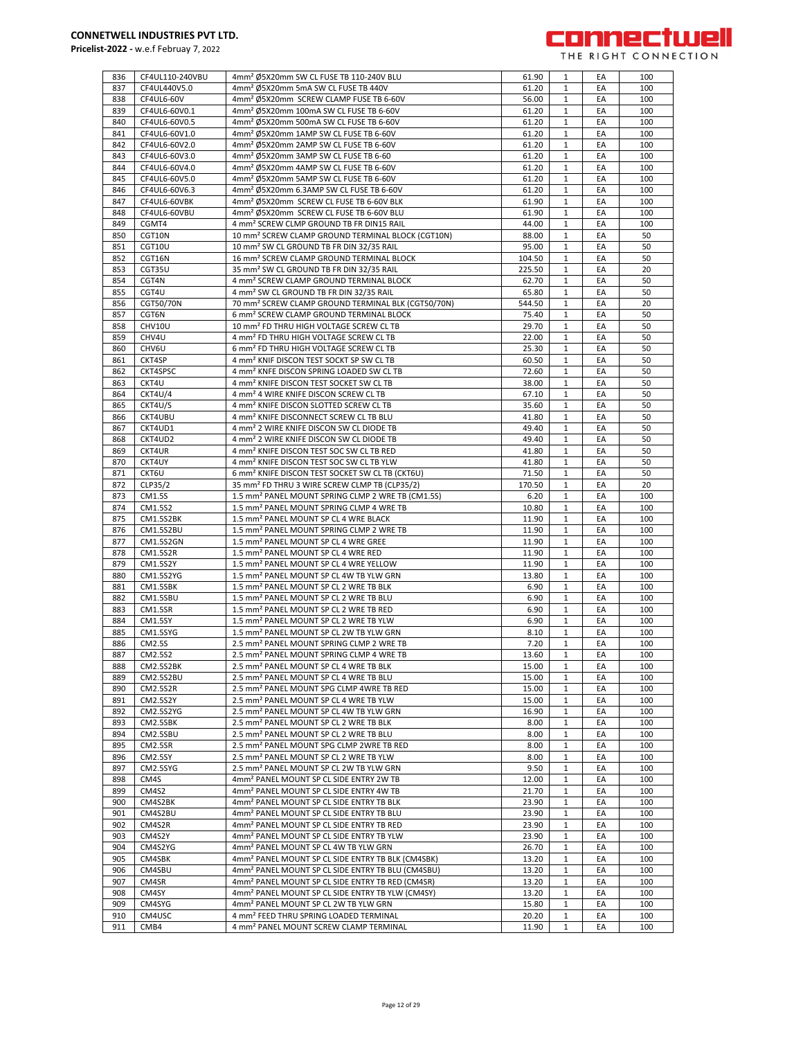| 836 | CF4UL110-240VBU | 4mm² Ø5X20mm SW CL FUSE TB 110-240V BLU | 61.90 | 1 | EA | 100 |
|---|---|---|---|---|---|---|
| 837 | CF4UL440V5.0 | 4mm² Ø5X20mm 5mA SW CL FUSE TB 440V | 61.20 | 1 | EA | 100 |
| 838 | CF4UL6-60V | 4mm² Ø5X20mm SCREW CLAMP FUSE TB 6-60V | 56.00 | 1 | EA | 100 |
| 839 | CF4UL6-60V0.1 | 4mm² Ø5X20mm 100mA SW CL FUSE TB 6-60V | 61.20 | 1 | EA | 100 |
| 840 | CF4UL6-60V0.5 | 4mm² Ø5X20mm 500mA SW CL FUSE TB 6-60V | 61.20 | 1 | EA | 100 |
| 841 | CF4UL6-60V1.0 | 4mm² Ø5X20mm 1AMP SW CL FUSE TB 6-60V | 61.20 | 1 | EA | 100 |
| 842 | CF4UL6-60V2.0 | 4mm² Ø5X20mm 2AMP SW CL FUSE TB 6-60V | 61.20 | 1 | EA | 100 |
| 843 | CF4UL6-60V3.0 | 4mm² Ø5X20mm 3AMP SW CL FUSE TB 6-60 | 61.20 | 1 | EA | 100 |
| 844 | CF4UL6-60V4.0 | 4mm² Ø5X20mm 4AMP SW CL FUSE TB 6-60V | 61.20 | 1 | EA | 100 |
| 845 | CF4UL6-60V5.0 | 4mm² Ø5X20mm 5AMP SW CL FUSE TB 6-60V | 61.20 | 1 | EA | 100 |
| 846 | CF4UL6-60V6.3 | 4mm² Ø5X20mm 6.3AMP SW CL FUSE TB 6-60V | 61.20 | 1 | EA | 100 |
| 847 | CF4UL6-60VBK | 4mm² Ø5X20mm SCREW CL FUSE TB 6-60V BLK | 61.90 | 1 | EA | 100 |
| 848 | CF4UL6-60VBU | 4mm² Ø5X20mm SCREW CL FUSE TB 6-60V BLU | 61.90 | 1 | EA | 100 |
| 849 | CGMT4 | 4 mm² SCREW CLMP GROUND TB FR DIN15 RAIL | 44.00 | 1 | EA | 100 |
| 850 | CGT10N | 10 mm² SCREW CLAMP GROUND TERMINAL BLOCK (CGT10N) | 88.00 | 1 | EA | 50 |
| 851 | CGT10U | 10 mm² SW CL GROUND TB FR DIN 32/35 RAIL | 95.00 | 1 | EA | 50 |
| 852 | CGT16N | 16 mm² SCREW CLAMP GROUND TERMINAL BLOCK | 104.50 | 1 | EA | 50 |
| 853 | CGT35U | 35 mm² SW CL GROUND TB FR DIN 32/35 RAIL | 225.50 | 1 | EA | 20 |
| 854 | CGT4N | 4 mm² SCREW CLAMP GROUND TERMINAL BLOCK | 62.70 | 1 | EA | 50 |
| 855 | CGT4U | 4 mm² SW CL GROUND TB FR DIN 32/35 RAIL | 65.80 | 1 | EA | 50 |
| 856 | CGT50/70N | 70 mm² SCREW CLAMP GROUND TERMINAL BLK (CGT50/70N) | 544.50 | 1 | EA | 20 |
| 857 | CGT6N | 6 mm² SCREW CLAMP GROUND TERMINAL BLOCK | 75.40 | 1 | EA | 50 |
| 858 | CHV10U | 10 mm² FD THRU HIGH VOLTAGE SCREW CL TB | 29.70 | 1 | EA | 50 |
| 859 | CHV4U | 4 mm² FD THRU HIGH VOLTAGE SCREW CL TB | 22.00 | 1 | EA | 50 |
| 860 | CHV6U | 6 mm² FD THRU HIGH VOLTAGE SCREW CL TB | 25.30 | 1 | EA | 50 |
| 861 | CKT4SP | 4 mm² KNIF DISCON TEST SOCKT SP SW CL TB | 60.50 | 1 | EA | 50 |
| 862 | CKT4SPSC | 4 mm² KNFE DISCON SPRING LOADED SW CL TB | 72.60 | 1 | EA | 50 |
| 863 | CKT4U | 4 mm² KNIFE DISCON TEST SOCKET SW CL TB | 38.00 | 1 | EA | 50 |
| 864 | CKT4U/4 | 4 mm² 4 WIRE KNIFE DISCON SCREW CL TB | 67.10 | 1 | EA | 50 |
| 865 | CKT4U/S | 4 mm² KNIFE DISCON SLOTTED SCREW CL TB | 35.60 | 1 | EA | 50 |
| 866 | CKT4UBU | 4 mm² KNIFE DISCONNECT SCREW CL TB BLU | 41.80 | 1 | EA | 50 |
| 867 | CKT4UD1 | 4 mm² 2 WIRE KNIFE DISCON SW CL DIODE TB | 49.40 | 1 | EA | 50 |
| 868 | CKT4UD2 | 4 mm² 2 WIRE KNIFE DISCON SW CL DIODE TB | 49.40 | 1 | EA | 50 |
| 869 | CKT4UR | 4 mm² KNIFE DISCON TEST SOC SW CL TB RED | 41.80 | 1 | EA | 50 |
| 870 | CKT4UY | 4 mm² KNIFE DISCON TEST SOC SW CL TB YLW | 41.80 | 1 | EA | 50 |
| 871 | CKT6U | 6 mm² KNIFE DISCON TEST SOCKET SW CL TB (CKT6U) | 71.50 | 1 | EA | 50 |
| 872 | CLP35/2 | 35 mm² FD THRU 3 WIRE SCREW CLMP TB (CLP35/2) | 170.50 | 1 | EA | 20 |
| 873 | CM1.5S | 1.5 mm² PANEL MOUNT SPRING CLMP 2 WRE TB (CM1.5S) | 6.20 | 1 | EA | 100 |
| 874 | CM1.5S2 | 1.5 mm² PANEL MOUNT SPRING CLMP 4 WRE TB | 10.80 | 1 | EA | 100 |
| 875 | CM1.5S2BK | 1.5 mm² PANEL MOUNT SP CL 4 WRE BLACK | 11.90 | 1 | EA | 100 |
| 876 | CM1.5S2BU | 1.5 mm² PANEL MOUNT SPRING CLMP 2 WRE TB | 11.90 | 1 | EA | 100 |
| 877 | CM1.5S2GN | 1.5 mm² PANEL MOUNT SP CL 4 WRE GREE | 11.90 | 1 | EA | 100 |
| 878 | CM1.5S2R | 1.5 mm² PANEL MOUNT SP CL 4 WRE RED | 11.90 | 1 | EA | 100 |
| 879 | CM1.5S2Y | 1.5 mm² PANEL MOUNT SP CL 4 WRE YELLOW | 11.90 | 1 | EA | 100 |
| 880 | CM1.5S2YG | 1.5 mm² PANEL MOUNT SP CL 4W TB YLW GRN | 13.80 | 1 | EA | 100 |
| 881 | CM1.5SBK | 1.5 mm² PANEL MOUNT SP CL 2 WRE TB BLK | 6.90 | 1 | EA | 100 |
| 882 | CM1.5SBU | 1.5 mm² PANEL MOUNT SP CL 2 WRE TB BLU | 6.90 | 1 | EA | 100 |
| 883 | CM1.5SR | 1.5 mm² PANEL MOUNT SP CL 2 WRE TB RED | 6.90 | 1 | EA | 100 |
| 884 | CM1.5SY | 1.5 mm² PANEL MOUNT SP CL 2 WRE TB YLW | 6.90 | 1 | EA | 100 |
| 885 | CM1.5SYG | 1.5 mm² PANEL MOUNT SP CL 2W TB YLW GRN | 8.10 | 1 | EA | 100 |
| 886 | CM2.5S | 2.5 mm² PANEL MOUNT SPRING CLMP 2 WRE TB | 7.20 | 1 | EA | 100 |
| 887 | CM2.5S2 | 2.5 mm² PANEL MOUNT SPRING CLMP 4 WRE TB | 13.60 | 1 | EA | 100 |
| 888 | CM2.5S2BK | 2.5 mm² PANEL MOUNT SP CL 4 WRE TB BLK | 15.00 | 1 | EA | 100 |
| 889 | CM2.5S2BU | 2.5 mm² PANEL MOUNT SP CL 4 WRE TB BLU | 15.00 | 1 | EA | 100 |
| 890 | CM2.5S2R | 2.5 mm² PANEL MOUNT SPG CLMP 4WRE TB RED | 15.00 | 1 | EA | 100 |
| 891 | CM2.5S2Y | 2.5 mm² PANEL MOUNT SP CL 4 WRE TB YLW | 15.00 | 1 | EA | 100 |
| 892 | CM2.5S2YG | 2.5 mm² PANEL MOUNT SP CL 4W TB YLW GRN | 16.90 | 1 | EA | 100 |
| 893 | CM2.5SBK | 2.5 mm² PANEL MOUNT SP CL 2 WRE TB BLK | 8.00 | 1 | EA | 100 |
| 894 | CM2.5SBU | 2.5 mm² PANEL MOUNT SP CL 2 WRE TB BLU | 8.00 | 1 | EA | 100 |
| 895 | CM2.5SR | 2.5 mm² PANEL MOUNT SPG CLMP 2WRE TB RED | 8.00 | 1 | EA | 100 |
| 896 | CM2.5SY | 2.5 mm² PANEL MOUNT SP CL 2 WRE TB YLW | 8.00 | 1 | EA | 100 |
| 897 | CM2.5SYG | 2.5 mm² PANEL MOUNT SP CL 2W TB YLW GRN | 9.50 | 1 | EA | 100 |
| 898 | CM4S | 4mm² PANEL MOUNT SP CL SIDE ENTRY 2W TB | 12.00 | 1 | EA | 100 |
| 899 | CM4S2 | 4mm² PANEL MOUNT SP CL SIDE ENTRY 4W TB | 21.70 | 1 | EA | 100 |
| 900 | CM4S2BK | 4mm² PANEL MOUNT SP CL SIDE ENTRY TB BLK | 23.90 | 1 | EA | 100 |
| 901 | CM4S2BU | 4mm² PANEL MOUNT SP CL SIDE ENTRY TB BLU | 23.90 | 1 | EA | 100 |
| 902 | CM4S2R | 4mm² PANEL MOUNT SP CL SIDE ENTRY TB RED | 23.90 | 1 | EA | 100 |
| 903 | CM4S2Y | 4mm² PANEL MOUNT SP CL SIDE ENTRY TB YLW | 23.90 | 1 | EA | 100 |
| 904 | CM4S2YG | 4mm² PANEL MOUNT SP CL 4W TB YLW GRN | 26.70 | 1 | EA | 100 |
| 905 | CM4SBK | 4mm² PANEL MOUNT SP CL SIDE ENTRY TB BLK (CM4SBK) | 13.20 | 1 | EA | 100 |
| 906 | CM4SBU | 4mm² PANEL MOUNT SP CL SIDE ENTRY TB BLU (CM4SBU) | 13.20 | 1 | EA | 100 |
| 907 | CM4SR | 4mm² PANEL MOUNT SP CL SIDE ENTRY TB RED (CM4SR) | 13.20 | 1 | EA | 100 |
| 908 | CM4SY | 4mm² PANEL MOUNT SP CL SIDE ENTRY TB YLW (CM4SY) | 13.20 | 1 | EA | 100 |
| 909 | CM4SYG | 4mm² PANEL MOUNT SP CL 2W TB YLW GRN | 15.80 | 1 | EA | 100 |
| 910 | CM4USC | 4 mm² FEED THRU SPRING LOADED TERMINAL | 20.20 | 1 | EA | 100 |
| 911 | CMB4 | 4 mm² PANEL MOUNT SCREW CLAMP TERMINAL | 11.90 | 1 | EA | 100 |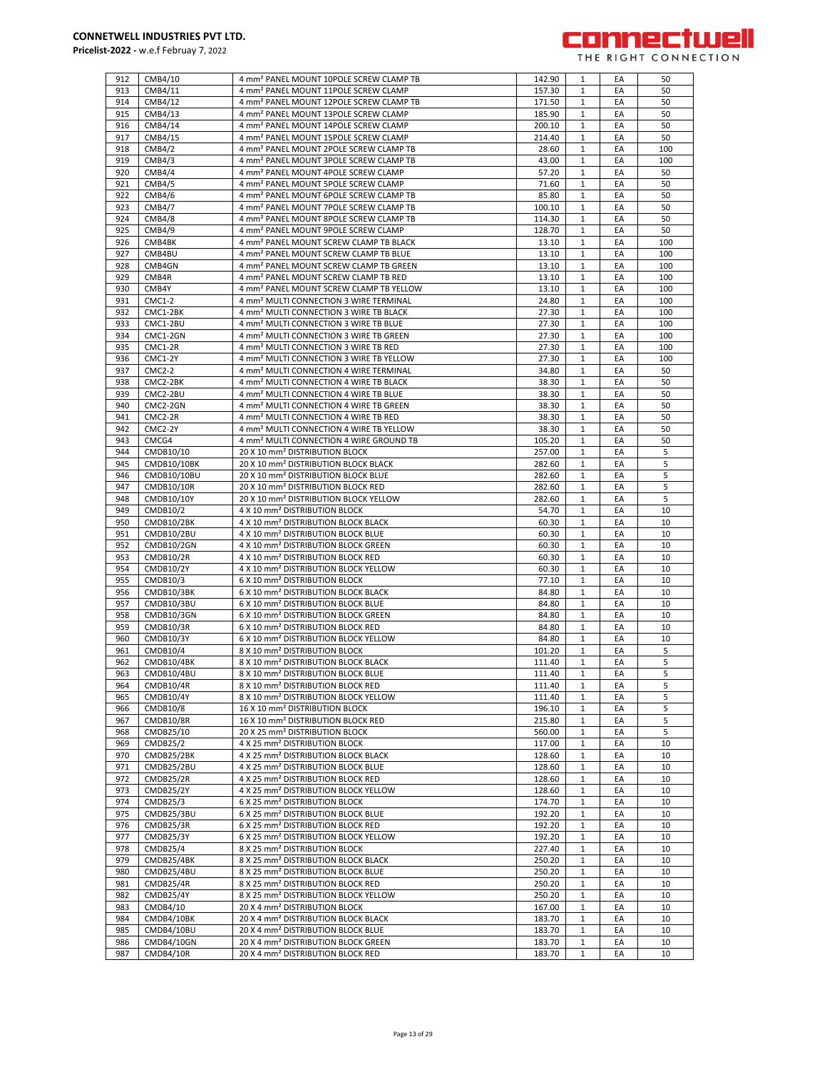**CONNETWELL INDUSTRIES PVT LTD.**
**Pricelist-2022 -** w.e.f Februay 7, 2022

connectwell
THE RIGHT CONNECTION

| | | | | | | |
|---|---|---|---|---|---|---|
| 912 | CMB4/10 | 4 mm² PANEL MOUNT 10POLE SCREW CLAMP TB | 142.90 | 1 | EA | 50 |
| 913 | CMB4/11 | 4 mm² PANEL MOUNT 11POLE SCREW CLAMP | 157.30 | 1 | EA | 50 |
| 914 | CMB4/12 | 4 mm² PANEL MOUNT 12POLE SCREW CLAMP TB | 171.50 | 1 | EA | 50 |
| 915 | CMB4/13 | 4 mm² PANEL MOUNT 13POLE SCREW CLAMP | 185.90 | 1 | EA | 50 |
| 916 | CMB4/14 | 4 mm² PANEL MOUNT 14POLE SCREW CLAMP | 200.10 | 1 | EA | 50 |
| 917 | CMB4/15 | 4 mm² PANEL MOUNT 15POLE SCREW CLAMP | 214.40 | 1 | EA | 50 |
| 918 | CMB4/2 | 4 mm² PANEL MOUNT 2POLE SCREW CLAMP TB | 28.60 | 1 | EA | 100 |
| 919 | CMB4/3 | 4 mm² PANEL MOUNT 3POLE SCREW CLAMP TB | 43.00 | 1 | EA | 100 |
| 920 | CMB4/4 | 4 mm² PANEL MOUNT 4POLE SCREW CLAMP | 57.20 | 1 | EA | 50 |
| 921 | CMB4/5 | 4 mm² PANEL MOUNT 5POLE SCREW CLAMP | 71.60 | 1 | EA | 50 |
| 922 | CMB4/6 | 4 mm² PANEL MOUNT 6POLE SCREW CLAMP TB | 85.80 | 1 | EA | 50 |
| 923 | CMB4/7 | 4 mm² PANEL MOUNT 7POLE SCREW CLAMP TB | 100.10 | 1 | EA | 50 |
| 924 | CMB4/8 | 4 mm² PANEL MOUNT 8POLE SCREW CLAMP TB | 114.30 | 1 | EA | 50 |
| 925 | CMB4/9 | 4 mm² PANEL MOUNT 9POLE SCREW CLAMP | 128.70 | 1 | EA | 50 |
| 926 | CMB4BK | 4 mm² PANEL MOUNT SCREW CLAMP TB BLACK | 13.10 | 1 | EA | 100 |
| 927 | CMB4BU | 4 mm² PANEL MOUNT SCREW CLAMP TB BLUE | 13.10 | 1 | EA | 100 |
| 928 | CMB4GN | 4 mm² PANEL MOUNT SCREW CLAMP TB GREEN | 13.10 | 1 | EA | 100 |
| 929 | CMB4R | 4 mm² PANEL MOUNT SCREW CLAMP TB RED | 13.10 | 1 | EA | 100 |
| 930 | CMB4Y | 4 mm² PANEL MOUNT SCREW CLAMP TB YELLOW | 13.10 | 1 | EA | 100 |
| 931 | CMC1-2 | 4 mm² MULTI CONNECTION 3 WIRE TERMINAL | 24.80 | 1 | EA | 100 |
| 932 | CMC1-2BK | 4 mm² MULTI CONNECTION 3 WIRE TB BLACK | 27.30 | 1 | EA | 100 |
| 933 | CMC1-2BU | 4 mm² MULTI CONNECTION 3 WIRE TB BLUE | 27.30 | 1 | EA | 100 |
| 934 | CMC1-2GN | 4 mm² MULTI CONNECTION 3 WIRE TB GREEN | 27.30 | 1 | EA | 100 |
| 935 | CMC1-2R | 4 mm² MULTI CONNECTION 3 WIRE TB RED | 27.30 | 1 | EA | 100 |
| 936 | CMC1-2Y | 4 mm² MULTI CONNECTION 3 WIRE TB YELLOW | 27.30 | 1 | EA | 100 |
| 937 | CMC2-2 | 4 mm² MULTI CONNECTION 4 WIRE TERMINAL | 34.80 | 1 | EA | 50 |
| 938 | CMC2-2BK | 4 mm² MULTI CONNECTION 4 WIRE TB BLACK | 38.30 | 1 | EA | 50 |
| 939 | CMC2-2BU | 4 mm² MULTI CONNECTION 4 WIRE TB BLUE | 38.30 | 1 | EA | 50 |
| 940 | CMC2-2GN | 4 mm² MULTI CONNECTION 4 WIRE TB GREEN | 38.30 | 1 | EA | 50 |
| 941 | CMC2-2R | 4 mm² MULTI CONNECTION 4 WIRE TB RED | 38.30 | 1 | EA | 50 |
| 942 | CMC2-2Y | 4 mm² MULTI CONNECTION 4 WIRE TB YELLOW | 38.30 | 1 | EA | 50 |
| 943 | CMCG4 | 4 mm² MULTI CONNECTION 4 WIRE GROUND TB | 105.20 | 1 | EA | 50 |
| 944 | CMDB10/10 | 20 X 10 mm² DISTRIBUTION BLOCK | 257.00 | 1 | EA | 5 |
| 945 | CMDB10/10BK | 20 X 10 mm² DISTRIBUTION BLOCK BLACK | 282.60 | 1 | EA | 5 |
| 946 | CMDB10/10BU | 20 X 10 mm² DISTRIBUTION BLOCK BLUE | 282.60 | 1 | EA | 5 |
| 947 | CMDB10/10R | 20 X 10 mm² DISTRIBUTION BLOCK RED | 282.60 | 1 | EA | 5 |
| 948 | CMDB10/10Y | 20 X 10 mm² DISTRIBUTION BLOCK YELLOW | 282.60 | 1 | EA | 5 |
| 949 | CMDB10/2 | 4 X 10 mm² DISTRIBUTION BLOCK | 54.70 | 1 | EA | 10 |
| 950 | CMDB10/2BK | 4 X 10 mm² DISTRIBUTION BLOCK BLACK | 60.30 | 1 | EA | 10 |
| 951 | CMDB10/2BU | 4 X 10 mm² DISTRIBUTION BLOCK BLUE | 60.30 | 1 | EA | 10 |
| 952 | CMDB10/2GN | 4 X 10 mm² DISTRIBUTION BLOCK GREEN | 60.30 | 1 | EA | 10 |
| 953 | CMDB10/2R | 4 X 10 mm² DISTRIBUTION BLOCK RED | 60.30 | 1 | EA | 10 |
| 954 | CMDB10/2Y | 4 X 10 mm² DISTRIBUTION BLOCK YELLOW | 60.30 | 1 | EA | 10 |
| 955 | CMDB10/3 | 6 X 10 mm² DISTRIBUTION BLOCK | 77.10 | 1 | EA | 10 |
| 956 | CMDB10/3BK | 6 X 10 mm² DISTRIBUTION BLOCK BLACK | 84.80 | 1 | EA | 10 |
| 957 | CMDB10/3BU | 6 X 10 mm² DISTRIBUTION BLOCK BLUE | 84.80 | 1 | EA | 10 |
| 958 | CMDB10/3GN | 6 X 10 mm² DISTRIBUTION BLOCK GREEN | 84.80 | 1 | EA | 10 |
| 959 | CMDB10/3R | 6 X 10 mm² DISTRIBUTION BLOCK RED | 84.80 | 1 | EA | 10 |
| 960 | CMDB10/3Y | 6 X 10 mm² DISTRIBUTION BLOCK YELLOW | 84.80 | 1 | EA | 10 |
| 961 | CMDB10/4 | 8 X 10 mm² DISTRIBUTION BLOCK | 101.20 | 1 | EA | 5 |
| 962 | CMDB10/4BK | 8 X 10 mm² DISTRIBUTION BLOCK BLACK | 111.40 | 1 | EA | 5 |
| 963 | CMDB10/4BU | 8 X 10 mm² DISTRIBUTION BLOCK BLUE | 111.40 | 1 | EA | 5 |
| 964 | CMDB10/4R | 8 X 10 mm² DISTRIBUTION BLOCK RED | 111.40 | 1 | EA | 5 |
| 965 | CMDB10/4Y | 8 X 10 mm² DISTRIBUTION BLOCK YELLOW | 111.40 | 1 | EA | 5 |
| 966 | CMDB10/8 | 16 X 10 mm² DISTRIBUTION BLOCK | 196.10 | 1 | EA | 5 |
| 967 | CMDB10/8R | 16 X 10 mm² DISTRIBUTION BLOCK RED | 215.80 | 1 | EA | 5 |
| 968 | CMDB25/10 | 20 X 25 mm² DISTRIBUTION BLOCK | 560.00 | 1 | EA | 5 |
| 969 | CMDB25/2 | 4 X 25 mm² DISTRIBUTION BLOCK | 117.00 | 1 | EA | 10 |
| 970 | CMDB25/2BK | 4 X 25 mm² DISTRIBUTION BLOCK BLACK | 128.60 | 1 | EA | 10 |
| 971 | CMDB25/2BU | 4 X 25 mm² DISTRIBUTION BLOCK BLUE | 128.60 | 1 | EA | 10 |
| 972 | CMDB25/2R | 4 X 25 mm² DISTRIBUTION BLOCK RED | 128.60 | 1 | EA | 10 |
| 973 | CMDB25/2Y | 4 X 25 mm² DISTRIBUTION BLOCK YELLOW | 128.60 | 1 | EA | 10 |
| 974 | CMDB25/3 | 6 X 25 mm² DISTRIBUTION BLOCK | 174.70 | 1 | EA | 10 |
| 975 | CMDB25/3BU | 6 X 25 mm² DISTRIBUTION BLOCK BLUE | 192.20 | 1 | EA | 10 |
| 976 | CMDB25/3R | 6 X 25 mm² DISTRIBUTION BLOCK RED | 192.20 | 1 | EA | 10 |
| 977 | CMDB25/3Y | 6 X 25 mm² DISTRIBUTION BLOCK YELLOW | 192.20 | 1 | EA | 10 |
| 978 | CMDB25/4 | 8 X 25 mm² DISTRIBUTION BLOCK | 227.40 | 1 | EA | 10 |
| 979 | CMDB25/4BK | 8 X 25 mm² DISTRIBUTION BLOCK BLACK | 250.20 | 1 | EA | 10 |
| 980 | CMDB25/4BU | 8 X 25 mm² DISTRIBUTION BLOCK BLUE | 250.20 | 1 | EA | 10 |
| 981 | CMDB25/4R | 8 X 25 mm² DISTRIBUTION BLOCK RED | 250.20 | 1 | EA | 10 |
| 982 | CMDB25/4Y | 8 X 25 mm² DISTRIBUTION BLOCK YELLOW | 250.20 | 1 | EA | 10 |
| 983 | CMDB4/10 | 20 X 4 mm² DISTRIBUTION BLOCK | 167.00 | 1 | EA | 10 |
| 984 | CMDB4/10BK | 20 X 4 mm² DISTRIBUTION BLOCK BLACK | 183.70 | 1 | EA | 10 |
| 985 | CMDB4/10BU | 20 X 4 mm² DISTRIBUTION BLOCK BLUE | 183.70 | 1 | EA | 10 |
| 986 | CMDB4/10GN | 20 X 4 mm² DISTRIBUTION BLOCK GREEN | 183.70 | 1 | EA | 10 |
| 987 | CMDB4/10R | 20 X 4 mm² DISTRIBUTION BLOCK RED | 183.70 | 1 | EA | 10 |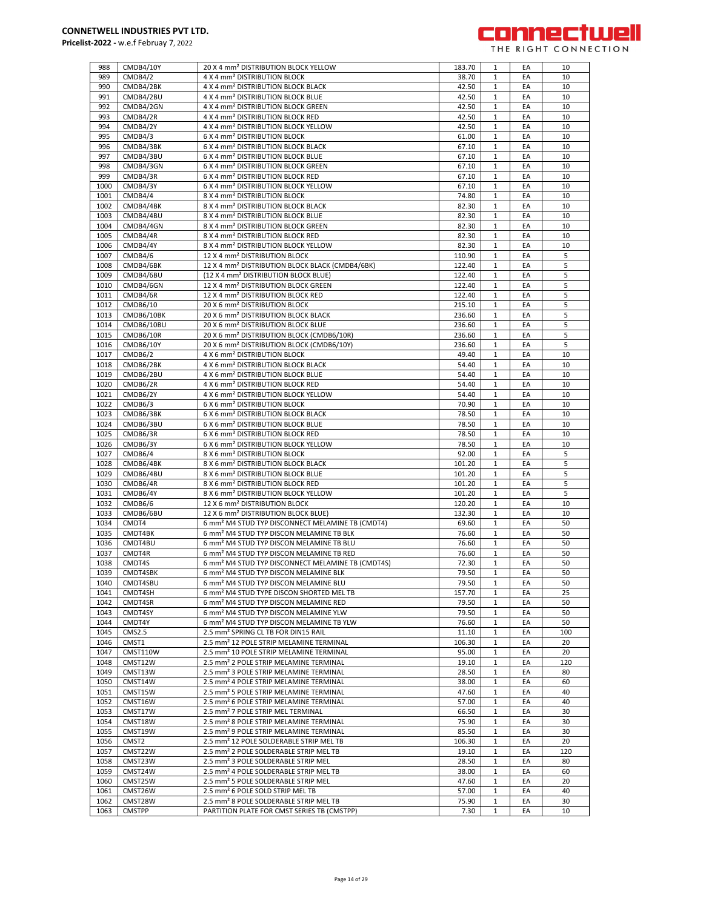| 988 | CMDB4/10Y | 20 X 4 mm² DISTRIBUTION BLOCK YELLOW | 183.70 | 1 | EA | 10 |
|---|---|---|---|---|---|---|
| 989 | CMDB4/2 | 4 X 4 mm² DISTRIBUTION BLOCK | 38.70 | 1 | EA | 10 |
| 990 | CMDB4/2BK | 4 X 4 mm² DISTRIBUTION BLOCK BLACK | 42.50 | 1 | EA | 10 |
| 991 | CMDB4/2BU | 4 X 4 mm² DISTRIBUTION BLOCK BLUE | 42.50 | 1 | EA | 10 |
| 992 | CMDB4/2GN | 4 X 4 mm² DISTRIBUTION BLOCK GREEN | 42.50 | 1 | EA | 10 |
| 993 | CMDB4/2R | 4 X 4 mm² DISTRIBUTION BLOCK RED | 42.50 | 1 | EA | 10 |
| 994 | CMDB4/2Y | 4 X 4 mm² DISTRIBUTION BLOCK YELLOW | 42.50 | 1 | EA | 10 |
| 995 | CMDB4/3 | 6 X 4 mm² DISTRIBUTION BLOCK | 61.00 | 1 | EA | 10 |
| 996 | CMDB4/3BK | 6 X 4 mm² DISTRIBUTION BLOCK BLACK | 67.10 | 1 | EA | 10 |
| 997 | CMDB4/3BU | 6 X 4 mm² DISTRIBUTION BLOCK BLUE | 67.10 | 1 | EA | 10 |
| 998 | CMDB4/3GN | 6 X 4 mm² DISTRIBUTION BLOCK GREEN | 67.10 | 1 | EA | 10 |
| 999 | CMDB4/3R | 6 X 4 mm² DISTRIBUTION BLOCK RED | 67.10 | 1 | EA | 10 |
| 1000 | CMDB4/3Y | 6 X 4 mm² DISTRIBUTION BLOCK YELLOW | 67.10 | 1 | EA | 10 |
| 1001 | CMDB4/4 | 8 X 4 mm² DISTRIBUTION BLOCK | 74.80 | 1 | EA | 10 |
| 1002 | CMDB4/4BK | 8 X 4 mm² DISTRIBUTION BLOCK BLACK | 82.30 | 1 | EA | 10 |
| 1003 | CMDB4/4BU | 8 X 4 mm² DISTRIBUTION BLOCK BLUE | 82.30 | 1 | EA | 10 |
| 1004 | CMDB4/4GN | 8 X 4 mm² DISTRIBUTION BLOCK GREEN | 82.30 | 1 | EA | 10 |
| 1005 | CMDB4/4R | 8 X 4 mm² DISTRIBUTION BLOCK RED | 82.30 | 1 | EA | 10 |
| 1006 | CMDB4/4Y | 8 X 4 mm² DISTRIBUTION BLOCK YELLOW | 82.30 | 1 | EA | 10 |
| 1007 | CMDB4/6 | 12 X 4 mm² DISTRIBUTION BLOCK | 110.90 | 1 | EA | 5 |
| 1008 | CMDB4/6BK | 12 X 4 mm² DISTRIBUTION BLOCK BLACK (CMDB4/6BK) | 122.40 | 1 | EA | 5 |
| 1009 | CMDB4/6BU | (12 X 4 mm² DISTRIBUTION BLOCK BLUE) | 122.40 | 1 | EA | 5 |
| 1010 | CMDB4/6GN | 12 X 4 mm² DISTRIBUTION BLOCK GREEN | 122.40 | 1 | EA | 5 |
| 1011 | CMDB4/6R | 12 X 4 mm² DISTRIBUTION BLOCK RED | 122.40 | 1 | EA | 5 |
| 1012 | CMDB6/10 | 20 X 6 mm² DISTRIBUTION BLOCK | 215.10 | 1 | EA | 5 |
| 1013 | CMDB6/10BK | 20 X 6 mm² DISTRIBUTION BLOCK BLACK | 236.60 | 1 | EA | 5 |
| 1014 | CMDB6/10BU | 20 X 6 mm² DISTRIBUTION BLOCK BLUE | 236.60 | 1 | EA | 5 |
| 1015 | CMDB6/10R | 20 X 6 mm² DISTRIBUTION BLOCK (CMDB6/10R) | 236.60 | 1 | EA | 5 |
| 1016 | CMDB6/10Y | 20 X 6 mm² DISTRIBUTION BLOCK (CMDB6/10Y) | 236.60 | 1 | EA | 5 |
| 1017 | CMDB6/2 | 4 X 6 mm² DISTRIBUTION BLOCK | 49.40 | 1 | EA | 10 |
| 1018 | CMDB6/2BK | 4 X 6 mm² DISTRIBUTION BLOCK BLACK | 54.40 | 1 | EA | 10 |
| 1019 | CMDB6/2BU | 4 X 6 mm² DISTRIBUTION BLOCK BLUE | 54.40 | 1 | EA | 10 |
| 1020 | CMDB6/2R | 4 X 6 mm² DISTRIBUTION BLOCK RED | 54.40 | 1 | EA | 10 |
| 1021 | CMDB6/2Y | 4 X 6 mm² DISTRIBUTION BLOCK YELLOW | 54.40 | 1 | EA | 10 |
| 1022 | CMDB6/3 | 6 X 6 mm² DISTRIBUTION BLOCK | 70.90 | 1 | EA | 10 |
| 1023 | CMDB6/3BK | 6 X 6 mm² DISTRIBUTION BLOCK BLACK | 78.50 | 1 | EA | 10 |
| 1024 | CMDB6/3BU | 6 X 6 mm² DISTRIBUTION BLOCK BLUE | 78.50 | 1 | EA | 10 |
| 1025 | CMDB6/3R | 6 X 6 mm² DISTRIBUTION BLOCK RED | 78.50 | 1 | EA | 10 |
| 1026 | CMDB6/3Y | 6 X 6 mm² DISTRIBUTION BLOCK YELLOW | 78.50 | 1 | EA | 10 |
| 1027 | CMDB6/4 | 8 X 6 mm² DISTRIBUTION BLOCK | 92.00 | 1 | EA | 5 |
| 1028 | CMDB6/4BK | 8 X 6 mm² DISTRIBUTION BLOCK BLACK | 101.20 | 1 | EA | 5 |
| 1029 | CMDB6/4BU | 8 X 6 mm² DISTRIBUTION BLOCK BLUE | 101.20 | 1 | EA | 5 |
| 1030 | CMDB6/4R | 8 X 6 mm² DISTRIBUTION BLOCK RED | 101.20 | 1 | EA | 5 |
| 1031 | CMDB6/4Y | 8 X 6 mm² DISTRIBUTION BLOCK YELLOW | 101.20 | 1 | EA | 5 |
| 1032 | CMDB6/6 | 12 X 6 mm² DISTRIBUTION BLOCK | 120.20 | 1 | EA | 10 |
| 1033 | CMDB6/6BU | 12 X 6 mm² DISTRIBUTION BLOCK BLUE) | 132.30 | 1 | EA | 10 |
| 1034 | CMDT4 | 6 mm² M4 STUD TYP DISCONNECT MELAMINE TB (CMDT4) | 69.60 | 1 | EA | 50 |
| 1035 | CMDT4BK | 6 mm² M4 STUD TYP DISCON MELAMINE TB BLK | 76.60 | 1 | EA | 50 |
| 1036 | CMDT4BU | 6 mm² M4 STUD TYP DISCON MELAMINE TB BLU | 76.60 | 1 | EA | 50 |
| 1037 | CMDT4R | 6 mm² M4 STUD TYP DISCON MELAMINE TB RED | 76.60 | 1 | EA | 50 |
| 1038 | CMDT4S | 6 mm² M4 STUD TYP DISCONNECT MELAMINE TB (CMDT4S) | 72.30 | 1 | EA | 50 |
| 1039 | CMDT4SBK | 6 mm² M4 STUD TYP DISCON MELAMINE BLK | 79.50 | 1 | EA | 50 |
| 1040 | CMDT4SBU | 6 mm² M4 STUD TYP DISCON MELAMINE BLU | 79.50 | 1 | EA | 50 |
| 1041 | CMDT4SH | 6 mm² M4 STUD TYPE DISCON SHORTED MEL TB | 157.70 | 1 | EA | 25 |
| 1042 | CMDT4SR | 6 mm² M4 STUD TYP DISCON MELAMINE RED | 79.50 | 1 | EA | 50 |
| 1043 | CMDT4SY | 6 mm² M4 STUD TYP DISCON MELAMINE YLW | 79.50 | 1 | EA | 50 |
| 1044 | CMDT4Y | 6 mm² M4 STUD TYP DISCON MELAMINE TB YLW | 76.60 | 1 | EA | 50 |
| 1045 | CMS2.5 | 2.5 mm² SPRING CL TB FOR DIN15 RAIL | 11.10 | 1 | EA | 100 |
| 1046 | CMST1 | 2.5 mm² 12 POLE STRIP MELAMINE TERMINAL | 106.30 | 1 | EA | 20 |
| 1047 | CMST110W | 2.5 mm² 10 POLE STRIP MELAMINE TERMINAL | 95.00 | 1 | EA | 20 |
| 1048 | CMST12W | 2.5 mm² 2 POLE STRIP MELAMINE TERMINAL | 19.10 | 1 | EA | 120 |
| 1049 | CMST13W | 2.5 mm² 3 POLE STRIP MELAMINE TERMINAL | 28.50 | 1 | EA | 80 |
| 1050 | CMST14W | 2.5 mm² 4 POLE STRIP MELAMINE TERMINAL | 38.00 | 1 | EA | 60 |
| 1051 | CMST15W | 2.5 mm² 5 POLE STRIP MELAMINE TERMINAL | 47.60 | 1 | EA | 40 |
| 1052 | CMST16W | 2.5 mm² 6 POLE STRIP MELAMINE TERMINAL | 57.00 | 1 | EA | 40 |
| 1053 | CMST17W | 2.5 mm² 7 POLE STRIP MEL TERMINAL | 66.50 | 1 | EA | 30 |
| 1054 | CMST18W | 2.5 mm² 8 POLE STRIP MELAMINE TERMINAL | 75.90 | 1 | EA | 30 |
| 1055 | CMST19W | 2.5 mm² 9 POLE STRIP MELAMINE TERMINAL | 85.50 | 1 | EA | 30 |
| 1056 | CMST2 | 2.5 mm² 12 POLE SOLDERABLE STRIP MEL TB | 106.30 | 1 | EA | 20 |
| 1057 | CMST22W | 2.5 mm² 2 POLE SOLDERABLE STRIP MEL TB | 19.10 | 1 | EA | 120 |
| 1058 | CMST23W | 2.5 mm² 3 POLE SOLDERABLE STRIP MEL | 28.50 | 1 | EA | 80 |
| 1059 | CMST24W | 2.5 mm² 4 POLE SOLDERABLE STRIP MEL TB | 38.00 | 1 | EA | 60 |
| 1060 | CMST25W | 2.5 mm² 5 POLE SOLDERABLE STRIP MEL | 47.60 | 1 | EA | 20 |
| 1061 | CMST26W | 2.5 mm² 6 POLE SOLD STRIP MEL TB | 57.00 | 1 | EA | 40 |
| 1062 | CMST28W | 2.5 mm² 8 POLE SOLDERABLE STRIP MEL TB | 75.90 | 1 | EA | 30 |
| 1063 | CMSTPP | PARTITION PLATE FOR CMST SERIES TB (CMSTPP) | 7.30 | 1 | EA | 10 |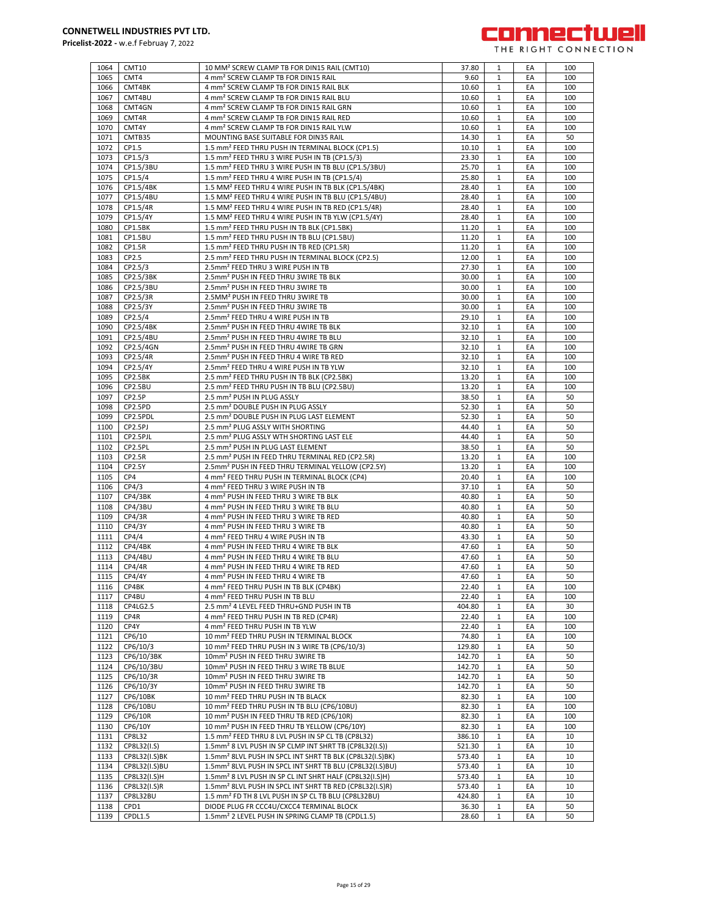| 1064 | CMT10 | 10 MM² SCREW CLAMP TB FOR DIN15 RAIL (CMT10) | 37.80 | 1 | EA | 100 |
|---|---|---|---|---|---|---|
| 1065 | CMT4 | 4 mm² SCREW CLAMP TB FOR DIN15 RAIL | 9.60 | 1 | EA | 100 |
| 1066 | CMT4BK | 4 mm² SCREW CLAMP TB FOR DIN15 RAIL BLK | 10.60 | 1 | EA | 100 |
| 1067 | CMT4BU | 4 mm² SCREW CLAMP TB FOR DIN15 RAIL BLU | 10.60 | 1 | EA | 100 |
| 1068 | CMT4GN | 4 mm² SCREW CLAMP TB FOR DIN15 RAIL GRN | 10.60 | 1 | EA | 100 |
| 1069 | CMT4R | 4 mm² SCREW CLAMP TB FOR DIN15 RAIL RED | 10.60 | 1 | EA | 100 |
| 1070 | CMT4Y | 4 mm² SCREW CLAMP TB FOR DIN15 RAIL YLW | 10.60 | 1 | EA | 100 |
| 1071 | CMTB35 | MOUNTING BASE SUITABLE FOR DIN35 RAIL | 14.30 | 1 | EA | 50 |
| 1072 | CP1.5 | 1.5 mm² FEED THRU PUSH IN TERMINAL BLOCK (CP1.5) | 10.10 | 1 | EA | 100 |
| 1073 | CP1.5/3 | 1.5 mm² FEED THRU 3 WIRE PUSH IN TB (CP1.5/3) | 23.30 | 1 | EA | 100 |
| 1074 | CP1.5/3BU | 1.5 mm² FEED THRU 3 WIRE PUSH IN TB BLU (CP1.5/3BU) | 25.70 | 1 | EA | 100 |
| 1075 | CP1.5/4 | 1.5 mm² FEED THRU 4 WIRE PUSH IN TB (CP1.5/4) | 25.80 | 1 | EA | 100 |
| 1076 | CP1.5/4BK | 1.5 MM² FEED THRU 4 WIRE PUSH IN TB BLK (CP1.5/4BK) | 28.40 | 1 | EA | 100 |
| 1077 | CP1.5/4BU | 1.5 MM² FEED THRU 4 WIRE PUSH IN TB BLU (CP1.5/4BU) | 28.40 | 1 | EA | 100 |
| 1078 | CP1.5/4R | 1.5 MM² FEED THRU 4 WIRE PUSH IN TB RED (CP1.5/4R) | 28.40 | 1 | EA | 100 |
| 1079 | CP1.5/4Y | 1.5 MM² FEED THRU 4 WIRE PUSH IN TB YLW (CP1.5/4Y) | 28.40 | 1 | EA | 100 |
| 1080 | CP1.5BK | 1.5 mm² FEED THRU PUSH IN TB BLK (CP1.5BK) | 11.20 | 1 | EA | 100 |
| 1081 | CP1.5BU | 1.5 mm² FEED THRU PUSH IN TB BLU (CP1.5BU) | 11.20 | 1 | EA | 100 |
| 1082 | CP1.5R | 1.5 mm² FEED THRU PUSH IN TB RED (CP1.5R) | 11.20 | 1 | EA | 100 |
| 1083 | CP2.5 | 2.5 mm² FEED THRU PUSH IN TERMINAL BLOCK (CP2.5) | 12.00 | 1 | EA | 100 |
| 1084 | CP2.5/3 | 2.5mm² FEED THRU 3 WIRE PUSH IN TB | 27.30 | 1 | EA | 100 |
| 1085 | CP2.5/3BK | 2.5mm² PUSH IN FEED THRU 3WIRE TB BLK | 30.00 | 1 | EA | 100 |
| 1086 | CP2.5/3BU | 2.5mm² PUSH IN FEED THRU 3WIRE TB | 30.00 | 1 | EA | 100 |
| 1087 | CP2.5/3R | 2.5MM² PUSH IN FEED THRU 3WIRE TB | 30.00 | 1 | EA | 100 |
| 1088 | CP2.5/3Y | 2.5mm² PUSH IN FEED THRU 3WIRE TB | 30.00 | 1 | EA | 100 |
| 1089 | CP2.5/4 | 2.5mm² FEED THRU 4 WIRE PUSH IN TB | 29.10 | 1 | EA | 100 |
| 1090 | CP2.5/4BK | 2.5mm² PUSH IN FEED THRU 4WIRE TB BLK | 32.10 | 1 | EA | 100 |
| 1091 | CP2.5/4BU | 2.5mm² PUSH IN FEED THRU 4WIRE TB BLU | 32.10 | 1 | EA | 100 |
| 1092 | CP2.5/4GN | 2.5mm² PUSH IN FEED THRU 4WIRE TB GRN | 32.10 | 1 | EA | 100 |
| 1093 | CP2.5/4R | 2.5mm² PUSH IN FEED THRU 4 WIRE TB RED | 32.10 | 1 | EA | 100 |
| 1094 | CP2.5/4Y | 2.5mm² FEED THRU 4 WIRE PUSH IN TB YLW | 32.10 | 1 | EA | 100 |
| 1095 | CP2.5BK | 2.5 mm² FEED THRU PUSH IN TB BLK (CP2.5BK) | 13.20 | 1 | EA | 100 |
| 1096 | CP2.5BU | 2.5 mm² FEED THRU PUSH IN TB BLU (CP2.5BU) | 13.20 | 1 | EA | 100 |
| 1097 | CP2.5P | 2.5 mm² PUSH IN PLUG ASSLY | 38.50 | 1 | EA | 50 |
| 1098 | CP2.5PD | 2.5 mm² DOUBLE PUSH IN PLUG ASSLY | 52.30 | 1 | EA | 50 |
| 1099 | CP2.5PDL | 2.5 mm² DOUBLE PUSH IN PLUG LAST ELEMENT | 52.30 | 1 | EA | 50 |
| 1100 | CP2.5PJ | 2.5 mm² PLUG ASSLY WITH SHORTING | 44.40 | 1 | EA | 50 |
| 1101 | CP2.5PJL | 2.5 mm² PLUG ASSLY WTH SHORTING LAST ELE | 44.40 | 1 | EA | 50 |
| 1102 | CP2.5PL | 2.5 mm² PUSH IN PLUG LAST ELEMENT | 38.50 | 1 | EA | 50 |
| 1103 | CP2.5R | 2.5 mm² PUSH IN FEED THRU TERMINAL RED (CP2.5R) | 13.20 | 1 | EA | 100 |
| 1104 | CP2.5Y | 2.5mm² PUSH IN FEED THRU TERMINAL YELLOW (CP2.5Y) | 13.20 | 1 | EA | 100 |
| 1105 | CP4 | 4 mm² FEED THRU PUSH IN TERMINAL BLOCK (CP4) | 20.40 | 1 | EA | 100 |
| 1106 | CP4/3 | 4 mm² FEED THRU 3 WIRE PUSH IN TB | 37.10 | 1 | EA | 50 |
| 1107 | CP4/3BK | 4 mm² PUSH IN FEED THRU 3 WIRE TB BLK | 40.80 | 1 | EA | 50 |
| 1108 | CP4/3BU | 4 mm² PUSH IN FEED THRU 3 WIRE TB BLU | 40.80 | 1 | EA | 50 |
| 1109 | CP4/3R | 4 mm² PUSH IN FEED THRU 3 WIRE TB RED | 40.80 | 1 | EA | 50 |
| 1110 | CP4/3Y | 4 mm² PUSH IN FEED THRU 3 WIRE TB | 40.80 | 1 | EA | 50 |
| 1111 | CP4/4 | 4 mm² FEED THRU 4 WIRE PUSH IN TB | 43.30 | 1 | EA | 50 |
| 1112 | CP4/4BK | 4 mm² PUSH IN FEED THRU 4 WIRE TB BLK | 47.60 | 1 | EA | 50 |
| 1113 | CP4/4BU | 4 mm² PUSH IN FEED THRU 4 WIRE TB BLU | 47.60 | 1 | EA | 50 |
| 1114 | CP4/4R | 4 mm² PUSH IN FEED THRU 4 WIRE TB RED | 47.60 | 1 | EA | 50 |
| 1115 | CP4/4Y | 4 mm² PUSH IN FEED THRU 4 WIRE TB | 47.60 | 1 | EA | 50 |
| 1116 | CP4BK | 4 mm² FEED THRU PUSH IN TB BLK (CP4BK) | 22.40 | 1 | EA | 100 |
| 1117 | CP4BU | 4 mm² FEED THRU PUSH IN TB BLU | 22.40 | 1 | EA | 100 |
| 1118 | CP4LG2.5 | 2.5 mm² 4 LEVEL FEED THRU+GND PUSH IN TB | 404.80 | 1 | EA | 30 |
| 1119 | CP4R | 4 mm² FEED THRU PUSH IN TB RED (CP4R) | 22.40 | 1 | EA | 100 |
| 1120 | CP4Y | 4 mm² FEED THRU PUSH IN TB YLW | 22.40 | 1 | EA | 100 |
| 1121 | CP6/10 | 10 mm² FEED THRU PUSH IN TERMINAL BLOCK | 74.80 | 1 | EA | 100 |
| 1122 | CP6/10/3 | 10 mm² FEED THRU PUSH IN 3 WIRE TB (CP6/10/3) | 129.80 | 1 | EA | 50 |
| 1123 | CP6/10/3BK | 10mm² PUSH IN FEED THRU 3WIRE TB | 142.70 | 1 | EA | 50 |
| 1124 | CP6/10/3BU | 10mm² PUSH IN FEED THRU 3 WIRE TB BLUE | 142.70 | 1 | EA | 50 |
| 1125 | CP6/10/3R | 10mm² PUSH IN FEED THRU 3WIRE TB | 142.70 | 1 | EA | 50 |
| 1126 | CP6/10/3Y | 10mm² PUSH IN FEED THRU 3WIRE TB | 142.70 | 1 | EA | 50 |
| 1127 | CP6/10BK | 10 mm² FEED THRU PUSH IN TB BLACK | 82.30 | 1 | EA | 100 |
| 1128 | CP6/10BU | 10 mm² FEED THRU PUSH IN TB BLU (CP6/10BU) | 82.30 | 1 | EA | 100 |
| 1129 | CP6/10R | 10 mm² PUSH IN FEED THRU TB RED (CP6/10R) | 82.30 | 1 | EA | 100 |
| 1130 | CP6/10Y | 10 mm² PUSH IN FEED THRU TB YELLOW (CP6/10Y) | 82.30 | 1 | EA | 100 |
| 1131 | CP8L32 | 1.5 mm² FEED THRU 8 LVL PUSH IN SP CL TB (CP8L32) | 386.10 | 1 | EA | 10 |
| 1132 | CP8L32(I.S) | 1.5mm² 8 LVL PUSH IN SP CLMP INT SHRT TB (CP8L32(I.S)) | 521.30 | 1 | EA | 10 |
| 1133 | CP8L32(I.S)BK | 1.5mm² 8LVL PUSH IN SPCL INT SHRT TB BLK (CP8L32(I.S)BK) | 573.40 | 1 | EA | 10 |
| 1134 | CP8L32(I.S)BU | 1.5mm² 8LVL PUSH IN SPCL INT SHRT TB BLU (CP8L32(I.S)BU) | 573.40 | 1 | EA | 10 |
| 1135 | CP8L32(I.S)H | 1.5mm² 8 LVL PUSH IN SP CL INT SHRT HALF (CP8L32(I.S)H) | 573.40 | 1 | EA | 10 |
| 1136 | CP8L32(I.S)R | 1.5mm² 8LVL PUSH IN SPCL INT SHRT TB RED (CP8L32(I.S)R) | 573.40 | 1 | EA | 10 |
| 1137 | CP8L32BU | 1.5 mm² FD TH 8 LVL PUSH IN SP CL TB BLU (CP8L32BU) | 424.80 | 1 | EA | 10 |
| 1138 | CPD1 | DIODE PLUG FR CCC4U/CXCC4 TERMINAL BLOCK | 36.30 | 1 | EA | 50 |
| 1139 | CPDL1.5 | 1.5mm² 2 LEVEL PUSH IN SPRING CLAMP TB (CPDL1.5) | 28.60 | 1 | EA | 50 |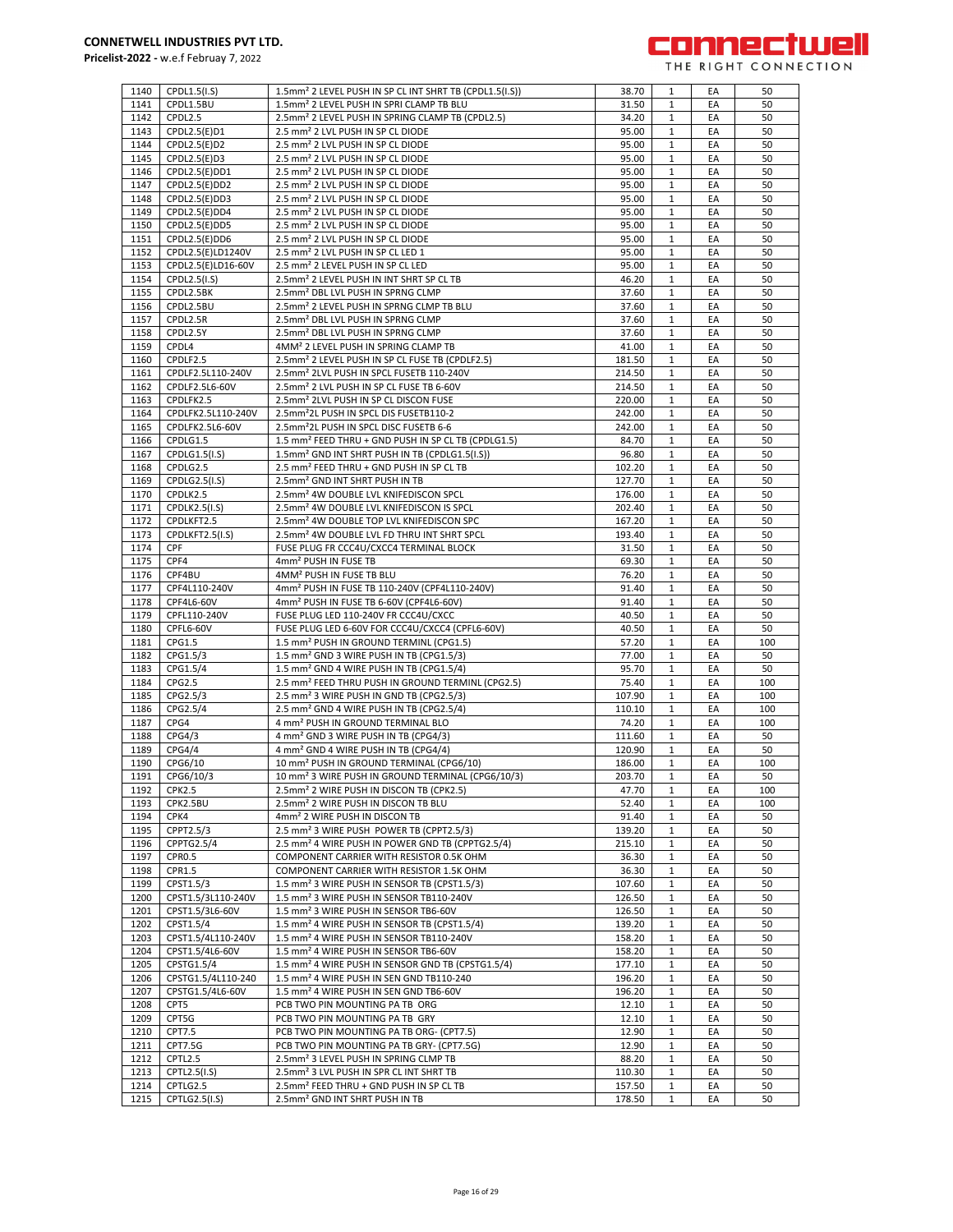| 1140 | CPDL1.5(I.S) | 1.5mm² 2 LEVEL PUSH IN SP CL INT SHRT TB (CPDL1.5(I.S)) | 38.70 | 1 | EA | 50 |
|---|---|---|---|---|---|---|
| 1141 | CPDL1.5BU | 1.5mm² 2 LEVEL PUSH IN SPRI CLAMP TB BLU | 31.50 | 1 | EA | 50 |
| 1142 | CPDL2.5 | 2.5mm² 2 LEVEL PUSH IN SPRING CLAMP TB (CPDL2.5) | 34.20 | 1 | EA | 50 |
| 1143 | CPDL2.5(E)D1 | 2.5 mm² 2 LVL PUSH IN SP CL DIODE | 95.00 | 1 | EA | 50 |
| 1144 | CPDL2.5(E)D2 | 2.5 mm² 2 LVL PUSH IN SP CL DIODE | 95.00 | 1 | EA | 50 |
| 1145 | CPDL2.5(E)D3 | 2.5 mm² 2 LVL PUSH IN SP CL DIODE | 95.00 | 1 | EA | 50 |
| 1146 | CPDL2.5(E)DD1 | 2.5 mm² 2 LVL PUSH IN SP CL DIODE | 95.00 | 1 | EA | 50 |
| 1147 | CPDL2.5(E)DD2 | 2.5 mm² 2 LVL PUSH IN SP CL DIODE | 95.00 | 1 | EA | 50 |
| 1148 | CPDL2.5(E)DD3 | 2.5 mm² 2 LVL PUSH IN SP CL DIODE | 95.00 | 1 | EA | 50 |
| 1149 | CPDL2.5(E)DD4 | 2.5 mm² 2 LVL PUSH IN SP CL DIODE | 95.00 | 1 | EA | 50 |
| 1150 | CPDL2.5(E)DD5 | 2.5 mm² 2 LVL PUSH IN SP CL DIODE | 95.00 | 1 | EA | 50 |
| 1151 | CPDL2.5(E)DD6 | 2.5 mm² 2 LVL PUSH IN SP CL DIODE | 95.00 | 1 | EA | 50 |
| 1152 | CPDL2.5(E)LD1240V | 2.5 mm² 2 LVL PUSH IN SP CL LED 1 | 95.00 | 1 | EA | 50 |
| 1153 | CPDL2.5(E)LD16-60V | 2.5 mm² 2 LEVEL PUSH IN SP CL LED | 95.00 | 1 | EA | 50 |
| 1154 | CPDL2.5(I.S) | 2.5mm² 2 LEVEL PUSH IN INT SHRT SP CL TB | 46.20 | 1 | EA | 50 |
| 1155 | CPDL2.5BK | 2.5mm² DBL LVL PUSH IN SPRNG CLMP | 37.60 | 1 | EA | 50 |
| 1156 | CPDL2.5BU | 2.5mm² 2 LEVEL PUSH IN SPRNG CLMP TB BLU | 37.60 | 1 | EA | 50 |
| 1157 | CPDL2.5R | 2.5mm² DBL LVL PUSH IN SPRNG CLMP | 37.60 | 1 | EA | 50 |
| 1158 | CPDL2.5Y | 2.5mm² DBL LVL PUSH IN SPRNG CLMP | 37.60 | 1 | EA | 50 |
| 1159 | CPDL4 | 4MM² 2 LEVEL PUSH IN SPRING CLAMP TB | 41.00 | 1 | EA | 50 |
| 1160 | CPDLF2.5 | 2.5mm² 2 LEVEL PUSH IN SP CL FUSE TB (CPDLF2.5) | 181.50 | 1 | EA | 50 |
| 1161 | CPDLF2.5L110-240V | 2.5mm² 2LVL PUSH IN SPCL FUSETB 110-240V | 214.50 | 1 | EA | 50 |
| 1162 | CPDLF2.5L6-60V | 2.5mm² 2 LVL PUSH IN SP CL FUSE TB 6-60V | 214.50 | 1 | EA | 50 |
| 1163 | CPDLFK2.5 | 2.5mm² 2LVL PUSH IN SP CL DISCON FUSE | 220.00 | 1 | EA | 50 |
| 1164 | CPDLFK2.5L110-240V | 2.5mm²2L PUSH IN SPCL DIS FUSETB110-2 | 242.00 | 1 | EA | 50 |
| 1165 | CPDLFK2.5L6-60V | 2.5mm²2L PUSH IN SPCL DISC FUSETB 6-6 | 242.00 | 1 | EA | 50 |
| 1166 | CPDLG1.5 | 1.5 mm² FEED THRU + GND PUSH IN SP CL TB (CPDLG1.5) | 84.70 | 1 | EA | 50 |
| 1167 | CPDLG1.5(I.S) | 1.5mm² GND INT SHRT PUSH IN TB (CPDLG1.5(I.S)) | 96.80 | 1 | EA | 50 |
| 1168 | CPDLG2.5 | 2.5 mm² FEED THRU + GND PUSH IN SP CL TB | 102.20 | 1 | EA | 50 |
| 1169 | CPDLG2.5(I.S) | 2.5mm² GND INT SHRT PUSH IN TB | 127.70 | 1 | EA | 50 |
| 1170 | CPDLK2.5 | 2.5mm² 4W DOUBLE LVL KNIFEDISCON SPCL | 176.00 | 1 | EA | 50 |
| 1171 | CPDLK2.5(I.S) | 2.5mm² 4W DOUBLE LVL KNIFEDISCON IS SPCL | 202.40 | 1 | EA | 50 |
| 1172 | CPDLKFT2.5 | 2.5mm² 4W DOUBLE TOP LVL KNIFEDISCON SPC | 167.20 | 1 | EA | 50 |
| 1173 | CPDLKFT2.5(I.S) | 2.5mm² 4W DOUBLE LVL FD THRU INT SHRT SPCL | 193.40 | 1 | EA | 50 |
| 1174 | CPF | FUSE PLUG FR CCC4U/CXCC4 TERMINAL BLOCK | 31.50 | 1 | EA | 50 |
| 1175 | CPF4 | 4mm² PUSH IN FUSE TB | 69.30 | 1 | EA | 50 |
| 1176 | CPF4BU | 4MM² PUSH IN FUSE TB BLU | 76.20 | 1 | EA | 50 |
| 1177 | CPF4L110-240V | 4mm² PUSH IN FUSE TB 110-240V (CPF4L110-240V) | 91.40 | 1 | EA | 50 |
| 1178 | CPF4L6-60V | 4mm² PUSH IN FUSE TB 6-60V (CPF4L6-60V) | 91.40 | 1 | EA | 50 |
| 1179 | CPFL110-240V | FUSE PLUG LED 110-240V FR CCC4U/CXCC | 40.50 | 1 | EA | 50 |
| 1180 | CPFL6-60V | FUSE PLUG LED 6-60V FOR CCC4U/CXCC4 (CPFL6-60V) | 40.50 | 1 | EA | 50 |
| 1181 | CPG1.5 | 1.5 mm² PUSH IN GROUND TERMINL (CPG1.5) | 57.20 | 1 | EA | 100 |
| 1182 | CPG1.5/3 | 1.5 mm² GND 3 WIRE PUSH IN TB (CPG1.5/3) | 77.00 | 1 | EA | 50 |
| 1183 | CPG1.5/4 | 1.5 mm² GND 4 WIRE PUSH IN TB (CPG1.5/4) | 95.70 | 1 | EA | 50 |
| 1184 | CPG2.5 | 2.5 mm² FEED THRU PUSH IN GROUND TERMINL (CPG2.5) | 75.40 | 1 | EA | 100 |
| 1185 | CPG2.5/3 | 2.5 mm² 3 WIRE PUSH IN GND TB (CPG2.5/3) | 107.90 | 1 | EA | 100 |
| 1186 | CPG2.5/4 | 2.5 mm² GND 4 WIRE PUSH IN TB (CPG2.5/4) | 110.10 | 1 | EA | 100 |
| 1187 | CPG4 | 4 mm² PUSH IN GROUND TERMINAL BLO | 74.20 | 1 | EA | 100 |
| 1188 | CPG4/3 | 4 mm² GND 3 WIRE PUSH IN TB (CPG4/3) | 111.60 | 1 | EA | 50 |
| 1189 | CPG4/4 | 4 mm² GND 4 WIRE PUSH IN TB (CPG4/4) | 120.90 | 1 | EA | 50 |
| 1190 | CPG6/10 | 10 mm² PUSH IN GROUND TERMINAL (CPG6/10) | 186.00 | 1 | EA | 100 |
| 1191 | CPG6/10/3 | 10 mm² 3 WIRE PUSH IN GROUND TERMINAL (CPG6/10/3) | 203.70 | 1 | EA | 50 |
| 1192 | CPK2.5 | 2.5mm² 2 WIRE PUSH IN DISCON TB (CPK2.5) | 47.70 | 1 | EA | 100 |
| 1193 | CPK2.5BU | 2.5mm² 2 WIRE PUSH IN DISCON TB BLU | 52.40 | 1 | EA | 100 |
| 1194 | CPK4 | 4mm² 2 WIRE PUSH IN DISCON TB | 91.40 | 1 | EA | 50 |
| 1195 | CPPT2.5/3 | 2.5 mm² 3 WIRE PUSH IN POWER TB (CPPT2.5/3) | 139.20 | 1 | EA | 50 |
| 1196 | CPPTG2.5/4 | 2.5 mm² 4 WIRE PUSH IN POWER GND TB (CPPTG2.5/4) | 215.10 | 1 | EA | 50 |
| 1197 | CPR0.5 | COMPONENT CARRIER WITH RESISTOR 0.5K OHM | 36.30 | 1 | EA | 50 |
| 1198 | CPR1.5 | COMPONENT CARRIER WITH RESISTOR 1.5K OHM | 36.30 | 1 | EA | 50 |
| 1199 | CPST1.5/3 | 1.5 mm² 3 WIRE PUSH IN SENSOR TB (CPST1.5/3) | 107.60 | 1 | EA | 50 |
| 1200 | CPST1.5/3L110-240V | 1.5 mm² 3 WIRE PUSH IN SENSOR TB110-240V | 126.50 | 1 | EA | 50 |
| 1201 | CPST1.5/3L6-60V | 1.5 mm² 3 WIRE PUSH IN SENSOR TB6-60V | 126.50 | 1 | EA | 50 |
| 1202 | CPST1.5/4 | 1.5 mm² 4 WIRE PUSH IN SENSOR TB (CPST1.5/4) | 139.20 | 1 | EA | 50 |
| 1203 | CPST1.5/4L110-240V | 1.5 mm² 4 WIRE PUSH IN SENSOR TB110-240V | 158.20 | 1 | EA | 50 |
| 1204 | CPST1.5/4L6-60V | 1.5 mm² 4 WIRE PUSH IN SENSOR TB6-60V | 158.20 | 1 | EA | 50 |
| 1205 | CPSTG1.5/4 | 1.5 mm² 4 WIRE PUSH IN SENSOR GND TB (CPSTG1.5/4) | 177.10 | 1 | EA | 50 |
| 1206 | CPSTG1.5/4L110-240 | 1.5 mm² 4 WIRE PUSH IN SEN GND TB110-240 | 196.20 | 1 | EA | 50 |
| 1207 | CPSTG1.5/4L6-60V | 1.5 mm² 4 WIRE PUSH IN SEN GND TB6-60V | 196.20 | 1 | EA | 50 |
| 1208 | CPT5 | PCB TWO PIN MOUNTING PA TB ORG | 12.10 | 1 | EA | 50 |
| 1209 | CPT5G | PCB TWO PIN MOUNTING PA TB GRY | 12.10 | 1 | EA | 50 |
| 1210 | CPT7.5 | PCB TWO PIN MOUNTING PA TB ORG- (CPT7.5) | 12.90 | 1 | EA | 50 |
| 1211 | CPT7.5G | PCB TWO PIN MOUNTING PA TB GRY- (CPT7.5G) | 12.90 | 1 | EA | 50 |
| 1212 | CPTL2.5 | 2.5mm² 3 LEVEL PUSH IN SPRING CLMP TB | 88.20 | 1 | EA | 50 |
| 1213 | CPTL2.5(I.S) | 2.5mm² 3 LVL PUSH IN SPR CL INT SHRT TB | 110.30 | 1 | EA | 50 |
| 1214 | CPTLG2.5 | 2.5mm² FEED THRU + GND PUSH IN SP CL TB | 157.50 | 1 | EA | 50 |
| 1215 | CPTLG2.5(I.S) | 2.5mm² GND INT SHRT PUSH IN TB | 178.50 | 1 | EA | 50 |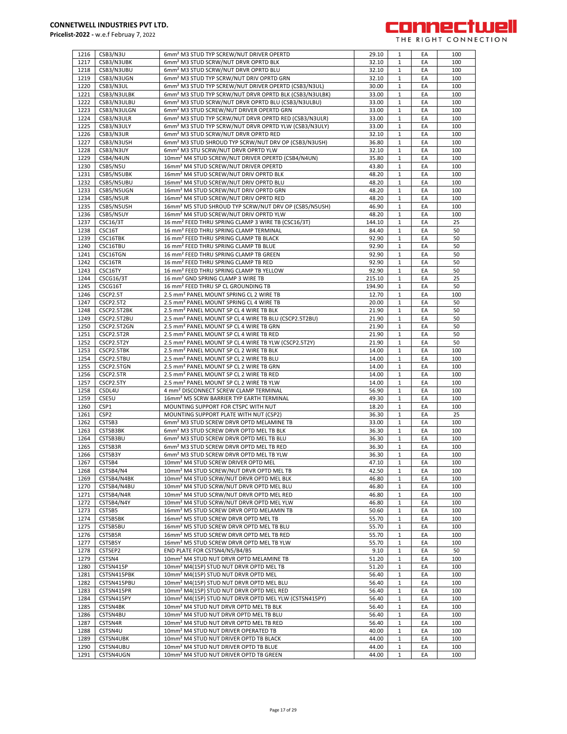| 1216 | CSB3/N3U | 6mm² M3 STUD TYP SCREW/NUT DRIVER OPERTD | 29.10 | 1 | EA | 100 |
|---|---|---|---|---|---|---|
| 1217 | CSB3/N3UBK | 6mm² M3 STUD SCRW/NUT DRVR OPRTD BLK | 32.10 | 1 | EA | 100 |
| 1218 | CSB3/N3UBU | 6mm² M3 STUD SCRW/NUT DRVR OPRTD BLU | 32.10 | 1 | EA | 100 |
| 1219 | CSB3/N3UGN | 6mm² M3 STUD TYP SCRW/NUT DRIV OPRTD GRN | 32.10 | 1 | EA | 100 |
| 1220 | CSB3/N3UL | 6mm² M3 STUD TYP SCREW/NUT DRIVER OPERTD (CSB3/N3UL) | 30.00 | 1 | EA | 100 |
| 1221 | CSB3/N3ULBK | 6mm² M3 STUD TYP SCRW/NUT DRVR OPRTD BLK (CSB3/N3ULBK) | 33.00 | 1 | EA | 100 |
| 1222 | CSB3/N3ULBU | 6mm² M3 STUD SCRW/NUT DRVR OPRTD BLU (CSB3/N3ULBU) | 33.00 | 1 | EA | 100 |
| 1223 | CSB3/N3ULGN | 6mm² M3 STUD SCREW/NUT DRIVER OPERTD GRN | 33.00 | 1 | EA | 100 |
| 1224 | CSB3/N3ULR | 6mm² M3 STUD TYP SCRW/NUT DRVR OPRTD RED (CSB3/N3ULR) | 33.00 | 1 | EA | 100 |
| 1225 | CSB3/N3ULY | 6mm² M3 STUD TYP SCRW/NUT DRVR OPRTD YLW (CSB3/N3ULY) | 33.00 | 1 | EA | 100 |
| 1226 | CSB3/N3UR | 6mm² M3 STUD SCRW/NUT DRVR OPRTD RED | 32.10 | 1 | EA | 100 |
| 1227 | CSB3/N3USH | 6mm² M3 STUD SHROUD TYP SCRW/NUT DRV OP (CSB3/N3USH) | 36.80 | 1 | EA | 100 |
| 1228 | CSB3/N3UY | 6mm² M3 STU SCRW/NUT DRVR OPRTD YLW | 32.10 | 1 | EA | 100 |
| 1229 | CSB4/N4UN | 10mm² M4 STUD SCREW/NUT DRIVER OPERTD (CSB4/N4UN) | 35.80 | 1 | EA | 100 |
| 1230 | CSB5/N5U | 16mm² M4 STUD SCREW/NUT DRIVER OPERTD | 43.80 | 1 | EA | 100 |
| 1231 | CSB5/N5UBK | 16mm² M4 STUD SCREW/NUT DRIV OPRTD BLK | 48.20 | 1 | EA | 100 |
| 1232 | CSB5/N5UBU | 16mm² M4 STUD SCREW/NUT DRIV OPRTD BLU | 48.20 | 1 | EA | 100 |
| 1233 | CSB5/N5UGN | 16mm² M4 STUD SCREW/NUT DRIV OPRTD GRN | 48.20 | 1 | EA | 100 |
| 1234 | CSB5/N5UR | 16mm² M4 STUD SCREW/NUT DRIV OPRTD RED | 48.20 | 1 | EA | 100 |
| 1235 | CSB5/N5USH | 16mm² M5 STUD SHROUD TYP SCRW/NUT DRV OP (CSB5/N5USH) | 46.90 | 1 | EA | 100 |
| 1236 | CSB5/N5UY | 16mm² M4 STUD SCREW/NUT DRIV OPRTD YLW | 48.20 | 1 | EA | 100 |
| 1237 | CSC16/3T | 16 mm² FEED THRU SPRING CLAMP 3 WIRE TB (CSC16/3T) | 144.10 | 1 | EA | 25 |
| 1238 | CSC16T | 16 mm² FEED THRU SPRING CLAMP TERMINAL | 84.40 | 1 | EA | 50 |
| 1239 | CSC16TBK | 16 mm² FEED THRU SPRING CLAMP TB BLACK | 92.90 | 1 | EA | 50 |
| 1240 | CSC16TBU | 16 mm² FEED THRU SPRING CLAMP TB BLUE | 92.90 | 1 | EA | 50 |
| 1241 | CSC16TGN | 16 mm² FEED THRU SPRING CLAMP TB GREEN | 92.90 | 1 | EA | 50 |
| 1242 | CSC16TR | 16 mm² FEED THRU SPRING CLAMP TB RED | 92.90 | 1 | EA | 50 |
| 1243 | CSC16TY | 16 mm² FEED THRU SPRING CLAMP TB YELLOW | 92.90 | 1 | EA | 50 |
| 1244 | CSCG16/3T | 16 mm² GND SPRING CLAMP 3 WIRE TB | 215.10 | 1 | EA | 25 |
| 1245 | CSCG16T | 16 mm² FEED THRU SP CL GROUNDING TB | 194.90 | 1 | EA | 50 |
| 1246 | CSCP2.5T | 2.5 mm² PANEL MOUNT SPRING CL 2 WIRE TB | 12.70 | 1 | EA | 100 |
| 1247 | CSCP2.5T2 | 2.5 mm² PANEL MOUNT SPRING CL 4 WIRE TB | 20.00 | 1 | EA | 50 |
| 1248 | CSCP2.5T2BK | 2.5 mm² PANEL MOUNT SP CL 4 WIRE TB BLK | 21.90 | 1 | EA | 50 |
| 1249 | CSCP2.5T2BU | 2.5 mm² PANEL MOUNT SP CL 4 WIRE TB BLU (CSCP2.5T2BU) | 21.90 | 1 | EA | 50 |
| 1250 | CSCP2.5T2GN | 2.5 mm² PANEL MOUNT SP CL 4 WIRE TB GRN | 21.90 | 1 | EA | 50 |
| 1251 | CSCP2.5T2R | 2.5 mm² PANEL MOUNT SP CL 4 WIRE TB RED | 21.90 | 1 | EA | 50 |
| 1252 | CSCP2.5T2Y | 2.5 mm² PANEL MOUNT SP CL 4 WIRE TB YLW (CSCP2.5T2Y) | 21.90 | 1 | EA | 50 |
| 1253 | CSCP2.5TBK | 2.5 mm² PANEL MOUNT SP CL 2 WIRE TB BLK | 14.00 | 1 | EA | 100 |
| 1254 | CSCP2.5TBU | 2.5 mm² PANEL MOUNT SP CL 2 WIRE TB BLU | 14.00 | 1 | EA | 100 |
| 1255 | CSCP2.5TGN | 2.5 mm² PANEL MOUNT SP CL 2 WIRE TB GRN | 14.00 | 1 | EA | 100 |
| 1256 | CSCP2.5TR | 2.5 mm² PANEL MOUNT SP CL 2 WIRE TB RED | 14.00 | 1 | EA | 100 |
| 1257 | CSCP2.5TY | 2.5 mm² PANEL MOUNT SP CL 2 WIRE TB YLW | 14.00 | 1 | EA | 100 |
| 1258 | CSDL4U | 4 mm² DISCONNECT SCREW CLAMP TERMINAL | 56.90 | 1 | EA | 100 |
| 1259 | CSE5U | 16mm² M5 SCRW BARRIER TYP EARTH TERMINAL | 49.30 | 1 | EA | 100 |
| 1260 | CSP1 | MOUNTING SUPPORT FOR CTSPC WITH NUT | 18.20 | 1 | EA | 100 |
| 1261 | CSP2 | MOUNTING SUPPORT PLATE WITH NUT (CSP2) | 36.30 | 1 | EA | 25 |
| 1262 | CSTSB3 | 6mm² M3 STUD SCREW DRVR OPTD MELAMINE TB | 33.00 | 1 | EA | 100 |
| 1263 | CSTSB3BK | 6mm² M3 STUD SCREW DRVR OPTD MEL TB BLK | 36.30 | 1 | EA | 100 |
| 1264 | CSTSB3BU | 6mm² M3 STUD SCREW DRVR OPTD MEL TB BLU | 36.30 | 1 | EA | 100 |
| 1265 | CSTSB3R | 6mm² M3 STUD SCREW DRVR OPTD MEL TB RED | 36.30 | 1 | EA | 100 |
| 1266 | CSTSB3Y | 6mm² M3 STUD SCREW DRVR OPTD MEL TB YLW | 36.30 | 1 | EA | 100 |
| 1267 | CSTSB4 | 10mm² M4 STUD SCREW DRIVER OPTD MEL | 47.10 | 1 | EA | 100 |
| 1268 | CSTSB4/N4 | 10mm² M4 STUD SCREW/NUT DRVR OPTD MEL TB | 42.50 | 1 | EA | 100 |
| 1269 | CSTSB4/N4BK | 10mm² M4 STUD SCRW/NUT DRVR OPTD MEL BLK | 46.80 | 1 | EA | 100 |
| 1270 | CSTSB4/N4BU | 10mm² M4 STUD SCRW/NUT DRVR OPTD MEL BLU | 46.80 | 1 | EA | 100 |
| 1271 | CSTSB4/N4R | 10mm² M4 STUD SCRW/NUT DRVR OPTD MEL RED | 46.80 | 1 | EA | 100 |
| 1272 | CSTSB4/N4Y | 10mm² M4 STUD SCRW/NUT DRVR OPTD MEL YLW | 46.80 | 1 | EA | 100 |
| 1273 | CSTSB5 | 16mm² M5 STUD SCREW DRVR OPTD MELAMIN TB | 50.60 | 1 | EA | 100 |
| 1274 | CSTSB5BK | 16mm² M5 STUD SCREW DRVR OPTD MEL TB | 55.70 | 1 | EA | 100 |
| 1275 | CSTSB5BU | 16mm² M5 STUD SCREW DRVR OPTD MEL TB BLU | 55.70 | 1 | EA | 100 |
| 1276 | CSTSB5R | 16mm² M5 STUD SCREW DRVR OPTD MEL TB RED | 55.70 | 1 | EA | 100 |
| 1277 | CSTSB5Y | 16mm² M5 STUD SCREW DRVR OPTD MEL TB YLW | 55.70 | 1 | EA | 100 |
| 1278 | CSTSEP2 | END PLATE FOR CSTSN4/N5/B4/B5 | 9.10 | 1 | EA | 50 |
| 1279 | CSTSN4 | 10mm² M4 STUD NUT DRVR OPTD MELAMINE TB | 51.20 | 1 | EA | 100 |
| 1280 | CSTSN415P | 10mm² M4(15P) STUD NUT DRVR OPTD MEL TB | 51.20 | 1 | EA | 100 |
| 1281 | CSTSN415PBK | 10mm² M4(15P) STUD NUT DRVR OPTD MEL | 56.40 | 1 | EA | 100 |
| 1282 | CSTSN415PBU | 10mm² M4(15P) STUD NUT DRVR OPTD MEL BLU | 56.40 | 1 | EA | 100 |
| 1283 | CSTSN415PR | 10mm² M4(15P) STUD NUT DRVR OPTD MEL RED | 56.40 | 1 | EA | 100 |
| 1284 | CSTSN415PY | 10mm² M4(15P) STUD NUT DRVR OPTD MEL YLW (CSTSN415PY) | 56.40 | 1 | EA | 100 |
| 1285 | CSTSN4BK | 10mm² M4 STUD NUT DRVR OPTD MEL TB BLK | 56.40 | 1 | EA | 100 |
| 1286 | CSTSN4BU | 10mm² M4 STUD NUT DRVR OPTD MEL TB BLU | 56.40 | 1 | EA | 100 |
| 1287 | CSTSN4R | 10mm² M4 STUD NUT DRVR OPTD MEL TB RED | 56.40 | 1 | EA | 100 |
| 1288 | CSTSN4U | 10mm² M4 STUD NUT DRIVER OPERATED TB | 40.00 | 1 | EA | 100 |
| 1289 | CSTSN4UBK | 10mm² M4 STUD NUT DRIVER OPTD TB BLACK | 44.00 | 1 | EA | 100 |
| 1290 | CSTSN4UBU | 10mm² M4 STUD NUT DRIVER OPTD TB BLUE | 44.00 | 1 | EA | 100 |
| 1291 | CSTSN4UGN | 10mm² M4 STUD NUT DRIVER OPTD TB GREEN | 44.00 | 1 | EA | 100 |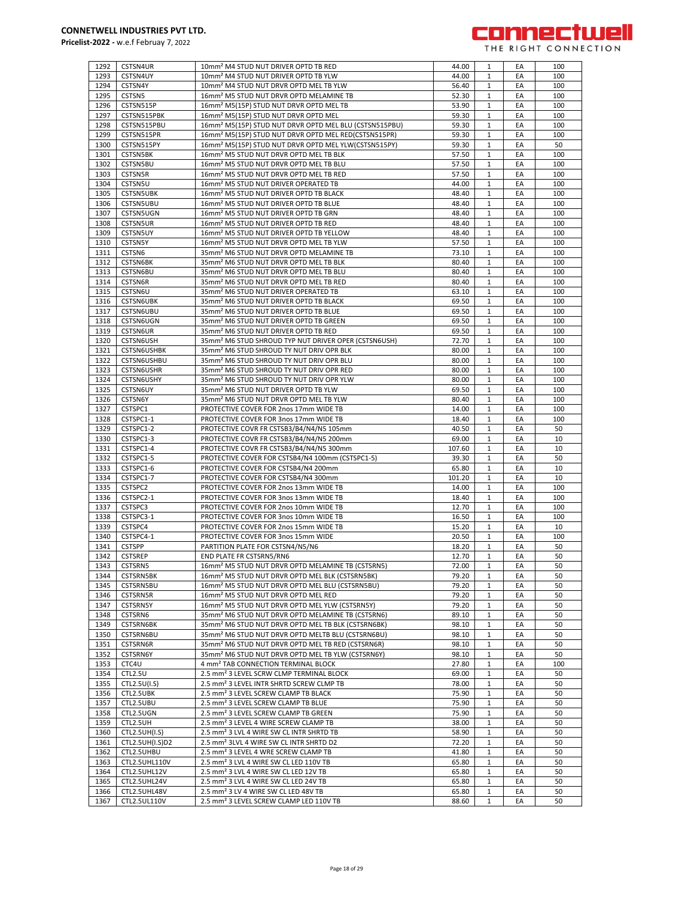| 1292 | CSTSN4UR | 10mm² M4 STUD NUT DRIVER OPTD TB RED | 44.00 | 1 | EA | 100 |
|---|---|---|---|---|---|---|
| 1293 | CSTSN4UY | 10mm² M4 STUD NUT DRIVER OPTD TB YLW | 44.00 | 1 | EA | 100 |
| 1294 | CSTSN4Y | 10mm² M4 STUD NUT DRIVER OPTD MEL TB YLW | 56.40 | 1 | EA | 100 |
| 1295 | CSTSN5 | 16mm² M5 STUD NUT DRVR OPTD MELAMINE TB | 52.30 | 1 | EA | 100 |
| 1296 | CSTSN515P | 16mm² M5(15P) STUD NUT DRVR OPTD MEL TB | 53.90 | 1 | EA | 100 |
| 1297 | CSTSN515PBK | 16mm² M5(15P) STUD NUT DRVR OPTD MEL | 59.30 | 1 | EA | 100 |
| 1298 | CSTSN515PBU | 16mm² M5(15P) STUD NUT DRVR OPTD MEL BLU (CSTSN515PBU) | 59.30 | 1 | EA | 100 |
| 1299 | CSTSN515PR | 16mm² M5(15P) STUD NUT DRVR OPTD MEL RED(CSTSN515PR) | 59.30 | 1 | EA | 100 |
| 1300 | CSTSN515PY | 16mm² M5(15P) STUD NUT DRVR OPTD MEL YLW(CSTSN515PY) | 59.30 | 1 | EA | 50 |
| 1301 | CSTSN5BK | 16mm² M5 STUD NUT DRVR OPTD MEL TB BLK | 57.50 | 1 | EA | 100 |
| 1302 | CSTSN5BU | 16mm² M5 STUD NUT DRVR OPTD MEL TB BLU | 57.50 | 1 | EA | 100 |
| 1303 | CSTSN5R | 16mm² M5 STUD NUT DRVR OPTD MEL TB RED | 57.50 | 1 | EA | 100 |
| 1304 | CSTSN5U | 16mm² M5 STUD NUT DRIVER OPERATED TB | 44.00 | 1 | EA | 100 |
| 1305 | CSTSN5UBK | 16mm² M5 STUD NUT DRIVER OPTD TB BLACK | 48.40 | 1 | EA | 100 |
| 1306 | CSTSN5UBU | 16mm² M5 STUD NUT DRIVER OPTD TB BLUE | 48.40 | 1 | EA | 100 |
| 1307 | CSTSN5UGN | 16mm² M5 STUD NUT DRIVER OPTD TB GRN | 48.40 | 1 | EA | 100 |
| 1308 | CSTSN5UR | 16mm² M5 STUD NUT DRIVER OPTD TB RED | 48.40 | 1 | EA | 100 |
| 1309 | CSTSN5UY | 16mm² M5 STUD NUT DRIVER OPTD TB YELLOW | 48.40 | 1 | EA | 100 |
| 1310 | CSTSN5Y | 16mm² M5 STUD NUT DRVR OPTD MEL TB YLW | 57.50 | 1 | EA | 100 |
| 1311 | CSTSN6 | 35mm² M6 STUD NUT DRVR OPTD MELAMINE TB | 73.10 | 1 | EA | 100 |
| 1312 | CSTSN6BK | 35mm² M6 STUD NUT DRVR OPTD MEL TB BLK | 80.40 | 1 | EA | 100 |
| 1313 | CSTSN6BU | 35mm² M6 STUD NUT DRVR OPTD MEL TB BLU | 80.40 | 1 | EA | 100 |
| 1314 | CSTSN6R | 35mm² M6 STUD NUT DRVR OPTD MEL TB RED | 80.40 | 1 | EA | 100 |
| 1315 | CSTSN6U | 35mm² M6 STUD NUT DRIVER OPERATED TB | 63.10 | 1 | EA | 100 |
| 1316 | CSTSN6UBK | 35mm² M6 STUD NUT DRIVER OPTD TB BLACK | 69.50 | 1 | EA | 100 |
| 1317 | CSTSN6UBU | 35mm² M6 STUD NUT DRIVER OPTD TB BLUE | 69.50 | 1 | EA | 100 |
| 1318 | CSTSN6UGN | 35mm² M6 STUD NUT DRIVER OPTD TB GREEN | 69.50 | 1 | EA | 100 |
| 1319 | CSTSN6UR | 35mm² M6 STUD NUT DRIVER OPTD TB RED | 69.50 | 1 | EA | 100 |
| 1320 | CSTSN6USH | 35mm² M6 STUD SHROUD TYP NUT DRIVER OPER (CSTSN6USH) | 72.70 | 1 | EA | 100 |
| 1321 | CSTSN6USHBK | 35mm² M6 STUD SHROUD TY NUT DRIV OPR BLK | 80.00 | 1 | EA | 100 |
| 1322 | CSTSN6USHBU | 35mm² M6 STUD SHROUD TY NUT DRIV OPR BLU | 80.00 | 1 | EA | 100 |
| 1323 | CSTSN6USHR | 35mm² M6 STUD SHROUD TY NUT DRIV OPR RED | 80.00 | 1 | EA | 100 |
| 1324 | CSTSN6USHY | 35mm² M6 STUD SHROUD TY NUT DRIV OPR YLW | 80.00 | 1 | EA | 100 |
| 1325 | CSTSN6UY | 35mm² M6 STUD NUT DRIVER OPTD TB YLW | 69.50 | 1 | EA | 100 |
| 1326 | CSTSN6Y | 35mm² M6 STUD NUT DRVR OPTD MEL TB YLW | 80.40 | 1 | EA | 100 |
| 1327 | CSTSPC1 | PROTECTIVE COVER FOR 2nos 17mm WIDE TB | 14.00 | 1 | EA | 100 |
| 1328 | CSTSPC1-1 | PROTECTIVE COVER FOR 3nos 17mm WIDE TB | 18.40 | 1 | EA | 100 |
| 1329 | CSTSPC1-2 | PROTECTIVE COVR FR CSTSB3/B4/N4/N5 105mm | 40.50 | 1 | EA | 50 |
| 1330 | CSTSPC1-3 | PROTECTIVE COVR FR CSTSB3/B4/N4/N5 200mm | 69.00 | 1 | EA | 10 |
| 1331 | CSTSPC1-4 | PROTECTIVE COVR FR CSTSB3/B4/N4/N5 300mm | 107.60 | 1 | EA | 10 |
| 1332 | CSTSPC1-5 | PROTECTIVE COVER FOR CSTSB4/N4 100mm (CSTSPC1-5) | 39.30 | 1 | EA | 50 |
| 1333 | CSTSPC1-6 | PROTECTIVE COVER FOR CSTSB4/N4 200mm | 65.80 | 1 | EA | 10 |
| 1334 | CSTSPC1-7 | PROTECTIVE COVER FOR CSTSB4/N4 300mm | 101.20 | 1 | EA | 10 |
| 1335 | CSTSPC2 | PROTECTIVE COVER FOR 2nos 13mm WIDE TB | 14.00 | 1 | EA | 100 |
| 1336 | CSTSPC2-1 | PROTECTIVE COVER FOR 3nos 13mm WIDE TB | 18.40 | 1 | EA | 100 |
| 1337 | CSTSPC3 | PROTECTIVE COVER FOR 2nos 10mm WIDE TB | 12.70 | 1 | EA | 100 |
| 1338 | CSTSPC3-1 | PROTECTIVE COVER FOR 3nos 10mm WIDE TB | 16.50 | 1 | EA | 100 |
| 1339 | CSTSPC4 | PROTECTIVE COVER FOR 2nos 15mm WIDE TB | 15.20 | 1 | EA | 10 |
| 1340 | CSTSPC4-1 | PROTECTIVE COVER FOR 3nos 15mm WIDE | 20.50 | 1 | EA | 100 |
| 1341 | CSTSPP | PARTITION PLATE FOR CSTSN4/N5/N6 | 18.20 | 1 | EA | 50 |
| 1342 | CSTSREP | END PLATE FR CSTSRN5/RN6 | 12.70 | 1 | EA | 50 |
| 1343 | CSTSRN5 | 16mm² M5 STUD NUT DRVR OPTD MELAMINE TB (CSTSRN5) | 72.00 | 1 | EA | 50 |
| 1344 | CSTSRN5BK | 16mm² M5 STUD NUT DRVR OPTD MEL BLK (CSTSRN5BK) | 79.20 | 1 | EA | 50 |
| 1345 | CSTSRN5BU | 16mm² M5 STUD NUT DRVR OPTD MEL BLU (CSTSRN5BU) | 79.20 | 1 | EA | 50 |
| 1346 | CSTSRN5R | 16mm² M5 STUD NUT DRVR OPTD MEL RED | 79.20 | 1 | EA | 50 |
| 1347 | CSTSRN5Y | 16mm² M5 STUD NUT DRVR OPTD MEL YLW (CSTSRN5Y) | 79.20 | 1 | EA | 50 |
| 1348 | CSTSRN6 | 35mm² M6 STUD NUT DRVR OPTD MELAMINE TB (CSTSRN6) | 89.10 | 1 | EA | 50 |
| 1349 | CSTSRN6BK | 35mm² M6 STUD NUT DRVR OPTD MEL TB BLK (CSTSRN6BK) | 98.10 | 1 | EA | 50 |
| 1350 | CSTSRN6BU | 35mm² M6 STUD NUT DRVR OPTD MELTB BLU (CSTSRN6BU) | 98.10 | 1 | EA | 50 |
| 1351 | CSTSRN6R | 35mm² M6 STUD NUT DRVR OPTD MEL TB RED (CSTSRN6R) | 98.10 | 1 | EA | 50 |
| 1352 | CSTSRN6Y | 35mm² M6 STUD NUT DRVR OPTD MEL TB YLW (CSTSRN6Y) | 98.10 | 1 | EA | 50 |
| 1353 | CTC4U | 4 mm² TAB CONNECTION TERMINAL BLOCK | 27.80 | 1 | EA | 100 |
| 1354 | CTL2.5U | 2.5 mm² 3 LEVEL SCRW CLMP TERMINAL BLOCK | 69.00 | 1 | EA | 50 |
| 1355 | CTL2.5U(I.S) | 2.5 mm² 3 LEVEL INTR SHRTD SCREW CLMP TB | 78.00 | 1 | EA | 50 |
| 1356 | CTL2.5UBK | 2.5 mm² 3 LEVEL SCREW CLAMP TB BLACK | 75.90 | 1 | EA | 50 |
| 1357 | CTL2.5UBU | 2.5 mm² 3 LEVEL SCREW CLAMP TB BLUE | 75.90 | 1 | EA | 50 |
| 1358 | CTL2.5UGN | 2.5 mm² 3 LEVEL SCREW CLAMP TB GREEN | 75.90 | 1 | EA | 50 |
| 1359 | CTL2.5UH | 2.5 mm² 3 LEVEL 4 WIRE SCREW CLAMP TB | 38.00 | 1 | EA | 50 |
| 1360 | CTL2.5UH(I.S) | 2.5 mm² 3 LVL 4 WIRE SW CL INTR SHRTD TB | 58.90 | 1 | EA | 50 |
| 1361 | CTL2.5UH(I.S)D2 | 2.5 mm² 3LVL 4 WIRE SW CL INTR SHRTD D2 | 72.20 | 1 | EA | 50 |
| 1362 | CTL2.5UHBU | 2.5 mm² 3 LEVEL 4 WRE SCREW CLAMP TB | 41.80 | 1 | EA | 50 |
| 1363 | CTL2.5UHL110V | 2.5 mm² 3 LVL 4 WIRE SW CL LED 110V TB | 65.80 | 1 | EA | 50 |
| 1364 | CTL2.5UHL12V | 2.5 mm² 3 LVL 4 WIRE SW CL LED 12V TB | 65.80 | 1 | EA | 50 |
| 1365 | CTL2.5UHL24V | 2.5 mm² 3 LVL 4 WIRE SW CL LED 24V TB | 65.80 | 1 | EA | 50 |
| 1366 | CTL2.5UHL48V | 2.5 mm² 3 LV 4 WIRE SW CL LED 48V TB | 65.80 | 1 | EA | 50 |
| 1367 | CTL2.5UL110V | 2.5 mm² 3 LEVEL SCREW CLAMP LED 110V TB | 88.60 | 1 | EA | 50 |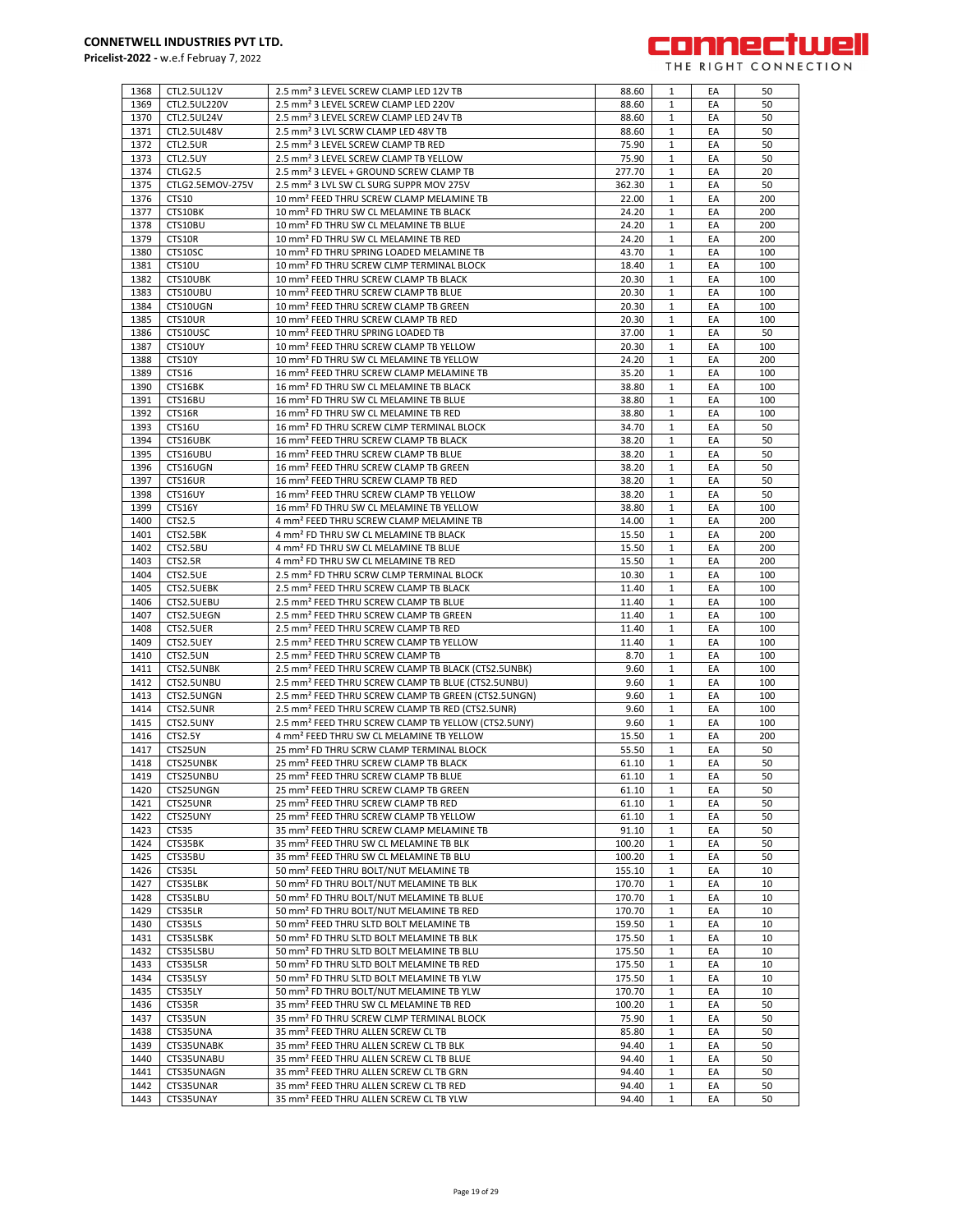| 1368 | CTL2.5UL12V | 2.5 mm² 3 LEVEL SCREW CLAMP LED 12V TB | 88.60 | 1 | EA | 50 |
|---|---|---|---|---|---|---|
| 1369 | CTL2.5UL220V | 2.5 mm² 3 LEVEL SCREW CLAMP LED 220V | 88.60 | 1 | EA | 50 |
| 1370 | CTL2.5UL24V | 2.5 mm² 3 LEVEL SCREW CLAMP LED 24V TB | 88.60 | 1 | EA | 50 |
| 1371 | CTL2.5UL48V | 2.5 mm² 3 LVL SCRW CLAMP LED 48V TB | 88.60 | 1 | EA | 50 |
| 1372 | CTL2.5UR | 2.5 mm² 3 LEVEL SCREW CLAMP TB RED | 75.90 | 1 | EA | 50 |
| 1373 | CTL2.5UY | 2.5 mm² 3 LEVEL SCREW CLAMP TB YELLOW | 75.90 | 1 | EA | 50 |
| 1374 | CTLG2.5 | 2.5 mm² 3 LEVEL + GROUND SCREW CLAMP TB | 277.70 | 1 | EA | 20 |
| 1375 | CTLG2.5EMOV-275V | 2.5 mm² 3 LVL SW CL SURG SUPPR MOV 275V | 362.30 | 1 | EA | 50 |
| 1376 | CTS10 | 10 mm² FEED THRU SCREW CLAMP MELAMINE TB | 22.00 | 1 | EA | 200 |
| 1377 | CTS10BK | 10 mm² FD THRU SW CL MELAMINE TB BLACK | 24.20 | 1 | EA | 200 |
| 1378 | CTS10BU | 10 mm² FD THRU SW CL MELAMINE TB BLUE | 24.20 | 1 | EA | 200 |
| 1379 | CTS10R | 10 mm² FD THRU SW CL MELAMINE TB RED | 24.20 | 1 | EA | 200 |
| 1380 | CTS10SC | 10 mm² FD THRU SPRING LOADED MELAMINE TB | 43.70 | 1 | EA | 100 |
| 1381 | CTS10U | 10 mm² FD THRU SCREW CLMP TERMINAL BLOCK | 18.40 | 1 | EA | 100 |
| 1382 | CTS10UBK | 10 mm² FEED THRU SCREW CLAMP TB BLACK | 20.30 | 1 | EA | 100 |
| 1383 | CTS10UBU | 10 mm² FEED THRU SCREW CLAMP TB BLUE | 20.30 | 1 | EA | 100 |
| 1384 | CTS10UGN | 10 mm² FEED THRU SCREW CLAMP TB GREEN | 20.30 | 1 | EA | 100 |
| 1385 | CTS10UR | 10 mm² FEED THRU SCREW CLAMP TB RED | 20.30 | 1 | EA | 100 |
| 1386 | CTS10USC | 10 mm² FEED THRU SPRING LOADED TB | 37.00 | 1 | EA | 50 |
| 1387 | CTS10UY | 10 mm² FEED THRU SCREW CLAMP TB YELLOW | 20.30 | 1 | EA | 100 |
| 1388 | CTS10Y | 10 mm² FD THRU SW CL MELAMINE TB YELLOW | 24.20 | 1 | EA | 200 |
| 1389 | CTS16 | 16 mm² FEED THRU SCREW CLAMP MELAMINE TB | 35.20 | 1 | EA | 100 |
| 1390 | CTS16BK | 16 mm² FD THRU SW CL MELAMINE TB BLACK | 38.80 | 1 | EA | 100 |
| 1391 | CTS16BU | 16 mm² FD THRU SW CL MELAMINE TB BLUE | 38.80 | 1 | EA | 100 |
| 1392 | CTS16R | 16 mm² FD THRU SW CL MELAMINE TB RED | 38.80 | 1 | EA | 100 |
| 1393 | CTS16U | 16 mm² FD THRU SCREW CLMP TERMINAL BLOCK | 34.70 | 1 | EA | 50 |
| 1394 | CTS16UBK | 16 mm² FEED THRU SCREW CLAMP TB BLACK | 38.20 | 1 | EA | 50 |
| 1395 | CTS16UBU | 16 mm² FEED THRU SCREW CLAMP TB BLUE | 38.20 | 1 | EA | 50 |
| 1396 | CTS16UGN | 16 mm² FEED THRU SCREW CLAMP TB GREEN | 38.20 | 1 | EA | 50 |
| 1397 | CTS16UR | 16 mm² FEED THRU SCREW CLAMP TB RED | 38.20 | 1 | EA | 50 |
| 1398 | CTS16UY | 16 mm² FEED THRU SCREW CLAMP TB YELLOW | 38.20 | 1 | EA | 50 |
| 1399 | CTS16Y | 16 mm² FD THRU SW CL MELAMINE TB YELLOW | 38.80 | 1 | EA | 100 |
| 1400 | CTS2.5 | 4 mm² FEED THRU SCREW CLAMP MELAMINE TB | 14.00 | 1 | EA | 200 |
| 1401 | CTS2.5BK | 4 mm² FD THRU SW CL MELAMINE TB BLACK | 15.50 | 1 | EA | 200 |
| 1402 | CTS2.5BU | 4 mm² FD THRU SW CL MELAMINE TB BLUE | 15.50 | 1 | EA | 200 |
| 1403 | CTS2.5R | 4 mm² FD THRU SW CL MELAMINE TB RED | 15.50 | 1 | EA | 200 |
| 1404 | CTS2.5UE | 2.5 mm² FD THRU SCRW CLMP TERMINAL BLOCK | 10.30 | 1 | EA | 100 |
| 1405 | CTS2.5UEBK | 2.5 mm² FEED THRU SCREW CLAMP TB BLACK | 11.40 | 1 | EA | 100 |
| 1406 | CTS2.5UEBU | 2.5 mm² FEED THRU SCREW CLAMP TB BLUE | 11.40 | 1 | EA | 100 |
| 1407 | CTS2.5UEGN | 2.5 mm² FEED THRU SCREW CLAMP TB GREEN | 11.40 | 1 | EA | 100 |
| 1408 | CTS2.5UER | 2.5 mm² FEED THRU SCREW CLAMP TB RED | 11.40 | 1 | EA | 100 |
| 1409 | CTS2.5UEY | 2.5 mm² FEED THRU SCREW CLAMP TB YELLOW | 11.40 | 1 | EA | 100 |
| 1410 | CTS2.5UN | 2.5 mm² FEED THRU SCREW CLAMP TB | 8.70 | 1 | EA | 100 |
| 1411 | CTS2.5UNBK | 2.5 mm² FEED THRU SCREW CLAMP TB BLACK (CTS2.5UNBK) | 9.60 | 1 | EA | 100 |
| 1412 | CTS2.5UNBU | 2.5 mm² FEED THRU SCREW CLAMP TB BLUE (CTS2.5UNBU) | 9.60 | 1 | EA | 100 |
| 1413 | CTS2.5UNGN | 2.5 mm² FEED THRU SCREW CLAMP TB GREEN (CTS2.5UNGN) | 9.60 | 1 | EA | 100 |
| 1414 | CTS2.5UNR | 2.5 mm² FEED THRU SCREW CLAMP TB RED (CTS2.5UNR) | 9.60 | 1 | EA | 100 |
| 1415 | CTS2.5UNY | 2.5 mm² FEED THRU SCREW CLAMP TB YELLOW (CTS2.5UNY) | 9.60 | 1 | EA | 100 |
| 1416 | CTS2.5Y | 4 mm² FEED THRU SW CL MELAMINE TB YELLOW | 15.50 | 1 | EA | 200 |
| 1417 | CTS25UN | 25 mm² FD THRU SCRW CLAMP TERMINAL BLOCK | 55.50 | 1 | EA | 50 |
| 1418 | CTS25UNBK | 25 mm² FEED THRU SCREW CLAMP TB BLACK | 61.10 | 1 | EA | 50 |
| 1419 | CTS25UNBU | 25 mm² FEED THRU SCREW CLAMP TB BLUE | 61.10 | 1 | EA | 50 |
| 1420 | CTS25UNGN | 25 mm² FEED THRU SCREW CLAMP TB GREEN | 61.10 | 1 | EA | 50 |
| 1421 | CTS25UNR | 25 mm² FEED THRU SCREW CLAMP TB RED | 61.10 | 1 | EA | 50 |
| 1422 | CTS25UNY | 25 mm² FEED THRU SCREW CLAMP TB YELLOW | 61.10 | 1 | EA | 50 |
| 1423 | CTS35 | 35 mm² FEED THRU SCREW CLAMP MELAMINE TB | 91.10 | 1 | EA | 50 |
| 1424 | CTS35BK | 35 mm² FEED THRU SW CL MELAMINE TB BLK | 100.20 | 1 | EA | 50 |
| 1425 | CTS35BU | 35 mm² FEED THRU SW CL MELAMINE TB BLU | 100.20 | 1 | EA | 50 |
| 1426 | CTS35L | 50 mm² FEED THRU BOLT/NUT MELAMINE TB | 155.10 | 1 | EA | 10 |
| 1427 | CTS35LBK | 50 mm² FD THRU BOLT/NUT MELAMINE TB BLK | 170.70 | 1 | EA | 10 |
| 1428 | CTS35LBU | 50 mm² FD THRU BOLT/NUT MELAMINE TB BLUE | 170.70 | 1 | EA | 10 |
| 1429 | CTS35LR | 50 mm² FD THRU BOLT/NUT MELAMINE TB RED | 170.70 | 1 | EA | 10 |
| 1430 | CTS35LS | 50 mm² FEED THRU SLTD BOLT MELAMINE TB | 159.50 | 1 | EA | 10 |
| 1431 | CTS35LSBK | 50 mm² FD THRU SLTD BOLT MELAMINE TB BLK | 175.50 | 1 | EA | 10 |
| 1432 | CTS35LSBU | 50 mm² FD THRU SLTD BOLT MELAMINE TB BLU | 175.50 | 1 | EA | 10 |
| 1433 | CTS35LSR | 50 mm² FD THRU SLTD BOLT MELAMINE TB RED | 175.50 | 1 | EA | 10 |
| 1434 | CTS35LSY | 50 mm² FD THRU SLTD BOLT MELAMINE TB YLW | 175.50 | 1 | EA | 10 |
| 1435 | CTS35LY | 50 mm² FD THRU BOLT/NUT MELAMINE TB YLW | 170.70 | 1 | EA | 10 |
| 1436 | CTS35R | 35 mm² FEED THRU SW CL MELAMINE TB RED | 100.20 | 1 | EA | 50 |
| 1437 | CTS35UN | 35 mm² FD THRU SCREW CLAMP TERMINAL BLOCK | 75.90 | 1 | EA | 50 |
| 1438 | CTS35UNA | 35 mm² FEED THRU ALLEN SCREW CL TB | 85.80 | 1 | EA | 50 |
| 1439 | CTS35UNABK | 35 mm² FEED THRU ALLEN SCREW CL TB BLK | 94.40 | 1 | EA | 50 |
| 1440 | CTS35UNABU | 35 mm² FEED THRU ALLEN SCREW CL TB BLUE | 94.40 | 1 | EA | 50 |
| 1441 | CTS35UNAGN | 35 mm² FEED THRU ALLEN SCREW CL TB GRN | 94.40 | 1 | EA | 50 |
| 1442 | CTS35UNAR | 35 mm² FEED THRU ALLEN SCREW CL TB RED | 94.40 | 1 | EA | 50 |
| 1443 | CTS35UNAY | 35 mm² FEED THRU ALLEN SCREW CL TB YLW | 94.40 | 1 | EA | 50 |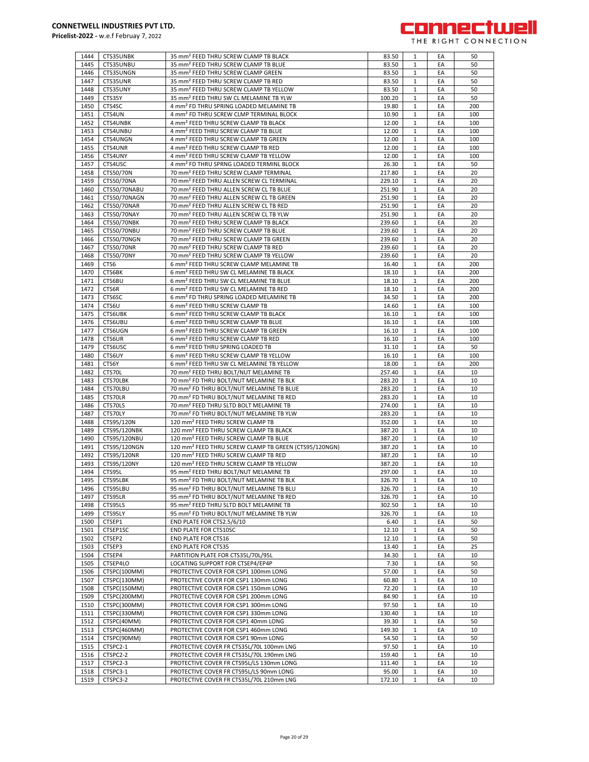| 1444 | CTS35UNBK | 35 mm² FEED THRU SCREW CLAMP TB BLACK | 83.50 | 1 | EA | 50 |
|---|---|---|---|---|---|---|
| 1445 | CTS35UNBU | 35 mm² FEED THRU SCREW CLAMP TB BLUE | 83.50 | 1 | EA | 50 |
| 1446 | CTS35UNGN | 35 mm² FEED THRU SCREW CLAMP GREEN | 83.50 | 1 | EA | 50 |
| 1447 | CTS35UNR | 35 mm² FEED THRU SCREW CLAMP TB RED | 83.50 | 1 | EA | 50 |
| 1448 | CTS35UNY | 35 mm² FEED THRU SCREW CLAMP TB YELLOW | 83.50 | 1 | EA | 50 |
| 1449 | CTS35Y | 35 mm² FEED THRU SW CL MELAMINE TB YLW | 100.20 | 1 | EA | 50 |
| 1450 | CTS4SC | 4 mm² FD THRU SPRING LOADED MELAMINE TB | 19.80 | 1 | EA | 200 |
| 1451 | CTS4UN | 4 mm² FD THRU SCREW CLMP TERMINAL BLOCK | 10.90 | 1 | EA | 100 |
| 1452 | CTS4UNBK | 4 mm² FEED THRU SCREW CLAMP TB BLACK | 12.00 | 1 | EA | 100 |
| 1453 | CTS4UNBU | 4 mm² FEED THRU SCREW CLAMP TB BLUE | 12.00 | 1 | EA | 100 |
| 1454 | CTS4UNGN | 4 mm² FEED THRU SCREW CLAMP TB GREEN | 12.00 | 1 | EA | 100 |
| 1455 | CTS4UNR | 4 mm² FEED THRU SCREW CLAMP TB RED | 12.00 | 1 | EA | 100 |
| 1456 | CTS4UNY | 4 mm² FEED THRU SCREW CLAMP TB YELLOW | 12.00 | 1 | EA | 100 |
| 1457 | CTS4USC | 4 mm² FD THRU SPRNG LOADED TERMINL BLOCK | 26.30 | 1 | EA | 50 |
| 1458 | CTS50/70N | 70 mm² FEED THRU SCREW CLAMP TERMINAL | 217.80 | 1 | EA | 20 |
| 1459 | CTS50/70NA | 70 mm² FEED THRU ALLEN SCREW CL TERMINAL | 229.10 | 1 | EA | 20 |
| 1460 | CTS50/70NABU | 70 mm² FEED THRU ALLEN SCREW CL TB BLUE | 251.90 | 1 | EA | 20 |
| 1461 | CTS50/70NAGN | 70 mm² FEED THRU ALLEN SCREW CL TB GREEN | 251.90 | 1 | EA | 20 |
| 1462 | CTS50/70NAR | 70 mm² FEED THRU ALLEN SCREW CL TB RED | 251.90 | 1 | EA | 20 |
| 1463 | CTS50/70NAY | 70 mm² FEED THRU ALLEN SCREW CL TB YLW | 251.90 | 1 | EA | 20 |
| 1464 | CTS50/70NBK | 70 mm² FEED THRU SCREW CLAMP TB BLACK | 239.60 | 1 | EA | 20 |
| 1465 | CTS50/70NBU | 70 mm² FEED THRU SCREW CLAMP TB BLUE | 239.60 | 1 | EA | 20 |
| 1466 | CTS50/70NGN | 70 mm² FEED THRU SCREW CLAMP TB GREEN | 239.60 | 1 | EA | 20 |
| 1467 | CTS50/70NR | 70 mm² FEED THRU SCREW CLAMP TB RED | 239.60 | 1 | EA | 20 |
| 1468 | CTS50/70NY | 70 mm² FEED THRU SCREW CLAMP TB YELLOW | 239.60 | 1 | EA | 20 |
| 1469 | CTS6 | 6 mm² FEED THRU SCREW CLAMP MELAMINE TB | 16.40 | 1 | EA | 200 |
| 1470 | CTS6BK | 6 mm² FEED THRU SW CL MELAMINE TB BLACK | 18.10 | 1 | EA | 200 |
| 1471 | CTS6BU | 6 mm² FEED THRU SW CL MELAMINE TB BLUE | 18.10 | 1 | EA | 200 |
| 1472 | CTS6R | 6 mm² FEED THRU SW CL MELAMINE TB RED | 18.10 | 1 | EA | 200 |
| 1473 | CTS6SC | 6 mm² FD THRU SPRING LOADED MELAMINE TB | 34.50 | 1 | EA | 200 |
| 1474 | CTS6U | 6 mm² FEED THRU SCREW CLAMP TB | 14.60 | 1 | EA | 100 |
| 1475 | CTS6UBK | 6 mm² FEED THRU SCREW CLAMP TB BLACK | 16.10 | 1 | EA | 100 |
| 1476 | CTS6UBU | 6 mm² FEED THRU SCREW CLAMP TB BLUE | 16.10 | 1 | EA | 100 |
| 1477 | CTS6UGN | 6 mm² FEED THRU SCREW CLAMP TB GREEN | 16.10 | 1 | EA | 100 |
| 1478 | CTS6UR | 6 mm² FEED THRU SCREW CLAMP TB RED | 16.10 | 1 | EA | 100 |
| 1479 | CTS6USC | 6 mm² FEED THRU SPRING LOADED TB | 31.10 | 1 | EA | 50 |
| 1480 | CTS6UY | 6 mm² FEED THRU SCREW CLAMP TB YELLOW | 16.10 | 1 | EA | 100 |
| 1481 | CTS6Y | 6 mm² FEED THRU SW CL MELAMINE TB YELLOW | 18.00 | 1 | EA | 200 |
| 1482 | CTS70L | 70 mm² FEED THRU BOLT/NUT MELAMINE TB | 257.40 | 1 | EA | 10 |
| 1483 | CTS70LBK | 70 mm² FD THRU BOLT/NUT MELAMINE TB BLK | 283.20 | 1 | EA | 10 |
| 1484 | CTS70LBU | 70 mm² FD THRU BOLT/NUT MELAMINE TB BLUE | 283.20 | 1 | EA | 10 |
| 1485 | CTS70LR | 70 mm² FD THRU BOLT/NUT MELAMINE TB RED | 283.20 | 1 | EA | 10 |
| 1486 | CTS70LS | 70 mm² FEED THRU SLTD BOLT MELAMINE TB | 274.00 | 1 | EA | 10 |
| 1487 | CTS70LY | 70 mm² FD THRU BOLT/NUT MELAMINE TB YLW | 283.20 | 1 | EA | 10 |
| 1488 | CTS95/120N | 120 mm² FEED THRU SCREW CLAMP TB | 352.00 | 1 | EA | 10 |
| 1489 | CTS95/120NBK | 120 mm² FEED THRU SCREW CLAMP TB BLACK | 387.20 | 1 | EA | 10 |
| 1490 | CTS95/120NBU | 120 mm² FEED THRU SCREW CLAMP TB BLUE | 387.20 | 1 | EA | 10 |
| 1491 | CTS95/120NGN | 120 mm² FEED THRU SCREW CLAMP TB GREEN (CTS95/120NGN) | 387.20 | 1 | EA | 10 |
| 1492 | CTS95/120NR | 120 mm² FEED THRU SCREW CLAMP TB RED | 387.20 | 1 | EA | 10 |
| 1493 | CTS95/120NY | 120 mm² FEED THRU SCREW CLAMP TB YELLOW | 387.20 | 1 | EA | 10 |
| 1494 | CTS95L | 95 mm² FEED THRU BOLT/NUT MELAMINE TB | 297.00 | 1 | EA | 10 |
| 1495 | CTS95LBK | 95 mm² FD THRU BOLT/NUT MELAMINE TB BLK | 326.70 | 1 | EA | 10 |
| 1496 | CTS95LBU | 95 mm² FD THRU BOLT/NUT MELAMINE TB BLU | 326.70 | 1 | EA | 10 |
| 1497 | CTS95LR | 95 mm² FD THRU BOLT/NUT MELAMINE TB RED | 326.70 | 1 | EA | 10 |
| 1498 | CTS95LS | 95 mm² FEED THRU SLTD BOLT MELAMINE TB | 302.50 | 1 | EA | 10 |
| 1499 | CTS95LY | 95 mm² FD THRU BOLT/NUT MELAMINE TB YLW | 326.70 | 1 | EA | 10 |
| 1500 | CTSEP1 | END PLATE FOR CTS2.5/6/10 | 6.40 | 1 | EA | 50 |
| 1501 | CTSEP1SC | END PLATE FOR CTS10SC | 12.10 | 1 | EA | 50 |
| 1502 | CTSEP2 | END PLATE FOR CTS16 | 12.10 | 1 | EA | 50 |
| 1503 | CTSEP3 | END PLATE FOR CTS35 | 13.40 | 1 | EA | 25 |
| 1504 | CTSEP4 | PARTITION PLATE FOR CTS35L/70L/95L | 34.30 | 1 | EA | 10 |
| 1505 | CTSEP4LO | LOCATING SUPPORT FOR CTSEP4/EP4P | 7.30 | 1 | EA | 50 |
| 1506 | CTSPC(100MM) | PROTECTIVE COVER FOR CSP1 100mm LONG | 57.00 | 1 | EA | 50 |
| 1507 | CTSPC(130MM) | PROTECTIVE COVER FOR CSP1 130mm LONG | 60.80 | 1 | EA | 10 |
| 1508 | CTSPC(150MM) | PROTECTIVE COVER FOR CSP1 150mm LONG | 72.20 | 1 | EA | 10 |
| 1509 | CTSPC(200MM) | PROTECTIVE COVER FOR CSP1 200mm LONG | 84.90 | 1 | EA | 10 |
| 1510 | CTSPC(300MM) | PROTECTIVE COVER FOR CSP1 300mm LONG | 97.50 | 1 | EA | 10 |
| 1511 | CTSPC(330MM) | PROTECTIVE COVER FOR CSP1 330mm LONG | 130.40 | 1 | EA | 10 |
| 1512 | CTSPC(40MM) | PROTECTIVE COVER FOR CSP1 40mm LONG | 39.30 | 1 | EA | 50 |
| 1513 | CTSPC(460MM) | PROTECTIVE COVER FOR CSP1 460mm LONG | 149.30 | 1 | EA | 10 |
| 1514 | CTSPC(90MM) | PROTECTIVE COVER FOR CSP1 90mm LONG | 54.50 | 1 | EA | 50 |
| 1515 | CTSPC2-1 | PROTECTIVE COVER FR CTS35L/70L 100mm LNG | 97.50 | 1 | EA | 10 |
| 1516 | CTSPC2-2 | PROTECTIVE COVER FR CTS35L/70L 190mm LNG | 159.40 | 1 | EA | 10 |
| 1517 | CTSPC2-3 | PROTECTIVE COVER FR CTS95L/LS 130mm LONG | 111.40 | 1 | EA | 10 |
| 1518 | CTSPC3-1 | PROTECTIVE COVER FR CTS95L/LS 90mm LONG | 95.00 | 1 | EA | 10 |
| 1519 | CTSPC3-2 | PROTECTIVE COVER FR CTS35L/70L 210mm LNG | 172.10 | 1 | EA | 10 |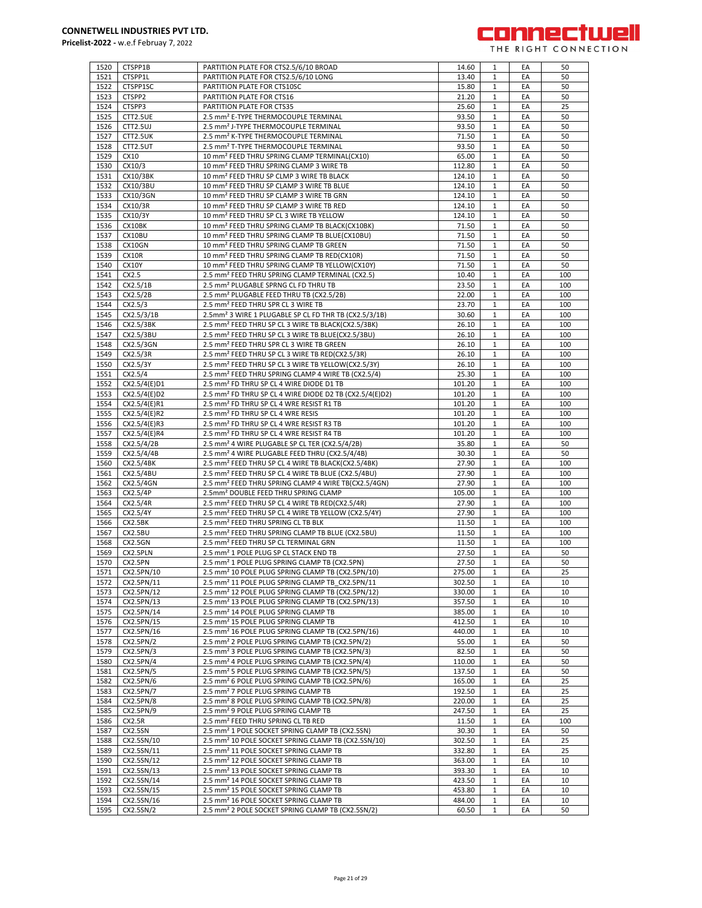| 1520 | CTSPP1B | PARTITION PLATE FOR CTS2.5/6/10 BROAD | 14.60 | 1 | EA | 50 |
|---|---|---|---|---|---|---|
| 1521 | CTSPP1L | PARTITION PLATE FOR CTS2.5/6/10 LONG | 13.40 | 1 | EA | 50 |
| 1522 | CTSPP1SC | PARTITION PLATE FOR CTS10SC | 15.80 | 1 | EA | 50 |
| 1523 | CTSPP2 | PARTITION PLATE FOR CTS16 | 21.20 | 1 | EA | 50 |
| 1524 | CTSPP3 | PARTITION PLATE FOR CTS35 | 25.60 | 1 | EA | 25 |
| 1525 | CTT2.5UE | 2.5 mm² E-TYPE THERMOCOUPLE TERMINAL | 93.50 | 1 | EA | 50 |
| 1526 | CTT2.5UJ | 2.5 mm² J-TYPE THERMOCOUPLE TERMINAL | 93.50 | 1 | EA | 50 |
| 1527 | CTT2.5UK | 2.5 mm² K-TYPE THERMOCOUPLE TERMINAL | 71.50 | 1 | EA | 50 |
| 1528 | CTT2.5UT | 2.5 mm² T-TYPE THERMOCOUPLE TERMINAL | 93.50 | 1 | EA | 50 |
| 1529 | CX10 | 10 mm² FEED THRU SPRING CLAMP TERMINAL(CX10) | 65.00 | 1 | EA | 50 |
| 1530 | CX10/3 | 10 mm² FEED THRU SPRING CLAMP 3 WIRE TB | 112.80 | 1 | EA | 50 |
| 1531 | CX10/3BK | 10 mm² FEED THRU SP CLMP 3 WIRE TB BLACK | 124.10 | 1 | EA | 50 |
| 1532 | CX10/3BU | 10 mm² FEED THRU SP CLAMP 3 WIRE TB BLUE | 124.10 | 1 | EA | 50 |
| 1533 | CX10/3GN | 10 mm² FEED THRU SP CLAMP 3 WIRE TB GRN | 124.10 | 1 | EA | 50 |
| 1534 | CX10/3R | 10 mm² FEED THRU SP CLAMP 3 WIRE TB RED | 124.10 | 1 | EA | 50 |
| 1535 | CX10/3Y | 10 mm² FEED THRU SP CL 3 WIRE TB YELLOW | 124.10 | 1 | EA | 50 |
| 1536 | CX10BK | 10 mm² FEED THRU SPRING CLAMP TB BLACK(CX10BK) | 71.50 | 1 | EA | 50 |
| 1537 | CX10BU | 10 mm² FEED THRU SPRING CLAMP TB BLUE(CX10BU) | 71.50 | 1 | EA | 50 |
| 1538 | CX10GN | 10 mm² FEED THRU SPRING CLAMP TB GREEN | 71.50 | 1 | EA | 50 |
| 1539 | CX10R | 10 mm² FEED THRU SPRING CLAMP TB RED(CX10R) | 71.50 | 1 | EA | 50 |
| 1540 | CX10Y | 10 mm² FEED THRU SPRING CLAMP TB YELLOW(CX10Y) | 71.50 | 1 | EA | 50 |
| 1541 | CX2.5 | 2.5 mm² FEED THRU SPRING CLAMP TERMINAL (CX2.5) | 10.40 | 1 | EA | 100 |
| 1542 | CX2.5/1B | 2.5 mm² PLUGABLE SPRNG CL FD THRU TB | 23.50 | 1 | EA | 100 |
| 1543 | CX2.5/2B | 2.5 mm² PLUGABLE FEED THRU TB (CX2.5/2B) | 22.00 | 1 | EA | 100 |
| 1544 | CX2.5/3 | 2.5 mm² FEED THRU SPR CL 3 WIRE TB | 23.70 | 1 | EA | 100 |
| 1545 | CX2.5/3/1B | 2.5mm² 3 WIRE 1 PLUGABLE SP CL FD THR TB (CX2.5/3/1B) | 30.60 | 1 | EA | 100 |
| 1546 | CX2.5/3BK | 2.5 mm² FEED THRU SP CL 3 WIRE TB BLACK(CX2.5/3BK) | 26.10 | 1 | EA | 100 |
| 1547 | CX2.5/3BU | 2.5 mm² FEED THRU SP CL 3 WIRE TB BLUE(CX2.5/3BU) | 26.10 | 1 | EA | 100 |
| 1548 | CX2.5/3GN | 2.5 mm² FEED THRU SPR CL 3 WIRE TB GREEN | 26.10 | 1 | EA | 100 |
| 1549 | CX2.5/3R | 2.5 mm² FEED THRU SP CL 3 WIRE TB RED(CX2.5/3R) | 26.10 | 1 | EA | 100 |
| 1550 | CX2.5/3Y | 2.5 mm² FEED THRU SP CL 3 WIRE TB YELLOW(CX2.5/3Y) | 26.10 | 1 | EA | 100 |
| 1551 | CX2.5/4 | 2.5 mm² FEED THRU SPRING CLAMP 4 WIRE TB (CX2.5/4) | 25.30 | 1 | EA | 100 |
| 1552 | CX2.5/4(E)D1 | 2.5 mm² FD THRU SP CL 4 WIRE DIODE D1 TB | 101.20 | 1 | EA | 100 |
| 1553 | CX2.5/4(E)D2 | 2.5 mm² FD THRU SP CL 4 WIRE DIODE D2 TB (CX2.5/4(E)D2) | 101.20 | 1 | EA | 100 |
| 1554 | CX2.5/4(E)R1 | 2.5 mm² FD THRU SP CL 4 WRE RESIST R1 TB | 101.20 | 1 | EA | 100 |
| 1555 | CX2.5/4(E)R2 | 2.5 mm² FD THRU SP CL 4 WRE RESIS | 101.20 | 1 | EA | 100 |
| 1556 | CX2.5/4(E)R3 | 2.5 mm² FD THRU SP CL 4 WRE RESIST R3 TB | 101.20 | 1 | EA | 100 |
| 1557 | CX2.5/4(E)R4 | 2.5 mm² FD THRU SP CL 4 WRE RESIST R4 TB | 101.20 | 1 | EA | 100 |
| 1558 | CX2.5/4/2B | 2.5 mm² 4 WIRE PLUGABLE SP CL TER (CX2.5/4/2B) | 35.80 | 1 | EA | 50 |
| 1559 | CX2.5/4/4B | 2.5 mm² 4 WIRE PLUGABLE FEED THRU (CX2.5/4/4B) | 30.30 | 1 | EA | 50 |
| 1560 | CX2.5/4BK | 2.5 mm² FEED THRU SP CL 4 WIRE TB BLACK(CX2.5/4BK) | 27.90 | 1 | EA | 100 |
| 1561 | CX2.5/4BU | 2.5 mm² FEED THRU SP CL 4 WIRE TB BLUE (CX2.5/4BU) | 27.90 | 1 | EA | 100 |
| 1562 | CX2.5/4GN | 2.5 mm² FEED THRU SPRING CLAMP 4 WIRE TB(CX2.5/4GN) | 27.90 | 1 | EA | 100 |
| 1563 | CX2.5/4P | 2.5mm² DOUBLE FEED THRU SPRING CLAMP | 105.00 | 1 | EA | 100 |
| 1564 | CX2.5/4R | 2.5 mm² FEED THRU SP CL 4 WIRE TB RED(CX2.5/4R) | 27.90 | 1 | EA | 100 |
| 1565 | CX2.5/4Y | 2.5 mm² FEED THRU SP CL 4 WIRE TB YELLOW (CX2.5/4Y) | 27.90 | 1 | EA | 100 |
| 1566 | CX2.5BK | 2.5 mm² FEED THRU SPRING CL TB BLK | 11.50 | 1 | EA | 100 |
| 1567 | CX2.5BU | 2.5 mm² FEED THRU SPRING CLAMP TB BLUE (CX2.5BU) | 11.50 | 1 | EA | 100 |
| 1568 | CX2.5GN | 2.5 mm² FEED THRU SP CL TERMINAL GRN | 11.50 | 1 | EA | 100 |
| 1569 | CX2.5PLN | 2.5 mm² 1 POLE PLUG SP CL STACK END TB | 27.50 | 1 | EA | 50 |
| 1570 | CX2.5PN | 2.5 mm² 1 POLE PLUG SPRING CLAMP TB (CX2.5PN) | 27.50 | 1 | EA | 50 |
| 1571 | CX2.5PN/10 | 2.5 mm² 10 POLE PLUG SPRING CLAMP TB (CX2.5PN/10) | 275.00 | 1 | EA | 25 |
| 1572 | CX2.5PN/11 | 2.5 mm² 11 POLE PLUG SPRING CLAMP TB_CX2.5PN/11 | 302.50 | 1 | EA | 10 |
| 1573 | CX2.5PN/12 | 2.5 mm² 12 POLE PLUG SPRING CLAMP TB (CX2.5PN/12) | 330.00 | 1 | EA | 10 |
| 1574 | CX2.5PN/13 | 2.5 mm² 13 POLE PLUG SPRING CLAMP TB (CX2.5PN/13) | 357.50 | 1 | EA | 10 |
| 1575 | CX2.5PN/14 | 2.5 mm² 14 POLE PLUG SPRING CLAMP TB | 385.00 | 1 | EA | 10 |
| 1576 | CX2.5PN/15 | 2.5 mm² 15 POLE PLUG SPRING CLAMP TB | 412.50 | 1 | EA | 10 |
| 1577 | CX2.5PN/16 | 2.5 mm² 16 POLE PLUG SPRING CLAMP TB (CX2.5PN/16) | 440.00 | 1 | EA | 10 |
| 1578 | CX2.5PN/2 | 2.5 mm² 2 POLE PLUG SPRING CLAMP TB (CX2.5PN/2) | 55.00 | 1 | EA | 50 |
| 1579 | CX2.5PN/3 | 2.5 mm² 3 POLE PLUG SPRING CLAMP TB (CX2.5PN/3) | 82.50 | 1 | EA | 50 |
| 1580 | CX2.5PN/4 | 2.5 mm² 4 POLE PLUG SPRING CLAMP TB (CX2.5PN/4) | 110.00 | 1 | EA | 50 |
| 1581 | CX2.5PN/5 | 2.5 mm² 5 POLE PLUG SPRING CLAMP TB (CX2.5PN/5) | 137.50 | 1 | EA | 50 |
| 1582 | CX2.5PN/6 | 2.5 mm² 6 POLE PLUG SPRING CLAMP TB (CX2.5PN/6) | 165.00 | 1 | EA | 25 |
| 1583 | CX2.5PN/7 | 2.5 mm² 7 POLE PLUG SPRING CLAMP TB | 192.50 | 1 | EA | 25 |
| 1584 | CX2.5PN/8 | 2.5 mm² 8 POLE PLUG SPRING CLAMP TB (CX2.5PN/8) | 220.00 | 1 | EA | 25 |
| 1585 | CX2.5PN/9 | 2.5 mm² 9 POLE PLUG SPRING CLAMP TB | 247.50 | 1 | EA | 25 |
| 1586 | CX2.5R | 2.5 mm² FEED THRU SPRING CL TB RED | 11.50 | 1 | EA | 100 |
| 1587 | CX2.5SN | 2.5 mm² 1 POLE SOCKET SPRING CLAMP TB (CX2.5SN) | 30.30 | 1 | EA | 50 |
| 1588 | CX2.5SN/10 | 2.5 mm² 10 POLE SOCKET SPRING CLAMP TB (CX2.5SN/10) | 302.50 | 1 | EA | 25 |
| 1589 | CX2.5SN/11 | 2.5 mm² 11 POLE SOCKET SPRING CLAMP TB | 332.80 | 1 | EA | 25 |
| 1590 | CX2.5SN/12 | 2.5 mm² 12 POLE SOCKET SPRING CLAMP TB | 363.00 | 1 | EA | 10 |
| 1591 | CX2.5SN/13 | 2.5 mm² 13 POLE SOCKET SPRING CLAMP TB | 393.30 | 1 | EA | 10 |
| 1592 | CX2.5SN/14 | 2.5 mm² 14 POLE SOCKET SPRING CLAMP TB | 423.50 | 1 | EA | 10 |
| 1593 | CX2.5SN/15 | 2.5 mm² 15 POLE SOCKET SPRING CLAMP TB | 453.80 | 1 | EA | 10 |
| 1594 | CX2.5SN/16 | 2.5 mm² 16 POLE SOCKET SPRING CLAMP TB | 484.00 | 1 | EA | 10 |
| 1595 | CX2.5SN/2 | 2.5 mm² 2 POLE SOCKET SPRING CLAMP TB (CX2.5SN/2) | 60.50 | 1 | EA | 50 |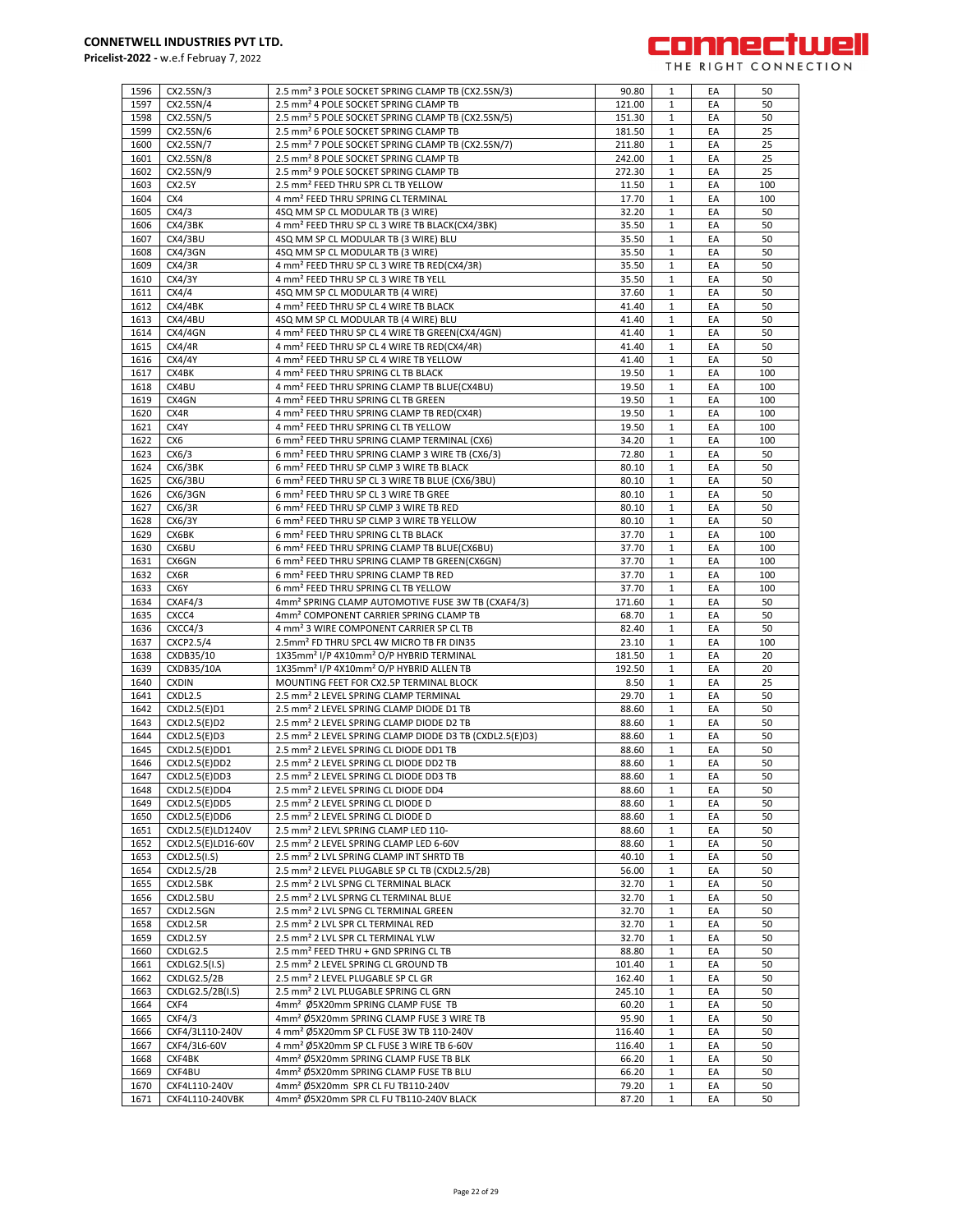**CONNETWELL INDUSTRIES PVT LTD.**
**Pricelist-2022 -** w.e.f Februay 7, 2022

| | | | | | | |
|---|---|---|---|---|---|---|
| 1596 | CX2.5SN/3 | 2.5 mm² 3 POLE SOCKET SPRING CLAMP TB (CX2.5SN/3) | 90.80 | 1 | EA | 50 |
| 1597 | CX2.5SN/4 | 2.5 mm² 4 POLE SOCKET SPRING CLAMP TB | 121.00 | 1 | EA | 50 |
| 1598 | CX2.5SN/5 | 2.5 mm² 5 POLE SOCKET SPRING CLAMP TB (CX2.5SN/5) | 151.30 | 1 | EA | 50 |
| 1599 | CX2.5SN/6 | 2.5 mm² 6 POLE SOCKET SPRING CLAMP TB | 181.50 | 1 | EA | 25 |
| 1600 | CX2.5SN/7 | 2.5 mm² 7 POLE SOCKET SPRING CLAMP TB (CX2.5SN/7) | 211.80 | 1 | EA | 25 |
| 1601 | CX2.5SN/8 | 2.5 mm² 8 POLE SOCKET SPRING CLAMP TB | 242.00 | 1 | EA | 25 |
| 1602 | CX2.5SN/9 | 2.5 mm² 9 POLE SOCKET SPRING CLAMP TB | 272.30 | 1 | EA | 25 |
| 1603 | CX2.5Y | 2.5 mm² FEED THRU SPR CL TB YELLOW | 11.50 | 1 | EA | 100 |
| 1604 | CX4 | 4 mm² FEED THRU SPRING CL TERMINAL | 17.70 | 1 | EA | 100 |
| 1605 | CX4/3 | 4SQ MM SP CL MODULAR TB (3 WIRE) | 32.20 | 1 | EA | 50 |
| 1606 | CX4/3BK | 4 mm² FEED THRU SP CL 3 WIRE TB BLACK(CX4/3BK) | 35.50 | 1 | EA | 50 |
| 1607 | CX4/3BU | 4SQ MM SP CL MODULAR TB (3 WIRE) BLU | 35.50 | 1 | EA | 50 |
| 1608 | CX4/3GN | 4SQ MM SP CL MODULAR TB (3 WIRE) | 35.50 | 1 | EA | 50 |
| 1609 | CX4/3R | 4 mm² FEED THRU SP CL 3 WIRE TB RED(CX4/3R) | 35.50 | 1 | EA | 50 |
| 1610 | CX4/3Y | 4 mm² FEED THRU SP CL 3 WIRE TB YELL | 35.50 | 1 | EA | 50 |
| 1611 | CX4/4 | 4SQ MM SP CL MODULAR TB (4 WIRE) | 37.60 | 1 | EA | 50 |
| 1612 | CX4/4BK | 4 mm² FEED THRU SP CL 4 WIRE TB BLACK | 41.40 | 1 | EA | 50 |
| 1613 | CX4/4BU | 4SQ MM SP CL MODULAR TB (4 WIRE) BLU | 41.40 | 1 | EA | 50 |
| 1614 | CX4/4GN | 4 mm² FEED THRU SP CL 4 WIRE TB GREEN(CX4/4GN) | 41.40 | 1 | EA | 50 |
| 1615 | CX4/4R | 4 mm² FEED THRU SP CL 4 WIRE TB RED(CX4/4R) | 41.40 | 1 | EA | 50 |
| 1616 | CX4/4Y | 4 mm² FEED THRU SP CL 4 WIRE TB YELLOW | 41.40 | 1 | EA | 50 |
| 1617 | CX4BK | 4 mm² FEED THRU SPRING CL TB BLACK | 19.50 | 1 | EA | 100 |
| 1618 | CX4BU | 4 mm² FEED THRU SPRING CLAMP TB BLUE(CX4BU) | 19.50 | 1 | EA | 100 |
| 1619 | CX4GN | 4 mm² FEED THRU SPRING CL TB GREEN | 19.50 | 1 | EA | 100 |
| 1620 | CX4R | 4 mm² FEED THRU SPRING CLAMP TB RED(CX4R) | 19.50 | 1 | EA | 100 |
| 1621 | CX4Y | 4 mm² FEED THRU SPRING CL TB YELLOW | 19.50 | 1 | EA | 100 |
| 1622 | CX6 | 6 mm² FEED THRU SPRING CLAMP TERMINAL (CX6) | 34.20 | 1 | EA | 100 |
| 1623 | CX6/3 | 6 mm² FEED THRU SPRING CLAMP 3 WIRE TB (CX6/3) | 72.80 | 1 | EA | 50 |
| 1624 | CX6/3BK | 6 mm² FEED THRU SP CLMP 3 WIRE TB BLACK | 80.10 | 1 | EA | 50 |
| 1625 | CX6/3BU | 6 mm² FEED THRU SP CL 3 WIRE TB BLUE (CX6/3BU) | 80.10 | 1 | EA | 50 |
| 1626 | CX6/3GN | 6 mm² FEED THRU SP CL 3 WIRE TB GREE | 80.10 | 1 | EA | 50 |
| 1627 | CX6/3R | 6 mm² FEED THRU SP CLMP 3 WIRE TB RED | 80.10 | 1 | EA | 50 |
| 1628 | CX6/3Y | 6 mm² FEED THRU SP CLMP 3 WIRE TB YELLOW | 80.10 | 1 | EA | 50 |
| 1629 | CX6BK | 6 mm² FEED THRU SPRING CL TB BLACK | 37.70 | 1 | EA | 100 |
| 1630 | CX6BU | 6 mm² FEED THRU SPRING CLAMP TB BLUE(CX6BU) | 37.70 | 1 | EA | 100 |
| 1631 | CX6GN | 6 mm² FEED THRU SPRING CLAMP TB GREEN(CX6GN) | 37.70 | 1 | EA | 100 |
| 1632 | CX6R | 6 mm² FEED THRU SPRING CLAMP TB RED | 37.70 | 1 | EA | 100 |
| 1633 | CX6Y | 6 mm² FEED THRU SPRING CL TB YELLOW | 37.70 | 1 | EA | 100 |
| 1634 | CXAF4/3 | 4mm² SPRING CLAMP AUTOMOTIVE FUSE 3W TB (CXAF4/3) | 171.60 | 1 | EA | 50 |
| 1635 | CXCC4 | 4mm² COMPONENT CARRIER SPRING CLAMP TB | 68.70 | 1 | EA | 50 |
| 1636 | CXCC4/3 | 4 mm² 3 WIRE COMPONENT CARRIER SP CL TB | 82.40 | 1 | EA | 50 |
| 1637 | CXCP2.5/4 | 2.5mm² FD THRU SPCL 4W MICRO TB FR DIN35 | 23.10 | 1 | EA | 100 |
| 1638 | CXDB35/10 | 1X35mm² I/P 4X10mm² O/P HYBRID TERMINAL | 181.50 | 1 | EA | 20 |
| 1639 | CXDB35/10A | 1X35mm² I/P 4X10mm² O/P HYBRID ALLEN TB | 192.50 | 1 | EA | 20 |
| 1640 | CXDIN | MOUNTING FEET FOR CX2.5P TERMINAL BLOCK | 8.50 | 1 | EA | 25 |
| 1641 | CXDL2.5 | 2.5 mm² 2 LEVEL SPRING CLAMP TERMINAL | 29.70 | 1 | EA | 50 |
| 1642 | CXDL2.5(E)D1 | 2.5 mm² 2 LEVEL SPRING CLAMP DIODE D1 TB | 88.60 | 1 | EA | 50 |
| 1643 | CXDL2.5(E)D2 | 2.5 mm² 2 LEVEL SPRING CLAMP DIODE D2 TB | 88.60 | 1 | EA | 50 |
| 1644 | CXDL2.5(E)D3 | 2.5 mm² 2 LEVEL SPRING CLAMP DIODE D3 TB (CXDL2.5(E)D3) | 88.60 | 1 | EA | 50 |
| 1645 | CXDL2.5(E)DD1 | 2.5 mm² 2 LEVEL SPRING CL DIODE DD1 TB | 88.60 | 1 | EA | 50 |
| 1646 | CXDL2.5(E)DD2 | 2.5 mm² 2 LEVEL SPRING CL DIODE DD2 TB | 88.60 | 1 | EA | 50 |
| 1647 | CXDL2.5(E)DD3 | 2.5 mm² 2 LEVEL SPRING CL DIODE DD3 TB | 88.60 | 1 | EA | 50 |
| 1648 | CXDL2.5(E)DD4 | 2.5 mm² 2 LEVEL SPRING CL DIODE DD4 | 88.60 | 1 | EA | 50 |
| 1649 | CXDL2.5(E)DD5 | 2.5 mm² 2 LEVEL SPRING CL DIODE D | 88.60 | 1 | EA | 50 |
| 1650 | CXDL2.5(E)DD6 | 2.5 mm² 2 LEVEL SPRING CL DIODE D | 88.60 | 1 | EA | 50 |
| 1651 | CXDL2.5(E)LD1240V | 2.5 mm² 2 LEVL SPRING CLAMP LED 110- | 88.60 | 1 | EA | 50 |
| 1652 | CXDL2.5(E)LD16-60V | 2.5 mm² 2 LEVEL SPRING CLAMP LED 6-60V | 88.60 | 1 | EA | 50 |
| 1653 | CXDL2.5(I.S) | 2.5 mm² 2 LVL SPRING CLAMP INT SHRTD TB | 40.10 | 1 | EA | 50 |
| 1654 | CXDL2.5/2B | 2.5 mm² 2 LEVEL PLUGABLE SP CL TB (CXDL2.5/2B) | 56.00 | 1 | EA | 50 |
| 1655 | CXDL2.5BK | 2.5 mm² 2 LVL SPNG CL TERMINAL BLACK | 32.70 | 1 | EA | 50 |
| 1656 | CXDL2.5BU | 2.5 mm² 2 LVL SPRNG CL TERMINAL BLUE | 32.70 | 1 | EA | 50 |
| 1657 | CXDL2.5GN | 2.5 mm² 2 LVL SPNG CL TERMINAL GREEN | 32.70 | 1 | EA | 50 |
| 1658 | CXDL2.5R | 2.5 mm² 2 LVL SPR CL TERMINAL RED | 32.70 | 1 | EA | 50 |
| 1659 | CXDL2.5Y | 2.5 mm² 2 LVL SPR CL TERMINAL YLW | 32.70 | 1 | EA | 50 |
| 1660 | CXDLG2.5 | 2.5 mm² FEED THRU + GND SPRING CL TB | 88.80 | 1 | EA | 50 |
| 1661 | CXDLG2.5(I.S) | 2.5 mm² 2 LEVEL SPRING CL GROUND TB | 101.40 | 1 | EA | 50 |
| 1662 | CXDLG2.5/2B | 2.5 mm² 2 LEVEL PLUGABLE SP CL GR | 162.40 | 1 | EA | 50 |
| 1663 | CXDLG2.5/2B(I.S) | 2.5 mm² 2 LVL PLUGABLE SPRING CL GRN | 245.10 | 1 | EA | 50 |
| 1664 | CXF4 | 4mm² Ø5X20mm SPRING CLAMP FUSE TB | 60.20 | 1 | EA | 50 |
| 1665 | CXF4/3 | 4mm² Ø5X20mm SPRING CLAMP FUSE 3 WIRE TB | 95.90 | 1 | EA | 50 |
| 1666 | CXF4/3L110-240V | 4 mm² Ø5X20mm SP CL FUSE 3W TB 110-240V | 116.40 | 1 | EA | 50 |
| 1667 | CXF4/3L6-60V | 4 mm² Ø5X20mm SP CL FUSE 3 WIRE TB 6-60V | 116.40 | 1 | EA | 50 |
| 1668 | CXF4BK | 4mm² Ø5X20mm SPRING CLAMP FUSE TB BLK | 66.20 | 1 | EA | 50 |
| 1669 | CXF4BU | 4mm² Ø5X20mm SPRING CLAMP FUSE TB BLU | 66.20 | 1 | EA | 50 |
| 1670 | CXF4L110-240V | 4mm² Ø5X20mm SPR CL FU TB110-240V | 79.20 | 1 | EA | 50 |
| 1671 | CXF4L110-240VBK | 4mm² Ø5X20mm SPR CL FU TB110-240V BLACK | 87.20 | 1 | EA | 50 |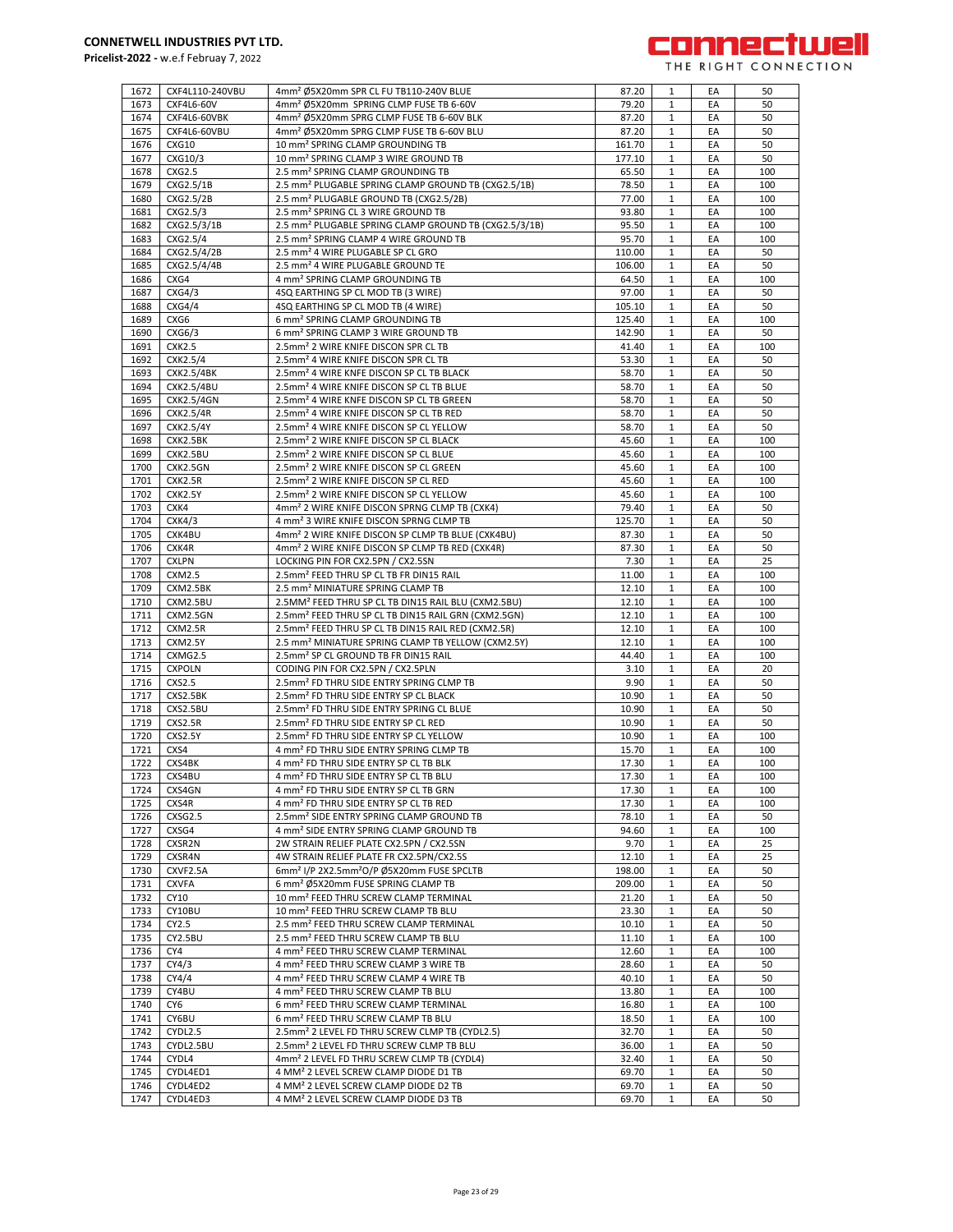| 1672 | CXF4L110-240VBU | 4mm² Ø5X20mm SPR CL FU TB110-240V BLUE | 87.20 | 1 | EA | 50 |
|---|---|---|---|---|---|---|
| 1673 | CXF4L6-60V | 4mm² Ø5X20mm SPRING CLMP FUSE TB 6-60V | 79.20 | 1 | EA | 50 |
| 1674 | CXF4L6-60VBK | 4mm² Ø5X20mm SPRG CLMP FUSE TB 6-60V BLK | 87.20 | 1 | EA | 50 |
| 1675 | CXF4L6-60VBU | 4mm² Ø5X20mm SPRG CLMP FUSE TB 6-60V BLU | 87.20 | 1 | EA | 50 |
| 1676 | CXG10 | 10 mm² SPRING CLAMP GROUNDING TB | 161.70 | 1 | EA | 50 |
| 1677 | CXG10/3 | 10 mm² SPRING CLAMP 3 WIRE GROUND TB | 177.10 | 1 | EA | 50 |
| 1678 | CXG2.5 | 2.5 mm² SPRING CLAMP GROUNDING TB | 65.50 | 1 | EA | 100 |
| 1679 | CXG2.5/1B | 2.5 mm² PLUGABLE SPRING CLAMP GROUND TB (CXG2.5/1B) | 78.50 | 1 | EA | 100 |
| 1680 | CXG2.5/2B | 2.5 mm² PLUGABLE GROUND TB (CXG2.5/2B) | 77.00 | 1 | EA | 100 |
| 1681 | CXG2.5/3 | 2.5 mm² SPRING CL 3 WIRE GROUND TB | 93.80 | 1 | EA | 100 |
| 1682 | CXG2.5/3/1B | 2.5 mm² PLUGABLE SPRING CLAMP GROUND TB (CXG2.5/3/1B) | 95.50 | 1 | EA | 100 |
| 1683 | CXG2.5/4 | 2.5 mm² SPRING CLAMP 4 WIRE GROUND TB | 95.70 | 1 | EA | 100 |
| 1684 | CXG2.5/4/2B | 2.5 mm² 4 WIRE PLUGABLE SP CL GRO | 110.00 | 1 | EA | 50 |
| 1685 | CXG2.5/4/4B | 2.5 mm² 4 WIRE PLUGABLE GROUND TE | 106.00 | 1 | EA | 50 |
| 1686 | CXG4 | 4 mm² SPRING CLAMP GROUNDING TB | 64.50 | 1 | EA | 100 |
| 1687 | CXG4/3 | 4SQ EARTHING SP CL MOD TB (3 WIRE) | 97.00 | 1 | EA | 50 |
| 1688 | CXG4/4 | 4SQ EARTHING SP CL MOD TB (4 WIRE) | 105.10 | 1 | EA | 50 |
| 1689 | CXG6 | 6 mm² SPRING CLAMP GROUNDING TB | 125.40 | 1 | EA | 100 |
| 1690 | CXG6/3 | 6 mm² SPRING CLAMP 3 WIRE GROUND TB | 142.90 | 1 | EA | 50 |
| 1691 | CXK2.5 | 2.5mm² 2 WIRE KNIFE DISCON SPR CL TB | 41.40 | 1 | EA | 100 |
| 1692 | CXK2.5/4 | 2.5mm² 4 WIRE KNIFE DISCON SPR CL TB | 53.30 | 1 | EA | 50 |
| 1693 | CXK2.5/4BK | 2.5mm² 4 WIRE KNFE DISCON SP CL TB BLACK | 58.70 | 1 | EA | 50 |
| 1694 | CXK2.5/4BU | 2.5mm² 4 WIRE KNIFE DISCON SP CL TB BLUE | 58.70 | 1 | EA | 50 |
| 1695 | CXK2.5/4GN | 2.5mm² 4 WIRE KNFE DISCON SP CL TB GREEN | 58.70 | 1 | EA | 50 |
| 1696 | CXK2.5/4R | 2.5mm² 4 WIRE KNIFE DISCON SP CL TB RED | 58.70 | 1 | EA | 50 |
| 1697 | CXK2.5/4Y | 2.5mm² 4 WIRE KNIFE DISCON SP CL YELLOW | 58.70 | 1 | EA | 50 |
| 1698 | CXK2.5BK | 2.5mm² 2 WIRE KNIFE DISCON SP CL BLACK | 45.60 | 1 | EA | 100 |
| 1699 | CXK2.5BU | 2.5mm² 2 WIRE KNIFE DISCON SP CL BLUE | 45.60 | 1 | EA | 100 |
| 1700 | CXK2.5GN | 2.5mm² 2 WIRE KNIFE DISCON SP CL GREEN | 45.60 | 1 | EA | 100 |
| 1701 | CXK2.5R | 2.5mm² 2 WIRE KNIFE DISCON SP CL RED | 45.60 | 1 | EA | 100 |
| 1702 | CXK2.5Y | 2.5mm² 2 WIRE KNIFE DISCON SP CL YELLOW | 45.60 | 1 | EA | 100 |
| 1703 | CXK4 | 4mm² 2 WIRE KNIFE DISCON SPRNG CLMP TB (CXK4) | 79.40 | 1 | EA | 50 |
| 1704 | CXK4/3 | 4 mm² 3 WIRE KNIFE DISCON SPRNG CLMP TB | 125.70 | 1 | EA | 50 |
| 1705 | CXK4BU | 4mm² 2 WIRE KNIFE DISCON SP CLMP TB BLUE (CXK4BU) | 87.30 | 1 | EA | 50 |
| 1706 | CXK4R | 4mm² 2 WIRE KNIFE DISCON SP CLMP TB RED (CXK4R) | 87.30 | 1 | EA | 50 |
| 1707 | CXLPN | LOCKING PIN FOR CX2.5PN / CX2.5SN | 7.30 | 1 | EA | 25 |
| 1708 | CXM2.5 | 2.5mm² FEED THRU SP CL TB FR DIN15 RAIL | 11.00 | 1 | EA | 100 |
| 1709 | CXM2.5BK | 2.5 mm² MINIATURE SPRING CLAMP TB | 12.10 | 1 | EA | 100 |
| 1710 | CXM2.5BU | 2.5MM² FEED THRU SP CL TB DIN15 RAIL BLU (CXM2.5BU) | 12.10 | 1 | EA | 100 |
| 1711 | CXM2.5GN | 2.5mm² FEED THRU SP CL TB DIN15 RAIL GRN (CXM2.5GN) | 12.10 | 1 | EA | 100 |
| 1712 | CXM2.5R | 2.5mm² FEED THRU SP CL TB DIN15 RAIL RED (CXM2.5R) | 12.10 | 1 | EA | 100 |
| 1713 | CXM2.5Y | 2.5 mm² MINIATURE SPRING CLAMP TB YELLOW (CXM2.5Y) | 12.10 | 1 | EA | 100 |
| 1714 | CXMG2.5 | 2.5mm² SP CL GROUND TB FR DIN15 RAIL | 44.40 | 1 | EA | 100 |
| 1715 | CXPOLN | CODING PIN FOR CX2.5PN / CX2.5PLN | 3.10 | 1 | EA | 20 |
| 1716 | CXS2.5 | 2.5mm² FD THRU SIDE ENTRY SPRING CLMP TB | 9.90 | 1 | EA | 50 |
| 1717 | CXS2.5BK | 2.5mm² FD THRU SIDE ENTRY SP CL BLACK | 10.90 | 1 | EA | 50 |
| 1718 | CXS2.5BU | 2.5mm² FD THRU SIDE ENTRY SPRING CL BLUE | 10.90 | 1 | EA | 50 |
| 1719 | CXS2.5R | 2.5mm² FD THRU SIDE ENTRY SP CL RED | 10.90 | 1 | EA | 50 |
| 1720 | CXS2.5Y | 2.5mm² FD THRU SIDE ENTRY SP CL YELLOW | 10.90 | 1 | EA | 100 |
| 1721 | CXS4 | 4 mm² FD THRU SIDE ENTRY SPRING CLMP TB | 15.70 | 1 | EA | 100 |
| 1722 | CXS4BK | 4 mm² FD THRU SIDE ENTRY SP CL TB BLK | 17.30 | 1 | EA | 100 |
| 1723 | CXS4BU | 4 mm² FD THRU SIDE ENTRY SP CL TB BLU | 17.30 | 1 | EA | 100 |
| 1724 | CXS4GN | 4 mm² FD THRU SIDE ENTRY SP CL TB GRN | 17.30 | 1 | EA | 100 |
| 1725 | CXS4R | 4 mm² FD THRU SIDE ENTRY SP CL TB RED | 17.30 | 1 | EA | 100 |
| 1726 | CXSG2.5 | 2.5mm² SIDE ENTRY SPRING CLAMP GROUND TB | 78.10 | 1 | EA | 50 |
| 1727 | CXSG4 | 4 mm² SIDE ENTRY SPRING CLAMP GROUND TB | 94.60 | 1 | EA | 100 |
| 1728 | CXSR2N | 2W STRAIN RELIEF PLATE CX2.5PN / CX2.5SN | 9.70 | 1 | EA | 25 |
| 1729 | CXSR4N | 4W STRAIN RELIEF PLATE CX2.5PN/CX2.5S | 12.10 | 1 | EA | 25 |
| 1730 | CXVF2.5A | 6mm² I/P 2X2.5mm²O/P Ø5X20mm FUSE SPCLTB | 198.00 | 1 | EA | 50 |
| 1731 | CXVFA | 6 mm² Ø5X20mm FUSE SPRING CLAMP TB | 209.00 | 1 | EA | 50 |
| 1732 | CY10 | 10 mm² FEED THRU SCREW CLAMP TERMINAL | 21.20 | 1 | EA | 50 |
| 1733 | CY10BU | 10 mm² FEED THRU SCREW CLAMP TB BLU | 23.30 | 1 | EA | 50 |
| 1734 | CY2.5 | 2.5 mm² FEED THRU SCREW CLAMP TERMINAL | 10.10 | 1 | EA | 50 |
| 1735 | CY2.5BU | 2.5 mm² FEED THRU SCREW CLAMP TB BLU | 11.10 | 1 | EA | 100 |
| 1736 | CY4 | 4 mm² FEED THRU SCREW CLAMP TERMINAL | 12.60 | 1 | EA | 100 |
| 1737 | CY4/3 | 4 mm² FEED THRU SCREW CLAMP 3 WIRE TB | 28.60 | 1 | EA | 50 |
| 1738 | CY4/4 | 4 mm² FEED THRU SCREW CLAMP 4 WIRE TB | 40.10 | 1 | EA | 50 |
| 1739 | CY4BU | 4 mm² FEED THRU SCREW CLAMP TB BLU | 13.80 | 1 | EA | 100 |
| 1740 | CY6 | 6 mm² FEED THRU SCREW CLAMP TERMINAL | 16.80 | 1 | EA | 100 |
| 1741 | CY6BU | 6 mm² FEED THRU SCREW CLAMP TB BLU | 18.50 | 1 | EA | 100 |
| 1742 | CYDL2.5 | 2.5mm² 2 LEVEL FD THRU SCREW CLMP TB (CYDL2.5) | 32.70 | 1 | EA | 50 |
| 1743 | CYDL2.5BU | 2.5mm² 2 LEVEL FD THRU SCREW CLMP TB BLU | 36.00 | 1 | EA | 50 |
| 1744 | CYDL4 | 4mm² 2 LEVEL FD THRU SCREW CLMP TB (CYDL4) | 32.40 | 1 | EA | 50 |
| 1745 | CYDL4ED1 | 4 MM² 2 LEVEL SCREW CLAMP DIODE D1 TB | 69.70 | 1 | EA | 50 |
| 1746 | CYDL4ED2 | 4 MM² 2 LEVEL SCREW CLAMP DIODE D2 TB | 69.70 | 1 | EA | 50 |
| 1747 | CYDL4ED3 | 4 MM² 2 LEVEL SCREW CLAMP DIODE D3 TB | 69.70 | 1 | EA | 50 |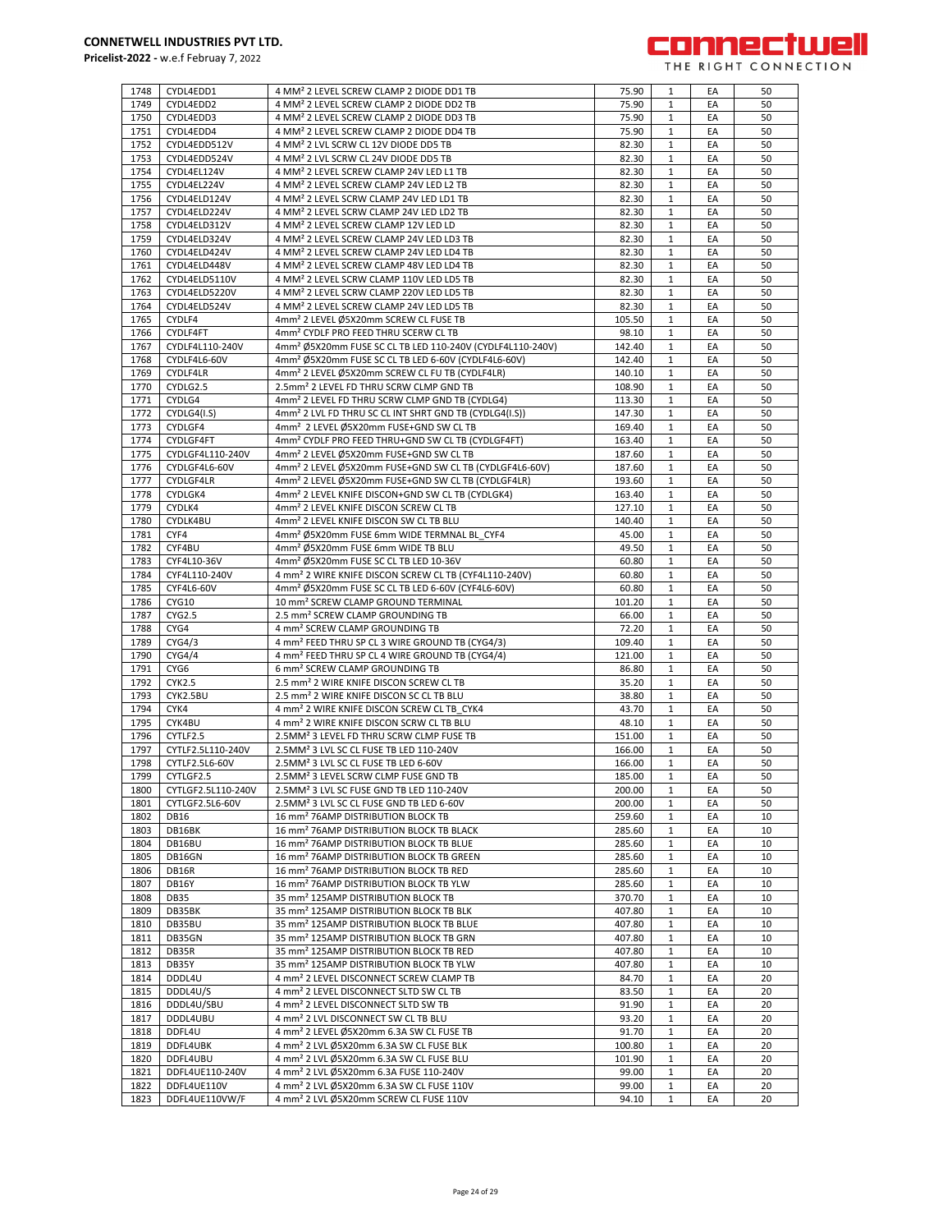| 1748 | CYDL4EDD1 | 4 MM² 2 LEVEL SCREW CLAMP 2 DIODE DD1 TB | 75.90 | 1 | EA | 50 |
|---|---|---|---|---|---|---|
| 1749 | CYDL4EDD2 | 4 MM² 2 LEVEL SCREW CLAMP 2 DIODE DD2 TB | 75.90 | 1 | EA | 50 |
| 1750 | CYDL4EDD3 | 4 MM² 2 LEVEL SCREW CLAMP 2 DIODE DD3 TB | 75.90 | 1 | EA | 50 |
| 1751 | CYDL4EDD4 | 4 MM² 2 LEVEL SCREW CLAMP 2 DIODE DD4 TB | 75.90 | 1 | EA | 50 |
| 1752 | CYDL4EDD512V | 4 MM² 2 LVL SCRW CL 12V DIODE DD5 TB | 82.30 | 1 | EA | 50 |
| 1753 | CYDL4EDD524V | 4 MM² 2 LVL SCRW CL 24V DIODE DD5 TB | 82.30 | 1 | EA | 50 |
| 1754 | CYDL4EL124V | 4 MM² 2 LEVEL SCREW CLAMP 24V LED L1 TB | 82.30 | 1 | EA | 50 |
| 1755 | CYDL4EL224V | 4 MM² 2 LEVEL SCREW CLAMP 24V LED L2 TB | 82.30 | 1 | EA | 50 |
| 1756 | CYDL4ELD124V | 4 MM² 2 LEVEL SCRW CLAMP 24V LED LD1 TB | 82.30 | 1 | EA | 50 |
| 1757 | CYDL4ELD224V | 4 MM² 2 LEVEL SCRW CLAMP 24V LED LD2 TB | 82.30 | 1 | EA | 50 |
| 1758 | CYDL4ELD312V | 4 MM² 2 LEVEL SCREW CLAMP 12V LED LD | 82.30 | 1 | EA | 50 |
| 1759 | CYDL4ELD324V | 4 MM² 2 LEVEL SCREW CLAMP 24V LED LD3 TB | 82.30 | 1 | EA | 50 |
| 1760 | CYDL4ELD424V | 4 MM² 2 LEVEL SCREW CLAMP 24V LED LD4 TB | 82.30 | 1 | EA | 50 |
| 1761 | CYDL4ELD448V | 4 MM² 2 LEVEL SCREW CLAMP 48V LED LD4 TB | 82.30 | 1 | EA | 50 |
| 1762 | CYDL4ELD5110V | 4 MM² 2 LEVEL SCRW CLAMP 110V LED LD5 TB | 82.30 | 1 | EA | 50 |
| 1763 | CYDL4ELD5220V | 4 MM² 2 LEVEL SCRW CLAMP 220V LED LD5 TB | 82.30 | 1 | EA | 50 |
| 1764 | CYDL4ELD524V | 4 MM² 2 LEVEL SCREW CLAMP 24V LED LD5 TB | 82.30 | 1 | EA | 50 |
| 1765 | CYDLF4 | 4mm² 2 LEVEL Ø5X20mm SCREW CL FUSE TB | 105.50 | 1 | EA | 50 |
| 1766 | CYDLF4FT | 4mm² CYDLF PRO FEED THRU SCERW CL TB | 98.10 | 1 | EA | 50 |
| 1767 | CYDLF4L110-240V | 4mm² Ø5X20mm FUSE SC CL TB LED 110-240V (CYDLF4L110-240V) | 142.40 | 1 | EA | 50 |
| 1768 | CYDLF4L6-60V | 4mm² Ø5X20mm FUSE SC CL TB LED 6-60V (CYDLF4L6-60V) | 142.40 | 1 | EA | 50 |
| 1769 | CYDLF4LR | 4mm² 2 LEVEL Ø5X20mm SCREW CL FU TB (CYDLF4LR) | 140.10 | 1 | EA | 50 |
| 1770 | CYDLG2.5 | 2.5mm² 2 LEVEL FD THRU SCRW CLMP GND TB | 108.90 | 1 | EA | 50 |
| 1771 | CYDLG4 | 4mm² 2 LEVEL FD THRU SCRW CLMP GND TB (CYDLG4) | 113.30 | 1 | EA | 50 |
| 1772 | CYDLG4(I.S) | 4mm² 2 LVL FD THRU SC CL INT SHRT GND TB (CYDLG4(I.S)) | 147.30 | 1 | EA | 50 |
| 1773 | CYDLGF4 | 4mm² 2 LEVEL Ø5X20mm FUSE+GND SW CL TB | 169.40 | 1 | EA | 50 |
| 1774 | CYDLGF4FT | 4mm² CYDLF PRO FEED THRU+GND SW CL TB (CYDLGF4FT) | 163.40 | 1 | EA | 50 |
| 1775 | CYDLGF4L110-240V | 4mm² 2 LEVEL Ø5X20mm FUSE+GND SW CL TB | 187.60 | 1 | EA | 50 |
| 1776 | CYDLGF4L6-60V | 4mm² 2 LEVEL Ø5X20mm FUSE+GND SW CL TB (CYDLGF4L6-60V) | 187.60 | 1 | EA | 50 |
| 1777 | CYDLGF4LR | 4mm² 2 LEVEL Ø5X20mm FUSE+GND SW CL TB (CYDLGF4LR) | 193.60 | 1 | EA | 50 |
| 1778 | CYDLGK4 | 4mm² 2 LEVEL KNIFE DISCON+GND SW CL TB (CYDLGK4) | 163.40 | 1 | EA | 50 |
| 1779 | CYDLK4 | 4mm² 2 LEVEL KNIFE DISCON SCREW CL TB | 127.10 | 1 | EA | 50 |
| 1780 | CYDLK4BU | 4mm² 2 LEVEL KNIFE DISCON SW CL TB BLU | 140.40 | 1 | EA | 50 |
| 1781 | CYF4 | 4mm² Ø5X20mm FUSE 6mm WIDE TERMNAL BL_CYF4 | 45.00 | 1 | EA | 50 |
| 1782 | CYF4BU | 4mm² Ø5X20mm FUSE 6mm WIDE TB BLU | 49.50 | 1 | EA | 50 |
| 1783 | CYF4L10-36V | 4mm² Ø5X20mm FUSE SC CL TB LED 10-36V | 60.80 | 1 | EA | 50 |
| 1784 | CYF4L110-240V | 4 mm² 2 WIRE KNIFE DISCON SCREW CL TB (CYF4L110-240V) | 60.80 | 1 | EA | 50 |
| 1785 | CYF4L6-60V | 4mm² Ø5X20mm FUSE SC CL TB LED 6-60V (CYF4L6-60V) | 60.80 | 1 | EA | 50 |
| 1786 | CYG10 | 10 mm² SCREW CLAMP GROUND TERMINAL | 101.20 | 1 | EA | 50 |
| 1787 | CYG2.5 | 2.5 mm² SCREW CLAMP GROUNDING TB | 66.00 | 1 | EA | 50 |
| 1788 | CYG4 | 4 mm² SCREW CLAMP GROUNDING TB | 72.20 | 1 | EA | 50 |
| 1789 | CYG4/3 | 4 mm² FEED THRU SP CL 3 WIRE GROUND TB (CYG4/3) | 109.40 | 1 | EA | 50 |
| 1790 | CYG4/4 | 4 mm² FEED THRU SP CL 4 WIRE GROUND TB (CYG4/4) | 121.00 | 1 | EA | 50 |
| 1791 | CYG6 | 6 mm² SCREW CLAMP GROUNDING TB | 86.80 | 1 | EA | 50 |
| 1792 | CYK2.5 | 2.5 mm² 2 WIRE KNIFE DISCON SCREW CL TB | 35.20 | 1 | EA | 50 |
| 1793 | CYK2.5BU | 2.5 mm² 2 WIRE KNIFE DISCON SC CL TB BLU | 38.80 | 1 | EA | 50 |
| 1794 | CYK4 | 4 mm² 2 WIRE KNIFE DISCON SCREW CL TB_CYK4 | 43.70 | 1 | EA | 50 |
| 1795 | CYK4BU | 4 mm² 2 WIRE KNIFE DISCON SCRW CL TB BLU | 48.10 | 1 | EA | 50 |
| 1796 | CYTLF2.5 | 2.5MM² 3 LEVEL FD THRU SCRW CLMP FUSE TB | 151.00 | 1 | EA | 50 |
| 1797 | CYTLF2.5L110-240V | 2.5MM² 3 LVL SC CL FUSE TB LED 110-240V | 166.00 | 1 | EA | 50 |
| 1798 | CYTLF2.5L6-60V | 2.5MM² 3 LVL SC CL FUSE TB LED 6-60V | 166.00 | 1 | EA | 50 |
| 1799 | CYTLGF2.5 | 2.5MM² 3 LEVEL SCRW CLMP FUSE GND TB | 185.00 | 1 | EA | 50 |
| 1800 | CYTLGF2.5L110-240V | 2.5MM² 3 LVL SC FUSE GND TB LED 110-240V | 200.00 | 1 | EA | 50 |
| 1801 | CYTLGF2.5L6-60V | 2.5MM² 3 LVL SC CL FUSE GND TB LED 6-60V | 200.00 | 1 | EA | 50 |
| 1802 | DB16 | 16 mm² 76AMP DISTRIBUTION BLOCK TB | 259.60 | 1 | EA | 10 |
| 1803 | DB16BK | 16 mm² 76AMP DISTRIBUTION BLOCK TB BLACK | 285.60 | 1 | EA | 10 |
| 1804 | DB16BU | 16 mm² 76AMP DISTRIBUTION BLOCK TB BLUE | 285.60 | 1 | EA | 10 |
| 1805 | DB16GN | 16 mm² 76AMP DISTRIBUTION BLOCK TB GREEN | 285.60 | 1 | EA | 10 |
| 1806 | DB16R | 16 mm² 76AMP DISTRIBUTION BLOCK TB RED | 285.60 | 1 | EA | 10 |
| 1807 | DB16Y | 16 mm² 76AMP DISTRIBUTION BLOCK TB YLW | 285.60 | 1 | EA | 10 |
| 1808 | DB35 | 35 mm² 125AMP DISTRIBUTION BLOCK TB | 370.70 | 1 | EA | 10 |
| 1809 | DB35BK | 35 mm² 125AMP DISTRIBUTION BLOCK TB BLK | 407.80 | 1 | EA | 10 |
| 1810 | DB35BU | 35 mm² 125AMP DISTRIBUTION BLOCK TB BLUE | 407.80 | 1 | EA | 10 |
| 1811 | DB35GN | 35 mm² 125AMP DISTRIBUTION BLOCK TB GRN | 407.80 | 1 | EA | 10 |
| 1812 | DB35R | 35 mm² 125AMP DISTRIBUTION BLOCK TB RED | 407.80 | 1 | EA | 10 |
| 1813 | DB35Y | 35 mm² 125AMP DISTRIBUTION BLOCK TB YLW | 407.80 | 1 | EA | 10 |
| 1814 | DDDL4U | 4 mm² 2 LEVEL DISCONNECT SCREW CLAMP TB | 84.70 | 1 | EA | 20 |
| 1815 | DDDL4U/S | 4 mm² 2 LEVEL DISCONNECT SLTD SW CL TB | 83.50 | 1 | EA | 20 |
| 1816 | DDDL4U/SBU | 4 mm² 2 LEVEL DISCONNECT SLTD SW TB | 91.90 | 1 | EA | 20 |
| 1817 | DDDL4UBU | 4 mm² 2 LVL DISCONNECT SW CL TB BLU | 93.20 | 1 | EA | 20 |
| 1818 | DDFL4U | 4 mm² 2 LEVEL Ø5X20mm 6.3A SW CL FUSE TB | 91.70 | 1 | EA | 20 |
| 1819 | DDFL4UBK | 4 mm² 2 LVL Ø5X20mm 6.3A SW CL FUSE BLK | 100.80 | 1 | EA | 20 |
| 1820 | DDFL4UBU | 4 mm² 2 LVL Ø5X20mm 6.3A SW CL FUSE BLU | 101.90 | 1 | EA | 20 |
| 1821 | DDFL4UE110-240V | 4 mm² 2 LVL Ø5X20mm 6.3A FUSE 110-240V | 99.00 | 1 | EA | 20 |
| 1822 | DDFL4UE110V | 4 mm² 2 LVL Ø5X20mm 6.3A SW CL FUSE 110V | 99.00 | 1 | EA | 20 |
| 1823 | DDFL4UE110VW/F | 4 mm² 2 LVL Ø5X20mm SCREW CL FUSE 110V | 94.10 | 1 | EA | 20 |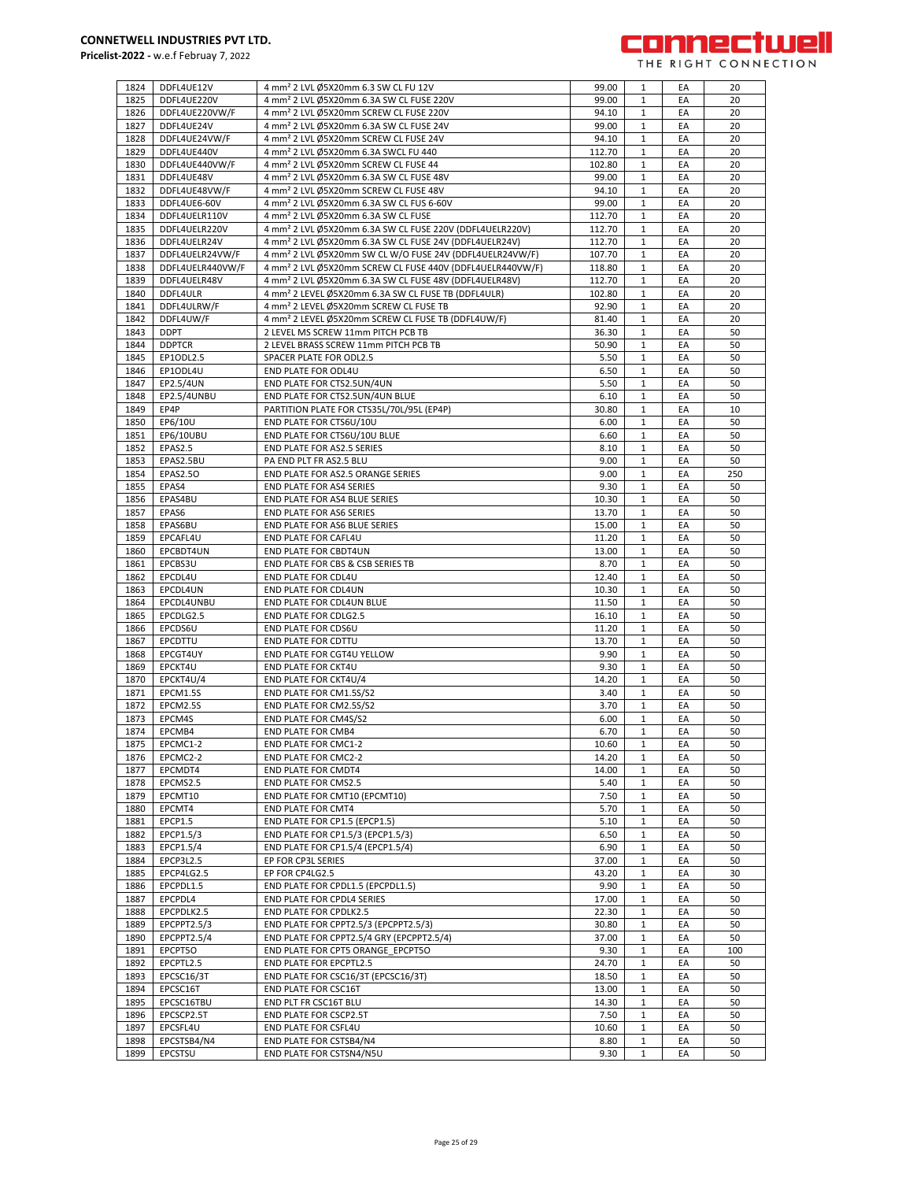**CONNETWELL INDUSTRIES PVT LTD.**

**Pricelist-2022 -** w.e.f Februay 7, 2022

| 1824 | DDFL4UE12V | 4 mm² 2 LVL Ø5X20mm 6.3 SW CL FU 12V | 99.00 | 1 | EA | 20 |
|---|---|---|---|---|---|---|
| 1825 | DDFL4UE220V | 4 mm² 2 LVL Ø5X20mm 6.3A SW CL FUSE 220V | 99.00 | 1 | EA | 20 |
| 1826 | DDFL4UE220VW/F | 4 mm² 2 LVL Ø5X20mm SCREW CL FUSE 220V | 94.10 | 1 | EA | 20 |
| 1827 | DDFL4UE24V | 4 mm² 2 LVL Ø5X20mm 6.3A SW CL FUSE 24V | 99.00 | 1 | EA | 20 |
| 1828 | DDFL4UE24VW/F | 4 mm² 2 LVL Ø5X20mm SCREW CL FUSE 24V | 94.10 | 1 | EA | 20 |
| 1829 | DDFL4UE440V | 4 mm² 2 LVL Ø5X20mm 6.3A SWCL FU 440 | 112.70 | 1 | EA | 20 |
| 1830 | DDFL4UE440VW/F | 4 mm² 2 LVL Ø5X20mm SCREW CL FUSE 44 | 102.80 | 1 | EA | 20 |
| 1831 | DDFL4UE48V | 4 mm² 2 LVL Ø5X20mm 6.3A SW CL FUSE 48V | 99.00 | 1 | EA | 20 |
| 1832 | DDFL4UE48VW/F | 4 mm² 2 LVL Ø5X20mm SCREW CL FUSE 48V | 94.10 | 1 | EA | 20 |
| 1833 | DDFL4UE6-60V | 4 mm² 2 LVL Ø5X20mm 6.3A SW CL FUS 6-60V | 99.00 | 1 | EA | 20 |
| 1834 | DDFL4UELR110V | 4 mm² 2 LVL Ø5X20mm 6.3A SW CL FUSE | 112.70 | 1 | EA | 20 |
| 1835 | DDFL4UELR220V | 4 mm² 2 LVL Ø5X20mm 6.3A SW CL FUSE 220V (DDFL4UELR220V) | 112.70 | 1 | EA | 20 |
| 1836 | DDFL4UELR24V | 4 mm² 2 LVL Ø5X20mm 6.3A SW CL FUSE 24V (DDFL4UELR24V) | 112.70 | 1 | EA | 20 |
| 1837 | DDFL4UELR24VW/F | 4 mm² 2 LVL Ø5X20mm SW CL W/O FUSE 24V (DDFL4UELR24VW/F) | 107.70 | 1 | EA | 20 |
| 1838 | DDFL4UELR440VW/F | 4 mm² 2 LVL Ø5X20mm SCREW CL FUSE 440V (DDFL4UELR440VW/F) | 118.80 | 1 | EA | 20 |
| 1839 | DDFL4UELR48V | 4 mm² 2 LVL Ø5X20mm 6.3A SW CL FUSE 48V (DDFL4UELR48V) | 112.70 | 1 | EA | 20 |
| 1840 | DDFL4ULR | 4 mm² 2 LEVEL Ø5X20mm 6.3A SW CL FUSE TB (DDFL4ULR) | 102.80 | 1 | EA | 20 |
| 1841 | DDFL4ULRW/F | 4 mm² 2 LEVEL Ø5X20mm SCREW CL FUSE TB | 92.90 | 1 | EA | 20 |
| 1842 | DDFL4UW/F | 4 mm² 2 LEVEL Ø5X20mm SCREW CL FUSE TB (DDFL4UW/F) | 81.40 | 1 | EA | 20 |
| 1843 | DDPT | 2 LEVEL MS SCREW 11mm PITCH PCB TB | 36.30 | 1 | EA | 50 |
| 1844 | DDPTCR | 2 LEVEL BRASS SCREW 11mm PITCH PCB TB | 50.90 | 1 | EA | 50 |
| 1845 | EP1ODL2.5 | SPACER PLATE FOR ODL2.5 | 5.50 | 1 | EA | 50 |
| 1846 | EP1ODL4U | END PLATE FOR ODL4U | 6.50 | 1 | EA | 50 |
| 1847 | EP2.5/4UN | END PLATE FOR CTS2.5UN/4UN | 5.50 | 1 | EA | 50 |
| 1848 | EP2.5/4UNBU | END PLATE FOR CTS2.5UN/4UN BLUE | 6.10 | 1 | EA | 50 |
| 1849 | EP4P | PARTITION PLATE FOR CTS35L/70L/95L (EP4P) | 30.80 | 1 | EA | 10 |
| 1850 | EP6/10U | END PLATE FOR CTS6U/10U | 6.00 | 1 | EA | 50 |
| 1851 | EP6/10UBU | END PLATE FOR CTS6U/10U BLUE | 6.60 | 1 | EA | 50 |
| 1852 | EPAS2.5 | END PLATE FOR AS2.5 SERIES | 8.10 | 1 | EA | 50 |
| 1853 | EPAS2.5BU | PA END PLT FR AS2.5 BLU | 9.00 | 1 | EA | 50 |
| 1854 | EPAS2.5O | END PLATE FOR AS2.5 ORANGE SERIES | 9.00 | 1 | EA | 250 |
| 1855 | EPAS4 | END PLATE FOR AS4 SERIES | 9.30 | 1 | EA | 50 |
| 1856 | EPAS4BU | END PLATE FOR AS4 BLUE SERIES | 10.30 | 1 | EA | 50 |
| 1857 | EPAS6 | END PLATE FOR AS6 SERIES | 13.70 | 1 | EA | 50 |
| 1858 | EPAS6BU | END PLATE FOR AS6 BLUE SERIES | 15.00 | 1 | EA | 50 |
| 1859 | EPCAFL4U | END PLATE FOR CAFL4U | 11.20 | 1 | EA | 50 |
| 1860 | EPCBDT4UN | END PLATE FOR CBDT4UN | 13.00 | 1 | EA | 50 |
| 1861 | EPCBS3U | END PLATE FOR CBS & CSB SERIES TB | 8.70 | 1 | EA | 50 |
| 1862 | EPCDL4U | END PLATE FOR CDL4U | 12.40 | 1 | EA | 50 |
| 1863 | EPCDL4UN | END PLATE FOR CDL4UN | 10.30 | 1 | EA | 50 |
| 1864 | EPCDL4UNBU | END PLATE FOR CDL4UN BLUE | 11.50 | 1 | EA | 50 |
| 1865 | EPCDLG2.5 | END PLATE FOR CDLG2.5 | 16.10 | 1 | EA | 50 |
| 1866 | EPCDS6U | END PLATE FOR CDS6U | 11.20 | 1 | EA | 50 |
| 1867 | EPCDTTU | END PLATE FOR CDTTU | 13.70 | 1 | EA | 50 |
| 1868 | EPCGT4UY | END PLATE FOR CGT4U YELLOW | 9.90 | 1 | EA | 50 |
| 1869 | EPCKT4U | END PLATE FOR CKT4U | 9.30 | 1 | EA | 50 |
| 1870 | EPCKT4U/4 | END PLATE FOR CKT4U/4 | 14.20 | 1 | EA | 50 |
| 1871 | EPCM1.5S | END PLATE FOR CM1.5S/S2 | 3.40 | 1 | EA | 50 |
| 1872 | EPCM2.5S | END PLATE FOR CM2.5S/S2 | 3.70 | 1 | EA | 50 |
| 1873 | EPCM4S | END PLATE FOR CM4S/S2 | 6.00 | 1 | EA | 50 |
| 1874 | EPCMB4 | END PLATE FOR CMB4 | 6.70 | 1 | EA | 50 |
| 1875 | EPCMC1-2 | END PLATE FOR CMC1-2 | 10.60 | 1 | EA | 50 |
| 1876 | EPCMC2-2 | END PLATE FOR CMC2-2 | 14.20 | 1 | EA | 50 |
| 1877 | EPCMDT4 | END PLATE FOR CMDT4 | 14.00 | 1 | EA | 50 |
| 1878 | EPCMS2.5 | END PLATE FOR CMS2.5 | 5.40 | 1 | EA | 50 |
| 1879 | EPCMT10 | END PLATE FOR CMT10 (EPCMT10) | 7.50 | 1 | EA | 50 |
| 1880 | EPCMT4 | END PLATE FOR CMT4 | 5.70 | 1 | EA | 50 |
| 1881 | EPCP1.5 | END PLATE FOR CP1.5 (EPCP1.5) | 5.10 | 1 | EA | 50 |
| 1882 | EPCP1.5/3 | END PLATE FOR CP1.5/3 (EPCP1.5/3) | 6.50 | 1 | EA | 50 |
| 1883 | EPCP1.5/4 | END PLATE FOR CP1.5/4 (EPCP1.5/4) | 6.90 | 1 | EA | 50 |
| 1884 | EPCP3L2.5 | EP FOR CP3L SERIES | 37.00 | 1 | EA | 50 |
| 1885 | EPCP4LG2.5 | EP FOR CP4LG2.5 | 43.20 | 1 | EA | 30 |
| 1886 | EPCPDL1.5 | END PLATE FOR CPDL1.5 (EPCPDL1.5) | 9.90 | 1 | EA | 50 |
| 1887 | EPCPDL4 | END PLATE FOR CPDL4 SERIES | 17.00 | 1 | EA | 50 |
| 1888 | EPCPDLK2.5 | END PLATE FOR CPDLK2.5 | 22.30 | 1 | EA | 50 |
| 1889 | EPCPPT2.5/3 | END PLATE FOR CPPT2.5/3 (EPCPPT2.5/3) | 30.80 | 1 | EA | 50 |
| 1890 | EPCPPT2.5/4 | END PLATE FOR CPPT2.5/4 GRY (EPCPPT2.5/4) | 37.00 | 1 | EA | 50 |
| 1891 | EPCPT5O | END PLATE FOR CPT5 ORANGE_EPCPT5O | 9.30 | 1 | EA | 100 |
| 1892 | EPCPTL2.5 | END PLATE FOR EPCPTL2.5 | 24.70 | 1 | EA | 50 |
| 1893 | EPCSC16/3T | END PLATE FOR CSC16/3T (EPCSC16/3T) | 18.50 | 1 | EA | 50 |
| 1894 | EPCSC16T | END PLATE FOR CSC16T | 13.00 | 1 | EA | 50 |
| 1895 | EPCSC16TBU | END PLT FR CSC16T BLU | 14.30 | 1 | EA | 50 |
| 1896 | EPCSCP2.5T | END PLATE FOR CSCP2.5T | 7.50 | 1 | EA | 50 |
| 1897 | EPCSFL4U | END PLATE FOR CSFL4U | 10.60 | 1 | EA | 50 |
| 1898 | EPCSTSB4/N4 | END PLATE FOR CSTSB4/N4 | 8.80 | 1 | EA | 50 |
| 1899 | EPCSTSU | END PLATE FOR CSTSN4/N5U | 9.30 | 1 | EA | 50 |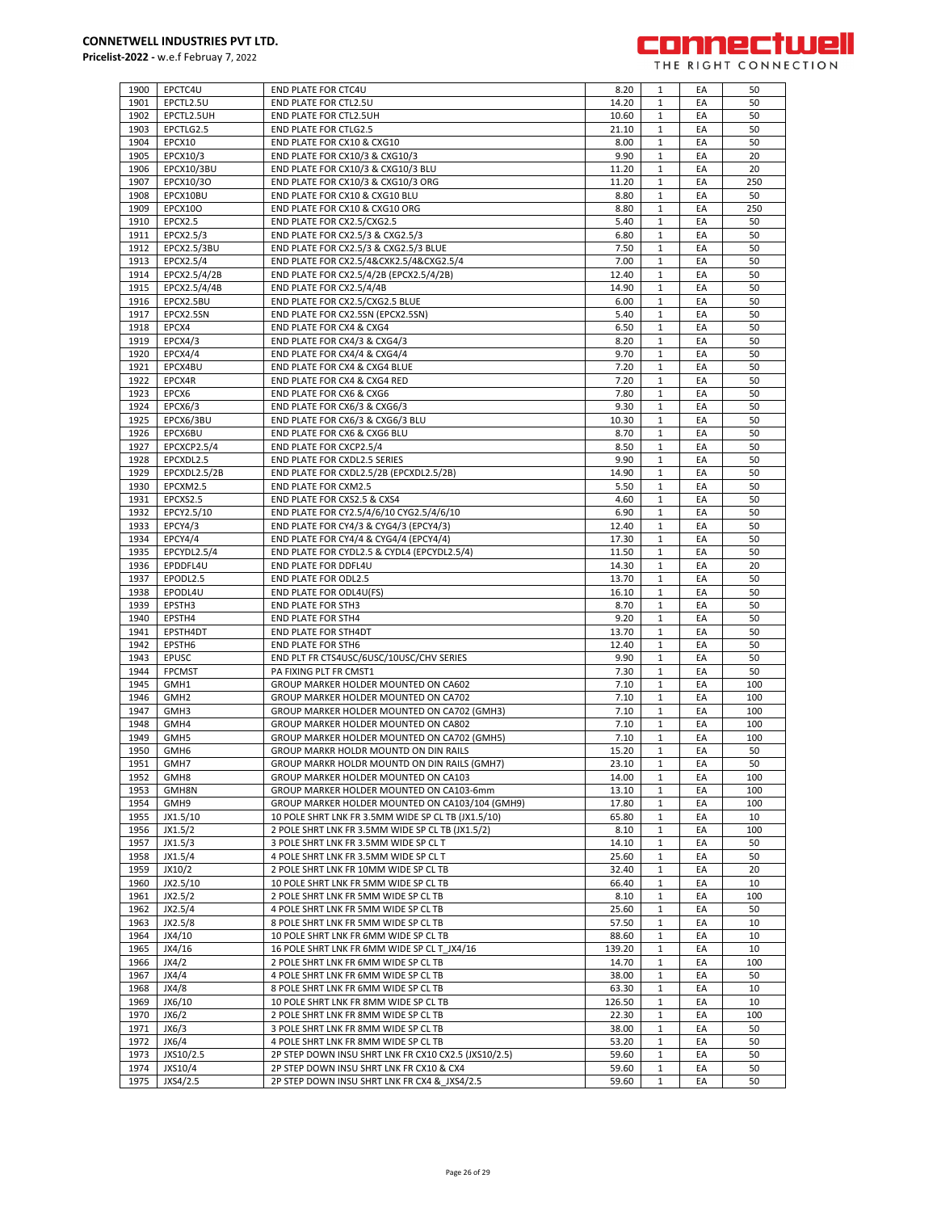| 1900 | EPCTC4U | END PLATE FOR CTC4U | 8.20 | 1 | EA | 50 |
|---|---|---|---|---|---|---|
| 1901 | EPCTL2.5U | END PLATE FOR CTL2.5U | 14.20 | 1 | EA | 50 |
| 1902 | EPCTL2.5UH | END PLATE FOR CTL2.5UH | 10.60 | 1 | EA | 50 |
| 1903 | EPCTLG2.5 | END PLATE FOR CTLG2.5 | 21.10 | 1 | EA | 50 |
| 1904 | EPCX10 | END PLATE FOR CX10 & CXG10 | 8.00 | 1 | EA | 50 |
| 1905 | EPCX10/3 | END PLATE FOR CX10/3 & CXG10/3 | 9.90 | 1 | EA | 20 |
| 1906 | EPCX10/3BU | END PLATE FOR CX10/3 & CXG10/3 BLU | 11.20 | 1 | EA | 20 |
| 1907 | EPCX10/3O | END PLATE FOR CX10/3 & CXG10/3 ORG | 11.20 | 1 | EA | 250 |
| 1908 | EPCX10BU | END PLATE FOR CX10 & CXG10 BLU | 8.80 | 1 | EA | 50 |
| 1909 | EPCX10O | END PLATE FOR CX10 & CXG10 ORG | 8.80 | 1 | EA | 250 |
| 1910 | EPCX2.5 | END PLATE FOR CX2.5/CXG2.5 | 5.40 | 1 | EA | 50 |
| 1911 | EPCX2.5/3 | END PLATE FOR CX2.5/3 & CXG2.5/3 | 6.80 | 1 | EA | 50 |
| 1912 | EPCX2.5/3BU | END PLATE FOR CX2.5/3 & CXG2.5/3 BLUE | 7.50 | 1 | EA | 50 |
| 1913 | EPCX2.5/4 | END PLATE FOR CX2.5/4&CXK2.5/4&CXG2.5/4 | 7.00 | 1 | EA | 50 |
| 1914 | EPCX2.5/4/2B | END PLATE FOR CX2.5/4/2B (EPCX2.5/4/2B) | 12.40 | 1 | EA | 50 |
| 1915 | EPCX2.5/4/4B | END PLATE FOR CX2.5/4/4B | 14.90 | 1 | EA | 50 |
| 1916 | EPCX2.5BU | END PLATE FOR CX2.5/CXG2.5 BLUE | 6.00 | 1 | EA | 50 |
| 1917 | EPCX2.5SN | END PLATE FOR CX2.5SN (EPCX2.5SN) | 5.40 | 1 | EA | 50 |
| 1918 | EPCX4 | END PLATE FOR CX4 & CXG4 | 6.50 | 1 | EA | 50 |
| 1919 | EPCX4/3 | END PLATE FOR CX4/3 & CXG4/3 | 8.20 | 1 | EA | 50 |
| 1920 | EPCX4/4 | END PLATE FOR CX4/4 & CXG4/4 | 9.70 | 1 | EA | 50 |
| 1921 | EPCX4BU | END PLATE FOR CX4 & CXG4 BLUE | 7.20 | 1 | EA | 50 |
| 1922 | EPCX4R | END PLATE FOR CX4 & CXG4 RED | 7.20 | 1 | EA | 50 |
| 1923 | EPCX6 | END PLATE FOR CX6 & CXG6 | 7.80 | 1 | EA | 50 |
| 1924 | EPCX6/3 | END PLATE FOR CX6/3 & CXG6/3 | 9.30 | 1 | EA | 50 |
| 1925 | EPCX6/3BU | END PLATE FOR CX6/3 & CXG6/3 BLU | 10.30 | 1 | EA | 50 |
| 1926 | EPCX6BU | END PLATE FOR CX6 & CXG6 BLU | 8.70 | 1 | EA | 50 |
| 1927 | EPCXCP2.5/4 | END PLATE FOR CXCP2.5/4 | 8.50 | 1 | EA | 50 |
| 1928 | EPCXDL2.5 | END PLATE FOR CXDL2.5 SERIES | 9.90 | 1 | EA | 50 |
| 1929 | EPCXDL2.5/2B | END PLATE FOR CXDL2.5/2B (EPCXDL2.5/2B) | 14.90 | 1 | EA | 50 |
| 1930 | EPCXM2.5 | END PLATE FOR CXM2.5 | 5.50 | 1 | EA | 50 |
| 1931 | EPCXS2.5 | END PLATE FOR CXS2.5 & CXS4 | 4.60 | 1 | EA | 50 |
| 1932 | EPCY2.5/10 | END PLATE FOR CY2.5/4/6/10 CYG2.5/4/6/10 | 6.90 | 1 | EA | 50 |
| 1933 | EPCY4/3 | END PLATE FOR CY4/3 & CYG4/3 (EPCY4/3) | 12.40 | 1 | EA | 50 |
| 1934 | EPCY4/4 | END PLATE FOR CY4/4 & CYG4/4 (EPCY4/4) | 17.30 | 1 | EA | 50 |
| 1935 | EPCYDL2.5/4 | END PLATE FOR CYDL2.5 & CYDL4 (EPCYDL2.5/4) | 11.50 | 1 | EA | 50 |
| 1936 | EPDDFL4U | END PLATE FOR DDFL4U | 14.30 | 1 | EA | 20 |
| 1937 | EPODL2.5 | END PLATE FOR ODL2.5 | 13.70 | 1 | EA | 50 |
| 1938 | EPODL4U | END PLATE FOR ODL4U(FS) | 16.10 | 1 | EA | 50 |
| 1939 | EPSTH3 | END PLATE FOR STH3 | 8.70 | 1 | EA | 50 |
| 1940 | EPSTH4 | END PLATE FOR STH4 | 9.20 | 1 | EA | 50 |
| 1941 | EPSTH4DT | END PLATE FOR STH4DT | 13.70 | 1 | EA | 50 |
| 1942 | EPSTH6 | END PLATE FOR STH6 | 12.40 | 1 | EA | 50 |
| 1943 | EPUSC | END PLT FR CTS4USC/6USC/10USC/CHV SERIES | 9.90 | 1 | EA | 50 |
| 1944 | FPCMST | PA FIXING PLT FR CMST1 | 7.30 | 1 | EA | 50 |
| 1945 | GMH1 | GROUP MARKER HOLDER MOUNTED ON CA602 | 7.10 | 1 | EA | 100 |
| 1946 | GMH2 | GROUP MARKER HOLDER MOUNTED ON CA702 | 7.10 | 1 | EA | 100 |
| 1947 | GMH3 | GROUP MARKER HOLDER MOUNTED ON CA702 (GMH3) | 7.10 | 1 | EA | 100 |
| 1948 | GMH4 | GROUP MARKER HOLDER MOUNTED ON CA802 | 7.10 | 1 | EA | 100 |
| 1949 | GMH5 | GROUP MARKER HOLDER MOUNTED ON CA702 (GMH5) | 7.10 | 1 | EA | 100 |
| 1950 | GMH6 | GROUP MARKR HOLDR MOUNTD ON DIN RAILS | 15.20 | 1 | EA | 50 |
| 1951 | GMH7 | GROUP MARKR HOLDR MOUNTD ON DIN RAILS (GMH7) | 23.10 | 1 | EA | 50 |
| 1952 | GMH8 | GROUP MARKER HOLDER MOUNTED ON CA103 | 14.00 | 1 | EA | 100 |
| 1953 | GMH8N | GROUP MARKER HOLDER MOUNTED ON CA103-6mm | 13.10 | 1 | EA | 100 |
| 1954 | GMH9 | GROUP MARKER HOLDER MOUNTED ON CA103/104 (GMH9) | 17.80 | 1 | EA | 100 |
| 1955 | JX1.5/10 | 10 POLE SHRT LNK FR 3.5MM WIDE SP CL TB (JX1.5/10) | 65.80 | 1 | EA | 10 |
| 1956 | JX1.5/2 | 2 POLE SHRT LNK FR 3.5MM WIDE SP CL TB (JX1.5/2) | 8.10 | 1 | EA | 100 |
| 1957 | JX1.5/3 | 3 POLE SHRT LNK FR 3.5MM WIDE SP CL T | 14.10 | 1 | EA | 50 |
| 1958 | JX1.5/4 | 4 POLE SHRT LNK FR 3.5MM WIDE SP CL T | 25.60 | 1 | EA | 50 |
| 1959 | JX10/2 | 2 POLE SHRT LNK FR 10MM WIDE SP CL TB | 32.40 | 1 | EA | 20 |
| 1960 | JX2.5/10 | 10 POLE SHRT LNK FR 5MM WIDE SP CL TB | 66.40 | 1 | EA | 10 |
| 1961 | JX2.5/2 | 2 POLE SHRT LNK FR 5MM WIDE SP CL TB | 8.10 | 1 | EA | 100 |
| 1962 | JX2.5/4 | 4 POLE SHRT LNK FR 5MM WIDE SP CL TB | 25.60 | 1 | EA | 50 |
| 1963 | JX2.5/8 | 8 POLE SHRT LNK FR 5MM WIDE SP CL TB | 57.50 | 1 | EA | 10 |
| 1964 | JX4/10 | 10 POLE SHRT LNK FR 6MM WIDE SP CL TB | 88.60 | 1 | EA | 10 |
| 1965 | JX4/16 | 16 POLE SHRT LNK FR 6MM WIDE SP CL T_JX4/16 | 139.20 | 1 | EA | 10 |
| 1966 | JX4/2 | 2 POLE SHRT LNK FR 6MM WIDE SP CL TB | 14.70 | 1 | EA | 100 |
| 1967 | JX4/4 | 4 POLE SHRT LNK FR 6MM WIDE SP CL TB | 38.00 | 1 | EA | 50 |
| 1968 | JX4/8 | 8 POLE SHRT LNK FR 6MM WIDE SP CL TB | 63.30 | 1 | EA | 10 |
| 1969 | JX6/10 | 10 POLE SHRT LNK FR 8MM WIDE SP CL TB | 126.50 | 1 | EA | 10 |
| 1970 | JX6/2 | 2 POLE SHRT LNK FR 8MM WIDE SP CL TB | 22.30 | 1 | EA | 100 |
| 1971 | JX6/3 | 3 POLE SHRT LNK FR 8MM WIDE SP CL TB | 38.00 | 1 | EA | 50 |
| 1972 | JX6/4 | 4 POLE SHRT LNK FR 8MM WIDE SP CL TB | 53.20 | 1 | EA | 50 |
| 1973 | JXS10/2.5 | 2P STEP DOWN INSU SHRT LNK FR CX10 CX2.5 (JXS10/2.5) | 59.60 | 1 | EA | 50 |
| 1974 | JXS10/4 | 2P STEP DOWN INSU SHRT LNK FR CX10 & CX4 | 59.60 | 1 | EA | 50 |
| 1975 | JXS4/2.5 | 2P STEP DOWN INSU SHRT LNK FR CX4 &_JXS4/2.5 | 59.60 | 1 | EA | 50 |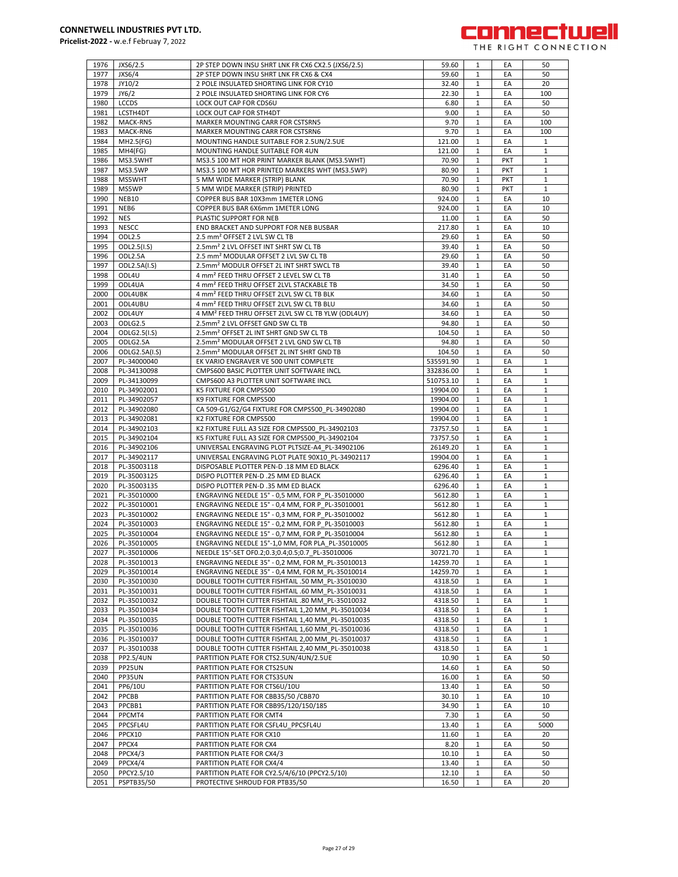**CONNETWELL INDUSTRIES PVT LTD.**
**Pricelist-2022 -** w.e.f Februay 7, 2022

| | | | | | | |
|---|---|---|---|---|---|---|
| 1976 | JXS6/2.5 | 2P STEP DOWN INSU SHRT LNK FR CX6 CX2.5 (JXS6/2.5) | 59.60 | 1 | EA | 50 |
| 1977 | JXS6/4 | 2P STEP DOWN INSU SHRT LNK FR CX6 & CX4 | 59.60 | 1 | EA | 50 |
| 1978 | JY10/2 | 2 POLE INSULATED SHORTING LINK FOR CY10 | 32.40 | 1 | EA | 20 |
| 1979 | JY6/2 | 2 POLE INSULATED SHORTING LINK FOR CY6 | 22.30 | 1 | EA | 100 |
| 1980 | LCCDS | LOCK OUT CAP FOR CDS6U | 6.80 | 1 | EA | 50 |
| 1981 | LCSTH4DT | LOCK OUT CAP FOR STH4DT | 9.00 | 1 | EA | 50 |
| 1982 | MACK-RN5 | MARKER MOUNTING CARR FOR CSTSRN5 | 9.70 | 1 | EA | 100 |
| 1983 | MACK-RN6 | MARKER MOUNTING CARR FOR CSTSRN6 | 9.70 | 1 | EA | 100 |
| 1984 | MH2.5(FG) | MOUNTING HANDLE SUITABLE FOR 2.5UN/2.5UE | 121.00 | 1 | EA | 1 |
| 1985 | MH4(FG) | MOUNTING HANDLE SUITABLE FOR 4UN | 121.00 | 1 | EA | 1 |
| 1986 | MS3.5WHT | MS3.5 100 MT HOR PRINT MARKER BLANK (MS3.5WHT) | 70.90 | 1 | PKT | 1 |
| 1987 | MS3.5WP | MS3.5 100 MT HOR PRINTED MARKERS WHT (MS3.5WP) | 80.90 | 1 | PKT | 1 |
| 1988 | MS5WHT | 5 MM WIDE MARKER (STRIP) BLANK | 70.90 | 1 | PKT | 1 |
| 1989 | MS5WP | 5 MM WIDE MARKER (STRIP) PRINTED | 80.90 | 1 | PKT | 1 |
| 1990 | NEB10 | COPPER BUS BAR 10X3mm 1METER LONG | 924.00 | 1 | EA | 10 |
| 1991 | NEB6 | COPPER BUS BAR 6X6mm 1METER LONG | 924.00 | 1 | EA | 10 |
| 1992 | NES | PLASTIC SUPPORT FOR NEB | 11.00 | 1 | EA | 50 |
| 1993 | NESCC | END BRACKET AND SUPPORT FOR NEB BUSBAR | 217.80 | 1 | EA | 10 |
| 1994 | ODL2.5 | 2.5 mm² OFFSET 2 LVL SW CL TB | 29.60 | 1 | EA | 50 |
| 1995 | ODL2.5(I.S) | 2.5mm² 2 LVL OFFSET INT SHRT SW CL TB | 39.40 | 1 | EA | 50 |
| 1996 | ODL2.5A | 2.5 mm² MODULAR OFFSET 2 LVL SW CL TB | 29.60 | 1 | EA | 50 |
| 1997 | ODL2.5A(I.S) | 2.5mm² MODULR OFFSET 2L INT SHRT SWCL TB | 39.40 | 1 | EA | 50 |
| 1998 | ODL4U | 4 mm² FEED THRU OFFSET 2 LEVEL SW CL TB | 31.40 | 1 | EA | 50 |
| 1999 | ODL4UA | 4 mm² FEED THRU OFFSET 2LVL STACKABLE TB | 34.50 | 1 | EA | 50 |
| 2000 | ODL4UBK | 4 mm² FEED THRU OFFSET 2LVL SW CL TB BLK | 34.60 | 1 | EA | 50 |
| 2001 | ODL4UBU | 4 mm² FEED THRU OFFSET 2LVL SW CL TB BLU | 34.60 | 1 | EA | 50 |
| 2002 | ODL4UY | 4 MM² FEED THRU OFFSET 2LVL SW CL TB YLW (ODL4UY) | 34.60 | 1 | EA | 50 |
| 2003 | ODLG2.5 | 2.5mm² 2 LVL OFFSET GND SW CL TB | 94.80 | 1 | EA | 50 |
| 2004 | ODLG2.5(I.S) | 2.5mm² OFFSET 2L INT SHRT GND SW CL TB | 104.50 | 1 | EA | 50 |
| 2005 | ODLG2.5A | 2.5mm² MODULAR OFFSET 2 LVL GND SW CL TB | 94.80 | 1 | EA | 50 |
| 2006 | ODLG2.5A(I.S) | 2.5mm² MODULAR OFFSET 2L INT SHRT GND TB | 104.50 | 1 | EA | 50 |
| 2007 | PL-34000040 | EK VARIO ENGRAVER VE 500 UNIT COMPLETE | 535591.90 | 1 | EA | 1 |
| 2008 | PL-34130098 | CMPS600 BASIC PLOTTER UNIT SOFTWARE INCL | 332836.00 | 1 | EA | 1 |
| 2009 | PL-34130099 | CMPS600 A3 PLOTTER UNIT SOFTWARE INCL | 510753.10 | 1 | EA | 1 |
| 2010 | PL-34902001 | K5 FIXTURE FOR CMPS500 | 19904.00 | 1 | EA | 1 |
| 2011 | PL-34902057 | K9 FIXTURE FOR CMPS500 | 19904.00 | 1 | EA | 1 |
| 2012 | PL-34902080 | CA 509-G1/G2/G4 FIXTURE FOR CMPS500_PL-34902080 | 19904.00 | 1 | EA | 1 |
| 2013 | PL-34902081 | K2 FIXTURE FOR CMPS500 | 19904.00 | 1 | EA | 1 |
| 2014 | PL-34902103 | K2 FIXTURE FULL A3 SIZE FOR CMPS500_PL-34902103 | 73757.50 | 1 | EA | 1 |
| 2015 | PL-34902104 | K5 FIXTURE FULL A3 SIZE FOR CMPS500_PL-34902104 | 73757.50 | 1 | EA | 1 |
| 2016 | PL-34902106 | UNIVERSAL ENGRAVING PLOT PLTSIZE-A4_PL-34902106 | 26149.20 | 1 | EA | 1 |
| 2017 | PL-34902117 | UNIVERSAL ENGRAVING PLOT PLATE 90X10_PL-34902117 | 19904.00 | 1 | EA | 1 |
| 2018 | PL-35003118 | DISPOSABLE PLOTTER PEN-D .18 MM ED BLACK | 6296.40 | 1 | EA | 1 |
| 2019 | PL-35003125 | DISPO PLOTTER PEN-D .25 MM ED BLACK | 6296.40 | 1 | EA | 1 |
| 2020 | PL-35003135 | DISPO PLOTTER PEN-D .35 MM ED BLACK | 6296.40 | 1 | EA | 1 |
| 2021 | PL-35010000 | ENGRAVING NEEDLE 15° - 0,5 MM, FOR P_PL-35010000 | 5612.80 | 1 | EA | 1 |
| 2022 | PL-35010001 | ENGRAVING NEEDLE 15° - 0,4 MM, FOR P_PL-35010001 | 5612.80 | 1 | EA | 1 |
| 2023 | PL-35010002 | ENGRAVING NEEDLE 15° - 0,3 MM, FOR P_PL-35010002 | 5612.80 | 1 | EA | 1 |
| 2024 | PL-35010003 | ENGRAVING NEEDLE 15° - 0,2 MM, FOR P_PL-35010003 | 5612.80 | 1 | EA | 1 |
| 2025 | PL-35010004 | ENGRAVING NEEDLE 15° - 0,7 MM, FOR P_PL-35010004 | 5612.80 | 1 | EA | 1 |
| 2026 | PL-35010005 | ENGRAVING NEEDLE 15°-1,0 MM, FOR PLA_PL-35010005 | 5612.80 | 1 | EA | 1 |
| 2027 | PL-35010006 | NEEDLE 15°-SET OF0.2;0.3;0.4;0.5;0.7_PL-35010006 | 30721.70 | 1 | EA | 1 |
| 2028 | PL-35010013 | ENGRAVING NEEDLE 35° - 0,2 MM, FOR M_PL-35010013 | 14259.70 | 1 | EA | 1 |
| 2029 | PL-35010014 | ENGRAVING NEEDLE 35° - 0,4 MM, FOR M_PL-35010014 | 14259.70 | 1 | EA | 1 |
| 2030 | PL-35010030 | DOUBLE TOOTH CUTTER FISHTAIL .50 MM_PL-35010030 | 4318.50 | 1 | EA | 1 |
| 2031 | PL-35010031 | DOUBLE TOOTH CUTTER FISHTAIL .60 MM_PL-35010031 | 4318.50 | 1 | EA | 1 |
| 2032 | PL-35010032 | DOUBLE TOOTH CUTTER FISHTAIL .80 MM_PL-35010032 | 4318.50 | 1 | EA | 1 |
| 2033 | PL-35010034 | DOUBLE TOOTH CUTTER FISHTAIL 1,20 MM_PL-35010034 | 4318.50 | 1 | EA | 1 |
| 2034 | PL-35010035 | DOUBLE TOOTH CUTTER FISHTAIL 1,40 MM_PL-35010035 | 4318.50 | 1 | EA | 1 |
| 2035 | PL-35010036 | DOUBLE TOOTH CUTTER FISHTAIL 1,60 MM_PL-35010036 | 4318.50 | 1 | EA | 1 |
| 2036 | PL-35010037 | DOUBLE TOOTH CUTTER FISHTAIL 2,00 MM_PL-35010037 | 4318.50 | 1 | EA | 1 |
| 2037 | PL-35010038 | DOUBLE TOOTH CUTTER FISHTAIL 2,40 MM_PL-35010038 | 4318.50 | 1 | EA | 1 |
| 2038 | PP2.5/4UN | PARTITION PLATE FOR CTS2.5UN/4UN/2.5UE | 10.90 | 1 | EA | 50 |
| 2039 | PP25UN | PARTITION PLATE FOR CTS25UN | 14.60 | 1 | EA | 50 |
| 2040 | PP35UN | PARTITION PLATE FOR CTS35UN | 16.00 | 1 | EA | 50 |
| 2041 | PP6/10U | PARTITION PLATE FOR CTS6U/10U | 13.40 | 1 | EA | 50 |
| 2042 | PPCBB | PARTITION PLATE FOR CBB35/50 /CBB70 | 30.10 | 1 | EA | 10 |
| 2043 | PPCBB1 | PARTITION PLATE FOR CBB95/120/150/185 | 34.90 | 1 | EA | 10 |
| 2044 | PPCMT4 | PARTITION PLATE FOR CMT4 | 7.30 | 1 | EA | 50 |
| 2045 | PPCSFL4U | PARTITION PLATE FOR CSFL4U_PPCSFL4U | 13.40 | 1 | EA | 5000 |
| 2046 | PPCX10 | PARTITION PLATE FOR CX10 | 11.60 | 1 | EA | 20 |
| 2047 | PPCX4 | PARTITION PLATE FOR CX4 | 8.20 | 1 | EA | 50 |
| 2048 | PPCX4/3 | PARTITION PLATE FOR CX4/3 | 10.10 | 1 | EA | 50 |
| 2049 | PPCX4/4 | PARTITION PLATE FOR CX4/4 | 13.40 | 1 | EA | 50 |
| 2050 | PPCY2.5/10 | PARTITION PLATE FOR CY2.5/4/6/10 (PPCY2.5/10) | 12.10 | 1 | EA | 50 |
| 2051 | PSPTB35/50 | PROTECTIVE SHROUD FOR PTB35/50 | 16.50 | 1 | EA | 20 |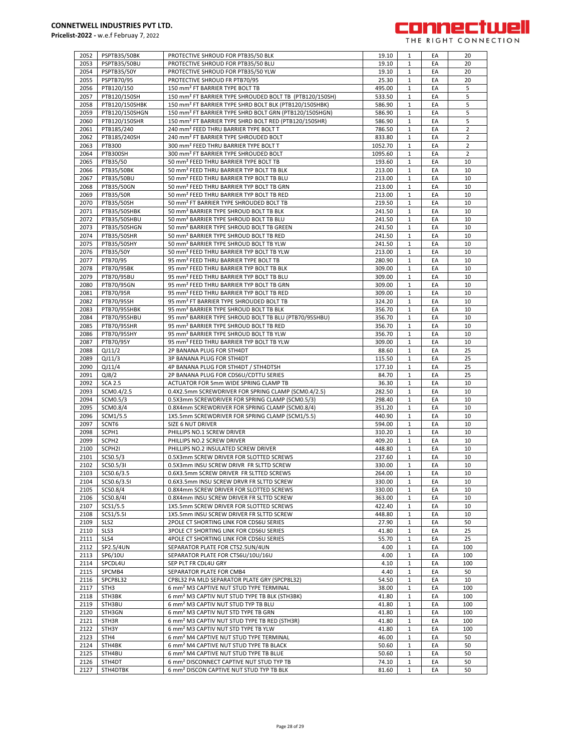**CONNETWELL INDUSTRIES PVT LTD.**
**Pricelist-2022 -** w.e.f Februay 7, 2022

| 2052 | PSPTB35/50BK | PROTECTIVE SHROUD FOR PTB35/50 BLK | 19.10 | 1 | EA | 20 |
|---|---|---|---|---|---|---|
| 2053 | PSPTB35/50BU | PROTECTIVE SHROUD FOR PTB35/50 BLU | 19.10 | 1 | EA | 20 |
| 2054 | PSPTB35/50Y | PROTECTIVE SHROUD FOR PTB35/50 YLW | 19.10 | 1 | EA | 20 |
| 2055 | PSPTB70/95 | PROTECTIVE SHROUD FR PTB70/95 | 25.30 | 1 | EA | 20 |
| 2056 | PTB120/150 | 150 mm² FT BARRIER TYPE BOLT TB | 495.00 | 1 | EA | 5 |
| 2057 | PTB120/150SH | 150 mm² FT BARRIER TYPE SHROUDED BOLT TB (PTB120/150SH) | 533.50 | 1 | EA | 5 |
| 2058 | PTB120/150SHBK | 150 mm² FT BARRIER TYPE SHRD BOLT BLK (PTB120/150SHBK) | 586.90 | 1 | EA | 5 |
| 2059 | PTB120/150SHGN | 150 mm² FT BARRIER TYPE SHRD BOLT GRN (PTB120/150SHGN) | 586.90 | 1 | EA | 5 |
| 2060 | PTB120/150SHR | 150 mm² FT BARRIER TYPE SHRD BOLT RED (PTB120/150SHR) | 586.90 | 1 | EA | 5 |
| 2061 | PTB185/240 | 240 mm² FEED THRU BARRIER TYPE BOLT T | 786.50 | 1 | EA | 2 |
| 2062 | PTB185/240SH | 240 mm² FT BARRIER TYPE SHROUDED BOLT | 833.80 | 1 | EA | 2 |
| 2063 | PTB300 | 300 mm² FEED THRU BARRIER TYPE BOLT T | 1052.70 | 1 | EA | 2 |
| 2064 | PTB300SH | 300 mm² FT BARRIER TYPE SHROUDED BOLT | 1095.60 | 1 | EA | 2 |
| 2065 | PTB35/50 | 50 mm² FEED THRU BARRIER TYPE BOLT TB | 193.60 | 1 | EA | 10 |
| 2066 | PTB35/50BK | 50 mm² FEED THRU BARRIER TYP BOLT TB BLK | 213.00 | 1 | EA | 10 |
| 2067 | PTB35/50BU | 50 mm² FEED THRU BARRIER TYP BOLT TB BLU | 213.00 | 1 | EA | 10 |
| 2068 | PTB35/50GN | 50 mm² FEED THRU BARRIER TYP BOLT TB GRN | 213.00 | 1 | EA | 10 |
| 2069 | PTB35/50R | 50 mm² FEED THRU BARRIER TYP BOLT TB RED | 213.00 | 1 | EA | 10 |
| 2070 | PTB35/50SH | 50 mm² FT BARRIER TYPE SHROUDED BOLT TB | 219.50 | 1 | EA | 10 |
| 2071 | PTB35/50SHBK | 50 mm² BARRIER TYPE SHROUD BOLT TB BLK | 241.50 | 1 | EA | 10 |
| 2072 | PTB35/50SHBU | 50 mm² BARRIER TYPE SHROUD BOLT TB BLU | 241.50 | 1 | EA | 10 |
| 2073 | PTB35/50SHGN | 50 mm² BARRIER TYPE SHROUD BOLT TB GREEN | 241.50 | 1 | EA | 10 |
| 2074 | PTB35/50SHR | 50 mm² BARRIER TYPE SHROUD BOLT TB RED | 241.50 | 1 | EA | 10 |
| 2075 | PTB35/50SHY | 50 mm² BARRIER TYPE SHROUD BOLT TB YLW | 241.50 | 1 | EA | 10 |
| 2076 | PTB35/50Y | 50 mm² FEED THRU BARRIER TYP BOLT TB YLW | 213.00 | 1 | EA | 10 |
| 2077 | PTB70/95 | 95 mm² FEED THRU BARRIER TYPE BOLT TB | 280.90 | 1 | EA | 10 |
| 2078 | PTB70/95BK | 95 mm² FEED THRU BARRIER TYP BOLT TB BLK | 309.00 | 1 | EA | 10 |
| 2079 | PTB70/95BU | 95 mm² FEED THRU BARRIER TYP BOLT TB BLU | 309.00 | 1 | EA | 10 |
| 2080 | PTB70/95GN | 95 mm² FEED THRU BARRIER TYP BOLT TB GRN | 309.00 | 1 | EA | 10 |
| 2081 | PTB70/95R | 95 mm² FEED THRU BARRIER TYP BOLT TB RED | 309.00 | 1 | EA | 10 |
| 2082 | PTB70/95SH | 95 mm² FT BARRIER TYPE SHROUDED BOLT TB | 324.20 | 1 | EA | 10 |
| 2083 | PTB70/95SHBK | 95 mm² BARRIER TYPE SHROUD BOLT TB BLK | 356.70 | 1 | EA | 10 |
| 2084 | PTB70/95SHBU | 95 mm² BARRIER TYPE SHROUD BOLT TB BLU (PTB70/95SHBU) | 356.70 | 1 | EA | 10 |
| 2085 | PTB70/95SHR | 95 mm² BARRIER TYPE SHROUD BOLT TB RED | 356.70 | 1 | EA | 10 |
| 2086 | PTB70/95SHY | 95 mm² BARRIER TYPE SHROUD BOLT TB YLW | 356.70 | 1 | EA | 10 |
| 2087 | PTB70/95Y | 95 mm² FEED THRU BARRIER TYP BOLT TB YLW | 309.00 | 1 | EA | 10 |
| 2088 | QJ11/2 | 2P BANANA PLUG FOR STH4DT | 88.60 | 1 | EA | 25 |
| 2089 | QJ11/3 | 3P BANANA PLUG FOR STH4DT | 115.50 | 1 | EA | 25 |
| 2090 | QJ11/4 | 4P BANANA PLUG FOR STH4DT / STH4DTSH | 177.10 | 1 | EA | 25 |
| 2091 | QJ8/2 | 2P BANANA PLUG FOR CDS6U/CDTTU SERIES | 84.70 | 1 | EA | 25 |
| 2092 | SCA 2.5 | ACTUATOR FOR 5mm WIDE SPRING CLAMP TB | 36.30 | 1 | EA | 10 |
| 2093 | SCM0.4/2.5 | 0.4X2.5mm SCREWDRIVER FOR SPRING CLAMP (SCM0.4/2.5) | 282.50 | 1 | EA | 10 |
| 2094 | SCM0.5/3 | 0.5X3mm SCREWDRIVER FOR SPRING CLAMP (SCM0.5/3) | 298.40 | 1 | EA | 10 |
| 2095 | SCM0.8/4 | 0.8X4mm SCREWDRIVER FOR SPRING CLAMP (SCM0.8/4) | 351.20 | 1 | EA | 10 |
| 2096 | SCM1/5.5 | 1X5.5mm SCREWDRIVER FOR SPRING CLAMP (SCM1/5.5) | 440.90 | 1 | EA | 10 |
| 2097 | SCNT6 | SIZE 6 NUT DRIVER | 594.00 | 1 | EA | 10 |
| 2098 | SCPH1 | PHILLIPS NO.1 SCREW DRIVER | 310.20 | 1 | EA | 10 |
| 2099 | SCPH2 | PHILLIPS NO.2 SCREW DRIVER | 409.20 | 1 | EA | 10 |
| 2100 | SCPH2I | PHILLIPS NO.2 INSULATED SCREW DRIVER | 448.80 | 1 | EA | 10 |
| 2101 | SCS0.5/3 | 0.5X3mm SCREW DRIVER FOR SLOTTED SCREWS | 237.60 | 1 | EA | 10 |
| 2102 | SCS0.5/3I | 0.5X3mm INSU SCREW DRIVR FR SLTTD SCREW | 330.00 | 1 | EA | 10 |
| 2103 | SCS0.6/3.5 | 0.6X3.5mm SCREW DRIVER FR SLTTED SCREWS | 264.00 | 1 | EA | 10 |
| 2104 | SCS0.6/3.5I | 0.6X3.5mm INSU SCREW DRVR FR SLTTD SCREW | 330.00 | 1 | EA | 10 |
| 2105 | SCS0.8/4 | 0.8X4mm SCREW DRIVER FOR SLOTTED SCREWS | 330.00 | 1 | EA | 10 |
| 2106 | SCS0.8/4I | 0.8X4mm INSU SCREW DRIVER FR SLTTD SCREW | 363.00 | 1 | EA | 10 |
| 2107 | SCS1/5.5 | 1X5.5mm SCREW DRIVER FOR SLOTTED SCREWS | 422.40 | 1 | EA | 10 |
| 2108 | SCS1/5.5I | 1X5.5mm INSU SCREW DRIVER FR SLTTD SCREW | 448.80 | 1 | EA | 10 |
| 2109 | SLS2 | 2POLE CT SHORTING LINK FOR CDS6U SERIES | 27.90 | 1 | EA | 50 |
| 2110 | SLS3 | 3POLE CT SHORTING LINK FOR CDS6U SERIES | 41.80 | 1 | EA | 25 |
| 2111 | SLS4 | 4POLE CT SHORTING LINK FOR CDS6U SERIES | 55.70 | 1 | EA | 25 |
| 2112 | SP2.5/4UN | SEPARATOR PLATE FOR CTS2.5UN/4UN | 4.00 | 1 | EA | 100 |
| 2113 | SP6/10U | SEPARATOR PLATE FOR CTS6U/10U/16U | 4.00 | 1 | EA | 100 |
| 2114 | SPCDL4U | SEP PLT FR CDL4U GRY | 4.10 | 1 | EA | 100 |
| 2115 | SPCMB4 | SEPARATOR PLATE FOR CMB4 | 4.40 | 1 | EA | 50 |
| 2116 | SPCP8L32 | CP8L32 PA MLD SEPARATOR PLATE GRY (SPCP8L32) | 54.50 | 1 | EA | 10 |
| 2117 | STH3 | 6 mm² M3 CAPTIVE NUT STUD TYPE TERMINAL | 38.00 | 1 | EA | 100 |
| 2118 | STH3BK | 6 mm² M3 CAPTIV NUT STUD TYPE TB BLK (STH3BK) | 41.80 | 1 | EA | 100 |
| 2119 | STH3BU | 6 mm² M3 CAPTIV NUT STUD TYP TB BLU | 41.80 | 1 | EA | 100 |
| 2120 | STH3GN | 6 mm² M3 CAPTIV NUT STD TYPE TB GRN | 41.80 | 1 | EA | 100 |
| 2121 | STH3R | 6 mm² M3 CAPTIV NUT STUD TYPE TB RED (STH3R) | 41.80 | 1 | EA | 100 |
| 2122 | STH3Y | 6 mm² M3 CAPTIV NUT STD TYPE TB YLW | 41.80 | 1 | EA | 100 |
| 2123 | STH4 | 6 mm² M4 CAPTIVE NUT STUD TYPE TERMINAL | 46.00 | 1 | EA | 50 |
| 2124 | STH4BK | 6 mm² M4 CAPTIVE NUT STUD TYPE TB BLACK | 50.60 | 1 | EA | 50 |
| 2125 | STH4BU | 6 mm² M4 CAPTIVE NUT STUD TYPE TB BLUE | 50.60 | 1 | EA | 50 |
| 2126 | STH4DT | 6 mm² DISCONNECT CAPTIVE NUT STUD TYP TB | 74.10 | 1 | EA | 50 |
| 2127 | STH4DTBK | 6 mm² DISCON CAPTIVE NUT STUD TYP TB BLK | 81.60 | 1 | EA | 50 |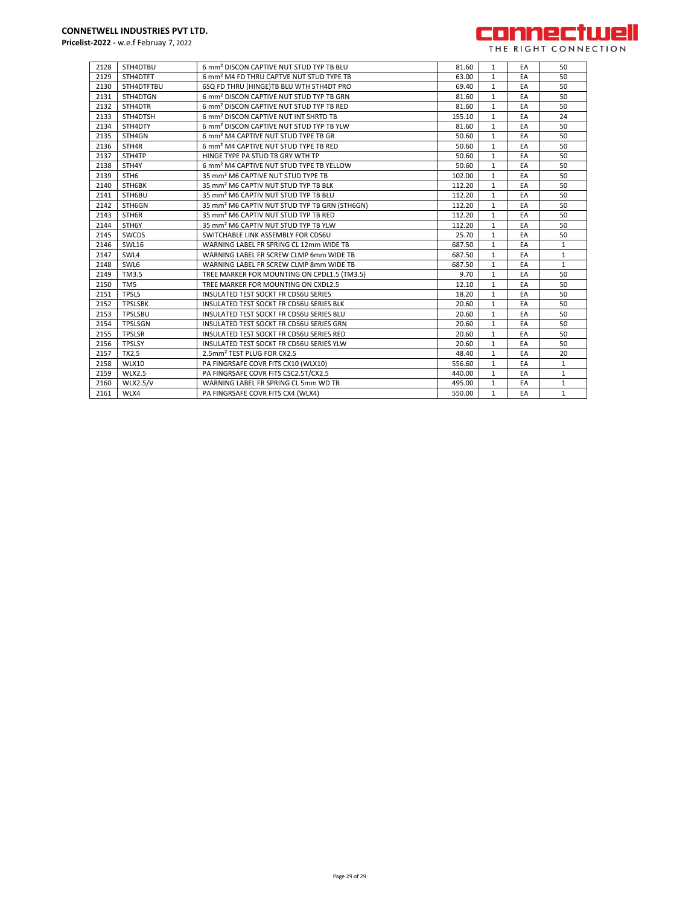| 2128 | STH4DTBU | 6 mm² DISCON CAPTIVE NUT STUD TYP TB BLU | 81.60 | 1 | EA | 50 |
|---|---|---|---|---|---|---|
| 2129 | STH4DTFT | 6 mm² M4 FD THRU CAPTVE NUT STUD TYPE TB | 63.00 | 1 | EA | 50 |
| 2130 | STH4DTFTBU | 6SQ FD THRU (HINGE)TB BLU WTH STH4DT PRO | 69.40 | 1 | EA | 50 |
| 2131 | STH4DTGN | 6 mm² DISCON CAPTIVE NUT STUD TYP TB GRN | 81.60 | 1 | EA | 50 |
| 2132 | STH4DTR | 6 mm² DISCON CAPTIVE NUT STUD TYP TB RED | 81.60 | 1 | EA | 50 |
| 2133 | STH4DTSH | 6 mm² DISCON CAPTIVE NUT INT SHRTD TB | 155.10 | 1 | EA | 24 |
| 2134 | STH4DTY | 6 mm² DISCON CAPTIVE NUT STUD TYP TB YLW | 81.60 | 1 | EA | 50 |
| 2135 | STH4GN | 6 mm² M4 CAPTIVE NUT STUD TYPE TB GR | 50.60 | 1 | EA | 50 |
| 2136 | STH4R | 6 mm² M4 CAPTIVE NUT STUD TYPE TB RED | 50.60 | 1 | EA | 50 |
| 2137 | STH4TP | HINGE TYPE PA STUD TB GRY WTH TP | 50.60 | 1 | EA | 50 |
| 2138 | STH4Y | 6 mm² M4 CAPTIVE NUT STUD TYPE TB YELLOW | 50.60 | 1 | EA | 50 |
| 2139 | STH6 | 35 mm² M6 CAPTIVE NUT STUD TYPE TB | 102.00 | 1 | EA | 50 |
| 2140 | STH6BK | 35 mm² M6 CAPTIV NUT STUD TYP TB BLK | 112.20 | 1 | EA | 50 |
| 2141 | STH6BU | 35 mm² M6 CAPTIV NUT STUD TYP TB BLU | 112.20 | 1 | EA | 50 |
| 2142 | STH6GN | 35 mm² M6 CAPTIV NUT STUD TYP TB GRN (STH6GN) | 112.20 | 1 | EA | 50 |
| 2143 | STH6R | 35 mm² M6 CAPTIV NUT STUD TYP TB RED | 112.20 | 1 | EA | 50 |
| 2144 | STH6Y | 35 mm² M6 CAPTIV NUT STUD TYP TB YLW | 112.20 | 1 | EA | 50 |
| 2145 | SWCDS | SWITCHABLE LINK ASSEMBLY FOR CDS6U | 25.70 | 1 | EA | 50 |
| 2146 | SWL16 | WARNING LABEL FR SPRING CL 12mm WIDE TB | 687.50 | 1 | EA | 1 |
| 2147 | SWL4 | WARNING LABEL FR SCREW CLMP 6mm WIDE TB | 687.50 | 1 | EA | 1 |
| 2148 | SWL6 | WARNING LABEL FR SCREW CLMP 8mm WIDE TB | 687.50 | 1 | EA | 1 |
| 2149 | TM3.5 | TREE MARKER FOR MOUNTING ON CPDL1.5 (TM3.5) | 9.70 | 1 | EA | 50 |
| 2150 | TM5 | TREE MARKER FOR MOUNTING ON CXDL2.5 | 12.10 | 1 | EA | 50 |
| 2151 | TPSLS | INSULATED TEST SOCKT FR CDS6U SERIES | 18.20 | 1 | EA | 50 |
| 2152 | TPSLSBK | INSULATED TEST SOCKT FR CDS6U SERIES BLK | 20.60 | 1 | EA | 50 |
| 2153 | TPSLSBU | INSULATED TEST SOCKT FR CDS6U SERIES BLU | 20.60 | 1 | EA | 50 |
| 2154 | TPSLSGN | INSULATED TEST SOCKT FR CDS6U SERIES GRN | 20.60 | 1 | EA | 50 |
| 2155 | TPSLSR | INSULATED TEST SOCKT FR CDS6U SERIES RED | 20.60 | 1 | EA | 50 |
| 2156 | TPSLSY | INSULATED TEST SOCKT FR CDS6U SERIES YLW | 20.60 | 1 | EA | 50 |
| 2157 | TX2.5 | 2.5mm² TEST PLUG FOR CX2.5 | 48.40 | 1 | EA | 20 |
| 2158 | WLX10 | PA FINGRSAFE COVR FITS CX10 (WLX10) | 556.60 | 1 | EA | 1 |
| 2159 | WLX2.5 | PA FINGRSAFE COVR FITS CSC2.5T/CX2.5 | 440.00 | 1 | EA | 1 |
| 2160 | WLX2.5/V | WARNING LABEL FR SPRING CL 5mm WD TB | 495.00 | 1 | EA | 1 |
| 2161 | WLX4 | PA FINGRSAFE COVR FITS CX4 (WLX4) | 550.00 | 1 | EA | 1 |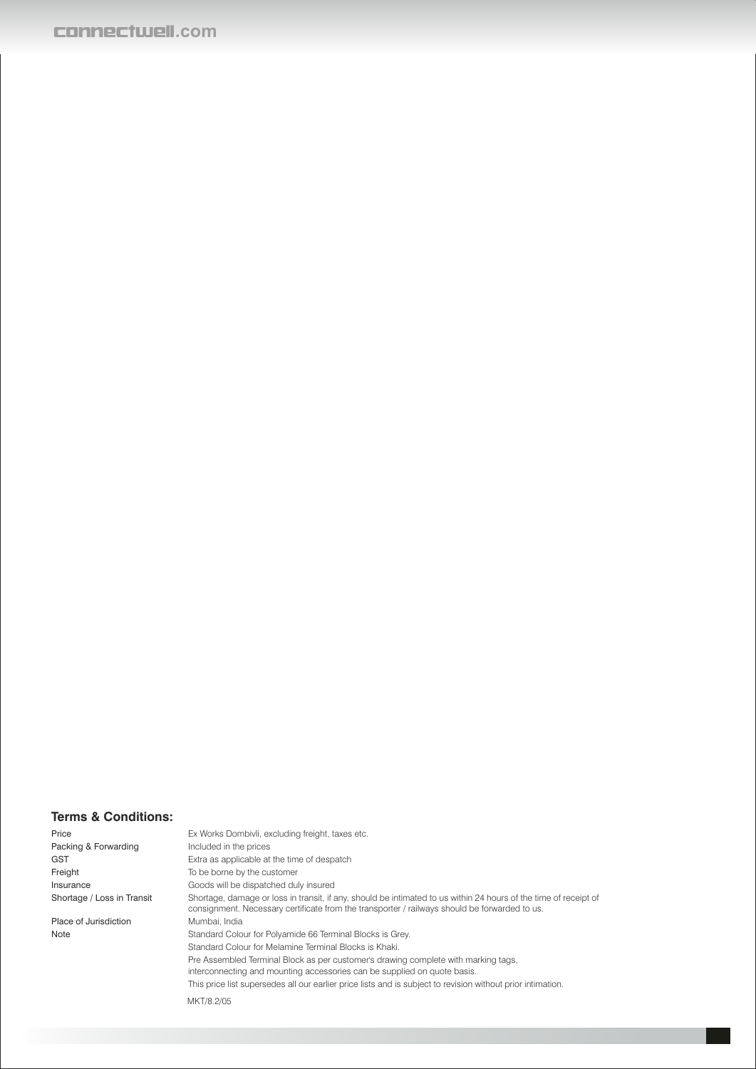## Terms & Conditions:

| | |
|---|---|
| Price | Ex Works Dombivli, excluding freight, taxes etc. |
| Packing & Forwarding | Included in the prices |
| GST | Extra as applicable at the time of despatch |
| Freight | To be borne by the customer |
| Insurance | Goods will be dispatched duly insured |
| Shortage / Loss in Transit | Shortage, damage or loss in transit, if any, should be intimated to us within 24 hours of the time of receipt of consignment. Necessary certificate from the transporter / railways should be forwarded to us. |
| Place of Jurisdiction | Mumbai, India |
| Note | Standard Colour for Polyamide 66 Terminal Blocks is Grey.<br>Standard Colour for Melamine Terminal Blocks is Khaki.<br>Pre Assembled Terminal Block as per customer's drawing complete with marking tags, interconnecting and mounting accessories can be supplied on quote basis.<br>This price list supersedes all our earlier price lists and is subject to revision without prior intimation. |

MKT/8.2/05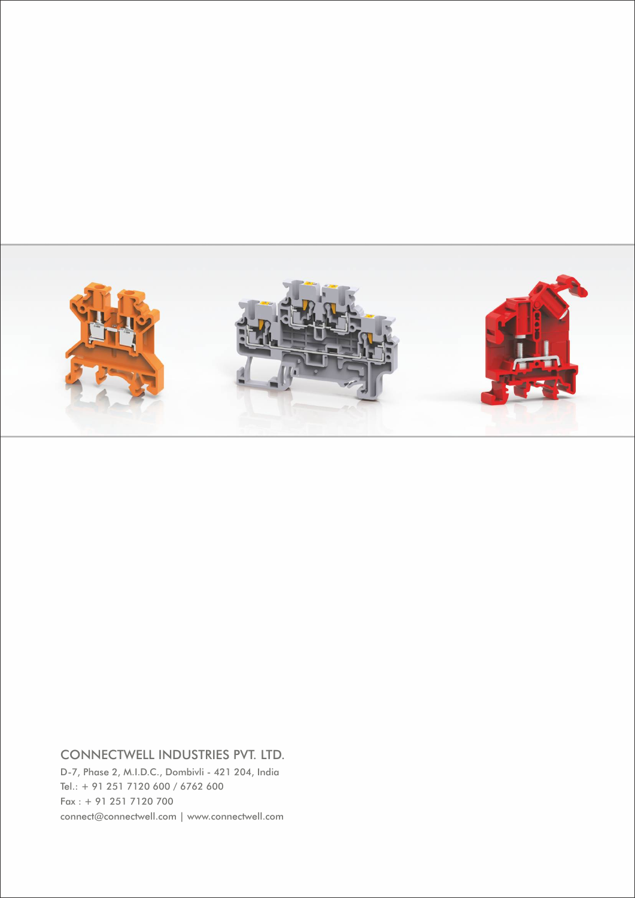CONNECTWELL INDUSTRIES PVT. LTD.

D-7, Phase 2, M.I.D.C., Dombivli - 421 204, India

Tel.: + 91 251 7120 600 / 6762 600

Fax : + 91 251 7120 700

connect@connectwell.com | www.connectwell.com